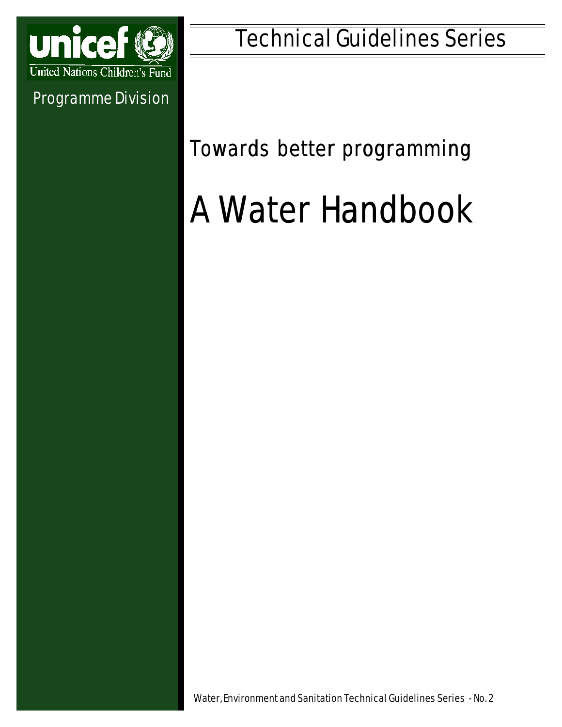unicef

United Nations Children's Fund

Programme Division

Technical Guidelines Series

Towards better programming

# A Water Handbook

Water, Environment and Sanitation Technical Guidelines Series - No. 2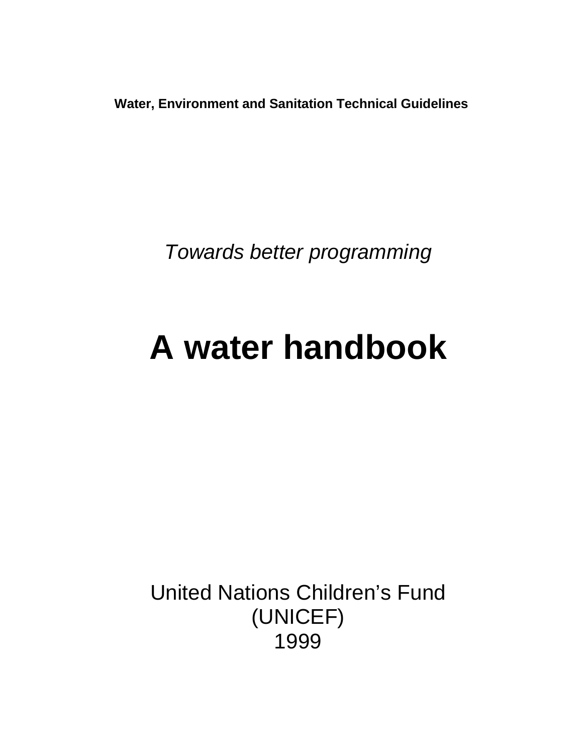**Water, Environment and Sanitation Technical Guidelines**

*Towards better programming*

# A water handbook

United Nations Children's Fund
(UNICEF)
1999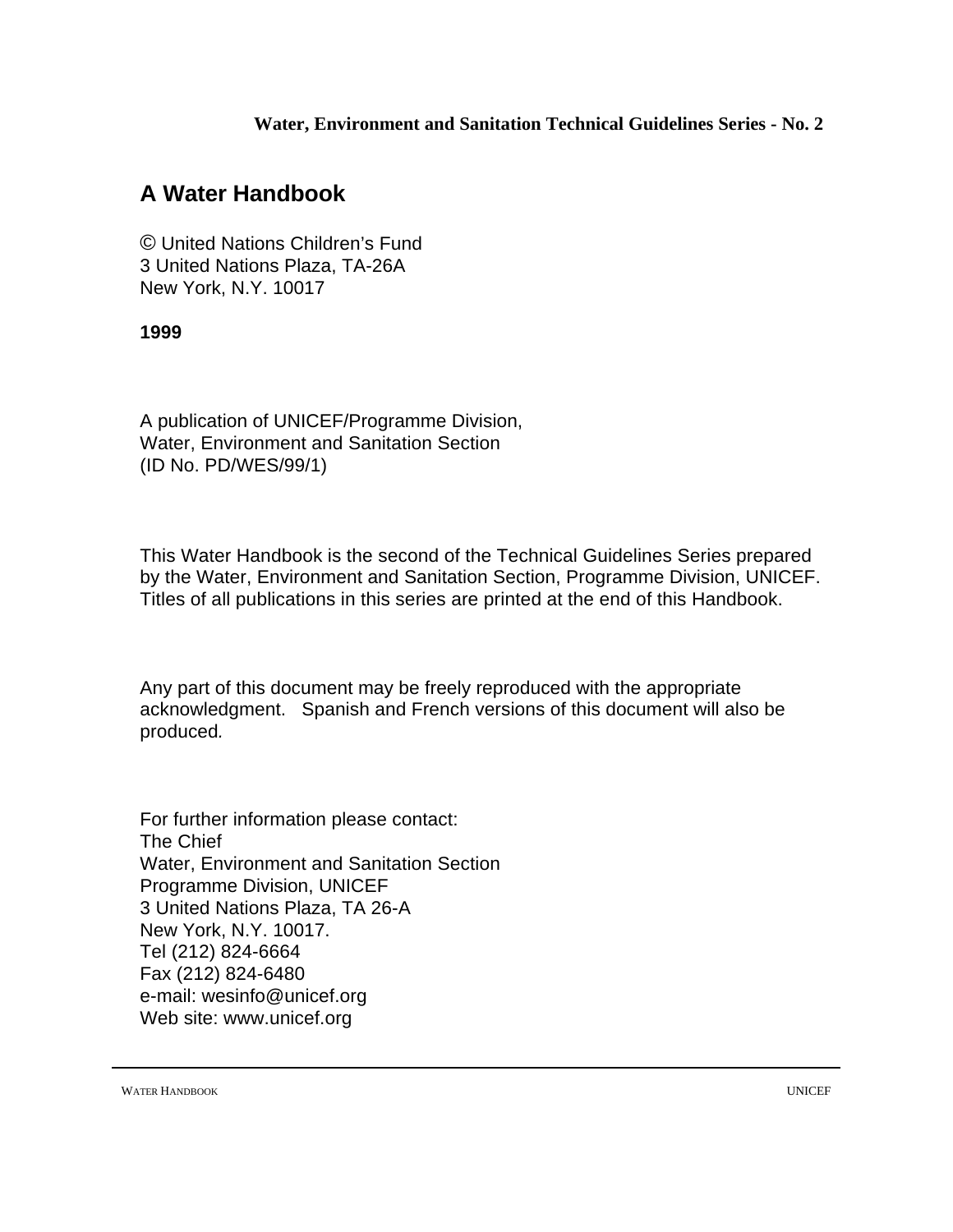**Water, Environment and Sanitation Technical Guidelines Series - No. 2**

# A Water Handbook

© United Nations Children's Fund
3 United Nations Plaza, TA-26A
New York, N.Y. 10017

**1999**

A publication of UNICEF/Programme Division,
Water, Environment and Sanitation Section
(ID No. PD/WES/99/1)

This Water Handbook is the second of the Technical Guidelines Series prepared by the Water, Environment and Sanitation Section, Programme Division, UNICEF. Titles of all publications in this series are printed at the end of this Handbook.

Any part of this document may be freely reproduced with the appropriate acknowledgment. Spanish and French versions of this document will also be produced.

For further information please contact:
The Chief
Water, Environment and Sanitation Section
Programme Division, UNICEF
3 United Nations Plaza, TA 26-A
New York, N.Y. 10017.
Tel (212) 824-6664
Fax (212) 824-6480
e-mail: wesinfo@unicef.org
Web site: www.unicef.org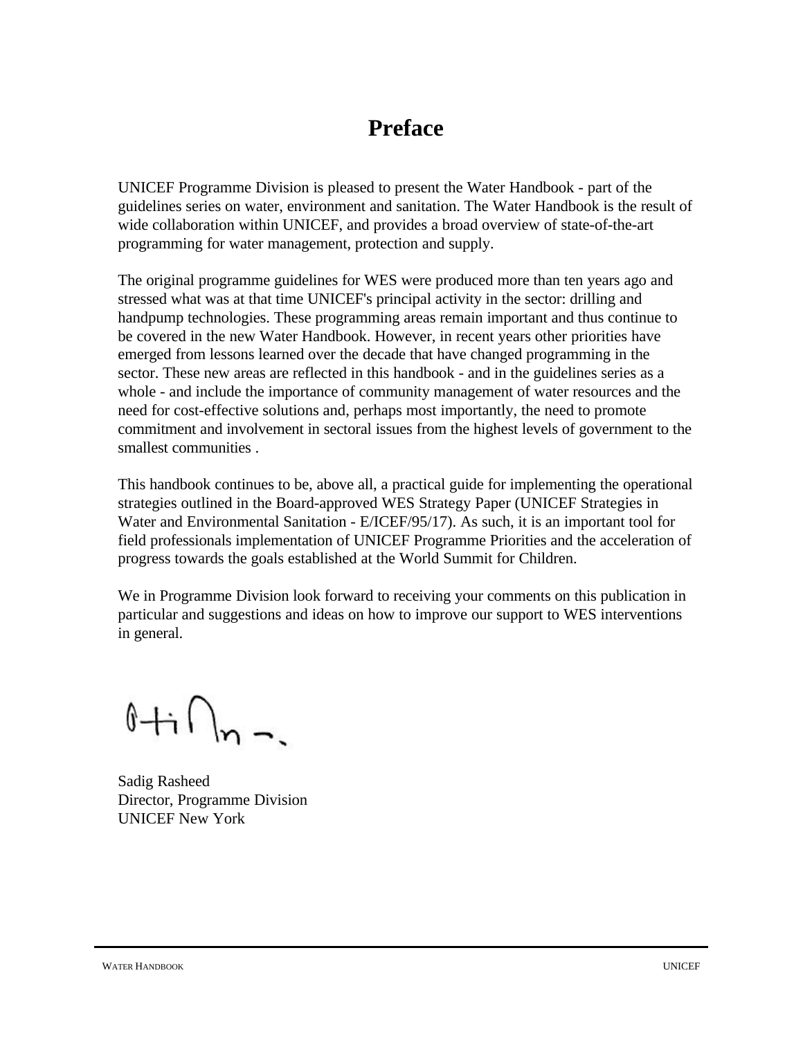# Preface

UNICEF Programme Division is pleased to present the Water Handbook - part of the guidelines series on water, environment and sanitation. The Water Handbook is the result of wide collaboration within UNICEF, and provides a broad overview of state-of-the-art programming for water management, protection and supply.

The original programme guidelines for WES were produced more than ten years ago and stressed what was at that time UNICEF's principal activity in the sector: drilling and handpump technologies. These programming areas remain important and thus continue to be covered in the new Water Handbook. However, in recent years other priorities have emerged from lessons learned over the decade that have changed programming in the sector. These new areas are reflected in this handbook - and in the guidelines series as a whole - and include the importance of community management of water resources and the need for cost-effective solutions and, perhaps most importantly, the need to promote commitment and involvement in sectoral issues from the highest levels of government to the smallest communities .

This handbook continues to be, above all, a practical guide for implementing the operational strategies outlined in the Board-approved WES Strategy Paper (UNICEF Strategies in Water and Environmental Sanitation - E/ICEF/95/17). As such, it is an important tool for field professionals implementation of UNICEF Programme Priorities and the acceleration of progress towards the goals established at the World Summit for Children.

We in Programme Division look forward to receiving your comments on this publication in particular and suggestions and ideas on how to improve our support to WES interventions in general.

Sadig Rasheed
Director, Programme Division
UNICEF New York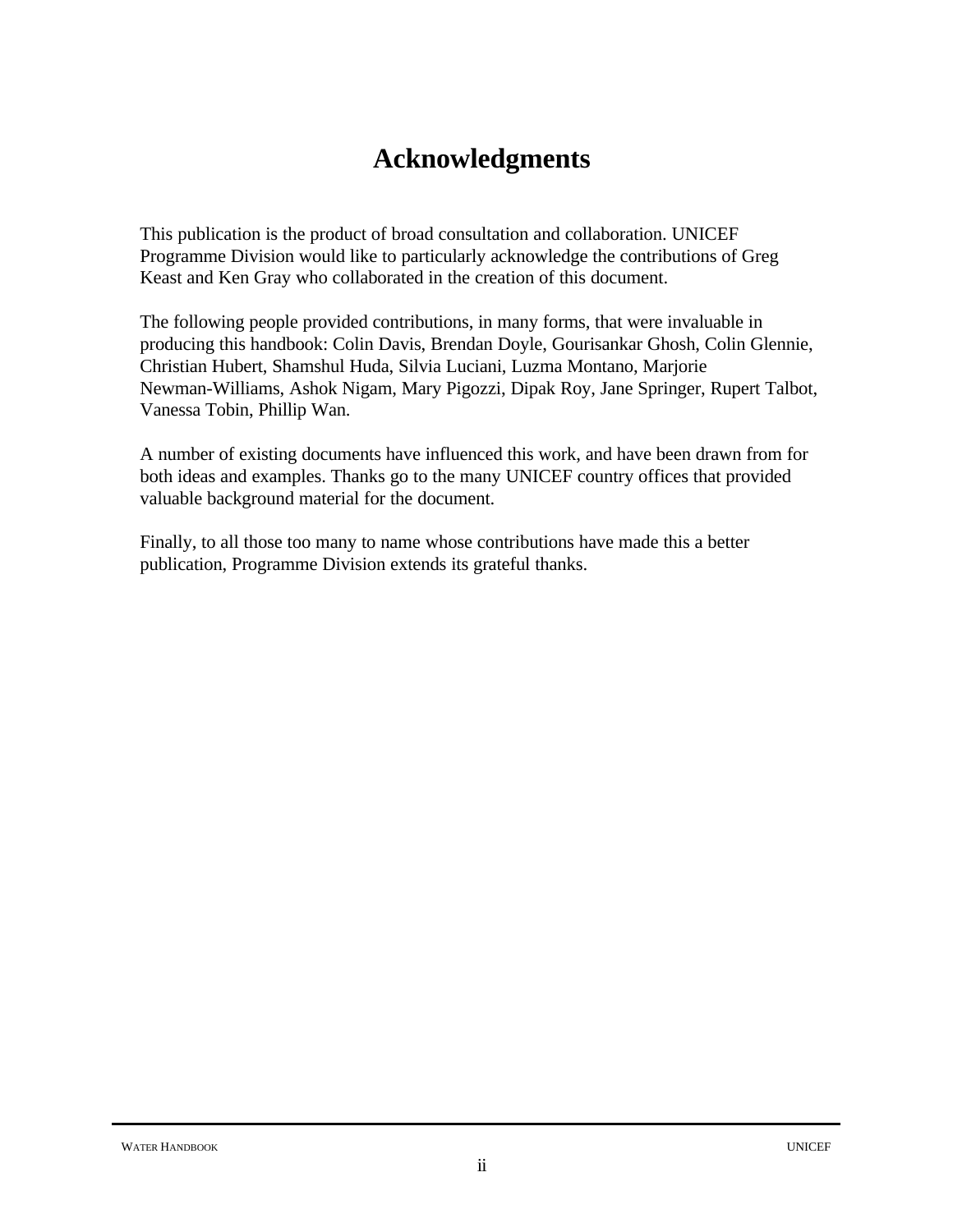# Acknowledgments

This publication is the product of broad consultation and collaboration. UNICEF Programme Division would like to particularly acknowledge the contributions of Greg Keast and Ken Gray who collaborated in the creation of this document.

The following people provided contributions, in many forms, that were invaluable in producing this handbook: Colin Davis, Brendan Doyle, Gourisankar Ghosh, Colin Glennie, Christian Hubert, Shamshul Huda, Silvia Luciani, Luzma Montano, Marjorie Newman-Williams, Ashok Nigam, Mary Pigozzi, Dipak Roy, Jane Springer, Rupert Talbot, Vanessa Tobin, Phillip Wan.

A number of existing documents have influenced this work, and have been drawn from for both ideas and examples. Thanks go to the many UNICEF country offices that provided valuable background material for the document.

Finally, to all those too many to name whose contributions have made this a better publication, Programme Division extends its grateful thanks.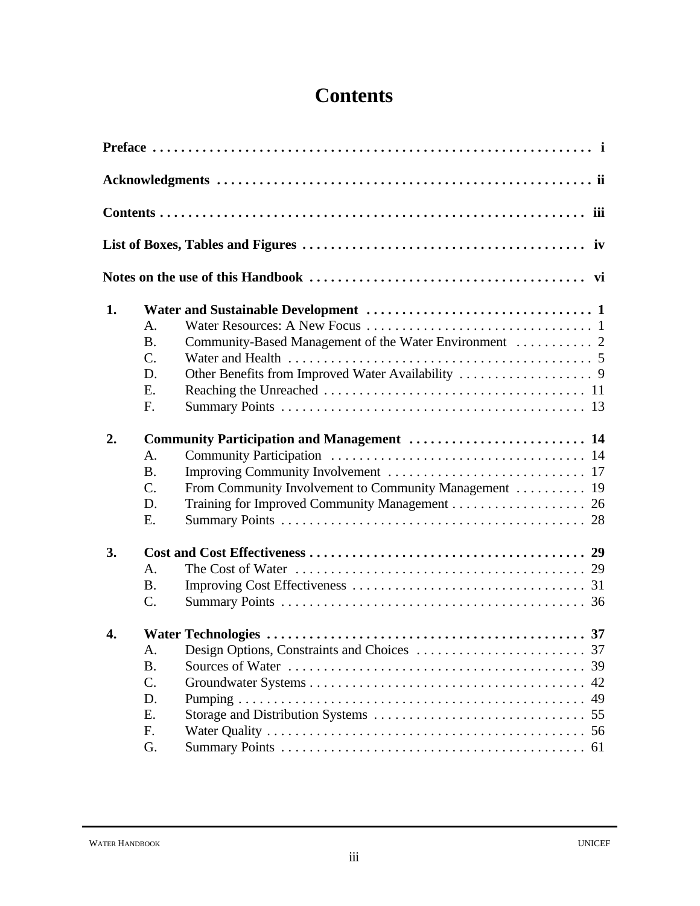# Contents

**Preface** . . . . . . . . . . . . . . . . . . . . . . . . . . . . . . . . . . . . . . . . . . . . . . . . . . . . . . . . . . . . . **i**

**Acknowledgments** . . . . . . . . . . . . . . . . . . . . . . . . . . . . . . . . . . . . . . . . . . . . . . . . . . . . . **ii**

**Contents** . . . . . . . . . . . . . . . . . . . . . . . . . . . . . . . . . . . . . . . . . . . . . . . . . . . . . . . . . . . . **iii**

**List of Boxes, Tables and Figures** . . . . . . . . . . . . . . . . . . . . . . . . . . . . . . . . . . . . . . . . **iv**

**Notes on the use of this Handbook** . . . . . . . . . . . . . . . . . . . . . . . . . . . . . . . . . . . . . . . **vi**

**1. Water and Sustainable Development** . . . . . . . . . . . . . . . . . . . . . . . . . . . . . . . . **1**
- A. Water Resources: A New Focus . . . . . . . . . . . . . . . . . . . . . . . . . . . . . . . . 1
- B. Community-Based Management of the Water Environment . . . . . . . . . . . 2
- C. Water and Health . . . . . . . . . . . . . . . . . . . . . . . . . . . . . . . . . . . . . . . . . . . 5
- D. Other Benefits from Improved Water Availability . . . . . . . . . . . . . . . . . . . 9
- E. Reaching the Unreached . . . . . . . . . . . . . . . . . . . . . . . . . . . . . . . . . . . . . 11
- F. Summary Points . . . . . . . . . . . . . . . . . . . . . . . . . . . . . . . . . . . . . . . . . . . 13

**2. Community Participation and Management** . . . . . . . . . . . . . . . . . . . . . . . . . **14**
- A. Community Participation . . . . . . . . . . . . . . . . . . . . . . . . . . . . . . . . . . . . 14
- B. Improving Community Involvement . . . . . . . . . . . . . . . . . . . . . . . . . . . . 17
- C. From Community Involvement to Community Management . . . . . . . . . . 19
- D. Training for Improved Community Management . . . . . . . . . . . . . . . . . . . 26
- E. Summary Points . . . . . . . . . . . . . . . . . . . . . . . . . . . . . . . . . . . . . . . . . . . 28

**3. Cost and Cost Effectiveness** . . . . . . . . . . . . . . . . . . . . . . . . . . . . . . . . . . . . . . . **29**
- A. The Cost of Water . . . . . . . . . . . . . . . . . . . . . . . . . . . . . . . . . . . . . . . . . 29
- B. Improving Cost Effectiveness . . . . . . . . . . . . . . . . . . . . . . . . . . . . . . . . . 31
- C. Summary Points . . . . . . . . . . . . . . . . . . . . . . . . . . . . . . . . . . . . . . . . . . . 36

**4. Water Technologies** . . . . . . . . . . . . . . . . . . . . . . . . . . . . . . . . . . . . . . . . . . . . . **37**
- A. Design Options, Constraints and Choices . . . . . . . . . . . . . . . . . . . . . . . . 37
- B. Sources of Water . . . . . . . . . . . . . . . . . . . . . . . . . . . . . . . . . . . . . . . . . . 39
- C. Groundwater Systems . . . . . . . . . . . . . . . . . . . . . . . . . . . . . . . . . . . . . . . 42
- D. Pumping . . . . . . . . . . . . . . . . . . . . . . . . . . . . . . . . . . . . . . . . . . . . . . . . . 49
- E. Storage and Distribution Systems . . . . . . . . . . . . . . . . . . . . . . . . . . . . . . 55
- F. Water Quality . . . . . . . . . . . . . . . . . . . . . . . . . . . . . . . . . . . . . . . . . . . . . 56
- G. Summary Points . . . . . . . . . . . . . . . . . . . . . . . . . . . . . . . . . . . . . . . . . . . 61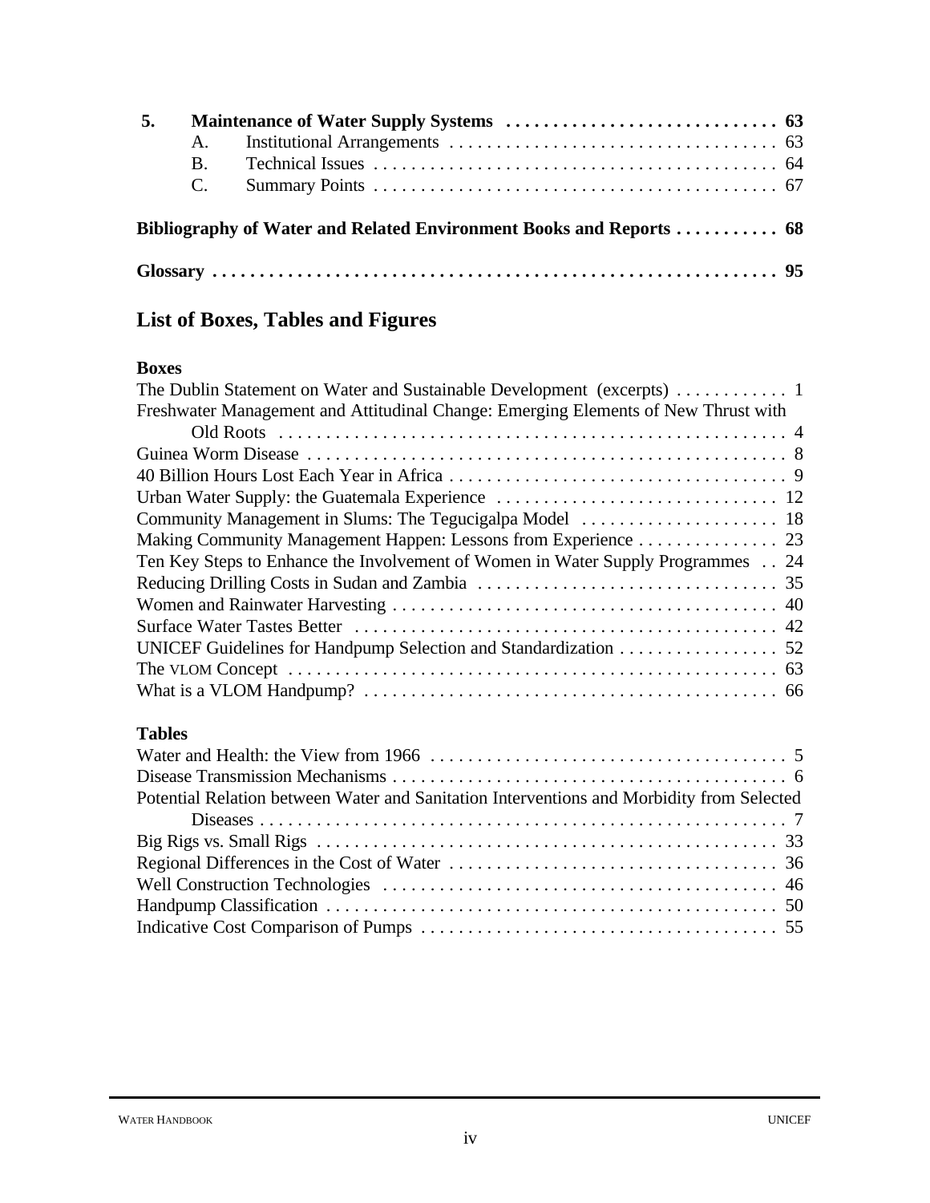**5. Maintenance of Water Supply Systems . . . . . . . . . . . . . . . . . . . . . . . . . . . . . 63**

- A. Institutional Arrangements . . . . . . . . . . . . . . . . . . . . . . . . . . . . . . . . . . . 63
- B. Technical Issues . . . . . . . . . . . . . . . . . . . . . . . . . . . . . . . . . . . . . . . . . . 64
- C. Summary Points . . . . . . . . . . . . . . . . . . . . . . . . . . . . . . . . . . . . . . . . . . 67

**Bibliography of Water and Related Environment Books and Reports . . . . . . . . . . . 68**

**Glossary . . . . . . . . . . . . . . . . . . . . . . . . . . . . . . . . . . . . . . . . . . . . . . . . . . . . . . . . . . . 95**

## List of Boxes, Tables and Figures

### Boxes

The Dublin Statement on Water and Sustainable Development (excerpts) . . . . . . . . . . . . 1
Freshwater Management and Attitudinal Change: Emerging Elements of New Thrust with Old Roots . . . . . . . . . . . . . . . . . . . . . . . . . . . . . . . . . . . . . . . . . . . . . . . . . . . . . 4
Guinea Worm Disease . . . . . . . . . . . . . . . . . . . . . . . . . . . . . . . . . . . . . . . . . . . . . . . . 8
40 Billion Hours Lost Each Year in Africa . . . . . . . . . . . . . . . . . . . . . . . . . . . . . . . . . . . 9
Urban Water Supply: the Guatemala Experience . . . . . . . . . . . . . . . . . . . . . . . . . . . . . 12
Community Management in Slums: The Tegucigalpa Model . . . . . . . . . . . . . . . . . . . . . 18
Making Community Management Happen: Lessons from Experience . . . . . . . . . . . . . . . 23
Ten Key Steps to Enhance the Involvement of Women in Water Supply Programmes . . 24
Reducing Drilling Costs in Sudan and Zambia . . . . . . . . . . . . . . . . . . . . . . . . . . . . . . . 35
Women and Rainwater Harvesting . . . . . . . . . . . . . . . . . . . . . . . . . . . . . . . . . . . . . . . . 40
Surface Water Tastes Better . . . . . . . . . . . . . . . . . . . . . . . . . . . . . . . . . . . . . . . . . . . . 42
UNICEF Guidelines for Handpump Selection and Standardization . . . . . . . . . . . . . . . . . 52
The VLOM Concept . . . . . . . . . . . . . . . . . . . . . . . . . . . . . . . . . . . . . . . . . . . . . . . . . . . 63
What is a VLOM Handpump? . . . . . . . . . . . . . . . . . . . . . . . . . . . . . . . . . . . . . . . . . . . 66

### Tables

Water and Health: the View from 1966 . . . . . . . . . . . . . . . . . . . . . . . . . . . . . . . . . . . . . 5
Disease Transmission Mechanisms . . . . . . . . . . . . . . . . . . . . . . . . . . . . . . . . . . . . . . . . 6
Potential Relation between Water and Sanitation Interventions and Morbidity from Selected Diseases . . . . . . . . . . . . . . . . . . . . . . . . . . . . . . . . . . . . . . . . . . . . . . . . . . . . . . . 7
Big Rigs vs. Small Rigs . . . . . . . . . . . . . . . . . . . . . . . . . . . . . . . . . . . . . . . . . . . . . . . . 33
Regional Differences in the Cost of Water . . . . . . . . . . . . . . . . . . . . . . . . . . . . . . . . . . . 36
Well Construction Technologies . . . . . . . . . . . . . . . . . . . . . . . . . . . . . . . . . . . . . . . . . . 46
Handpump Classification . . . . . . . . . . . . . . . . . . . . . . . . . . . . . . . . . . . . . . . . . . . . . . . 50
Indicative Cost Comparison of Pumps . . . . . . . . . . . . . . . . . . . . . . . . . . . . . . . . . . . . . 55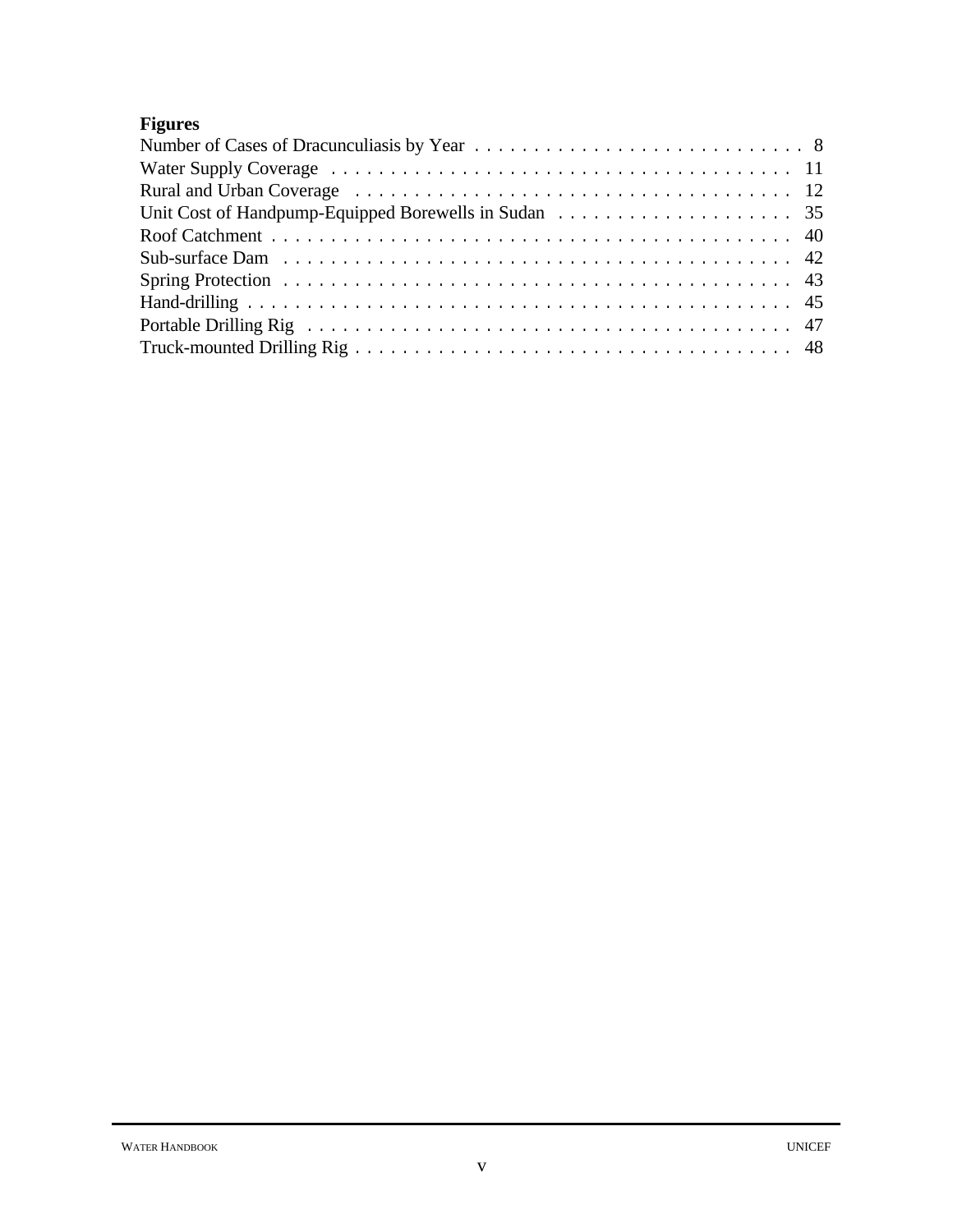**Figures**

Number of Cases of Dracunculiasis by Year . . . . . . . . . . . . . . . . . . . . . . . . . . . . . 8
Water Supply Coverage . . . . . . . . . . . . . . . . . . . . . . . . . . . . . . . . . . . . . . . . 11
Rural and Urban Coverage . . . . . . . . . . . . . . . . . . . . . . . . . . . . . . . . . . . . . 12
Unit Cost of Handpump-Equipped Borewells in Sudan . . . . . . . . . . . . . . . . . . . . 35
Roof Catchment . . . . . . . . . . . . . . . . . . . . . . . . . . . . . . . . . . . . . . . . . . . 40
Sub-surface Dam . . . . . . . . . . . . . . . . . . . . . . . . . . . . . . . . . . . . . . . . . . 42
Spring Protection . . . . . . . . . . . . . . . . . . . . . . . . . . . . . . . . . . . . . . . . . . 43
Hand-drilling . . . . . . . . . . . . . . . . . . . . . . . . . . . . . . . . . . . . . . . . . . . . . 45
Portable Drilling Rig . . . . . . . . . . . . . . . . . . . . . . . . . . . . . . . . . . . . . . . . 47
Truck-mounted Drilling Rig . . . . . . . . . . . . . . . . . . . . . . . . . . . . . . . . . . . . 48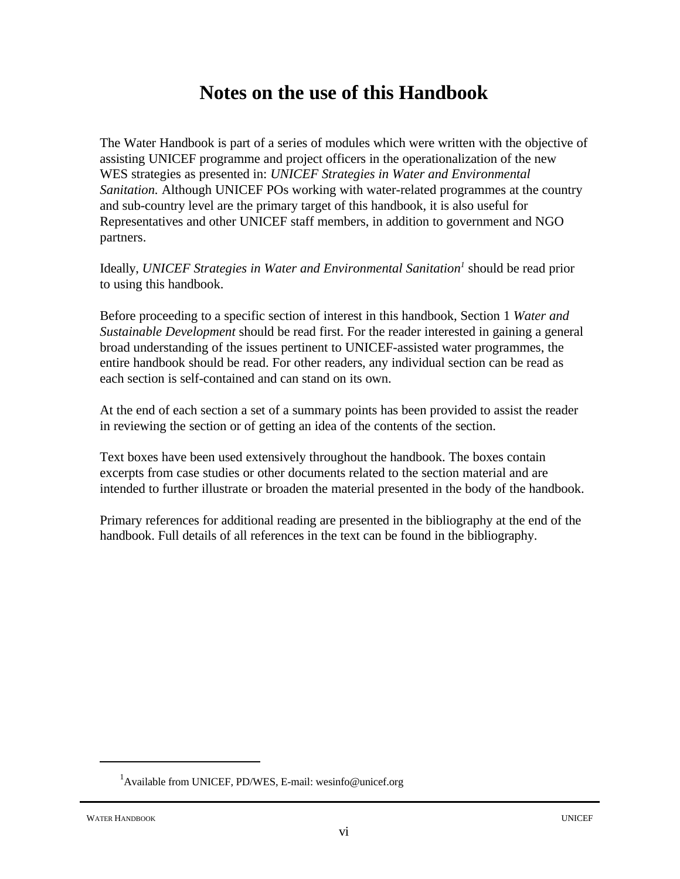# Notes on the use of this Handbook

The Water Handbook is part of a series of modules which were written with the objective of assisting UNICEF programme and project officers in the operationalization of the new WES strategies as presented in: *UNICEF Strategies in Water and Environmental Sanitation.* Although UNICEF POs working with water-related programmes at the country and sub-country level are the primary target of this handbook, it is also useful for Representatives and other UNICEF staff members, in addition to government and NGO partners.

Ideally, *UNICEF Strategies in Water and Environmental Sanitation*[1] should be read prior to using this handbook.

Before proceeding to a specific section of interest in this handbook, Section 1 *Water and Sustainable Development* should be read first. For the reader interested in gaining a general broad understanding of the issues pertinent to UNICEF-assisted water programmes, the entire handbook should be read. For other readers, any individual section can be read as each section is self-contained and can stand on its own.

At the end of each section a set of a summary points has been provided to assist the reader in reviewing the section or of getting an idea of the contents of the section.

Text boxes have been used extensively throughout the handbook. The boxes contain excerpts from case studies or other documents related to the section material and are intended to further illustrate or broaden the material presented in the body of the handbook.

Primary references for additional reading are presented in the bibliography at the end of the handbook. Full details of all references in the text can be found in the bibliography.

---

[1] Available from UNICEF, PD/WES, E-mail: wesinfo@unicef.org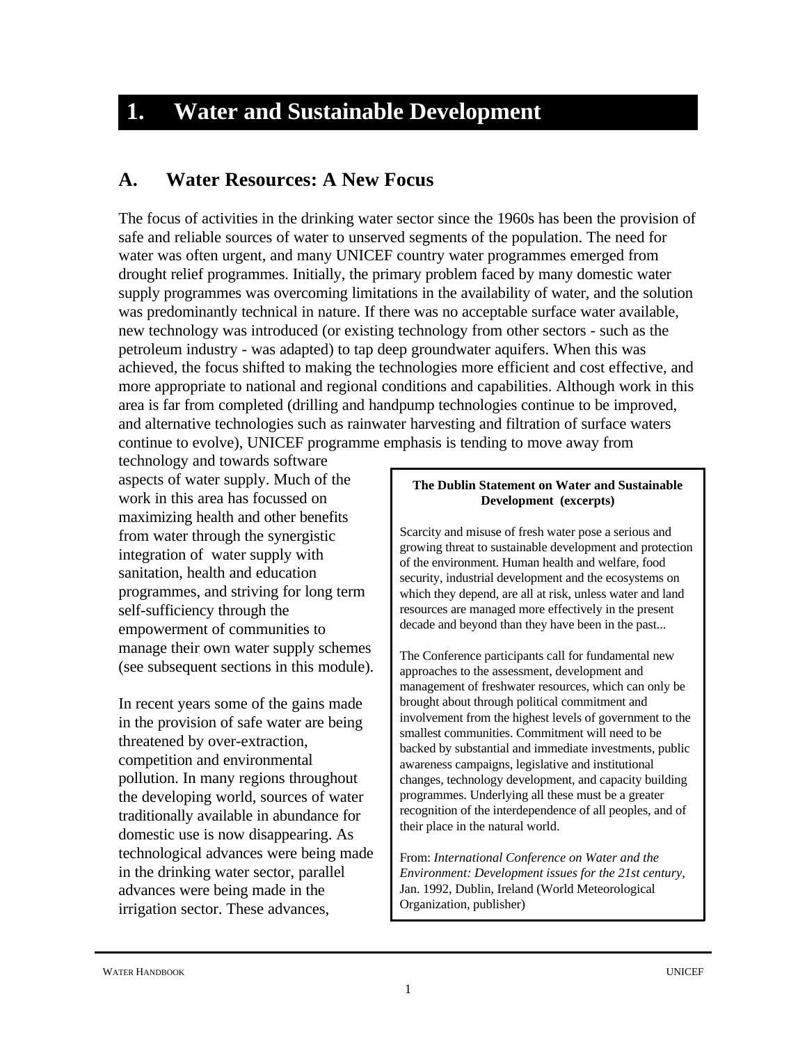# 1. Water and Sustainable Development

## A. Water Resources: A New Focus

The focus of activities in the drinking water sector since the 1960s has been the provision of safe and reliable sources of water to unserved segments of the population. The need for water was often urgent, and many UNICEF country water programmes emerged from drought relief programmes. Initially, the primary problem faced by many domestic water supply programmes was overcoming limitations in the availability of water, and the solution was predominantly technical in nature. If there was no acceptable surface water available, new technology was introduced (or existing technology from other sectors - such as the petroleum industry - was adapted) to tap deep groundwater aquifers. When this was achieved, the focus shifted to making the technologies more efficient and cost effective, and more appropriate to national and regional conditions and capabilities. Although work in this area is far from completed (drilling and handpump technologies continue to be improved, and alternative technologies such as rainwater harvesting and filtration of surface waters continue to evolve), UNICEF programme emphasis is tending to move away from technology and towards software aspects of water supply. Much of the work in this area has focussed on maximizing health and other benefits from water through the synergistic integration of water supply with sanitation, health and education programmes, and striving for long term self-sufficiency through the empowerment of communities to manage their own water supply schemes (see subsequent sections in this module).

> **The Dublin Statement on Water and Sustainable Development (excerpts)**
>
> Scarcity and misuse of fresh water pose a serious and growing threat to sustainable development and protection of the environment. Human health and welfare, food security, industrial development and the ecosystems on which they depend, are all at risk, unless water and land resources are managed more effectively in the present decade and beyond than they have been in the past...
>
> The Conference participants call for fundamental new approaches to the assessment, development and management of freshwater resources, which can only be brought about through political commitment and involvement from the highest levels of government to the smallest communities. Commitment will need to be backed by substantial and immediate investments, public awareness campaigns, legislative and institutional changes, technology development, and capacity building programmes. Underlying all these must be a greater recognition of the interdependence of all peoples, and of their place in the natural world.
>
> From: *International Conference on Water and the Environment: Development issues for the 21st century*, Jan. 1992, Dublin, Ireland (World Meteorological Organization, publisher)

In recent years some of the gains made in the provision of safe water are being threatened by over-extraction, competition and environmental pollution. In many regions throughout the developing world, sources of water traditionally available in abundance for domestic use is now disappearing. As technological advances were being made in the drinking water sector, parallel advances were being made in the irrigation sector. These advances,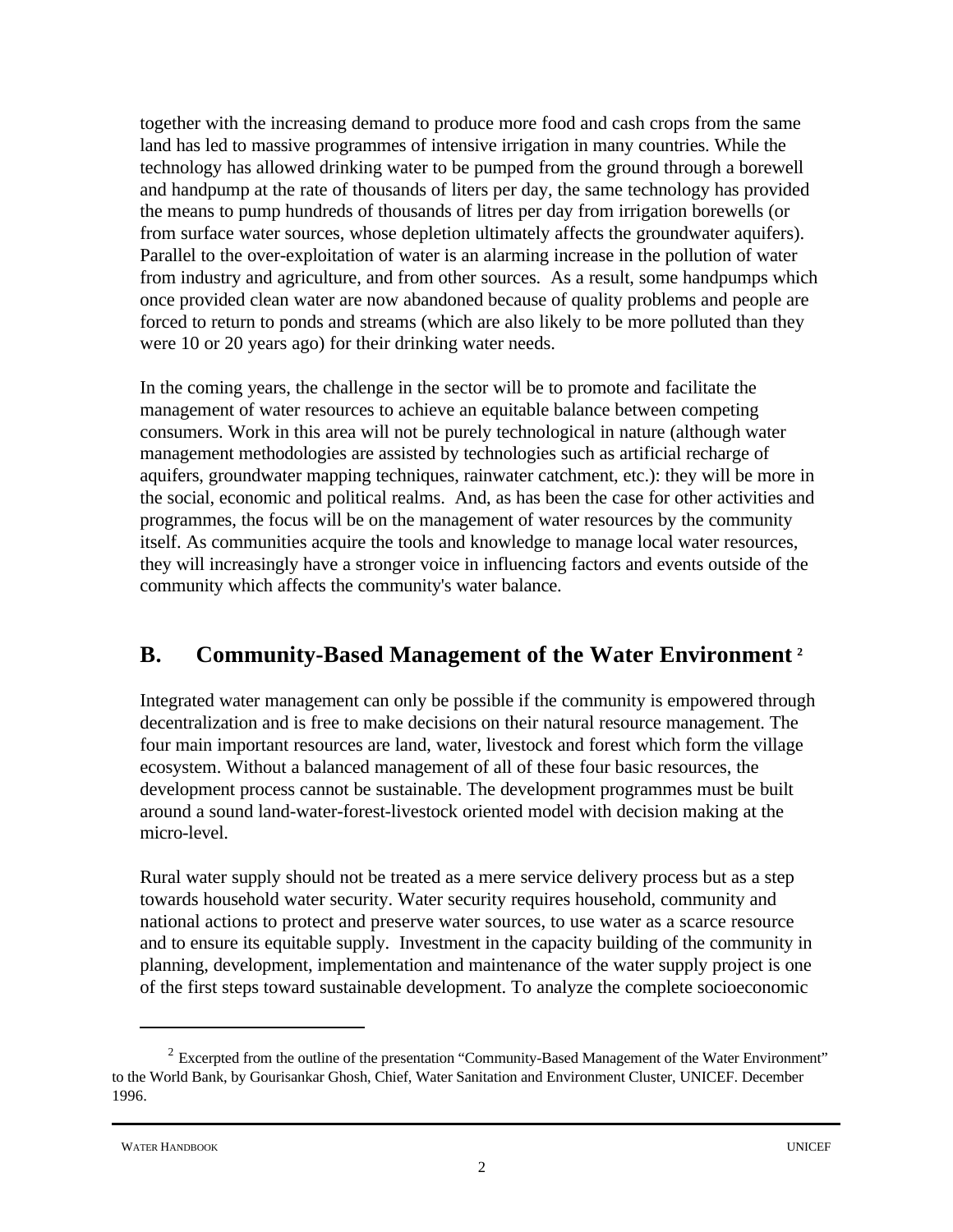together with the increasing demand to produce more food and cash crops from the same land has led to massive programmes of intensive irrigation in many countries. While the technology has allowed drinking water to be pumped from the ground through a borewell and handpump at the rate of thousands of liters per day, the same technology has provided the means to pump hundreds of thousands of litres per day from irrigation borewells (or from surface water sources, whose depletion ultimately affects the groundwater aquifers). Parallel to the over-exploitation of water is an alarming increase in the pollution of water from industry and agriculture, and from other sources. As a result, some handpumps which once provided clean water are now abandoned because of quality problems and people are forced to return to ponds and streams (which are also likely to be more polluted than they were 10 or 20 years ago) for their drinking water needs.

In the coming years, the challenge in the sector will be to promote and facilitate the management of water resources to achieve an equitable balance between competing consumers. Work in this area will not be purely technological in nature (although water management methodologies are assisted by technologies such as artificial recharge of aquifers, groundwater mapping techniques, rainwater catchment, etc.): they will be more in the social, economic and political realms. And, as has been the case for other activities and programmes, the focus will be on the management of water resources by the community itself. As communities acquire the tools and knowledge to manage local water resources, they will increasingly have a stronger voice in influencing factors and events outside of the community which affects the community's water balance.

## B. Community-Based Management of the Water Environment [2]

Integrated water management can only be possible if the community is empowered through decentralization and is free to make decisions on their natural resource management. The four main important resources are land, water, livestock and forest which form the village ecosystem. Without a balanced management of all of these four basic resources, the development process cannot be sustainable. The development programmes must be built around a sound land-water-forest-livestock oriented model with decision making at the micro-level.

Rural water supply should not be treated as a mere service delivery process but as a step towards household water security. Water security requires household, community and national actions to protect and preserve water sources, to use water as a scarce resource and to ensure its equitable supply. Investment in the capacity building of the community in planning, development, implementation and maintenance of the water supply project is one of the first steps toward sustainable development. To analyze the complete socioeconomic

[2] Excerpted from the outline of the presentation "Community-Based Management of the Water Environment" to the World Bank, by Gourisankar Ghosh, Chief, Water Sanitation and Environment Cluster, UNICEF. December 1996.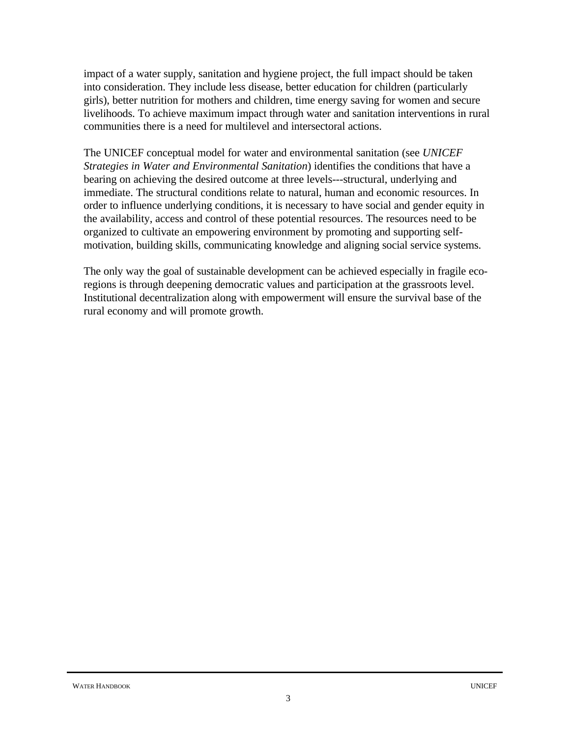impact of a water supply, sanitation and hygiene project, the full impact should be taken into consideration. They include less disease, better education for children (particularly girls), better nutrition for mothers and children, time energy saving for women and secure livelihoods. To achieve maximum impact through water and sanitation interventions in rural communities there is a need for multilevel and intersectoral actions.

The UNICEF conceptual model for water and environmental sanitation (see *UNICEF Strategies in Water and Environmental Sanitation*) identifies the conditions that have a bearing on achieving the desired outcome at three levels---structural, underlying and immediate. The structural conditions relate to natural, human and economic resources. In order to influence underlying conditions, it is necessary to have social and gender equity in the availability, access and control of these potential resources. The resources need to be organized to cultivate an empowering environment by promoting and supporting self-motivation, building skills, communicating knowledge and aligning social service systems.

The only way the goal of sustainable development can be achieved especially in fragile eco-regions is through deepening democratic values and participation at the grassroots level. Institutional decentralization along with empowerment will ensure the survival base of the rural economy and will promote growth.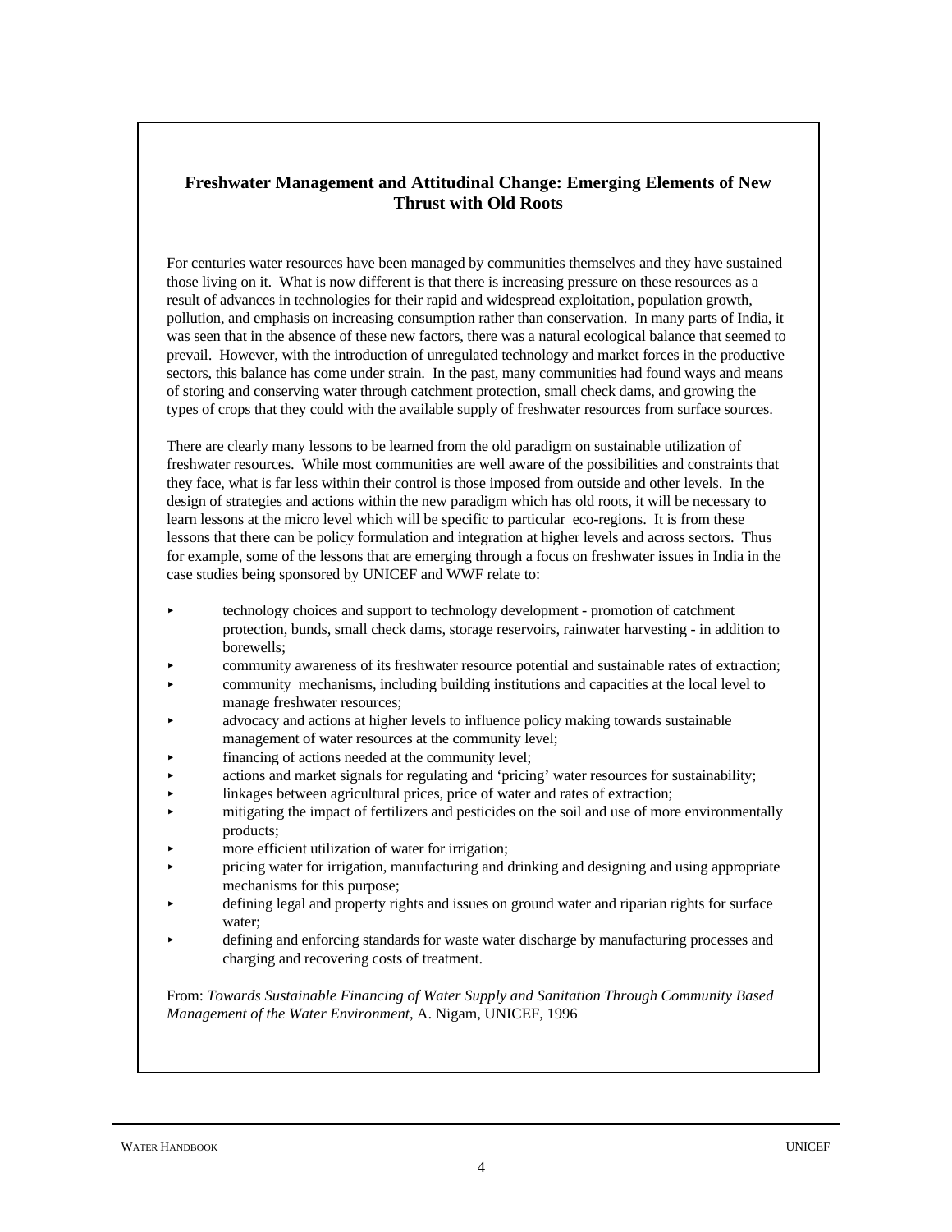## Freshwater Management and Attitudinal Change: Emerging Elements of New Thrust with Old Roots

For centuries water resources have been managed by communities themselves and they have sustained those living on it. What is now different is that there is increasing pressure on these resources as a result of advances in technologies for their rapid and widespread exploitation, population growth, pollution, and emphasis on increasing consumption rather than conservation. In many parts of India, it was seen that in the absence of these new factors, there was a natural ecological balance that seemed to prevail. However, with the introduction of unregulated technology and market forces in the productive sectors, this balance has come under strain. In the past, many communities had found ways and means of storing and conserving water through catchment protection, small check dams, and growing the types of crops that they could with the available supply of freshwater resources from surface sources.

There are clearly many lessons to be learned from the old paradigm on sustainable utilization of freshwater resources. While most communities are well aware of the possibilities and constraints that they face, what is far less within their control is those imposed from outside and other levels. In the design of strategies and actions within the new paradigm which has old roots, it will be necessary to learn lessons at the micro level which will be specific to particular eco-regions. It is from these lessons that there can be policy formulation and integration at higher levels and across sectors. Thus for example, some of the lessons that are emerging through a focus on freshwater issues in India in the case studies being sponsored by UNICEF and WWF relate to:

- technology choices and support to technology development - promotion of catchment protection, bunds, small check dams, storage reservoirs, rainwater harvesting - in addition to borewells;
- community awareness of its freshwater resource potential and sustainable rates of extraction;
- community mechanisms, including building institutions and capacities at the local level to manage freshwater resources;
- advocacy and actions at higher levels to influence policy making towards sustainable management of water resources at the community level;
- financing of actions needed at the community level;
- actions and market signals for regulating and 'pricing' water resources for sustainability;
- linkages between agricultural prices, price of water and rates of extraction;
- mitigating the impact of fertilizers and pesticides on the soil and use of more environmentally products;
- more efficient utilization of water for irrigation;
- pricing water for irrigation, manufacturing and drinking and designing and using appropriate mechanisms for this purpose;
- defining legal and property rights and issues on ground water and riparian rights for surface water;
- defining and enforcing standards for waste water discharge by manufacturing processes and charging and recovering costs of treatment.

From: *Towards Sustainable Financing of Water Supply and Sanitation Through Community Based Management of the Water Environment*, A. Nigam, UNICEF, 1996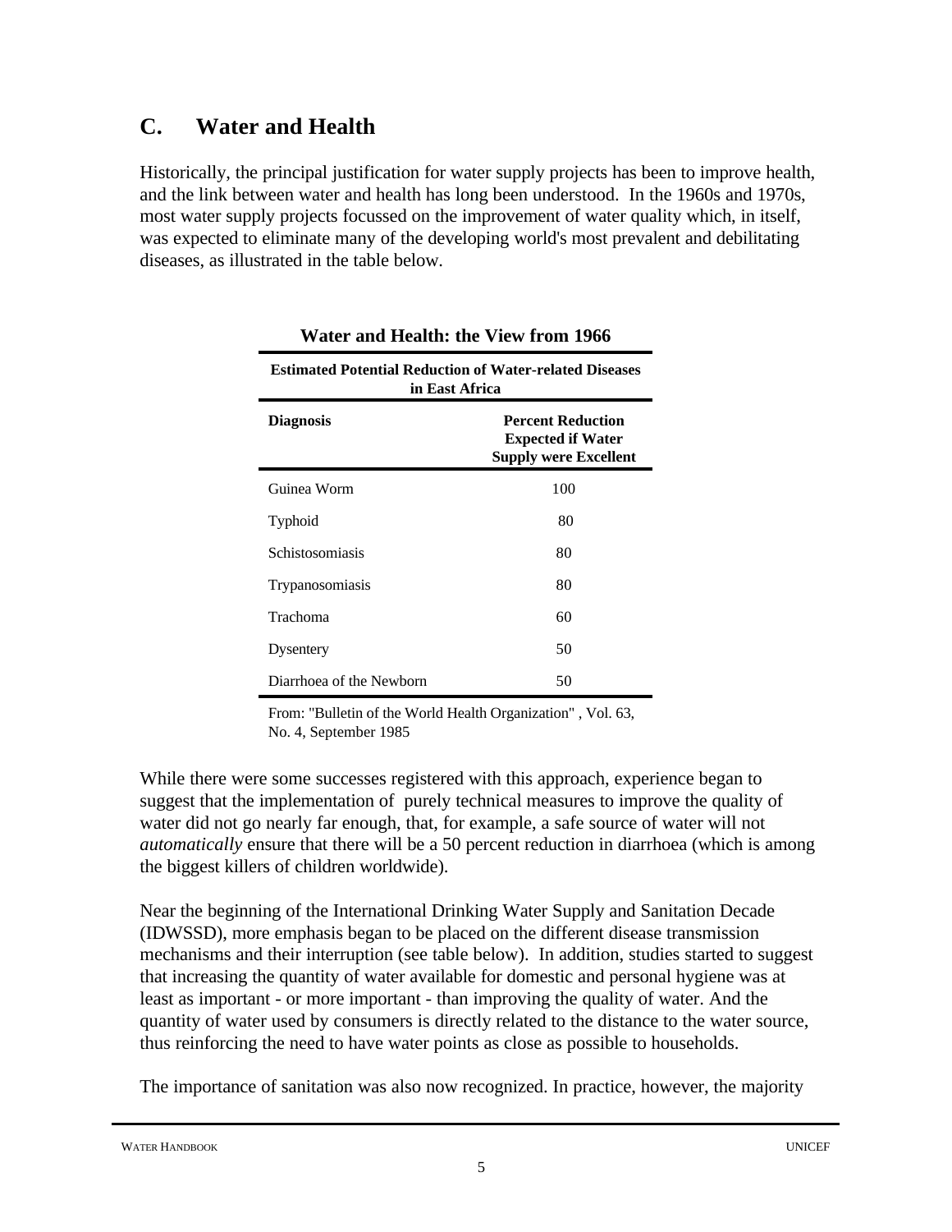## C. Water and Health

Historically, the principal justification for water supply projects has been to improve health, and the link between water and health has long been understood. In the 1960s and 1970s, most water supply projects focussed on the improvement of water quality which, in itself, was expected to eliminate many of the developing world's most prevalent and debilitating diseases, as illustrated in the table below.

**Water and Health: the View from 1966**

| **Estimated Potential Reduction of Water-related Diseases in East Africa** | |
|---|---|
| **Diagnosis** | **Percent Reduction Expected if Water Supply were Excellent** |
| Guinea Worm | 100 |
| Typhoid | 80 |
| Schistosomiasis | 80 |
| Trypanosomiasis | 80 |
| Trachoma | 60 |
| Dysentery | 50 |
| Diarrhoea of the Newborn | 50 |

From: "Bulletin of the World Health Organization" , Vol. 63, No. 4, September 1985

While there were some successes registered with this approach, experience began to suggest that the implementation of purely technical measures to improve the quality of water did not go nearly far enough, that, for example, a safe source of water will not *automatically* ensure that there will be a 50 percent reduction in diarrhoea (which is among the biggest killers of children worldwide).

Near the beginning of the International Drinking Water Supply and Sanitation Decade (IDWSSD), more emphasis began to be placed on the different disease transmission mechanisms and their interruption (see table below). In addition, studies started to suggest that increasing the quantity of water available for domestic and personal hygiene was at least as important - or more important - than improving the quality of water. And the quantity of water used by consumers is directly related to the distance to the water source, thus reinforcing the need to have water points as close as possible to households.

The importance of sanitation was also now recognized. In practice, however, the majority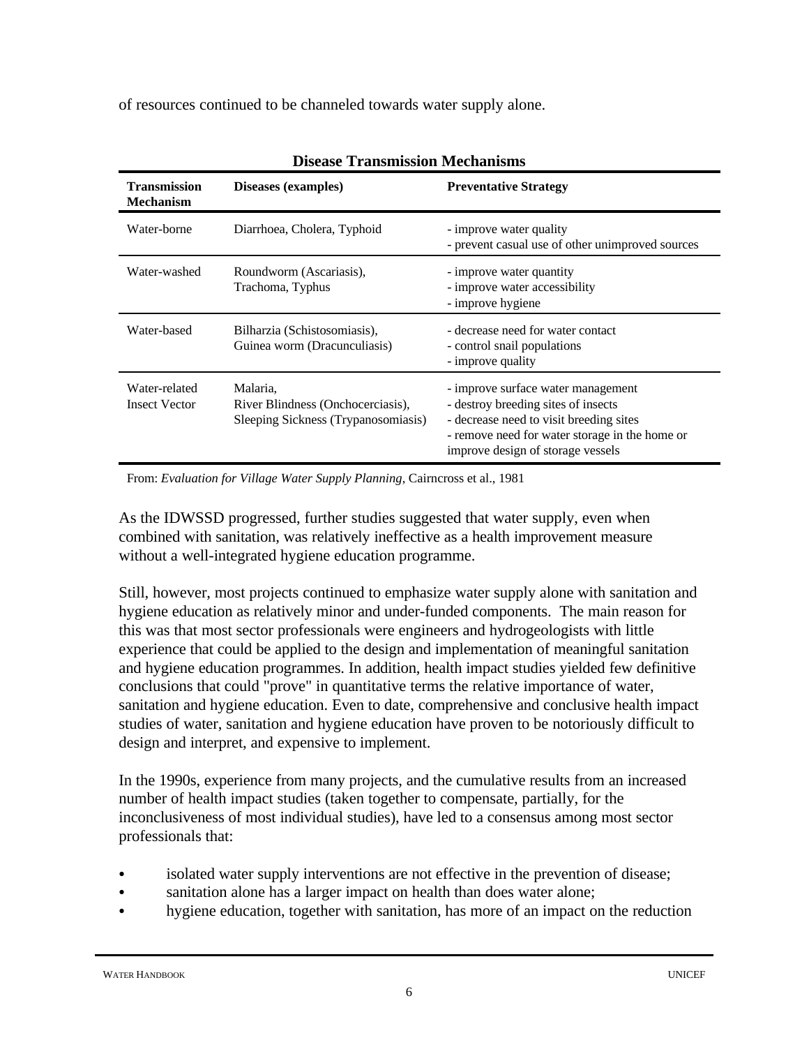of resources continued to be channeled towards water supply alone.

**Disease Transmission Mechanisms**

| Transmission Mechanism | Diseases (examples) | Preventative Strategy |
|---|---|---|
| Water-borne | Diarrhoea, Cholera, Typhoid | - improve water quality<br>- prevent casual use of other unimproved sources |
| Water-washed | Roundworm (Ascariasis),<br>Trachoma, Typhus | - improve water quantity<br>- improve water accessibility<br>- improve hygiene |
| Water-based | Bilharzia (Schistosomiasis),<br>Guinea worm (Dracunculiasis) | - decrease need for water contact<br>- control snail populations<br>- improve quality |
| Water-related Insect Vector | Malaria,<br>River Blindness (Onchocerciasis),<br>Sleeping Sickness (Trypanosomiasis) | - improve surface water management<br>- destroy breeding sites of insects<br>- decrease need to visit breeding sites<br>- remove need for water storage in the home or improve design of storage vessels |

From: *Evaluation for Village Water Supply Planning*, Cairncross et al., 1981

As the IDWSSD progressed, further studies suggested that water supply, even when combined with sanitation, was relatively ineffective as a health improvement measure without a well-integrated hygiene education programme.

Still, however, most projects continued to emphasize water supply alone with sanitation and hygiene education as relatively minor and under-funded components. The main reason for this was that most sector professionals were engineers and hydrogeologists with little experience that could be applied to the design and implementation of meaningful sanitation and hygiene education programmes. In addition, health impact studies yielded few definitive conclusions that could "prove" in quantitative terms the relative importance of water, sanitation and hygiene education. Even to date, comprehensive and conclusive health impact studies of water, sanitation and hygiene education have proven to be notoriously difficult to design and interpret, and expensive to implement.

In the 1990s, experience from many projects, and the cumulative results from an increased number of health impact studies (taken together to compensate, partially, for the inconclusiveness of most individual studies), have led to a consensus among most sector professionals that:

- isolated water supply interventions are not effective in the prevention of disease;
- sanitation alone has a larger impact on health than does water alone;
- hygiene education, together with sanitation, has more of an impact on the reduction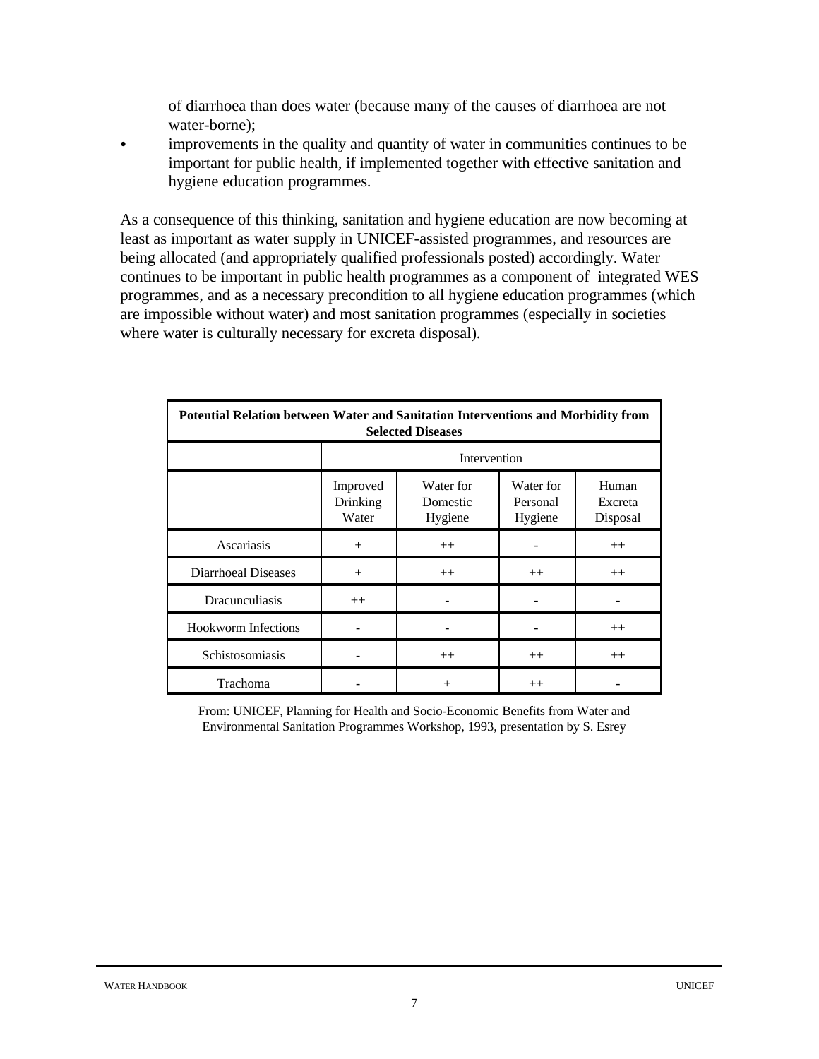of diarrhoea than does water (because many of the causes of diarrhoea are not water-borne);

- improvements in the quality and quantity of water in communities continues to be important for public health, if implemented together with effective sanitation and hygiene education programmes.

As a consequence of this thinking, sanitation and hygiene education are now becoming at least as important as water supply in UNICEF-assisted programmes, and resources are being allocated (and appropriately qualified professionals posted) accordingly. Water continues to be important in public health programmes as a component of integrated WES programmes, and as a necessary precondition to all hygiene education programmes (which are impossible without water) and most sanitation programmes (especially in societies where water is culturally necessary for excreta disposal).

**Potential Relation between Water and Sanitation Interventions and Morbidity from Selected Diseases**

| | Intervention | | | |
|---|---|---|---|---|
| | Improved Drinking Water | Water for Domestic Hygiene | Water for Personal Hygiene | Human Excreta Disposal |
| Ascariasis | + | ++ | - | ++ |
| Diarrhoeal Diseases | + | ++ | ++ | ++ |
| Dracunculiasis | ++ | - | - | - |
| Hookworm Infections | - | - | - | ++ |
| Schistosomiasis | - | ++ | ++ | ++ |
| Trachoma | - | + | ++ | - |

From: UNICEF, Planning for Health and Socio-Economic Benefits from Water and Environmental Sanitation Programmes Workshop, 1993, presentation by S. Esrey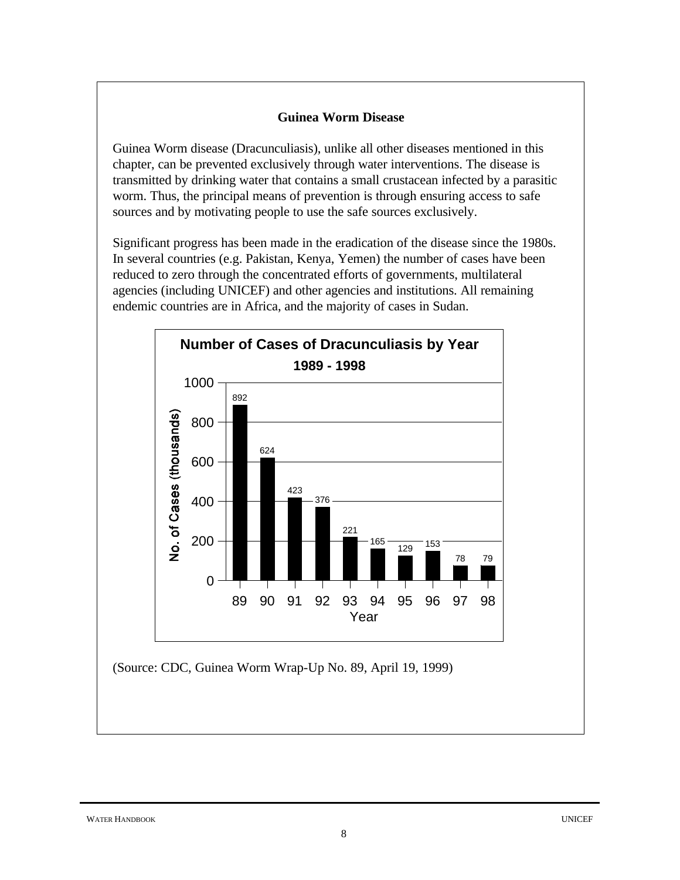## Guinea Worm Disease

Guinea Worm disease (Dracunculiasis), unlike all other diseases mentioned in this chapter, can be prevented exclusively through water interventions. The disease is transmitted by drinking water that contains a small crustacean infected by a parasitic worm. Thus, the principal means of prevention is through ensuring access to safe sources and by motivating people to use the safe sources exclusively.

Significant progress has been made in the eradication of the disease since the 1980s. In several countries (e.g. Pakistan, Kenya, Yemen) the number of cases have been reduced to zero through the concentrated efforts of governments, multilateral agencies (including UNICEF) and other agencies and institutions. All remaining endemic countries are in Africa, and the majority of cases in Sudan.

**Number of Cases of Dracunculiasis by Year**
**1989 - 1998**

| Year | No. of Cases (thousands) |
|---|---|
| 89 | 892 |
| 90 | 624 |
| 91 | 423 |
| 92 | 376 |
| 93 | 221 |
| 94 | 165 |
| 95 | 129 |
| 96 | 153 |
| 97 | 78 |
| 98 | 79 |

(Source: CDC, Guinea Worm Wrap-Up No. 89, April 19, 1999)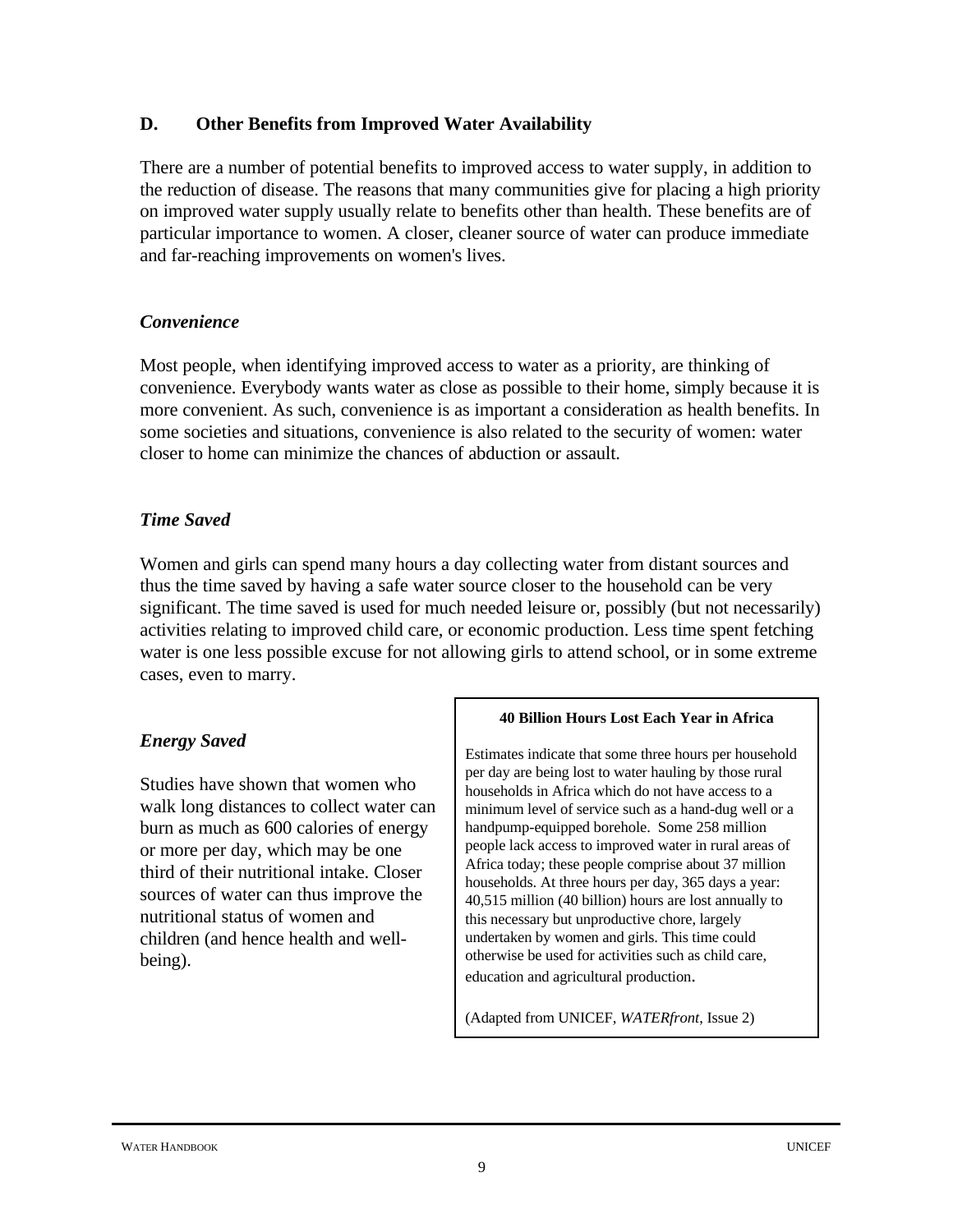## D. Other Benefits from Improved Water Availability

There are a number of potential benefits to improved access to water supply, in addition to the reduction of disease. The reasons that many communities give for placing a high priority on improved water supply usually relate to benefits other than health. These benefits are of particular importance to women. A closer, cleaner source of water can produce immediate and far-reaching improvements on women's lives.

### *Convenience*

Most people, when identifying improved access to water as a priority, are thinking of convenience. Everybody wants water as close as possible to their home, simply because it is more convenient. As such, convenience is as important a consideration as health benefits. In some societies and situations, convenience is also related to the security of women: water closer to home can minimize the chances of abduction or assault.

### *Time Saved*

Women and girls can spend many hours a day collecting water from distant sources and thus the time saved by having a safe water source closer to the household can be very significant. The time saved is used for much needed leisure or, possibly (but not necessarily) activities relating to improved child care, or economic production. Less time spent fetching water is one less possible excuse for not allowing girls to attend school, or in some extreme cases, even to marry.

### *Energy Saved*

Studies have shown that women who walk long distances to collect water can burn as much as 600 calories of energy or more per day, which may be one third of their nutritional intake. Closer sources of water can thus improve the nutritional status of women and children (and hence health and well-being).

**40 Billion Hours Lost Each Year in Africa**

Estimates indicate that some three hours per household per day are being lost to water hauling by those rural households in Africa which do not have access to a minimum level of service such as a hand-dug well or a handpump-equipped borehole. Some 258 million people lack access to improved water in rural areas of Africa today; these people comprise about 37 million households. At three hours per day, 365 days a year: 40,515 million (40 billion) hours are lost annually to this necessary but unproductive chore, largely undertaken by women and girls. This time could otherwise be used for activities such as child care, education and agricultural production.

(Adapted from UNICEF, *WATERfront*, Issue 2)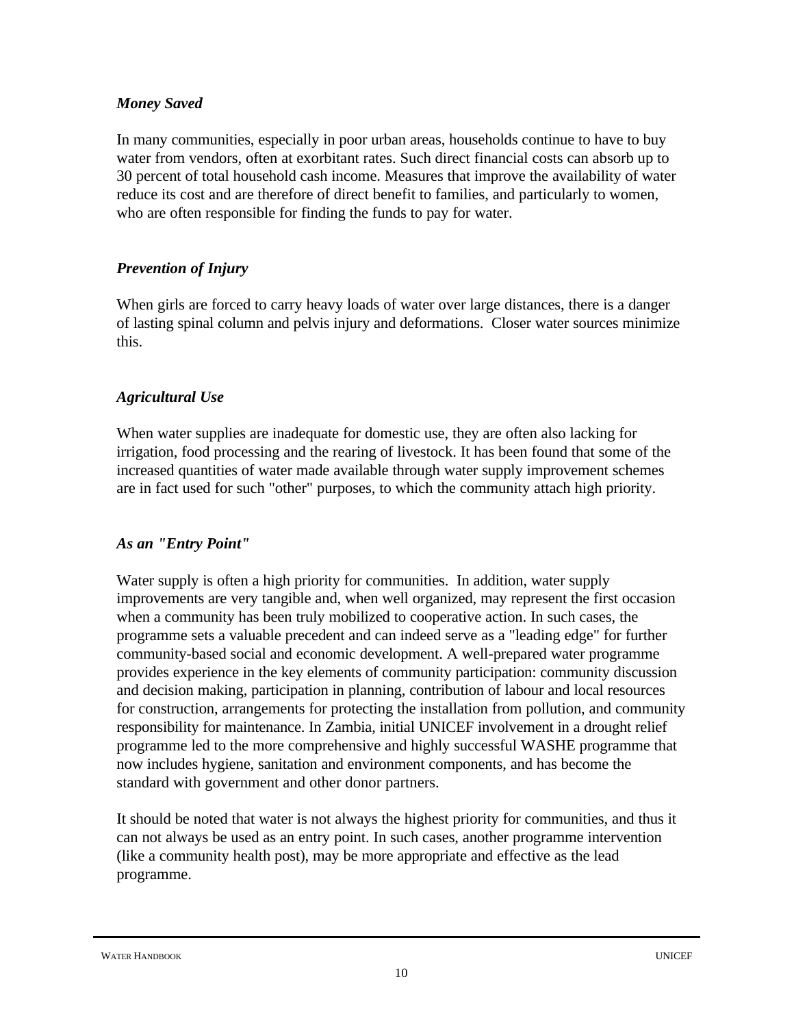### *Money Saved*

In many communities, especially in poor urban areas, households continue to have to buy water from vendors, often at exorbitant rates. Such direct financial costs can absorb up to 30 percent of total household cash income. Measures that improve the availability of water reduce its cost and are therefore of direct benefit to families, and particularly to women, who are often responsible for finding the funds to pay for water.

### *Prevention of Injury*

When girls are forced to carry heavy loads of water over large distances, there is a danger of lasting spinal column and pelvis injury and deformations. Closer water sources minimize this.

### *Agricultural Use*

When water supplies are inadequate for domestic use, they are often also lacking for irrigation, food processing and the rearing of livestock. It has been found that some of the increased quantities of water made available through water supply improvement schemes are in fact used for such "other" purposes, to which the community attach high priority.

### *As an "Entry Point"*

Water supply is often a high priority for communities. In addition, water supply improvements are very tangible and, when well organized, may represent the first occasion when a community has been truly mobilized to cooperative action. In such cases, the programme sets a valuable precedent and can indeed serve as a "leading edge" for further community-based social and economic development. A well-prepared water programme provides experience in the key elements of community participation: community discussion and decision making, participation in planning, contribution of labour and local resources for construction, arrangements for protecting the installation from pollution, and community responsibility for maintenance. In Zambia, initial UNICEF involvement in a drought relief programme led to the more comprehensive and highly successful WASHE programme that now includes hygiene, sanitation and environment components, and has become the standard with government and other donor partners.

It should be noted that water is not always the highest priority for communities, and thus it can not always be used as an entry point. In such cases, another programme intervention (like a community health post), may be more appropriate and effective as the lead programme.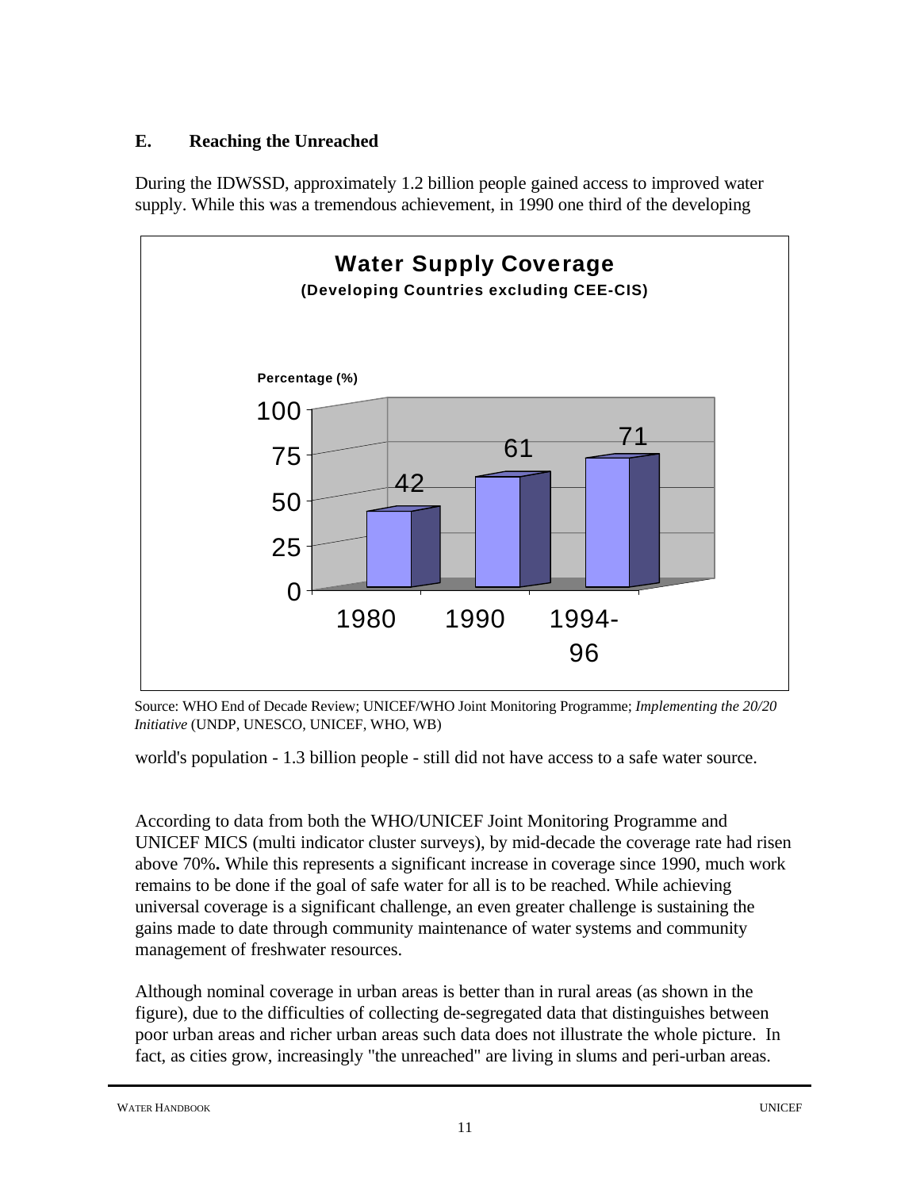## E. Reaching the Unreached

During the IDWSSD, approximately 1.2 billion people gained access to improved water supply. While this was a tremendous achievement, in 1990 one third of the developing world's population - 1.3 billion people - still did not have access to a safe water source.

**Water Supply Coverage**
**(Developing Countries excluding CEE-CIS)**

| Year | Percentage (%) |
|---|---|
| 1980 | 42 |
| 1990 | 61 |
| 1994-96 | 71 |

Source: WHO End of Decade Review; UNICEF/WHO Joint Monitoring Programme; *Implementing the 20/20 Initiative* (UNDP, UNESCO, UNICEF, WHO, WB)

According to data from both the WHO/UNICEF Joint Monitoring Programme and UNICEF MICS (multi indicator cluster surveys), by mid-decade the coverage rate had risen above 70%**.** While this represents a significant increase in coverage since 1990, much work remains to be done if the goal of safe water for all is to be reached. While achieving universal coverage is a significant challenge, an even greater challenge is sustaining the gains made to date through community maintenance of water systems and community management of freshwater resources.

Although nominal coverage in urban areas is better than in rural areas (as shown in the figure), due to the difficulties of collecting de-segregated data that distinguishes between poor urban areas and richer urban areas such data does not illustrate the whole picture. In fact, as cities grow, increasingly "the unreached" are living in slums and peri-urban areas.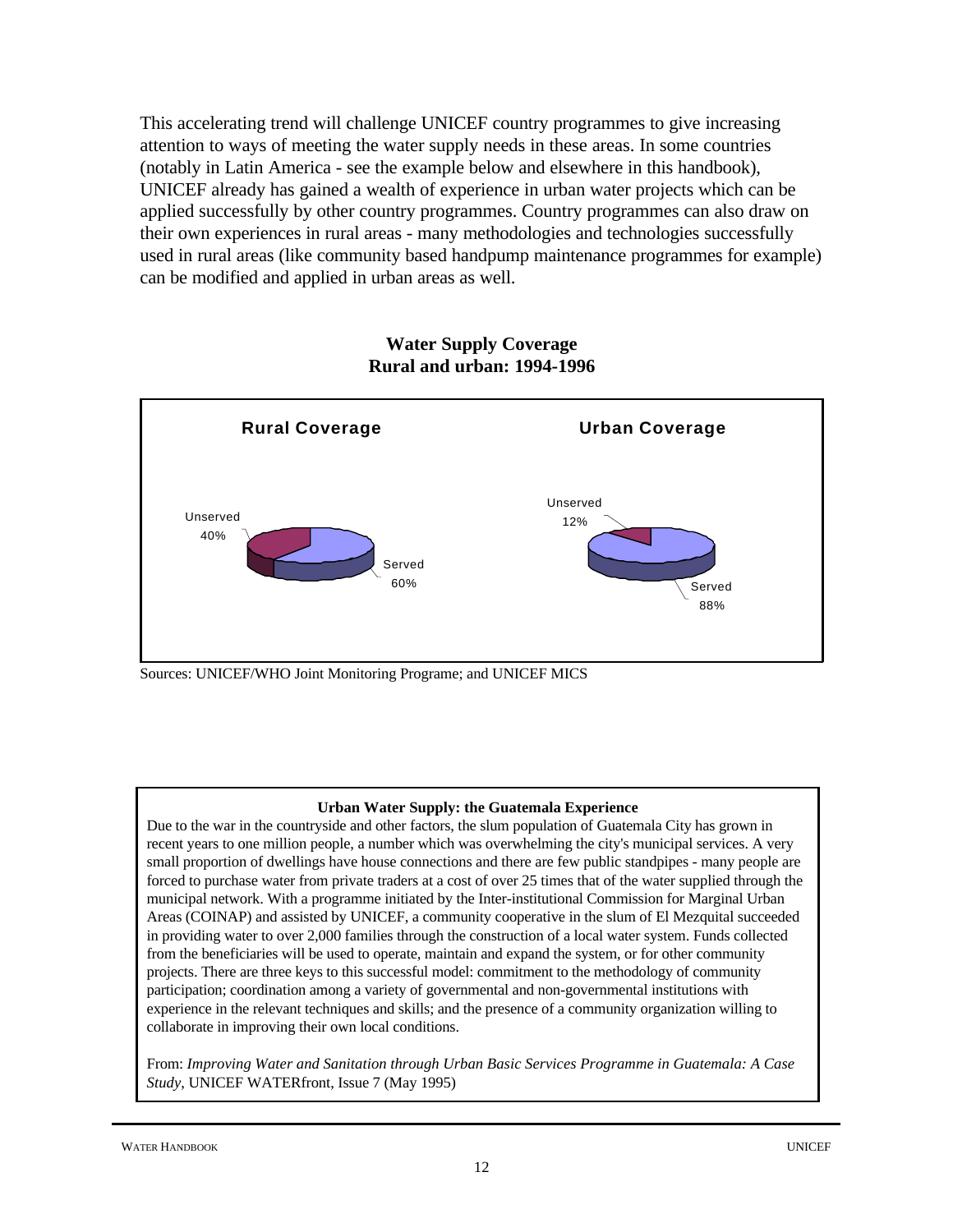This accelerating trend will challenge UNICEF country programmes to give increasing attention to ways of meeting the water supply needs in these areas. In some countries (notably in Latin America - see the example below and elsewhere in this handbook), UNICEF already has gained a wealth of experience in urban water projects which can be applied successfully by other country programmes. Country programmes can also draw on their own experiences in rural areas - many methodologies and technologies successfully used in rural areas (like community based handpump maintenance programmes for example) can be modified and applied in urban areas as well.

**Water Supply Coverage**
**Rural and urban: 1994-1996**

**Rural Coverage**

Unserved 40%

Served 60%

**Urban Coverage**

Unserved 12%

Served 88%

Sources: UNICEF/WHO Joint Monitoring Programe; and UNICEF MICS

**Urban Water Supply: the Guatemala Experience**

Due to the war in the countryside and other factors, the slum population of Guatemala City has grown in recent years to one million people, a number which was overwhelming the city's municipal services. A very small proportion of dwellings have house connections and there are few public standpipes - many people are forced to purchase water from private traders at a cost of over 25 times that of the water supplied through the municipal network. With a programme initiated by the Inter-institutional Commission for Marginal Urban Areas (COINAP) and assisted by UNICEF, a community cooperative in the slum of El Mezquital succeeded in providing water to over 2,000 families through the construction of a local water system. Funds collected from the beneficiaries will be used to operate, maintain and expand the system, or for other community projects. There are three keys to this successful model: commitment to the methodology of community participation; coordination among a variety of governmental and non-governmental institutions with experience in the relevant techniques and skills; and the presence of a community organization willing to collaborate in improving their own local conditions.

From: *Improving Water and Sanitation through Urban Basic Services Programme in Guatemala: A Case Study*, UNICEF WATERfront, Issue 7 (May 1995)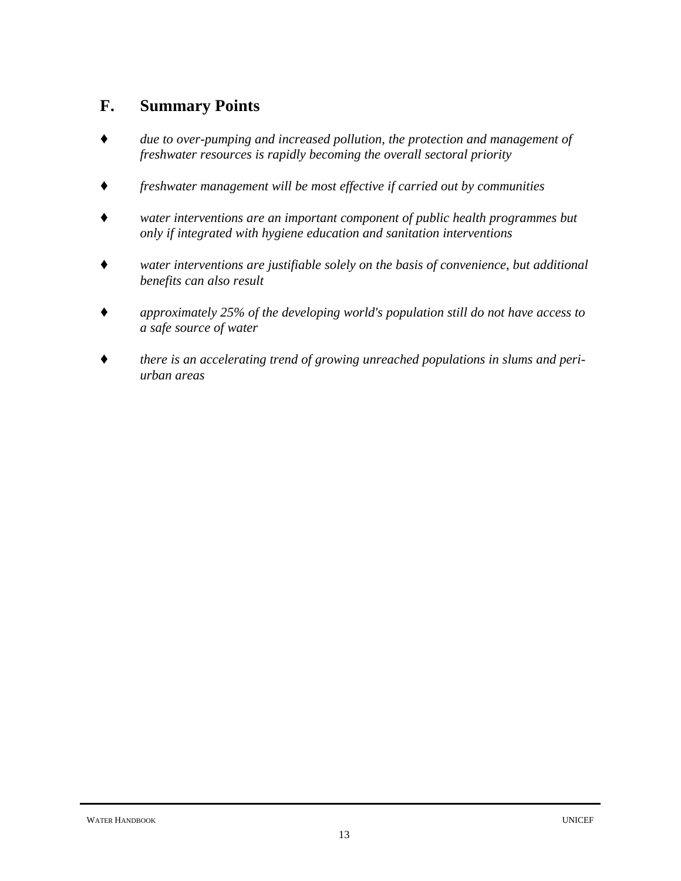## F. Summary Points

- *due to over-pumping and increased pollution, the protection and management of freshwater resources is rapidly becoming the overall sectoral priority*

- *freshwater management will be most effective if carried out by communities*

- *water interventions are an important component of public health programmes but only if integrated with hygiene education and sanitation interventions*

- *water interventions are justifiable solely on the basis of convenience, but additional benefits can also result*

- *approximately 25% of the developing world's population still do not have access to a safe source of water*

- *there is an accelerating trend of growing unreached populations in slums and peri-urban areas*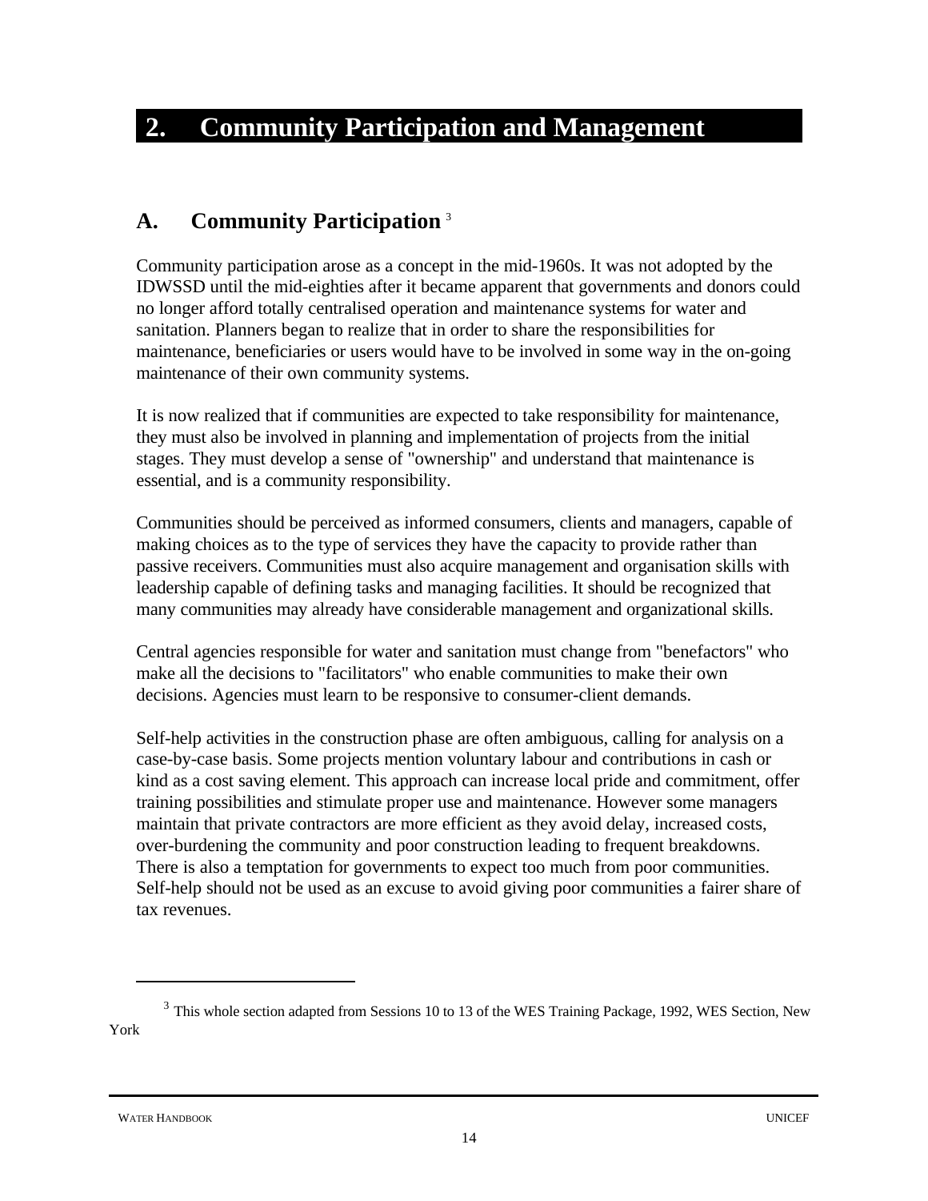# 2. Community Participation and Management

## A. Community Participation [3]

Community participation arose as a concept in the mid-1960s. It was not adopted by the IDWSSD until the mid-eighties after it became apparent that governments and donors could no longer afford totally centralised operation and maintenance systems for water and sanitation. Planners began to realize that in order to share the responsibilities for maintenance, beneficiaries or users would have to be involved in some way in the on-going maintenance of their own community systems.

It is now realized that if communities are expected to take responsibility for maintenance, they must also be involved in planning and implementation of projects from the initial stages. They must develop a sense of "ownership" and understand that maintenance is essential, and is a community responsibility.

Communities should be perceived as informed consumers, clients and managers, capable of making choices as to the type of services they have the capacity to provide rather than passive receivers. Communities must also acquire management and organisation skills with leadership capable of defining tasks and managing facilities. It should be recognized that many communities may already have considerable management and organizational skills.

Central agencies responsible for water and sanitation must change from "benefactors" who make all the decisions to "facilitators" who enable communities to make their own decisions. Agencies must learn to be responsive to consumer-client demands.

Self-help activities in the construction phase are often ambiguous, calling for analysis on a case-by-case basis. Some projects mention voluntary labour and contributions in cash or kind as a cost saving element. This approach can increase local pride and commitment, offer training possibilities and stimulate proper use and maintenance. However some managers maintain that private contractors are more efficient as they avoid delay, increased costs, over-burdening the community and poor construction leading to frequent breakdowns. There is also a temptation for governments to expect too much from poor communities. Self-help should not be used as an excuse to avoid giving poor communities a fairer share of tax revenues.

---

[3] This whole section adapted from Sessions 10 to 13 of the WES Training Package, 1992, WES Section, New York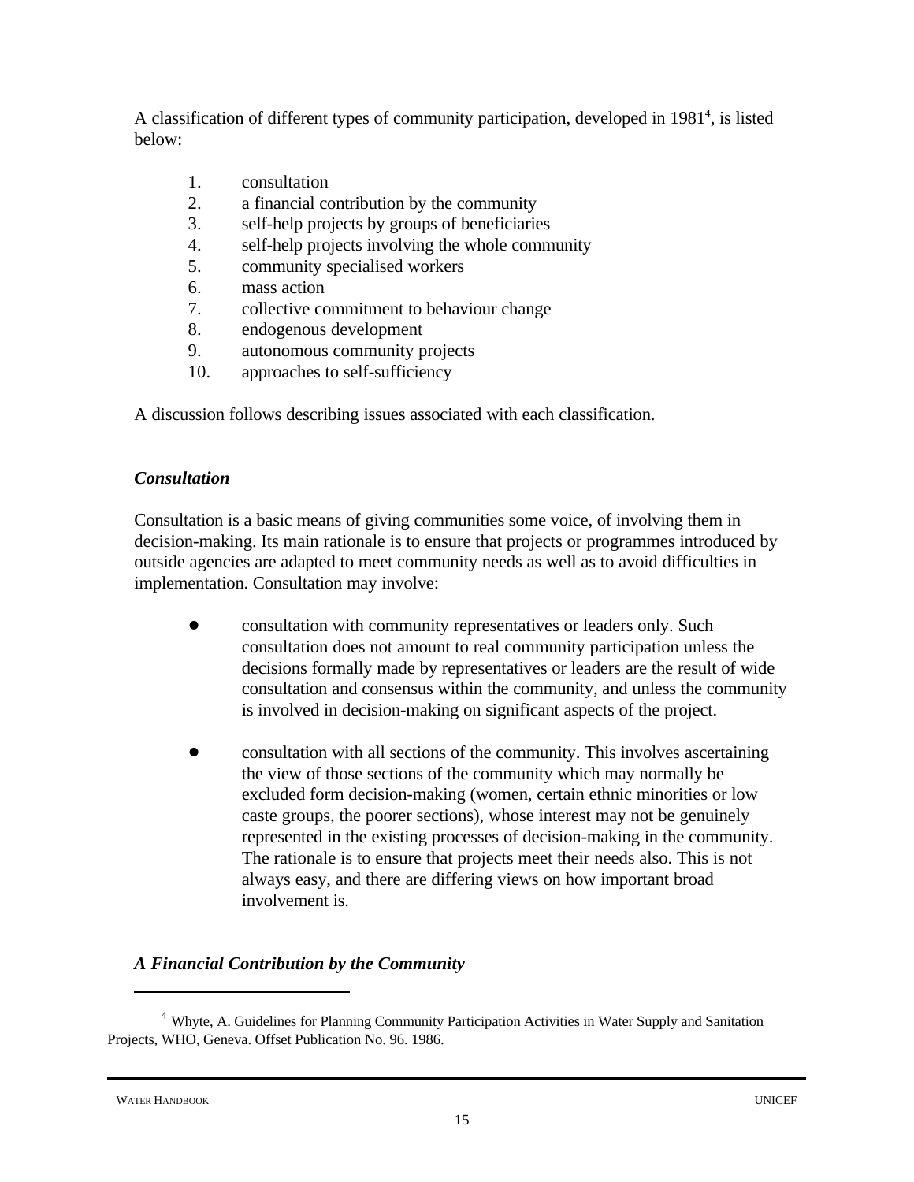A classification of different types of community participation, developed in 1981[4], is listed below:

1. consultation
2. a financial contribution by the community
3. self-help projects by groups of beneficiaries
4. self-help projects involving the whole community
5. community specialised workers
6. mass action
7. collective commitment to behaviour change
8. endogenous development
9. autonomous community projects
10. approaches to self-sufficiency

A discussion follows describing issues associated with each classification.

### *Consultation*

Consultation is a basic means of giving communities some voice, of involving them in decision-making. Its main rationale is to ensure that projects or programmes introduced by outside agencies are adapted to meet community needs as well as to avoid difficulties in implementation. Consultation may involve:

- consultation with community representatives or leaders only. Such consultation does not amount to real community participation unless the decisions formally made by representatives or leaders are the result of wide consultation and consensus within the community, and unless the community is involved in decision-making on significant aspects of the project.

- consultation with all sections of the community. This involves ascertaining the view of those sections of the community which may normally be excluded form decision-making (women, certain ethnic minorities or low caste groups, the poorer sections), whose interest may not be genuinely represented in the existing processes of decision-making in the community. The rationale is to ensure that projects meet their needs also. This is not always easy, and there are differing views on how important broad involvement is.

### *A Financial Contribution by the Community*

---

[4] Whyte, A. Guidelines for Planning Community Participation Activities in Water Supply and Sanitation Projects, WHO, Geneva. Offset Publication No. 96. 1986.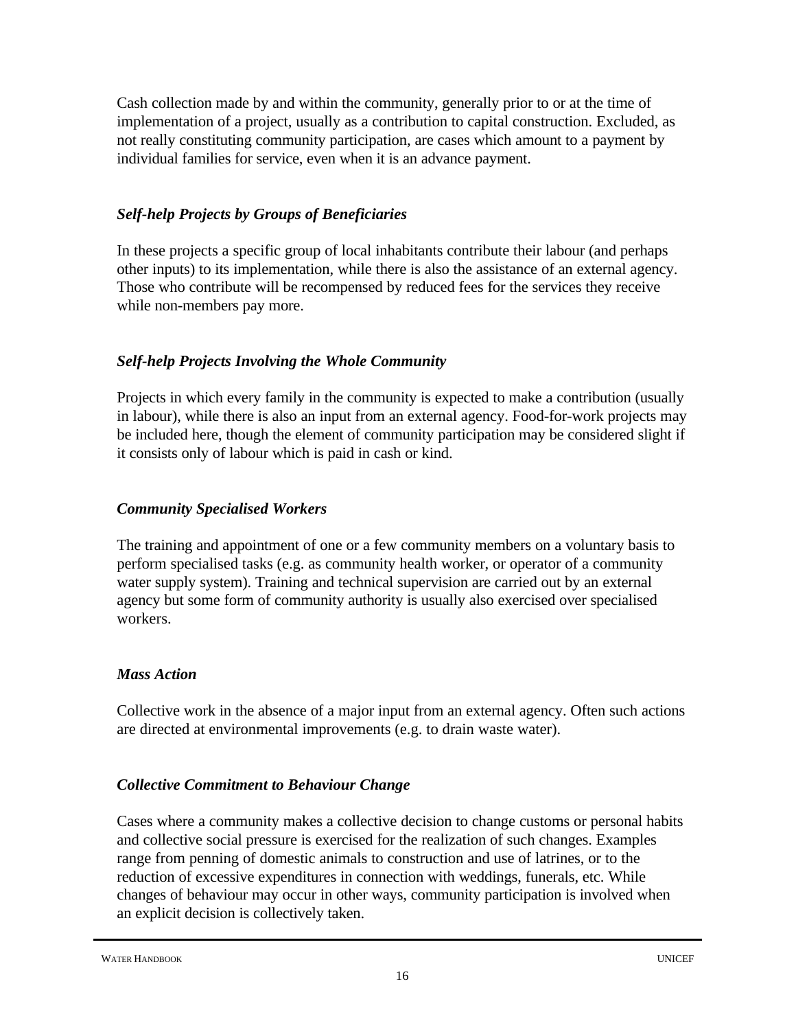Cash collection made by and within the community, generally prior to or at the time of implementation of a project, usually as a contribution to capital construction. Excluded, as not really constituting community participation, are cases which amount to a payment by individual families for service, even when it is an advance payment.

### *Self-help Projects by Groups of Beneficiaries*

In these projects a specific group of local inhabitants contribute their labour (and perhaps other inputs) to its implementation, while there is also the assistance of an external agency. Those who contribute will be recompensed by reduced fees for the services they receive while non-members pay more.

### *Self-help Projects Involving the Whole Community*

Projects in which every family in the community is expected to make a contribution (usually in labour), while there is also an input from an external agency. Food-for-work projects may be included here, though the element of community participation may be considered slight if it consists only of labour which is paid in cash or kind.

### *Community Specialised Workers*

The training and appointment of one or a few community members on a voluntary basis to perform specialised tasks (e.g. as community health worker, or operator of a community water supply system). Training and technical supervision are carried out by an external agency but some form of community authority is usually also exercised over specialised workers.

### *Mass Action*

Collective work in the absence of a major input from an external agency. Often such actions are directed at environmental improvements (e.g. to drain waste water).

### *Collective Commitment to Behaviour Change*

Cases where a community makes a collective decision to change customs or personal habits and collective social pressure is exercised for the realization of such changes. Examples range from penning of domestic animals to construction and use of latrines, or to the reduction of excessive expenditures in connection with weddings, funerals, etc. While changes of behaviour may occur in other ways, community participation is involved when an explicit decision is collectively taken.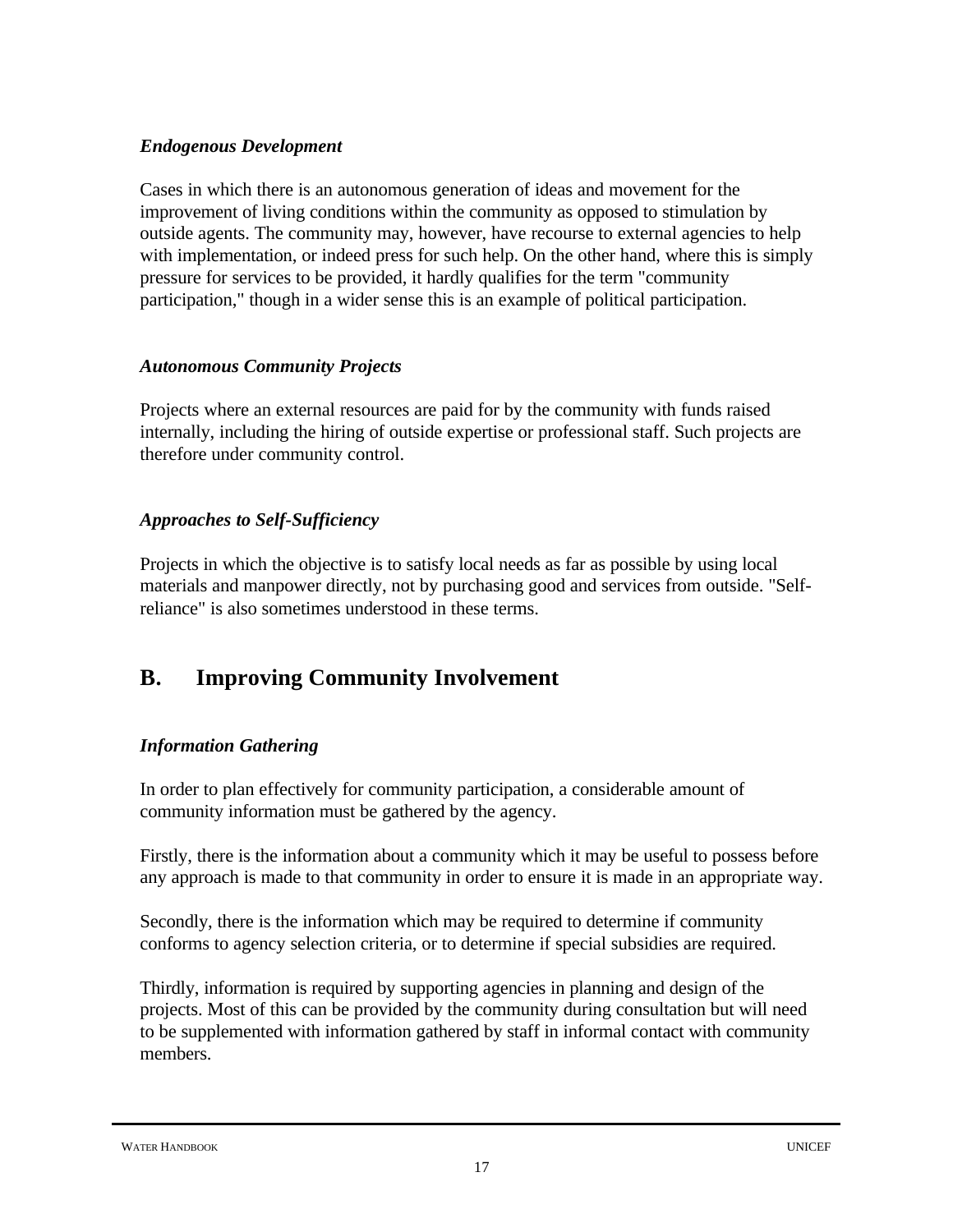### *Endogenous Development*

Cases in which there is an autonomous generation of ideas and movement for the improvement of living conditions within the community as opposed to stimulation by outside agents. The community may, however, have recourse to external agencies to help with implementation, or indeed press for such help. On the other hand, where this is simply pressure for services to be provided, it hardly qualifies for the term "community participation," though in a wider sense this is an example of political participation.

### *Autonomous Community Projects*

Projects where an external resources are paid for by the community with funds raised internally, including the hiring of outside expertise or professional staff. Such projects are therefore under community control.

### *Approaches to Self-Sufficiency*

Projects in which the objective is to satisfy local needs as far as possible by using local materials and manpower directly, not by purchasing good and services from outside. "Self-reliance" is also sometimes understood in these terms.

## B. Improving Community Involvement

### *Information Gathering*

In order to plan effectively for community participation, a considerable amount of community information must be gathered by the agency.

Firstly, there is the information about a community which it may be useful to possess before any approach is made to that community in order to ensure it is made in an appropriate way.

Secondly, there is the information which may be required to determine if community conforms to agency selection criteria, or to determine if special subsidies are required.

Thirdly, information is required by supporting agencies in planning and design of the projects. Most of this can be provided by the community during consultation but will need to be supplemented with information gathered by staff in informal contact with community members.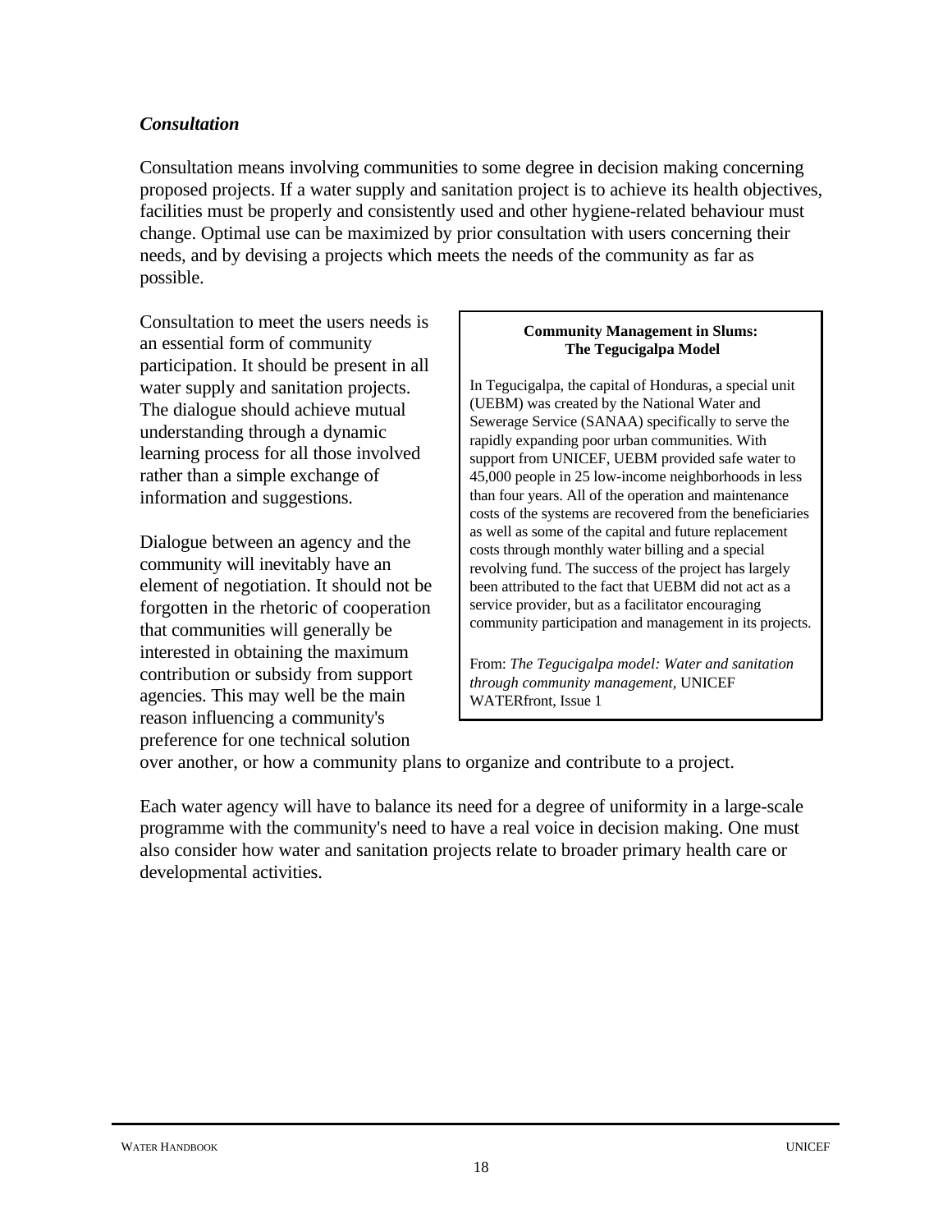### *Consultation*

Consultation means involving communities to some degree in decision making concerning proposed projects. If a water supply and sanitation project is to achieve its health objectives, facilities must be properly and consistently used and other hygiene-related behaviour must change. Optimal use can be maximized by prior consultation with users concerning their needs, and by devising a projects which meets the needs of the community as far as possible.

Consultation to meet the users needs is an essential form of community participation. It should be present in all water supply and sanitation projects. The dialogue should achieve mutual understanding through a dynamic learning process for all those involved rather than a simple exchange of information and suggestions.

Dialogue between an agency and the community will inevitably have an element of negotiation. It should not be forgotten in the rhetoric of cooperation that communities will generally be interested in obtaining the maximum contribution or subsidy from support agencies. This may well be the main reason influencing a community's preference for one technical solution over another, or how a community plans to organize and contribute to a project.

> **Community Management in Slums: The Tegucigalpa Model**
>
> In Tegucigalpa, the capital of Honduras, a special unit (UEBM) was created by the National Water and Sewerage Service (SANAA) specifically to serve the rapidly expanding poor urban communities. With support from UNICEF, UEBM provided safe water to 45,000 people in 25 low-income neighborhoods in less than four years. All of the operation and maintenance costs of the systems are recovered from the beneficiaries as well as some of the capital and future replacement costs through monthly water billing and a special revolving fund. The success of the project has largely been attributed to the fact that UEBM did not act as a service provider, but as a facilitator encouraging community participation and management in its projects.
>
> From: *The Tegucigalpa model: Water and sanitation through community management*, UNICEF WATERfront, Issue 1

Each water agency will have to balance its need for a degree of uniformity in a large-scale programme with the community's need to have a real voice in decision making. One must also consider how water and sanitation projects relate to broader primary health care or developmental activities.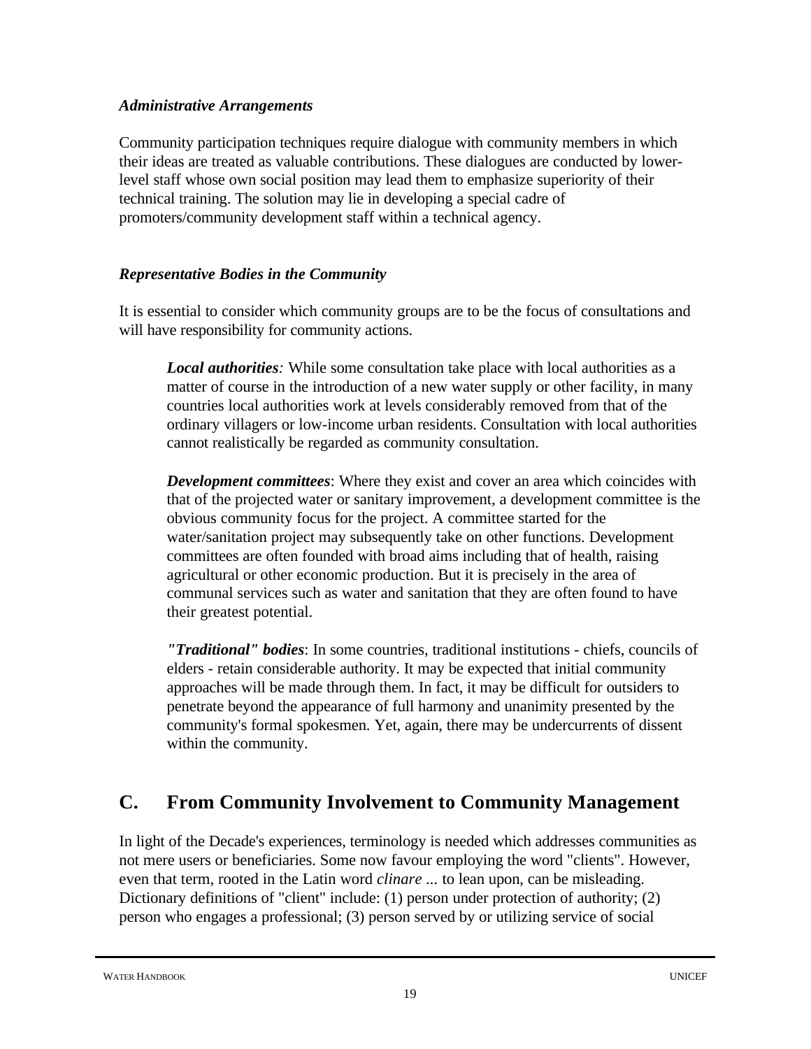### *Administrative Arrangements*

Community participation techniques require dialogue with community members in which their ideas are treated as valuable contributions. These dialogues are conducted by lower-level staff whose own social position may lead them to emphasize superiority of their technical training. The solution may lie in developing a special cadre of promoters/community development staff within a technical agency.

### *Representative Bodies in the Community*

It is essential to consider which community groups are to be the focus of consultations and will have responsibility for community actions.

> ***Local authorities****:* While some consultation take place with local authorities as a matter of course in the introduction of a new water supply or other facility, in many countries local authorities work at levels considerably removed from that of the ordinary villagers or low-income urban residents. Consultation with local authorities cannot realistically be regarded as community consultation.
>
> ***Development committees***: Where they exist and cover an area which coincides with that of the projected water or sanitary improvement, a development committee is the obvious community focus for the project. A committee started for the water/sanitation project may subsequently take on other functions. Development committees are often founded with broad aims including that of health, raising agricultural or other economic production. But it is precisely in the area of communal services such as water and sanitation that they are often found to have their greatest potential.
>
> ***"Traditional" bodies***: In some countries, traditional institutions - chiefs, councils of elders - retain considerable authority. It may be expected that initial community approaches will be made through them. In fact, it may be difficult for outsiders to penetrate beyond the appearance of full harmony and unanimity presented by the community's formal spokesmen. Yet, again, there may be undercurrents of dissent within the community.

## C. From Community Involvement to Community Management

In light of the Decade's experiences, terminology is needed which addresses communities as not mere users or beneficiaries. Some now favour employing the word "clients". However, even that term, rooted in the Latin word *clinare* ... to lean upon, can be misleading. Dictionary definitions of "client" include: (1) person under protection of authority; (2) person who engages a professional; (3) person served by or utilizing service of social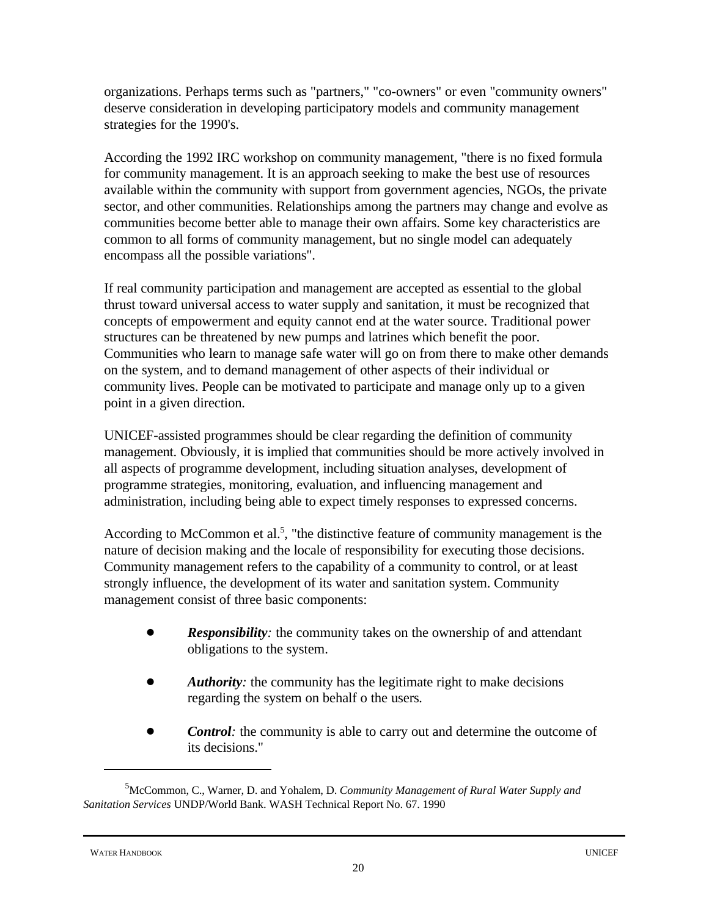organizations. Perhaps terms such as "partners," "co-owners" or even "community owners" deserve consideration in developing participatory models and community management strategies for the 1990's.

According the 1992 IRC workshop on community management, "there is no fixed formula for community management. It is an approach seeking to make the best use of resources available within the community with support from government agencies, NGOs, the private sector, and other communities. Relationships among the partners may change and evolve as communities become better able to manage their own affairs. Some key characteristics are common to all forms of community management, but no single model can adequately encompass all the possible variations".

If real community participation and management are accepted as essential to the global thrust toward universal access to water supply and sanitation, it must be recognized that concepts of empowerment and equity cannot end at the water source. Traditional power structures can be threatened by new pumps and latrines which benefit the poor. Communities who learn to manage safe water will go on from there to make other demands on the system, and to demand management of other aspects of their individual or community lives. People can be motivated to participate and manage only up to a given point in a given direction.

UNICEF-assisted programmes should be clear regarding the definition of community management. Obviously, it is implied that communities should be more actively involved in all aspects of programme development, including situation analyses, development of programme strategies, monitoring, evaluation, and influencing management and administration, including being able to expect timely responses to expressed concerns.

According to McCommon et al.[5], "the distinctive feature of community management is the nature of decision making and the locale of responsibility for executing those decisions. Community management refers to the capability of a community to control, or at least strongly influence, the development of its water and sanitation system. Community management consist of three basic components:

- ***Responsibility****:* the community takes on the ownership of and attendant obligations to the system.
- ***Authority****:* the community has the legitimate right to make decisions regarding the system on behalf o the users.
- ***Control****:* the community is able to carry out and determine the outcome of its decisions."

---

[5]McCommon, C., Warner, D. and Yohalem, D. *Community Management of Rural Water Supply and Sanitation Services* UNDP/World Bank. WASH Technical Report No. 67. 1990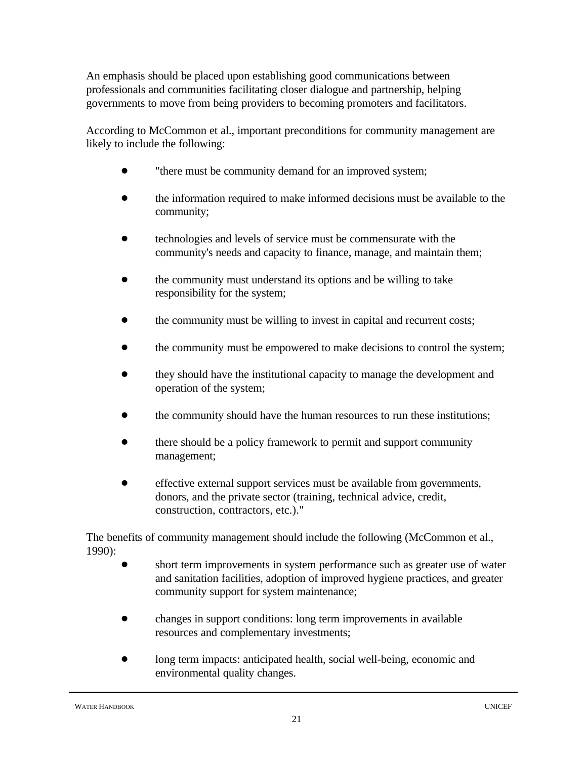An emphasis should be placed upon establishing good communications between professionals and communities facilitating closer dialogue and partnership, helping governments to move from being providers to becoming promoters and facilitators.

According to McCommon et al., important preconditions for community management are likely to include the following:

- "there must be community demand for an improved system;
- the information required to make informed decisions must be available to the community;
- technologies and levels of service must be commensurate with the community's needs and capacity to finance, manage, and maintain them;
- the community must understand its options and be willing to take responsibility for the system;
- the community must be willing to invest in capital and recurrent costs;
- the community must be empowered to make decisions to control the system;
- they should have the institutional capacity to manage the development and operation of the system;
- the community should have the human resources to run these institutions;
- there should be a policy framework to permit and support community management;
- effective external support services must be available from governments, donors, and the private sector (training, technical advice, credit, construction, contractors, etc.)."

The benefits of community management should include the following (McCommon et al., 1990):

- short term improvements in system performance such as greater use of water and sanitation facilities, adoption of improved hygiene practices, and greater community support for system maintenance;
- changes in support conditions: long term improvements in available resources and complementary investments;
- long term impacts: anticipated health, social well-being, economic and environmental quality changes.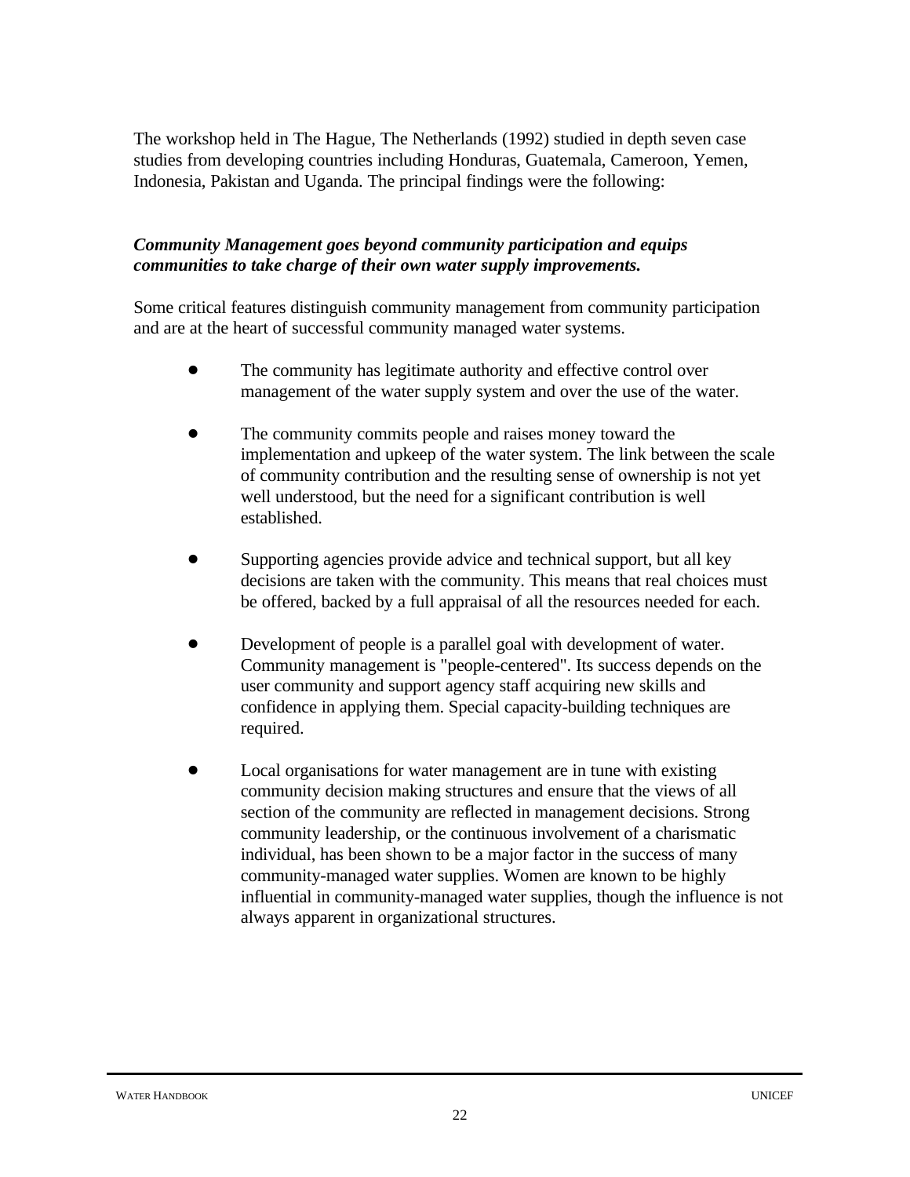The workshop held in The Hague, The Netherlands (1992) studied in depth seven case studies from developing countries including Honduras, Guatemala, Cameroon, Yemen, Indonesia, Pakistan and Uganda. The principal findings were the following:

***Community Management goes beyond community participation and equips communities to take charge of their own water supply improvements.***

Some critical features distinguish community management from community participation and are at the heart of successful community managed water systems.

- The community has legitimate authority and effective control over management of the water supply system and over the use of the water.

- The community commits people and raises money toward the implementation and upkeep of the water system. The link between the scale of community contribution and the resulting sense of ownership is not yet well understood, but the need for a significant contribution is well established.

- Supporting agencies provide advice and technical support, but all key decisions are taken with the community. This means that real choices must be offered, backed by a full appraisal of all the resources needed for each.

- Development of people is a parallel goal with development of water. Community management is "people-centered". Its success depends on the user community and support agency staff acquiring new skills and confidence in applying them. Special capacity-building techniques are required.

- Local organisations for water management are in tune with existing community decision making structures and ensure that the views of all section of the community are reflected in management decisions. Strong community leadership, or the continuous involvement of a charismatic individual, has been shown to be a major factor in the success of many community-managed water supplies. Women are known to be highly influential in community-managed water supplies, though the influence is not always apparent in organizational structures.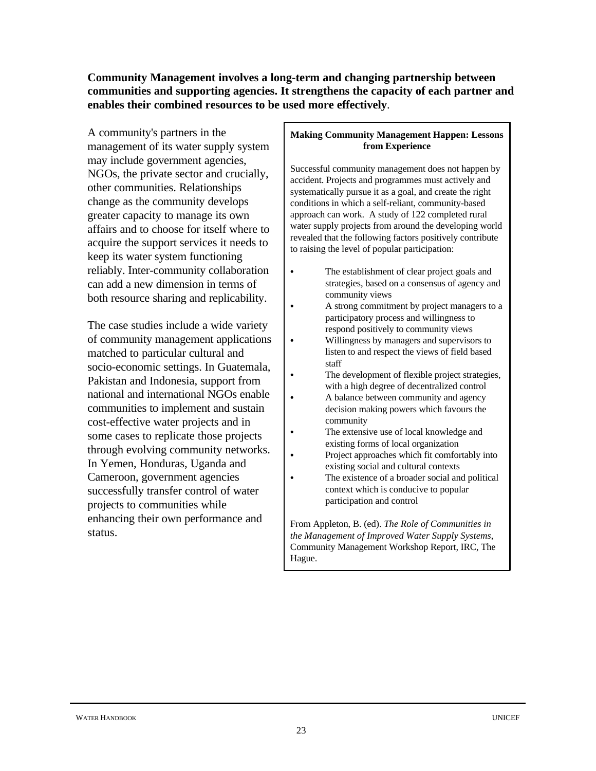**Community Management involves a long-term and changing partnership between communities and supporting agencies. It strengthens the capacity of each partner and enables their combined resources to be used more effectively**.

A community's partners in the management of its water supply system may include government agencies, NGOs, the private sector and crucially, other communities. Relationships change as the community develops greater capacity to manage its own affairs and to choose for itself where to acquire the support services it needs to keep its water system functioning reliably. Inter-community collaboration can add a new dimension in terms of both resource sharing and replicability.

The case studies include a wide variety of community management applications matched to particular cultural and socio-economic settings. In Guatemala, Pakistan and Indonesia, support from national and international NGOs enable communities to implement and sustain cost-effective water projects and in some cases to replicate those projects through evolving community networks. In Yemen, Honduras, Uganda and Cameroon, government agencies successfully transfer control of water projects to communities while enhancing their own performance and status.

**Making Community Management Happen: Lessons from Experience**

Successful community management does not happen by accident. Projects and programmes must actively and systematically pursue it as a goal, and create the right conditions in which a self-reliant, community-based approach can work. A study of 122 completed rural water supply projects from around the developing world revealed that the following factors positively contribute to raising the level of popular participation:

- The establishment of clear project goals and strategies, based on a consensus of agency and community views
- A strong commitment by project managers to a participatory process and willingness to respond positively to community views
- Willingness by managers and supervisors to listen to and respect the views of field based staff
- The development of flexible project strategies, with a high degree of decentralized control
- A balance between community and agency decision making powers which favours the community
- The extensive use of local knowledge and existing forms of local organization
- Project approaches which fit comfortably into existing social and cultural contexts
- The existence of a broader social and political context which is conducive to popular participation and control

From Appleton, B. (ed). *The Role of Communities in the Management of Improved Water Supply Systems*, Community Management Workshop Report, IRC, The Hague.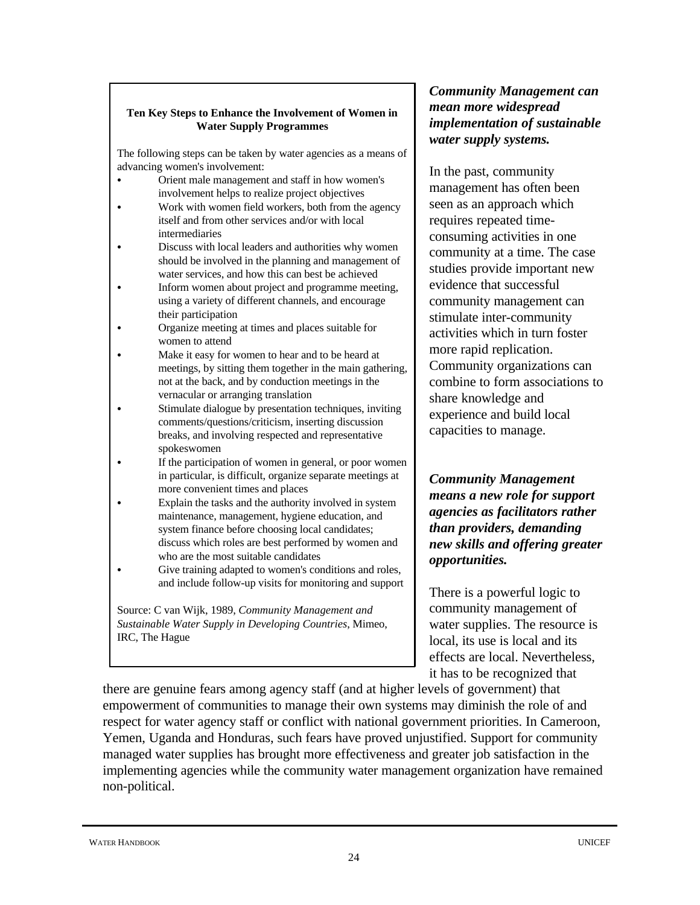**Ten Key Steps to Enhance the Involvement of Women in Water Supply Programmes**

The following steps can be taken by water agencies as a means of advancing women's involvement:

- Orient male management and staff in how women's involvement helps to realize project objectives
- Work with women field workers, both from the agency itself and from other services and/or with local intermediaries
- Discuss with local leaders and authorities why women should be involved in the planning and management of water services, and how this can best be achieved
- Inform women about project and programme meeting, using a variety of different channels, and encourage their participation
- Organize meeting at times and places suitable for women to attend
- Make it easy for women to hear and to be heard at meetings, by sitting them together in the main gathering, not at the back, and by conduction meetings in the vernacular or arranging translation
- Stimulate dialogue by presentation techniques, inviting comments/questions/criticism, inserting discussion breaks, and involving respected and representative spokeswomen
- If the participation of women in general, or poor women in particular, is difficult, organize separate meetings at more convenient times and places
- Explain the tasks and the authority involved in system maintenance, management, hygiene education, and system finance before choosing local candidates; discuss which roles are best performed by women and who are the most suitable candidates
- Give training adapted to women's conditions and roles, and include follow-up visits for monitoring and support

Source: C van Wijk, 1989, *Community Management and Sustainable Water Supply in Developing Countries*, Mimeo, IRC, The Hague

***Community Management can mean more widespread implementation of sustainable water supply systems.***

In the past, community management has often been seen as an approach which requires repeated time-consuming activities in one community at a time. The case studies provide important new evidence that successful community management can stimulate inter-community activities which in turn foster more rapid replication. Community organizations can combine to form associations to share knowledge and experience and build local capacities to manage.

***Community Management means a new role for support agencies as facilitators rather than providers, demanding new skills and offering greater opportunities.***

There is a powerful logic to community management of water supplies. The resource is local, its use is local and its effects are local. Nevertheless, it has to be recognized that there are genuine fears among agency staff (and at higher levels of government) that empowerment of communities to manage their own systems may diminish the role of and respect for water agency staff or conflict with national government priorities. In Cameroon, Yemen, Uganda and Honduras, such fears have proved unjustified. Support for community managed water supplies has brought more effectiveness and greater job satisfaction in the implementing agencies while the community water management organization have remained non-political.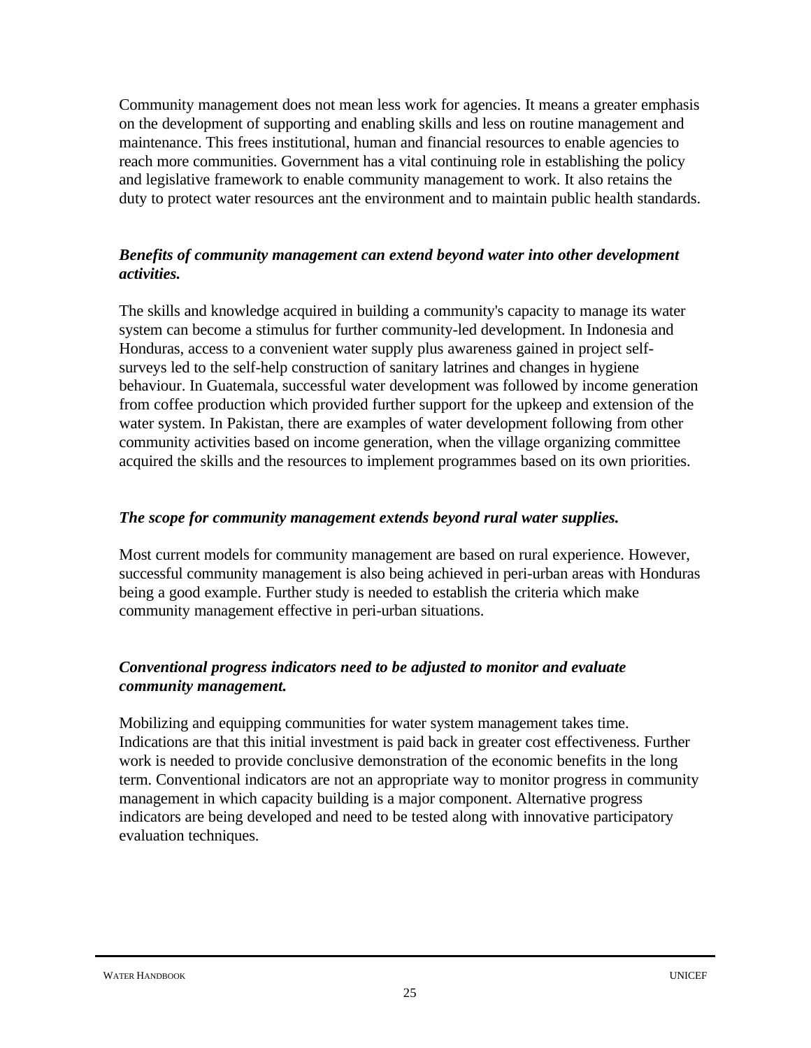Community management does not mean less work for agencies. It means a greater emphasis on the development of supporting and enabling skills and less on routine management and maintenance. This frees institutional, human and financial resources to enable agencies to reach more communities. Government has a vital continuing role in establishing the policy and legislative framework to enable community management to work. It also retains the duty to protect water resources ant the environment and to maintain public health standards.

***Benefits of community management can extend beyond water into other development activities.***

The skills and knowledge acquired in building a community's capacity to manage its water system can become a stimulus for further community-led development. In Indonesia and Honduras, access to a convenient water supply plus awareness gained in project self-surveys led to the self-help construction of sanitary latrines and changes in hygiene behaviour. In Guatemala, successful water development was followed by income generation from coffee production which provided further support for the upkeep and extension of the water system. In Pakistan, there are examples of water development following from other community activities based on income generation, when the village organizing committee acquired the skills and the resources to implement programmes based on its own priorities.

***The scope for community management extends beyond rural water supplies.***

Most current models for community management are based on rural experience. However, successful community management is also being achieved in peri-urban areas with Honduras being a good example. Further study is needed to establish the criteria which make community management effective in peri-urban situations.

***Conventional progress indicators need to be adjusted to monitor and evaluate community management.***

Mobilizing and equipping communities for water system management takes time. Indications are that this initial investment is paid back in greater cost effectiveness. Further work is needed to provide conclusive demonstration of the economic benefits in the long term. Conventional indicators are not an appropriate way to monitor progress in community management in which capacity building is a major component. Alternative progress indicators are being developed and need to be tested along with innovative participatory evaluation techniques.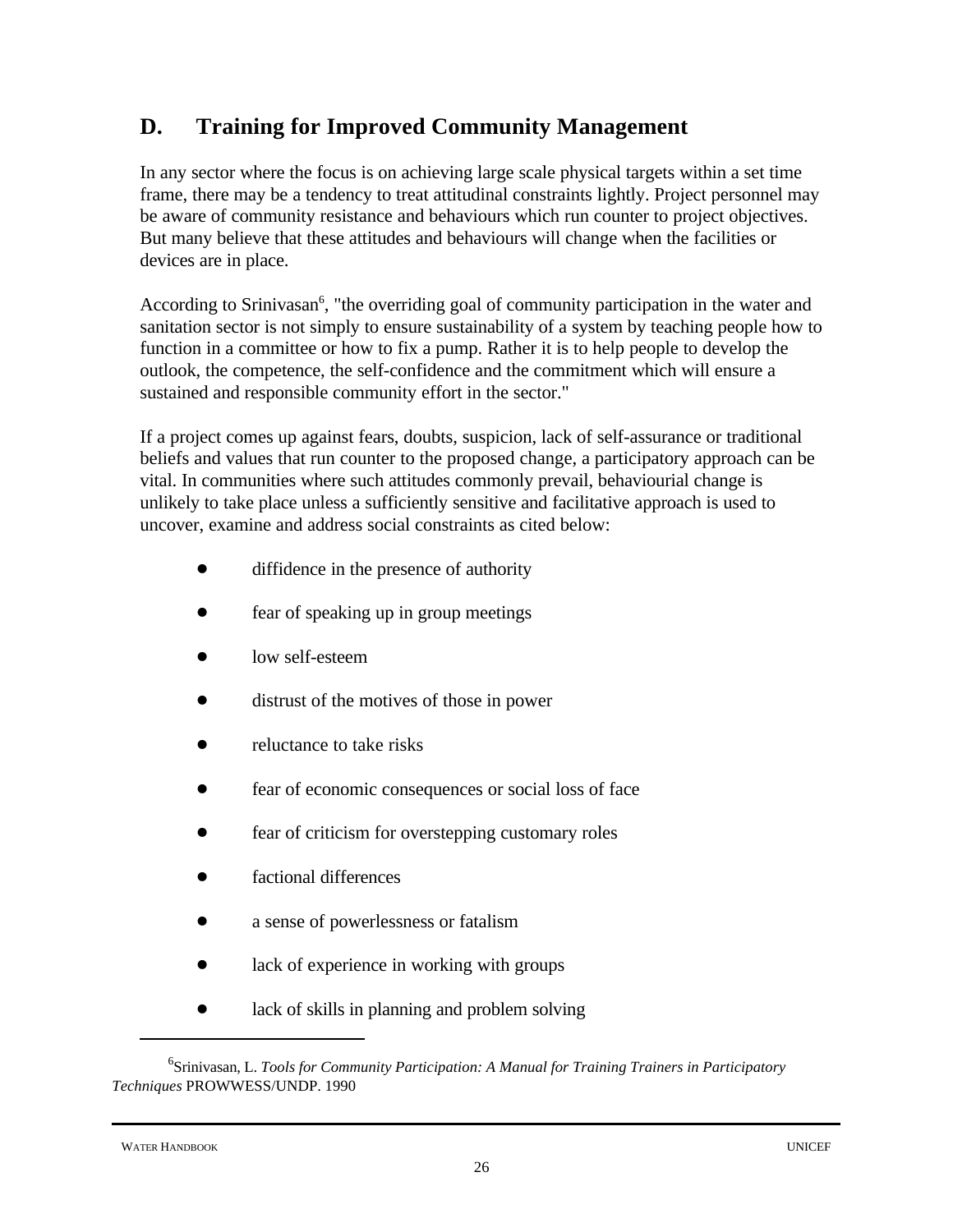## D. Training for Improved Community Management

In any sector where the focus is on achieving large scale physical targets within a set time frame, there may be a tendency to treat attitudinal constraints lightly. Project personnel may be aware of community resistance and behaviours which run counter to project objectives. But many believe that these attitudes and behaviours will change when the facilities or devices are in place.

According to Srinivasan[6], "the overriding goal of community participation in the water and sanitation sector is not simply to ensure sustainability of a system by teaching people how to function in a committee or how to fix a pump. Rather it is to help people to develop the outlook, the competence, the self-confidence and the commitment which will ensure a sustained and responsible community effort in the sector."

If a project comes up against fears, doubts, suspicion, lack of self-assurance or traditional beliefs and values that run counter to the proposed change, a participatory approach can be vital. In communities where such attitudes commonly prevail, behaviourial change is unlikely to take place unless a sufficiently sensitive and facilitative approach is used to uncover, examine and address social constraints as cited below:

- diffidence in the presence of authority
- fear of speaking up in group meetings
- low self-esteem
- distrust of the motives of those in power
- reluctance to take risks
- fear of economic consequences or social loss of face
- fear of criticism for overstepping customary roles
- factional differences
- a sense of powerlessness or fatalism
- lack of experience in working with groups
- lack of skills in planning and problem solving

---

[6] Srinivasan, L. *Tools for Community Participation: A Manual for Training Trainers in Participatory Techniques* PROWWESS/UNDP. 1990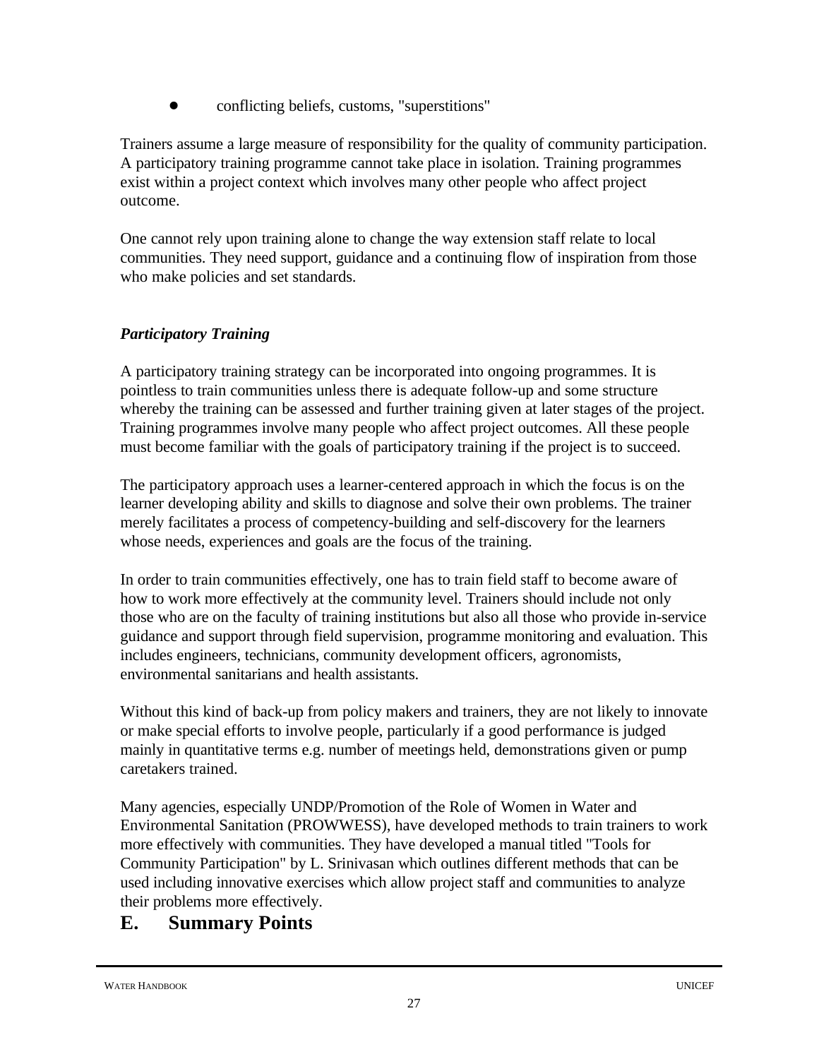- conflicting beliefs, customs, "superstitions"

Trainers assume a large measure of responsibility for the quality of community participation. A participatory training programme cannot take place in isolation. Training programmes exist within a project context which involves many other people who affect project outcome.

One cannot rely upon training alone to change the way extension staff relate to local communities. They need support, guidance and a continuing flow of inspiration from those who make policies and set standards.

***Participatory Training***

A participatory training strategy can be incorporated into ongoing programmes. It is pointless to train communities unless there is adequate follow-up and some structure whereby the training can be assessed and further training given at later stages of the project. Training programmes involve many people who affect project outcomes. All these people must become familiar with the goals of participatory training if the project is to succeed.

The participatory approach uses a learner-centered approach in which the focus is on the learner developing ability and skills to diagnose and solve their own problems. The trainer merely facilitates a process of competency-building and self-discovery for the learners whose needs, experiences and goals are the focus of the training.

In order to train communities effectively, one has to train field staff to become aware of how to work more effectively at the community level. Trainers should include not only those who are on the faculty of training institutions but also all those who provide in-service guidance and support through field supervision, programme monitoring and evaluation. This includes engineers, technicians, community development officers, agronomists, environmental sanitarians and health assistants.

Without this kind of back-up from policy makers and trainers, they are not likely to innovate or make special efforts to involve people, particularly if a good performance is judged mainly in quantitative terms e.g. number of meetings held, demonstrations given or pump caretakers trained.

Many agencies, especially UNDP/Promotion of the Role of Women in Water and Environmental Sanitation (PROWWESS), have developed methods to train trainers to work more effectively with communities. They have developed a manual titled "Tools for Community Participation" by L. Srinivasan which outlines different methods that can be used including innovative exercises which allow project staff and communities to analyze their problems more effectively.

## E. Summary Points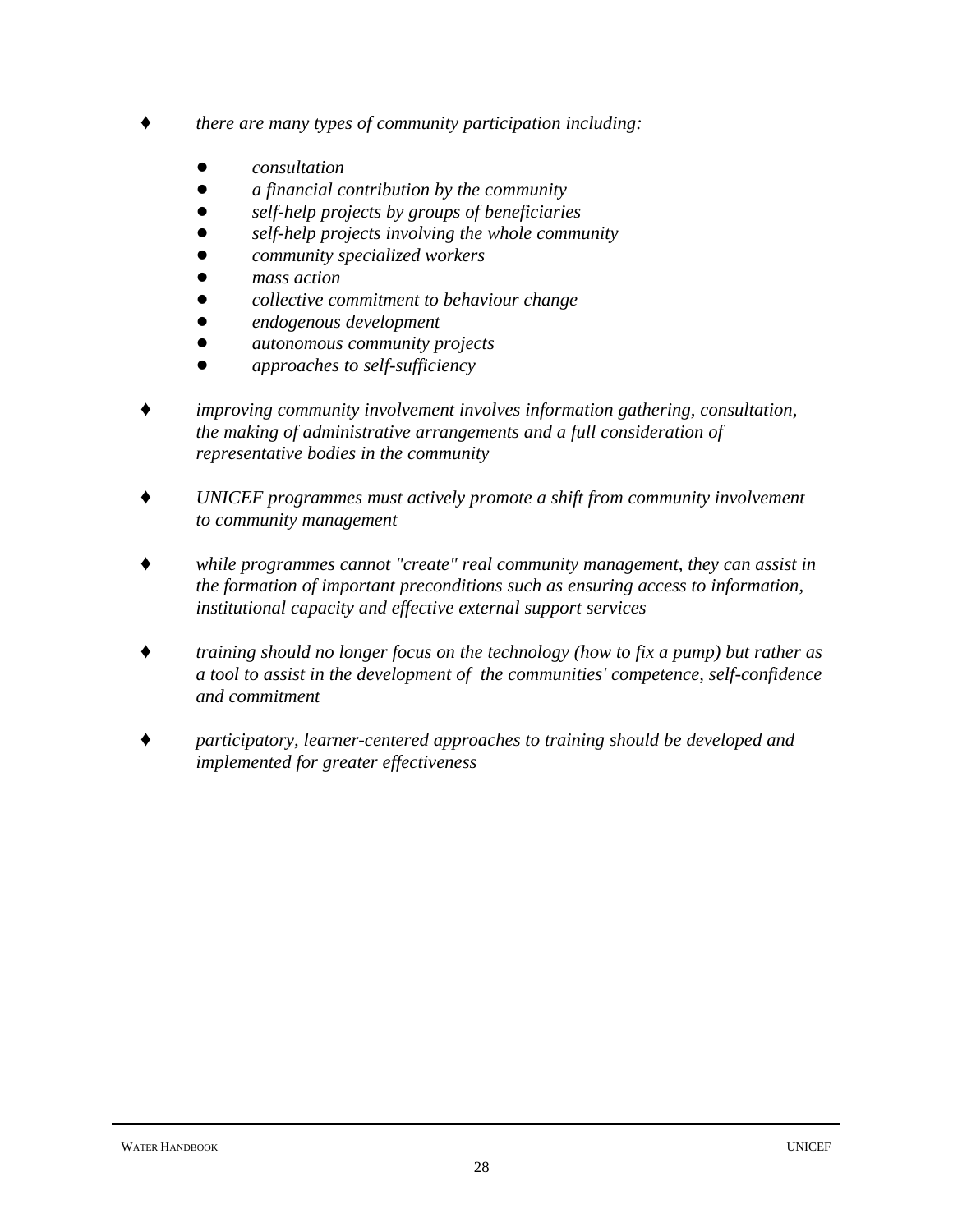- *there are many types of community participation including:*

    - *consultation*
    - *a financial contribution by the community*
    - *self-help projects by groups of beneficiaries*
    - *self-help projects involving the whole community*
    - *community specialized workers*
    - *mass action*
    - *collective commitment to behaviour change*
    - *endogenous development*
    - *autonomous community projects*
    - *approaches to self-sufficiency*

- *improving community involvement involves information gathering, consultation, the making of administrative arrangements and a full consideration of representative bodies in the community*

- *UNICEF programmes must actively promote a shift from community involvement to community management*

- *while programmes cannot "create" real community management, they can assist in the formation of important preconditions such as ensuring access to information, institutional capacity and effective external support services*

- *training should no longer focus on the technology (how to fix a pump) but rather as a tool to assist in the development of the communities' competence, self-confidence and commitment*

- *participatory, learner-centered approaches to training should be developed and implemented for greater effectiveness*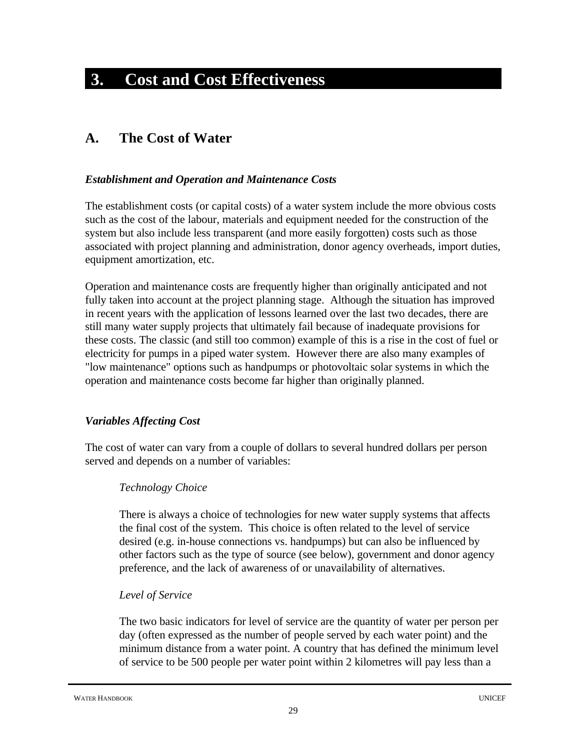# 3. Cost and Cost Effectiveness

## A. The Cost of Water

***Establishment and Operation and Maintenance Costs***

The establishment costs (or capital costs) of a water system include the more obvious costs such as the cost of the labour, materials and equipment needed for the construction of the system but also include less transparent (and more easily forgotten) costs such as those associated with project planning and administration, donor agency overheads, import duties, equipment amortization, etc.

Operation and maintenance costs are frequently higher than originally anticipated and not fully taken into account at the project planning stage. Although the situation has improved in recent years with the application of lessons learned over the last two decades, there are still many water supply projects that ultimately fail because of inadequate provisions for these costs. The classic (and still too common) example of this is a rise in the cost of fuel or electricity for pumps in a piped water system. However there are also many examples of "low maintenance" options such as handpumps or photovoltaic solar systems in which the operation and maintenance costs become far higher than originally planned.

***Variables Affecting Cost***

The cost of water can vary from a couple of dollars to several hundred dollars per person served and depends on a number of variables:

> *Technology Choice*
>
> There is always a choice of technologies for new water supply systems that affects the final cost of the system. This choice is often related to the level of service desired (e.g. in-house connections vs. handpumps) but can also be influenced by other factors such as the type of source (see below), government and donor agency preference, and the lack of awareness of or unavailability of alternatives.
>
> *Level of Service*
>
> The two basic indicators for level of service are the quantity of water per person per day (often expressed as the number of people served by each water point) and the minimum distance from a water point. A country that has defined the minimum level of service to be 500 people per water point within 2 kilometres will pay less than a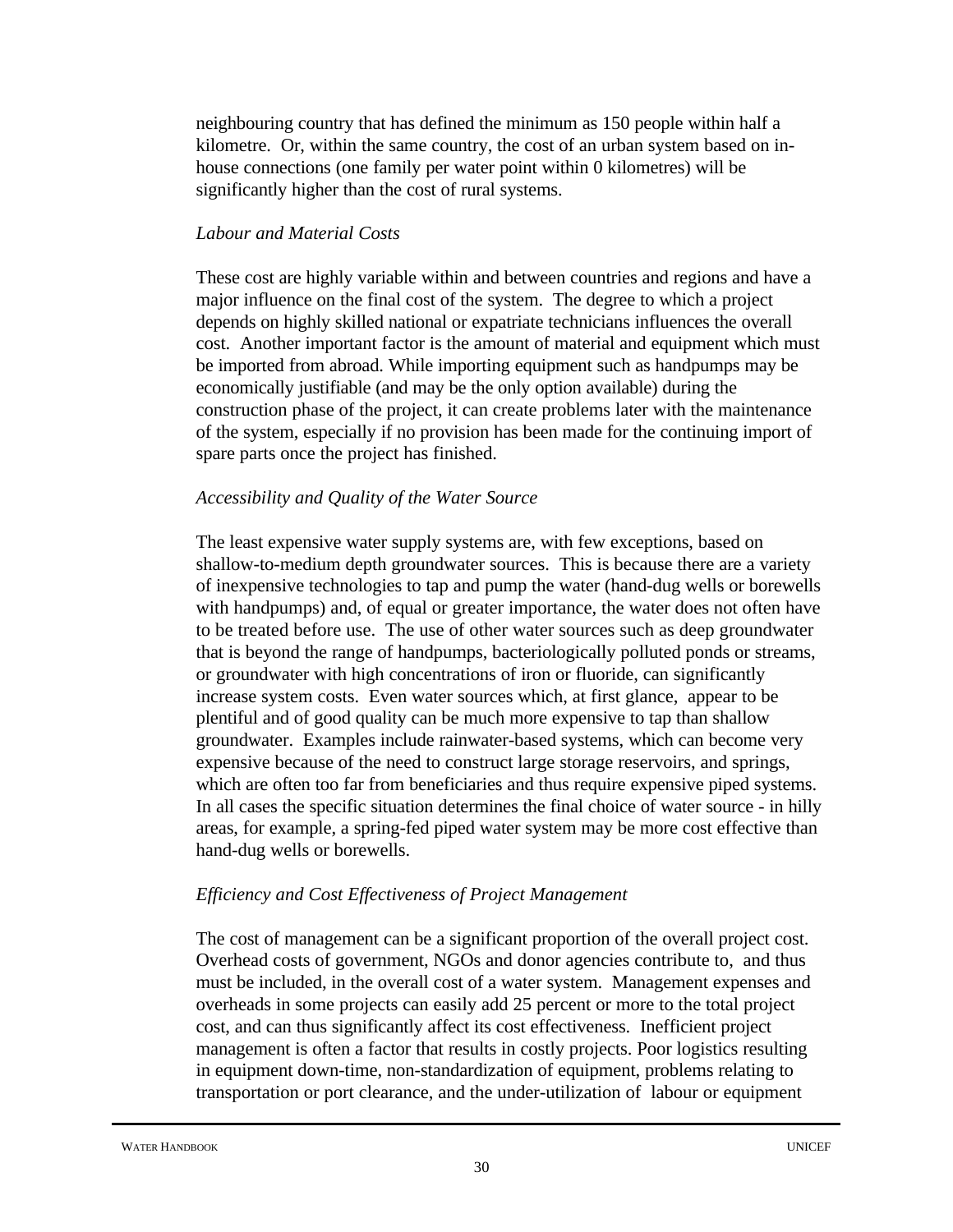neighbouring country that has defined the minimum as 150 people within half a kilometre. Or, within the same country, the cost of an urban system based on in-house connections (one family per water point within 0 kilometres) will be significantly higher than the cost of rural systems.

*Labour and Material Costs*

These cost are highly variable within and between countries and regions and have a major influence on the final cost of the system. The degree to which a project depends on highly skilled national or expatriate technicians influences the overall cost. Another important factor is the amount of material and equipment which must be imported from abroad. While importing equipment such as handpumps may be economically justifiable (and may be the only option available) during the construction phase of the project, it can create problems later with the maintenance of the system, especially if no provision has been made for the continuing import of spare parts once the project has finished.

*Accessibility and Quality of the Water Source*

The least expensive water supply systems are, with few exceptions, based on shallow-to-medium depth groundwater sources. This is because there are a variety of inexpensive technologies to tap and pump the water (hand-dug wells or borewells with handpumps) and, of equal or greater importance, the water does not often have to be treated before use. The use of other water sources such as deep groundwater that is beyond the range of handpumps, bacteriologically polluted ponds or streams, or groundwater with high concentrations of iron or fluoride, can significantly increase system costs. Even water sources which, at first glance, appear to be plentiful and of good quality can be much more expensive to tap than shallow groundwater. Examples include rainwater-based systems, which can become very expensive because of the need to construct large storage reservoirs, and springs, which are often too far from beneficiaries and thus require expensive piped systems. In all cases the specific situation determines the final choice of water source - in hilly areas, for example, a spring-fed piped water system may be more cost effective than hand-dug wells or borewells.

*Efficiency and Cost Effectiveness of Project Management*

The cost of management can be a significant proportion of the overall project cost. Overhead costs of government, NGOs and donor agencies contribute to, and thus must be included, in the overall cost of a water system. Management expenses and overheads in some projects can easily add 25 percent or more to the total project cost, and can thus significantly affect its cost effectiveness. Inefficient project management is often a factor that results in costly projects. Poor logistics resulting in equipment down-time, non-standardization of equipment, problems relating to transportation or port clearance, and the under-utilization of labour or equipment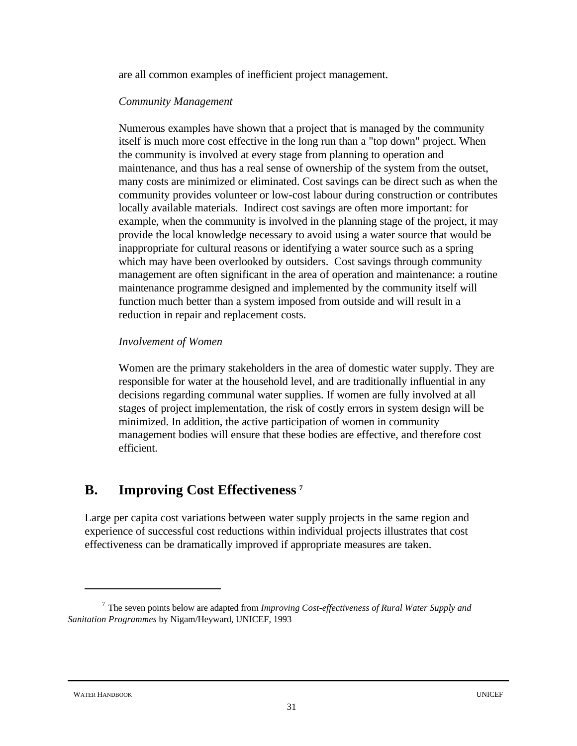are all common examples of inefficient project management.

*Community Management*

Numerous examples have shown that a project that is managed by the community itself is much more cost effective in the long run than a "top down" project. When the community is involved at every stage from planning to operation and maintenance, and thus has a real sense of ownership of the system from the outset, many costs are minimized or eliminated. Cost savings can be direct such as when the community provides volunteer or low-cost labour during construction or contributes locally available materials. Indirect cost savings are often more important: for example, when the community is involved in the planning stage of the project, it may provide the local knowledge necessary to avoid using a water source that would be inappropriate for cultural reasons or identifying a water source such as a spring which may have been overlooked by outsiders. Cost savings through community management are often significant in the area of operation and maintenance: a routine maintenance programme designed and implemented by the community itself will function much better than a system imposed from outside and will result in a reduction in repair and replacement costs.

*Involvement of Women*

Women are the primary stakeholders in the area of domestic water supply. They are responsible for water at the household level, and are traditionally influential in any decisions regarding communal water supplies. If women are fully involved at all stages of project implementation, the risk of costly errors in system design will be minimized. In addition, the active participation of women in community management bodies will ensure that these bodies are effective, and therefore cost efficient.

## B. Improving Cost Effectiveness [7]

Large per capita cost variations between water supply projects in the same region and experience of successful cost reductions within individual projects illustrates that cost effectiveness can be dramatically improved if appropriate measures are taken.

---

[7] The seven points below are adapted from *Improving Cost-effectiveness of Rural Water Supply and Sanitation Programmes* by Nigam/Heyward, UNICEF, 1993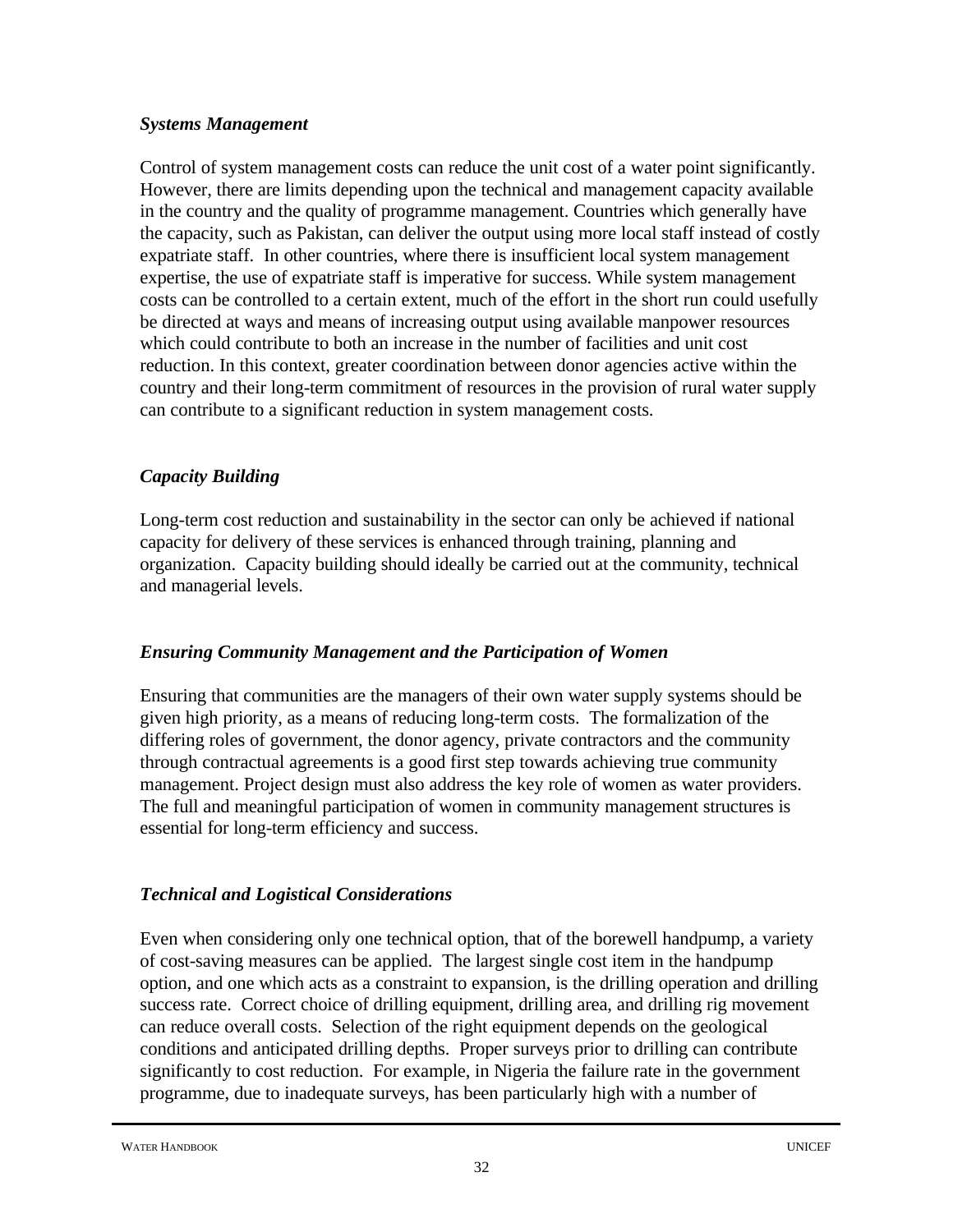### *Systems Management*

Control of system management costs can reduce the unit cost of a water point significantly. However, there are limits depending upon the technical and management capacity available in the country and the quality of programme management. Countries which generally have the capacity, such as Pakistan, can deliver the output using more local staff instead of costly expatriate staff. In other countries, where there is insufficient local system management expertise, the use of expatriate staff is imperative for success. While system management costs can be controlled to a certain extent, much of the effort in the short run could usefully be directed at ways and means of increasing output using available manpower resources which could contribute to both an increase in the number of facilities and unit cost reduction. In this context, greater coordination between donor agencies active within the country and their long-term commitment of resources in the provision of rural water supply can contribute to a significant reduction in system management costs.

### *Capacity Building*

Long-term cost reduction and sustainability in the sector can only be achieved if national capacity for delivery of these services is enhanced through training, planning and organization. Capacity building should ideally be carried out at the community, technical and managerial levels.

### *Ensuring Community Management and the Participation of Women*

Ensuring that communities are the managers of their own water supply systems should be given high priority, as a means of reducing long-term costs. The formalization of the differing roles of government, the donor agency, private contractors and the community through contractual agreements is a good first step towards achieving true community management. Project design must also address the key role of women as water providers. The full and meaningful participation of women in community management structures is essential for long-term efficiency and success.

### *Technical and Logistical Considerations*

Even when considering only one technical option, that of the borewell handpump, a variety of cost-saving measures can be applied. The largest single cost item in the handpump option, and one which acts as a constraint to expansion, is the drilling operation and drilling success rate. Correct choice of drilling equipment, drilling area, and drilling rig movement can reduce overall costs. Selection of the right equipment depends on the geological conditions and anticipated drilling depths. Proper surveys prior to drilling can contribute significantly to cost reduction. For example, in Nigeria the failure rate in the government programme, due to inadequate surveys, has been particularly high with a number of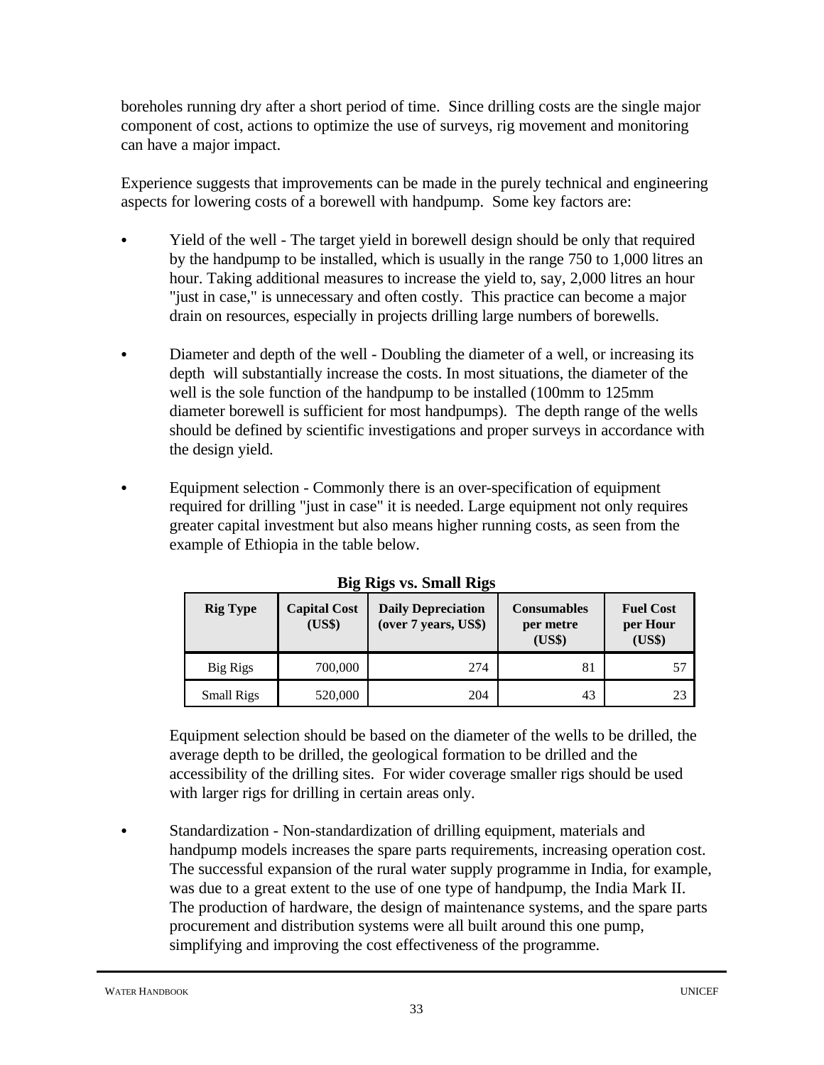boreholes running dry after a short period of time. Since drilling costs are the single major component of cost, actions to optimize the use of surveys, rig movement and monitoring can have a major impact.

Experience suggests that improvements can be made in the purely technical and engineering aspects for lowering costs of a borewell with handpump. Some key factors are:

- Yield of the well - The target yield in borewell design should be only that required by the handpump to be installed, which is usually in the range 750 to 1,000 litres an hour. Taking additional measures to increase the yield to, say, 2,000 litres an hour "just in case," is unnecessary and often costly. This practice can become a major drain on resources, especially in projects drilling large numbers of borewells.

- Diameter and depth of the well - Doubling the diameter of a well, or increasing its depth will substantially increase the costs. In most situations, the diameter of the well is the sole function of the handpump to be installed (100mm to 125mm diameter borewell is sufficient for most handpumps). The depth range of the wells should be defined by scientific investigations and proper surveys in accordance with the design yield.

- Equipment selection - Commonly there is an over-specification of equipment required for drilling "just in case" it is needed. Large equipment not only requires greater capital investment but also means higher running costs, as seen from the example of Ethiopia in the table below.

**Big Rigs vs. Small Rigs**

| Rig Type | Capital Cost (US$) | Daily Depreciation (over 7 years, US$) | Consumables per metre (US$) | Fuel Cost per Hour (US$) |
|---|---|---|---|---|
| Big Rigs | 700,000 | 274 | 81 | 57 |
| Small Rigs | 520,000 | 204 | 43 | 23 |

  Equipment selection should be based on the diameter of the wells to be drilled, the average depth to be drilled, the geological formation to be drilled and the accessibility of the drilling sites. For wider coverage smaller rigs should be used with larger rigs for drilling in certain areas only.

- Standardization - Non-standardization of drilling equipment, materials and handpump models increases the spare parts requirements, increasing operation cost. The successful expansion of the rural water supply programme in India, for example, was due to a great extent to the use of one type of handpump, the India Mark II. The production of hardware, the design of maintenance systems, and the spare parts procurement and distribution systems were all built around this one pump, simplifying and improving the cost effectiveness of the programme.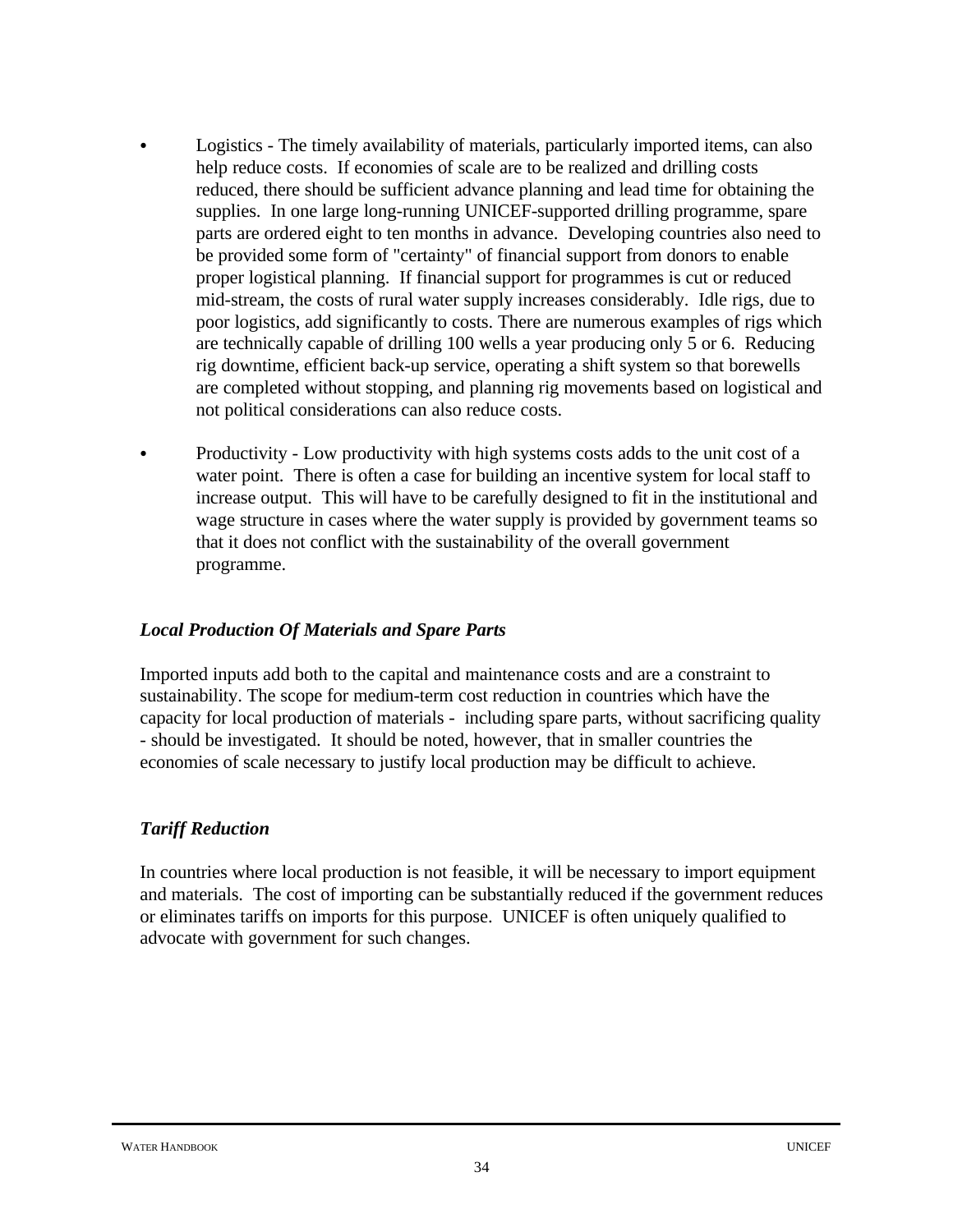- Logistics - The timely availability of materials, particularly imported items, can also help reduce costs. If economies of scale are to be realized and drilling costs reduced, there should be sufficient advance planning and lead time for obtaining the supplies. In one large long-running UNICEF-supported drilling programme, spare parts are ordered eight to ten months in advance. Developing countries also need to be provided some form of "certainty" of financial support from donors to enable proper logistical planning. If financial support for programmes is cut or reduced mid-stream, the costs of rural water supply increases considerably. Idle rigs, due to poor logistics, add significantly to costs. There are numerous examples of rigs which are technically capable of drilling 100 wells a year producing only 5 or 6. Reducing rig downtime, efficient back-up service, operating a shift system so that borewells are completed without stopping, and planning rig movements based on logistical and not political considerations can also reduce costs.

- Productivity - Low productivity with high systems costs adds to the unit cost of a water point. There is often a case for building an incentive system for local staff to increase output. This will have to be carefully designed to fit in the institutional and wage structure in cases where the water supply is provided by government teams so that it does not conflict with the sustainability of the overall government programme.

### ***Local Production Of Materials and Spare Parts***

Imported inputs add both to the capital and maintenance costs and are a constraint to sustainability. The scope for medium-term cost reduction in countries which have the capacity for local production of materials - including spare parts, without sacrificing quality - should be investigated. It should be noted, however, that in smaller countries the economies of scale necessary to justify local production may be difficult to achieve.

### ***Tariff Reduction***

In countries where local production is not feasible, it will be necessary to import equipment and materials. The cost of importing can be substantially reduced if the government reduces or eliminates tariffs on imports for this purpose. UNICEF is often uniquely qualified to advocate with government for such changes.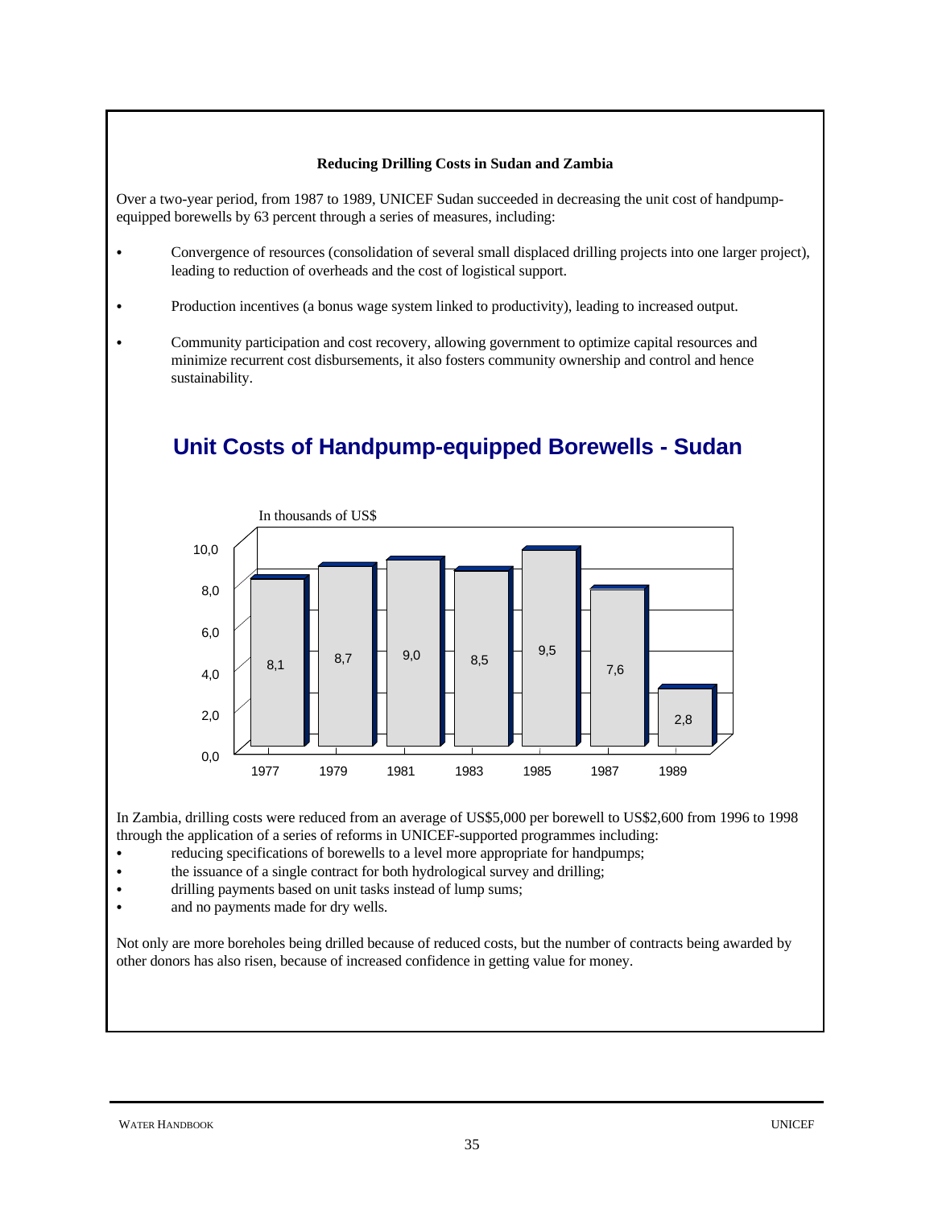**Reducing Drilling Costs in Sudan and Zambia**

Over a two-year period, from 1987 to 1989, UNICEF Sudan succeeded in decreasing the unit cost of handpump-equipped borewells by 63 percent through a series of measures, including:

- Convergence of resources (consolidation of several small displaced drilling projects into one larger project), leading to reduction of overheads and the cost of logistical support.
- Production incentives (a bonus wage system linked to productivity), leading to increased output.
- Community participation and cost recovery, allowing government to optimize capital resources and minimize recurrent cost disbursements, it also fosters community ownership and control and hence sustainability.

## Unit Costs of Handpump-equipped Borewells - Sudan

In thousands of US$

| Year | Unit cost |
|---|---|
| 1977 | 8,1 |
| 1979 | 8,7 |
| 1981 | 9,0 |
| 1983 | 8,5 |
| 1985 | 9,5 |
| 1987 | 7,6 |
| 1989 | 2,8 |

In Zambia, drilling costs were reduced from an average of US$5,000 per borewell to US$2,600 from 1996 to 1998 through the application of a series of reforms in UNICEF-supported programmes including:

- reducing specifications of borewells to a level more appropriate for handpumps;
- the issuance of a single contract for both hydrological survey and drilling;
- drilling payments based on unit tasks instead of lump sums;
- and no payments made for dry wells.

Not only are more boreholes being drilled because of reduced costs, but the number of contracts being awarded by other donors has also risen, because of increased confidence in getting value for money.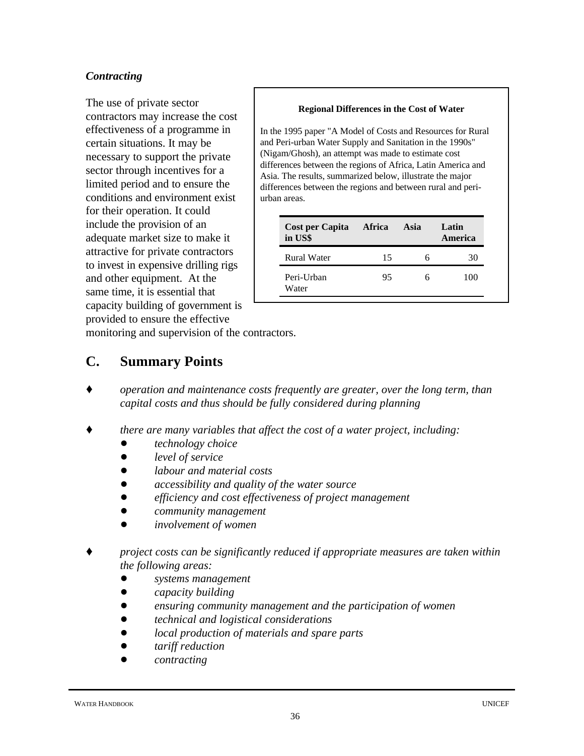### *Contracting*

The use of private sector contractors may increase the cost effectiveness of a programme in certain situations. It may be necessary to support the private sector through incentives for a limited period and to ensure the conditions and environment exist for their operation. It could include the provision of an adequate market size to make it attractive for private contractors to invest in expensive drilling rigs and other equipment. At the same time, it is essential that capacity building of government is provided to ensure the effective monitoring and supervision of the contractors.

**Regional Differences in the Cost of Water**

In the 1995 paper "A Model of Costs and Resources for Rural and Peri-urban Water Supply and Sanitation in the 1990s" (Nigam/Ghosh), an attempt was made to estimate cost differences between the regions of Africa, Latin America and Asia. The results, summarized below, illustrate the major differences between the regions and between rural and peri-urban areas.

| Cost per Capita in US$ | Africa | Asia | Latin America |
|---|---|---|---|
| Rural Water | 15 | 6 | 30 |
| Peri-Urban Water | 95 | 6 | 100 |

## C. Summary Points

- *operation and maintenance costs frequently are greater, over the long term, than capital costs and thus should be fully considered during planning*

- *there are many variables that affect the cost of a water project, including:*
    - *technology choice*
    - *level of service*
    - *labour and material costs*
    - *accessibility and quality of the water source*
    - *efficiency and cost effectiveness of project management*
    - *community management*
    - *involvement of women*

- *project costs can be significantly reduced if appropriate measures are taken within the following areas:*
    - *systems management*
    - *capacity building*
    - *ensuring community management and the participation of women*
    - *technical and logistical considerations*
    - *local production of materials and spare parts*
    - *tariff reduction*
    - *contracting*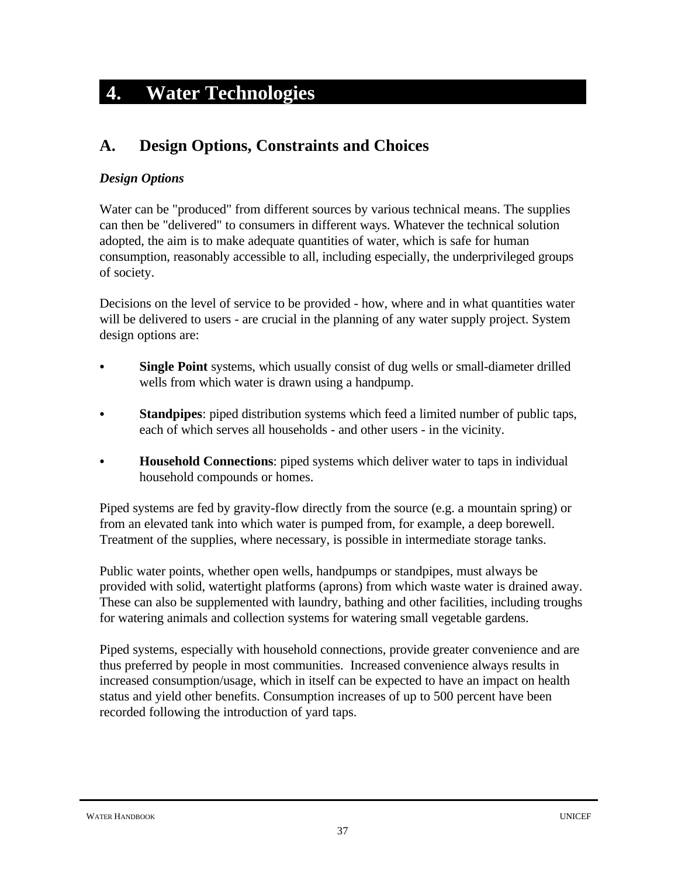# 4. Water Technologies

## A. Design Options, Constraints and Choices

### *Design Options*

Water can be "produced" from different sources by various technical means. The supplies can then be "delivered" to consumers in different ways. Whatever the technical solution adopted, the aim is to make adequate quantities of water, which is safe for human consumption, reasonably accessible to all, including especially, the underprivileged groups of society.

Decisions on the level of service to be provided - how, where and in what quantities water will be delivered to users - are crucial in the planning of any water supply project. System design options are:

- **Single Point** systems, which usually consist of dug wells or small-diameter drilled wells from which water is drawn using a handpump.
- **Standpipes**: piped distribution systems which feed a limited number of public taps, each of which serves all households - and other users - in the vicinity.
- **Household Connections**: piped systems which deliver water to taps in individual household compounds or homes.

Piped systems are fed by gravity-flow directly from the source (e.g. a mountain spring) or from an elevated tank into which water is pumped from, for example, a deep borewell. Treatment of the supplies, where necessary, is possible in intermediate storage tanks.

Public water points, whether open wells, handpumps or standpipes, must always be provided with solid, watertight platforms (aprons) from which waste water is drained away. These can also be supplemented with laundry, bathing and other facilities, including troughs for watering animals and collection systems for watering small vegetable gardens.

Piped systems, especially with household connections, provide greater convenience and are thus preferred by people in most communities. Increased convenience always results in increased consumption/usage, which in itself can be expected to have an impact on health status and yield other benefits. Consumption increases of up to 500 percent have been recorded following the introduction of yard taps.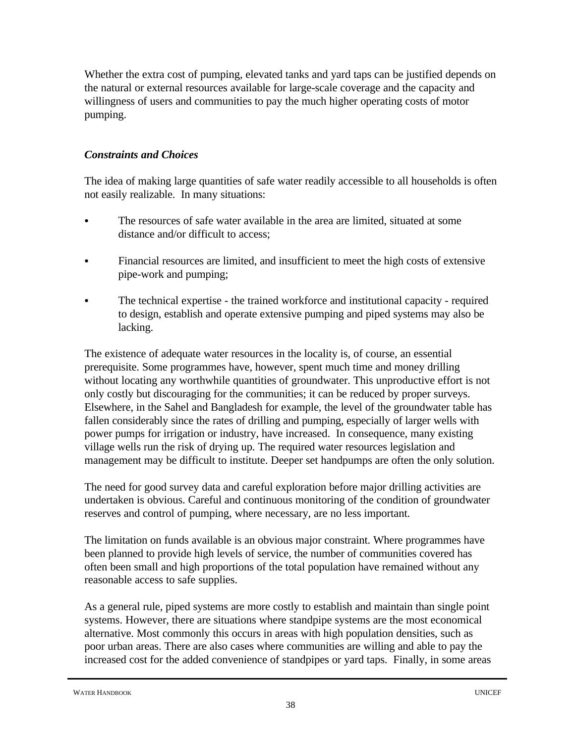Whether the extra cost of pumping, elevated tanks and yard taps can be justified depends on the natural or external resources available for large-scale coverage and the capacity and willingness of users and communities to pay the much higher operating costs of motor pumping.

### *Constraints and Choices*

The idea of making large quantities of safe water readily accessible to all households is often not easily realizable. In many situations:

- The resources of safe water available in the area are limited, situated at some distance and/or difficult to access;
- Financial resources are limited, and insufficient to meet the high costs of extensive pipe-work and pumping;
- The technical expertise - the trained workforce and institutional capacity - required to design, establish and operate extensive pumping and piped systems may also be lacking.

The existence of adequate water resources in the locality is, of course, an essential prerequisite. Some programmes have, however, spent much time and money drilling without locating any worthwhile quantities of groundwater. This unproductive effort is not only costly but discouraging for the communities; it can be reduced by proper surveys. Elsewhere, in the Sahel and Bangladesh for example, the level of the groundwater table has fallen considerably since the rates of drilling and pumping, especially of larger wells with power pumps for irrigation or industry, have increased. In consequence, many existing village wells run the risk of drying up. The required water resources legislation and management may be difficult to institute. Deeper set handpumps are often the only solution.

The need for good survey data and careful exploration before major drilling activities are undertaken is obvious. Careful and continuous monitoring of the condition of groundwater reserves and control of pumping, where necessary, are no less important.

The limitation on funds available is an obvious major constraint. Where programmes have been planned to provide high levels of service, the number of communities covered has often been small and high proportions of the total population have remained without any reasonable access to safe supplies.

As a general rule, piped systems are more costly to establish and maintain than single point systems. However, there are situations where standpipe systems are the most economical alternative. Most commonly this occurs in areas with high population densities, such as poor urban areas. There are also cases where communities are willing and able to pay the increased cost for the added convenience of standpipes or yard taps. Finally, in some areas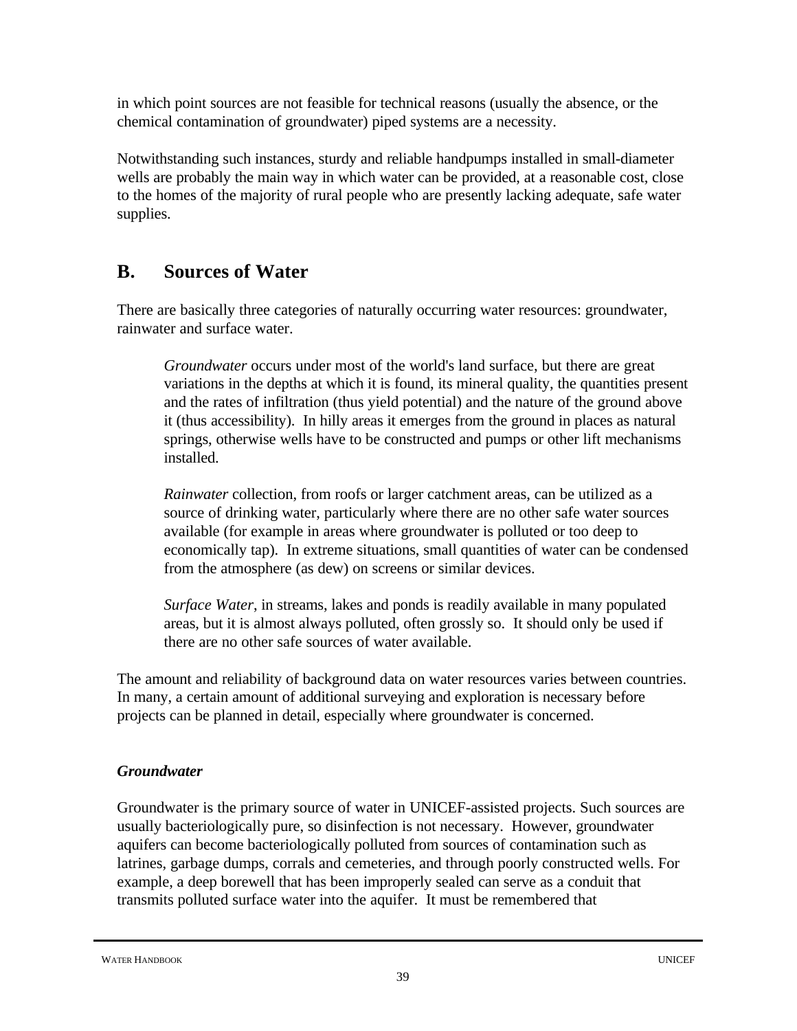in which point sources are not feasible for technical reasons (usually the absence, or the chemical contamination of groundwater) piped systems are a necessity.

Notwithstanding such instances, sturdy and reliable handpumps installed in small-diameter wells are probably the main way in which water can be provided, at a reasonable cost, close to the homes of the majority of rural people who are presently lacking adequate, safe water supplies.

## B. Sources of Water

There are basically three categories of naturally occurring water resources: groundwater, rainwater and surface water.

> *Groundwater* occurs under most of the world's land surface, but there are great variations in the depths at which it is found, its mineral quality, the quantities present and the rates of infiltration (thus yield potential) and the nature of the ground above it (thus accessibility). In hilly areas it emerges from the ground in places as natural springs, otherwise wells have to be constructed and pumps or other lift mechanisms installed.
>
> *Rainwater* collection, from roofs or larger catchment areas, can be utilized as a source of drinking water, particularly where there are no other safe water sources available (for example in areas where groundwater is polluted or too deep to economically tap). In extreme situations, small quantities of water can be condensed from the atmosphere (as dew) on screens or similar devices.
>
> *Surface Water*, in streams, lakes and ponds is readily available in many populated areas, but it is almost always polluted, often grossly so. It should only be used if there are no other safe sources of water available.

The amount and reliability of background data on water resources varies between countries. In many, a certain amount of additional surveying and exploration is necessary before projects can be planned in detail, especially where groundwater is concerned.

### *Groundwater*

Groundwater is the primary source of water in UNICEF-assisted projects. Such sources are usually bacteriologically pure, so disinfection is not necessary. However, groundwater aquifers can become bacteriologically polluted from sources of contamination such as latrines, garbage dumps, corrals and cemeteries, and through poorly constructed wells. For example, a deep borewell that has been improperly sealed can serve as a conduit that transmits polluted surface water into the aquifer. It must be remembered that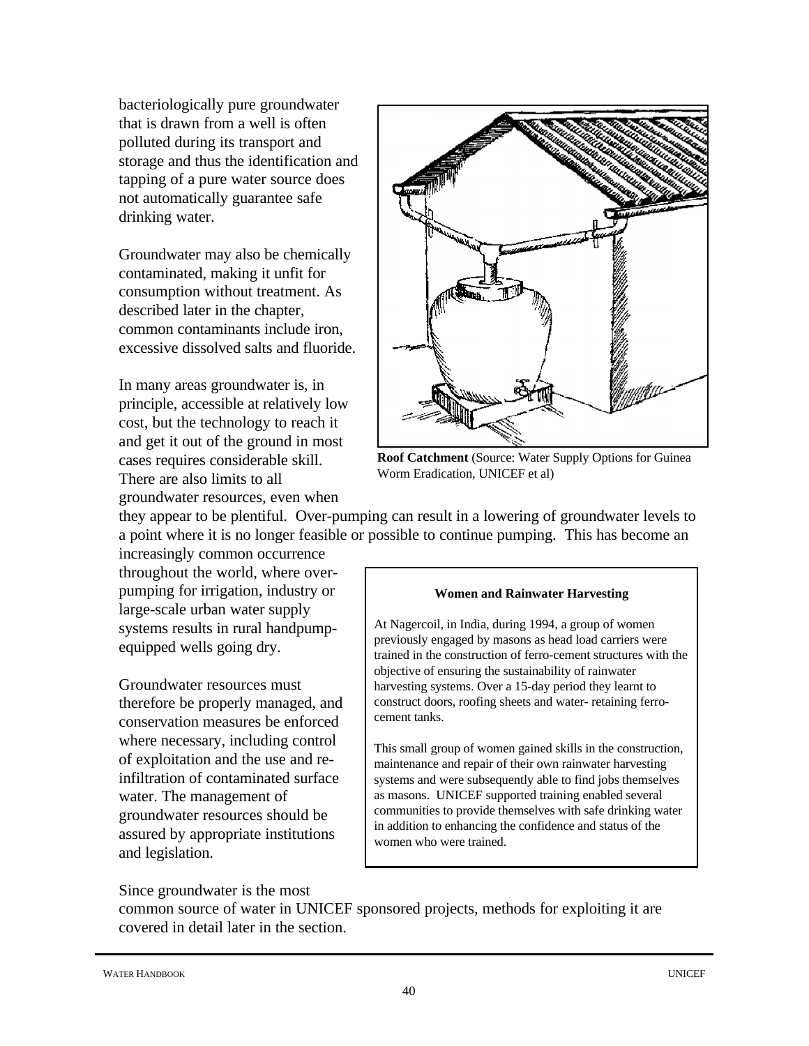bacteriologically pure groundwater that is drawn from a well is often polluted during its transport and storage and thus the identification and tapping of a pure water source does not automatically guarantee safe drinking water.

Groundwater may also be chemically contaminated, making it unfit for consumption without treatment. As described later in the chapter, common contaminants include iron, excessive dissolved salts and fluoride.

In many areas groundwater is, in principle, accessible at relatively low cost, but the technology to reach it and get it out of the ground in most cases requires considerable skill. There are also limits to all groundwater resources, even when they appear to be plentiful. Over-pumping can result in a lowering of groundwater levels to a point where it is no longer feasible or possible to continue pumping. This has become an increasingly common occurrence throughout the world, where over-pumping for irrigation, industry or large-scale urban water supply systems results in rural handpump-equipped wells going dry.

**Roof Catchment** (Source: Water Supply Options for Guinea Worm Eradication, UNICEF et al)

Groundwater resources must therefore be properly managed, and conservation measures be enforced where necessary, including control of exploitation and the use and re-infiltration of contaminated surface water. The management of groundwater resources should be assured by appropriate institutions and legislation.

Since groundwater is the most common source of water in UNICEF sponsored projects, methods for exploiting it are covered in detail later in the section.

> **Women and Rainwater Harvesting**
>
> At Nagercoil, in India, during 1994, a group of women previously engaged by masons as head load carriers were trained in the construction of ferro-cement structures with the objective of ensuring the sustainability of rainwater harvesting systems. Over a 15-day period they learnt to construct doors, roofing sheets and water- retaining ferro-cement tanks.
>
> This small group of women gained skills in the construction, maintenance and repair of their own rainwater harvesting systems and were subsequently able to find jobs themselves as masons. UNICEF supported training enabled several communities to provide themselves with safe drinking water in addition to enhancing the confidence and status of the women who were trained.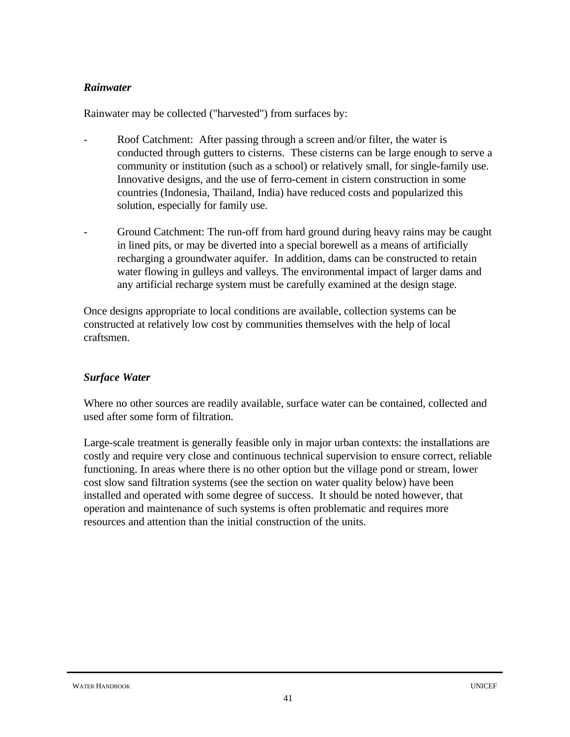### *Rainwater*

Rainwater may be collected ("harvested") from surfaces by:

- Roof Catchment: After passing through a screen and/or filter, the water is conducted through gutters to cisterns. These cisterns can be large enough to serve a community or institution (such as a school) or relatively small, for single-family use. Innovative designs, and the use of ferro-cement in cistern construction in some countries (Indonesia, Thailand, India) have reduced costs and popularized this solution, especially for family use.

- Ground Catchment: The run-off from hard ground during heavy rains may be caught in lined pits, or may be diverted into a special borewell as a means of artificially recharging a groundwater aquifer. In addition, dams can be constructed to retain water flowing in gulleys and valleys. The environmental impact of larger dams and any artificial recharge system must be carefully examined at the design stage.

Once designs appropriate to local conditions are available, collection systems can be constructed at relatively low cost by communities themselves with the help of local craftsmen.

### *Surface Water*

Where no other sources are readily available, surface water can be contained, collected and used after some form of filtration.

Large-scale treatment is generally feasible only in major urban contexts: the installations are costly and require very close and continuous technical supervision to ensure correct, reliable functioning. In areas where there is no other option but the village pond or stream, lower cost slow sand filtration systems (see the section on water quality below) have been installed and operated with some degree of success. It should be noted however, that operation and maintenance of such systems is often problematic and requires more resources and attention than the initial construction of the units.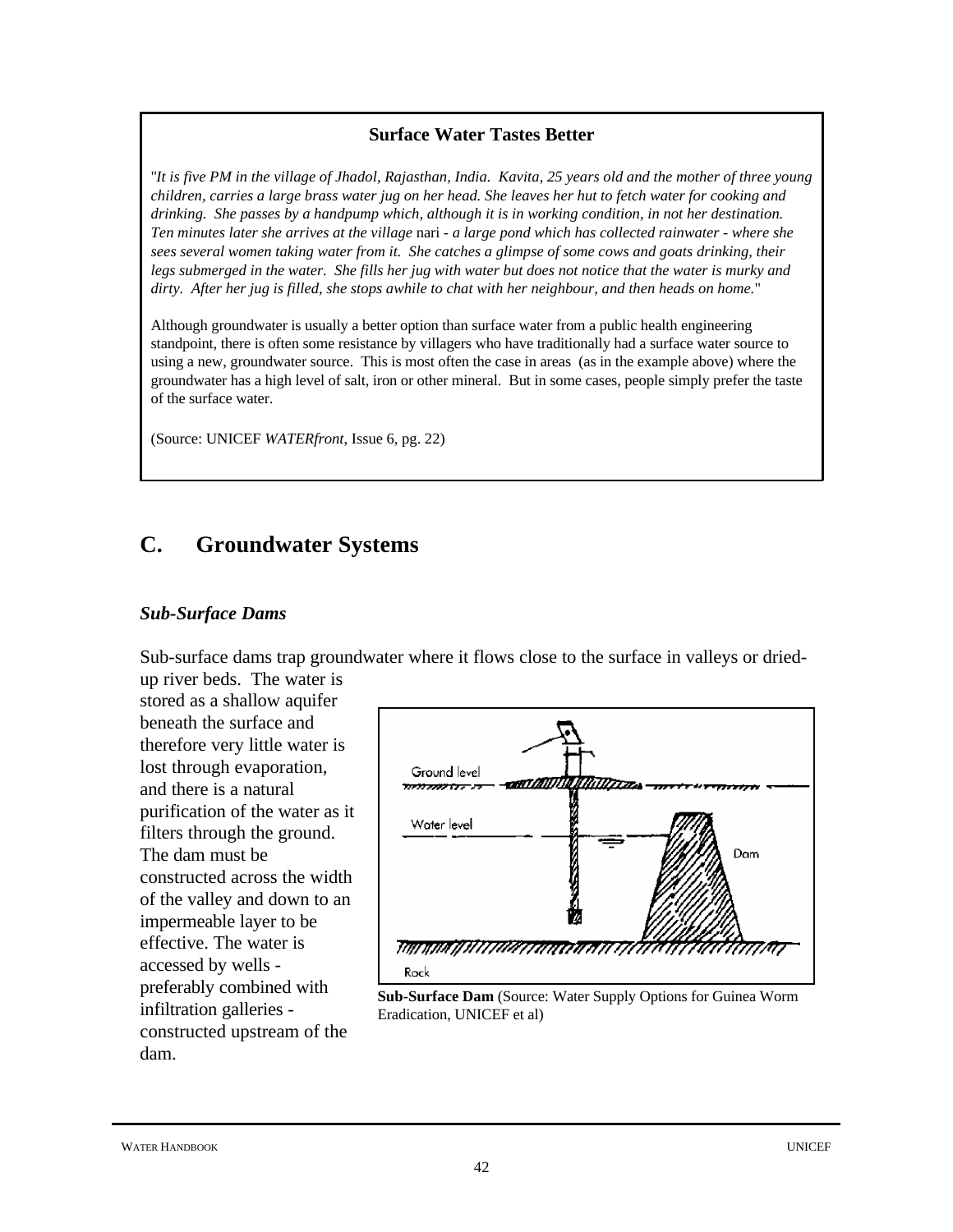**Surface Water Tastes Better**

"*It is five PM in the village of Jhadol, Rajasthan, India. Kavita, 25 years old and the mother of three young children, carries a large brass water jug on her head. She leaves her hut to fetch water for cooking and drinking. She passes by a handpump which, although it is in working condition, in not her destination. Ten minutes later she arrives at the village* nari *- a large pond which has collected rainwater - where she sees several women taking water from it. She catches a glimpse of some cows and goats drinking, their legs submerged in the water. She fills her jug with water but does not notice that the water is murky and dirty. After her jug is filled, she stops awhile to chat with her neighbour, and then heads on home.*"

Although groundwater is usually a better option than surface water from a public health engineering standpoint, there is often some resistance by villagers who have traditionally had a surface water source to using a new, groundwater source. This is most often the case in areas (as in the example above) where the groundwater has a high level of salt, iron or other mineral. But in some cases, people simply prefer the taste of the surface water.

(Source: UNICEF *WATERfront*, Issue 6, pg. 22)

## C. Groundwater Systems

### *Sub-Surface Dams*

Sub-surface dams trap groundwater where it flows close to the surface in valleys or dried-up river beds. The water is stored as a shallow aquifer beneath the surface and therefore very little water is lost through evaporation, and there is a natural purification of the water as it filters through the ground. The dam must be constructed across the width of the valley and down to an impermeable layer to be effective. The water is accessed by wells - preferably combined with infiltration galleries - constructed upstream of the dam.

**Sub-Surface Dam** (Source: Water Supply Options for Guinea Worm Eradication, UNICEF et al)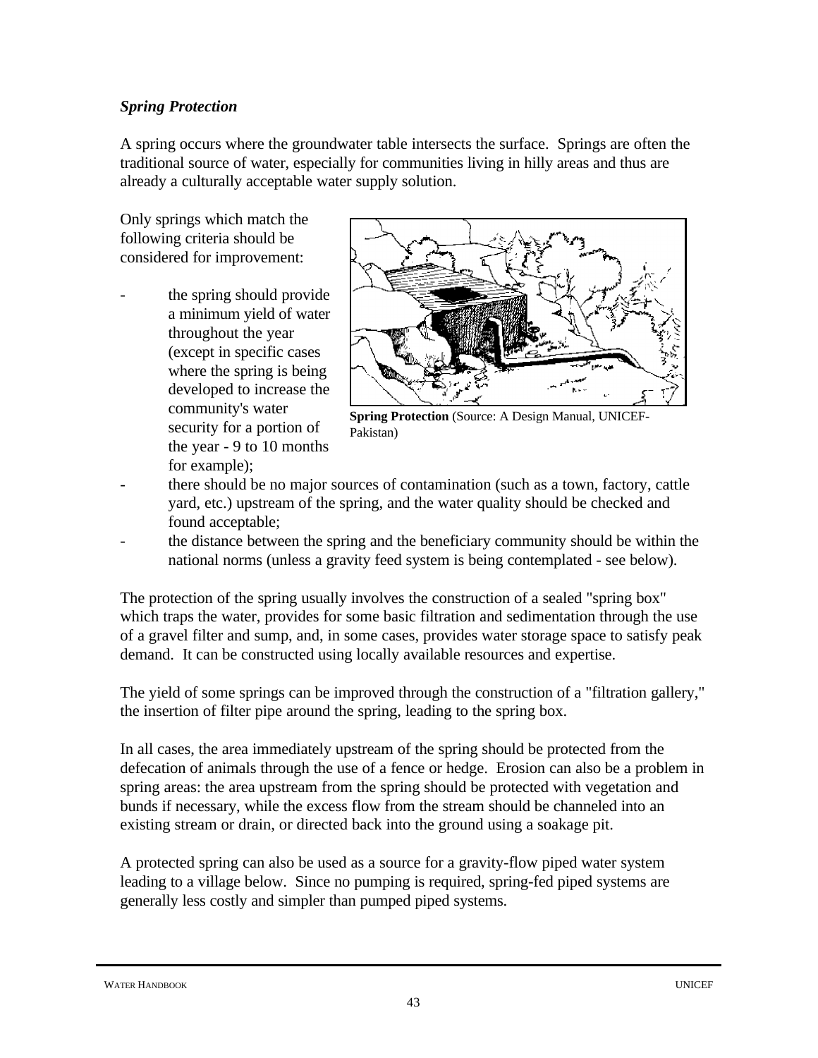*Spring Protection*

A spring occurs where the groundwater table intersects the surface. Springs are often the traditional source of water, especially for communities living in hilly areas and thus are already a culturally acceptable water supply solution.

Only springs which match the following criteria should be considered for improvement:

- the spring should provide a minimum yield of water throughout the year (except in specific cases where the spring is being developed to increase the community's water security for a portion of the year - 9 to 10 months for example);
- there should be no major sources of contamination (such as a town, factory, cattle yard, etc.) upstream of the spring, and the water quality should be checked and found acceptable;
- the distance between the spring and the beneficiary community should be within the national norms (unless a gravity feed system is being contemplated - see below).

**Spring Protection** (Source: A Design Manual, UNICEF-Pakistan)

The protection of the spring usually involves the construction of a sealed "spring box" which traps the water, provides for some basic filtration and sedimentation through the use of a gravel filter and sump, and, in some cases, provides water storage space to satisfy peak demand. It can be constructed using locally available resources and expertise.

The yield of some springs can be improved through the construction of a "filtration gallery," the insertion of filter pipe around the spring, leading to the spring box.

In all cases, the area immediately upstream of the spring should be protected from the defecation of animals through the use of a fence or hedge. Erosion can also be a problem in spring areas: the area upstream from the spring should be protected with vegetation and bunds if necessary, while the excess flow from the stream should be channeled into an existing stream or drain, or directed back into the ground using a soakage pit.

A protected spring can also be used as a source for a gravity-flow piped water system leading to a village below. Since no pumping is required, spring-fed piped systems are generally less costly and simpler than pumped piped systems.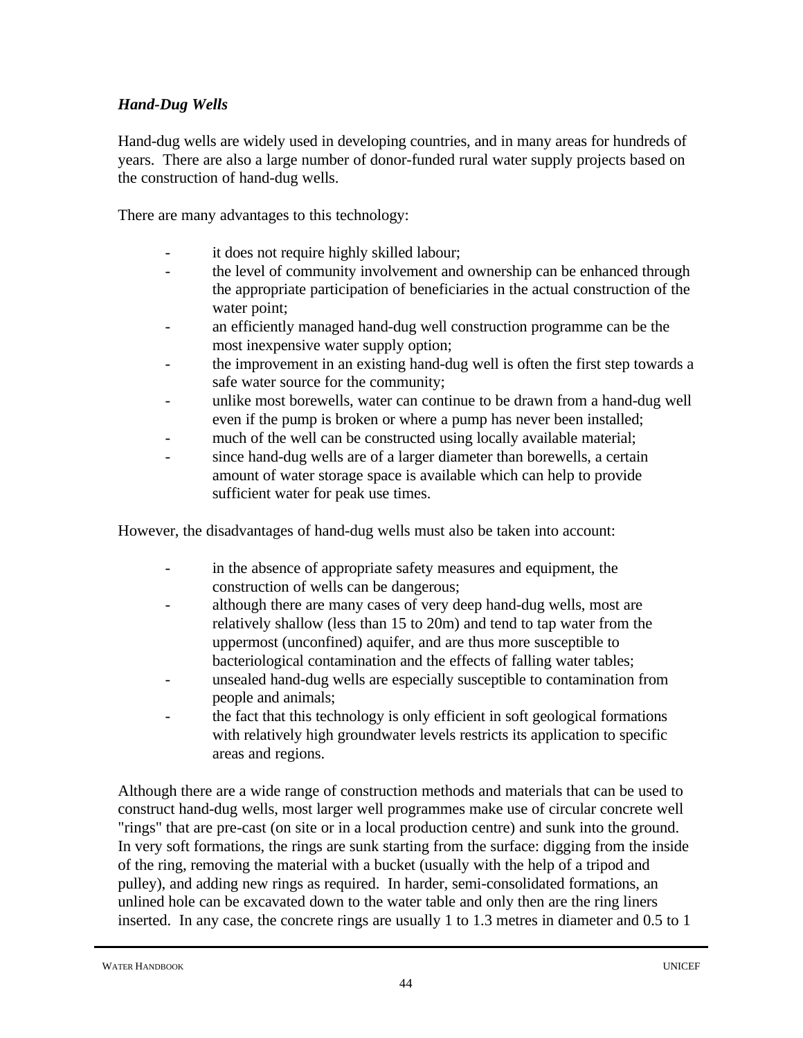### *Hand-Dug Wells*

Hand-dug wells are widely used in developing countries, and in many areas for hundreds of years. There are also a large number of donor-funded rural water supply projects based on the construction of hand-dug wells.

There are many advantages to this technology:

- it does not require highly skilled labour;
- the level of community involvement and ownership can be enhanced through the appropriate participation of beneficiaries in the actual construction of the water point;
- an efficiently managed hand-dug well construction programme can be the most inexpensive water supply option;
- the improvement in an existing hand-dug well is often the first step towards a safe water source for the community;
- unlike most borewells, water can continue to be drawn from a hand-dug well even if the pump is broken or where a pump has never been installed;
- much of the well can be constructed using locally available material;
- since hand-dug wells are of a larger diameter than borewells, a certain amount of water storage space is available which can help to provide sufficient water for peak use times.

However, the disadvantages of hand-dug wells must also be taken into account:

- in the absence of appropriate safety measures and equipment, the construction of wells can be dangerous;
- although there are many cases of very deep hand-dug wells, most are relatively shallow (less than 15 to 20m) and tend to tap water from the uppermost (unconfined) aquifer, and are thus more susceptible to bacteriological contamination and the effects of falling water tables;
- unsealed hand-dug wells are especially susceptible to contamination from people and animals;
- the fact that this technology is only efficient in soft geological formations with relatively high groundwater levels restricts its application to specific areas and regions.

Although there are a wide range of construction methods and materials that can be used to construct hand-dug wells, most larger well programmes make use of circular concrete well "rings" that are pre-cast (on site or in a local production centre) and sunk into the ground. In very soft formations, the rings are sunk starting from the surface: digging from the inside of the ring, removing the material with a bucket (usually with the help of a tripod and pulley), and adding new rings as required. In harder, semi-consolidated formations, an unlined hole can be excavated down to the water table and only then are the ring liners inserted. In any case, the concrete rings are usually 1 to 1.3 metres in diameter and 0.5 to 1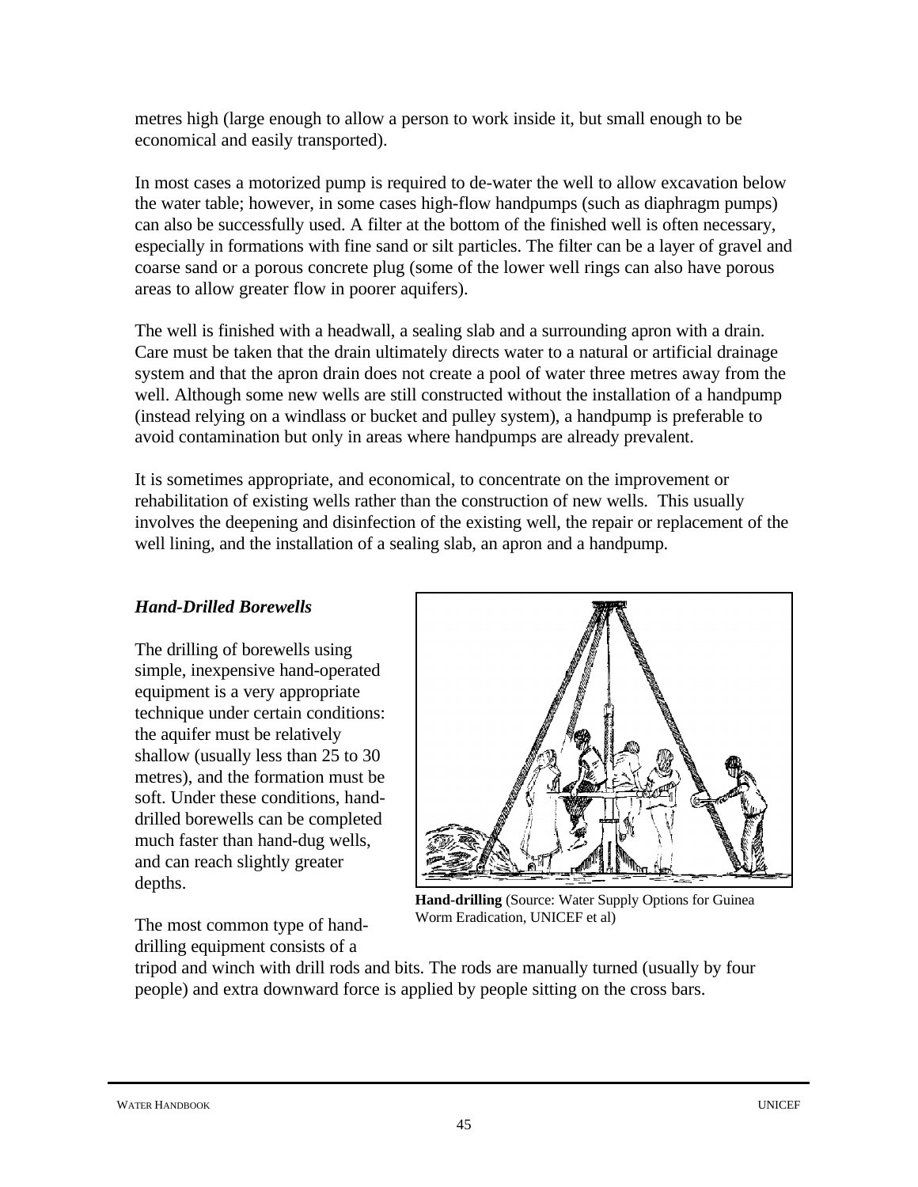metres high (large enough to allow a person to work inside it, but small enough to be economical and easily transported).

In most cases a motorized pump is required to de-water the well to allow excavation below the water table; however, in some cases high-flow handpumps (such as diaphragm pumps) can also be successfully used. A filter at the bottom of the finished well is often necessary, especially in formations with fine sand or silt particles. The filter can be a layer of gravel and coarse sand or a porous concrete plug (some of the lower well rings can also have porous areas to allow greater flow in poorer aquifers).

The well is finished with a headwall, a sealing slab and a surrounding apron with a drain. Care must be taken that the drain ultimately directs water to a natural or artificial drainage system and that the apron drain does not create a pool of water three metres away from the well. Although some new wells are still constructed without the installation of a handpump (instead relying on a windlass or bucket and pulley system), a handpump is preferable to avoid contamination but only in areas where handpumps are already prevalent.

It is sometimes appropriate, and economical, to concentrate on the improvement or rehabilitation of existing wells rather than the construction of new wells. This usually involves the deepening and disinfection of the existing well, the repair or replacement of the well lining, and the installation of a sealing slab, an apron and a handpump.

### *Hand-Drilled Borewells*

The drilling of borewells using simple, inexpensive hand-operated equipment is a very appropriate technique under certain conditions: the aquifer must be relatively shallow (usually less than 25 to 30 metres), and the formation must be soft. Under these conditions, hand-drilled borewells can be completed much faster than hand-dug wells, and can reach slightly greater depths.

**Hand-drilling** (Source: Water Supply Options for Guinea Worm Eradication, UNICEF et al)

The most common type of hand-drilling equipment consists of a tripod and winch with drill rods and bits. The rods are manually turned (usually by four people) and extra downward force is applied by people sitting on the cross bars.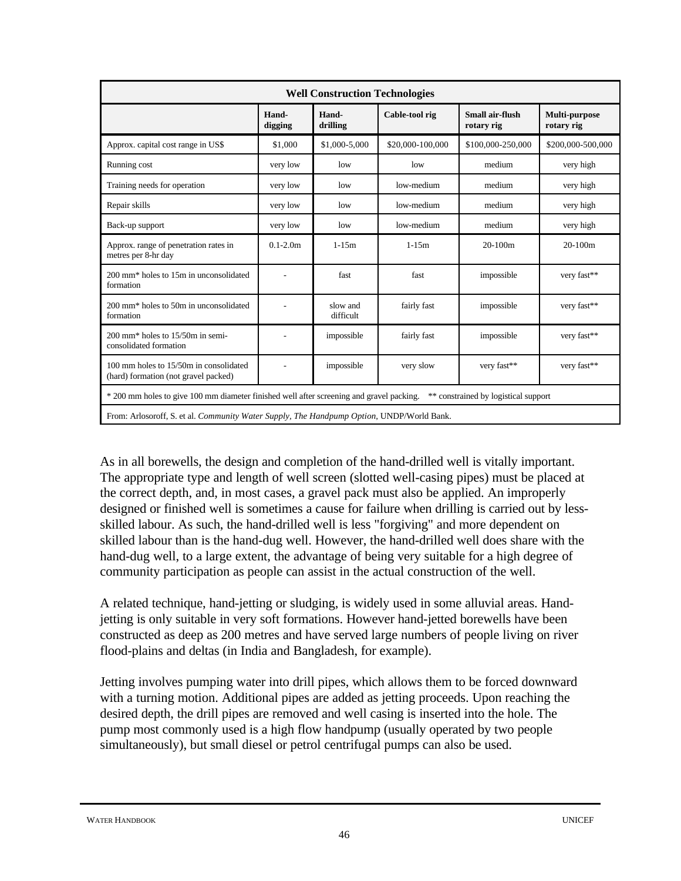| Well Construction Technologies | | | | | |
|---|---|---|---|---|---|
| | **Hand-digging** | **Hand-drilling** | **Cable-tool rig** | **Small air-flush rotary rig** | **Multi-purpose rotary rig** |
| Approx. capital cost range in US$ | $1,000 | $1,000-5,000 | $20,000-100,000 | $100,000-250,000 | $200,000-500,000 |
| Running cost | very low | low | low | medium | very high |
| Training needs for operation | very low | low | low-medium | medium | very high |
| Repair skills | very low | low | low-medium | medium | very high |
| Back-up support | very low | low | low-medium | medium | very high |
| Approx. range of penetration rates in metres per 8-hr day | 0.1-2.0m | 1-15m | 1-15m | 20-100m | 20-100m |
| 200 mm* holes to 15m in unconsolidated formation | - | fast | fast | impossible | very fast** |
| 200 mm* holes to 50m in unconsolidated formation | - | slow and difficult | fairly fast | impossible | very fast** |
| 200 mm* holes to 15/50m in semi-consolidated formation | - | impossible | fairly fast | impossible | very fast** |
| 100 mm holes to 15/50m in consolidated (hard) formation (not gravel packed) | - | impossible | very slow | very fast** | very fast** |

\* 200 mm holes to give 100 mm diameter finished well after screening and gravel packing. ** constrained by logistical support

From: Arlosoroff, S. et al. *Community Water Supply, The Handpump Option*, UNDP/World Bank.

As in all borewells, the design and completion of the hand-drilled well is vitally important. The appropriate type and length of well screen (slotted well-casing pipes) must be placed at the correct depth, and, in most cases, a gravel pack must also be applied. An improperly designed or finished well is sometimes a cause for failure when drilling is carried out by less-skilled labour. As such, the hand-drilled well is less "forgiving" and more dependent on skilled labour than is the hand-dug well. However, the hand-drilled well does share with the hand-dug well, to a large extent, the advantage of being very suitable for a high degree of community participation as people can assist in the actual construction of the well.

A related technique, hand-jetting or sludging, is widely used in some alluvial areas. Hand-jetting is only suitable in very soft formations. However hand-jetted borewells have been constructed as deep as 200 metres and have served large numbers of people living on river flood-plains and deltas (in India and Bangladesh, for example).

Jetting involves pumping water into drill pipes, which allows them to be forced downward with a turning motion. Additional pipes are added as jetting proceeds. Upon reaching the desired depth, the drill pipes are removed and well casing is inserted into the hole. The pump most commonly used is a high flow handpump (usually operated by two people simultaneously), but small diesel or petrol centrifugal pumps can also be used.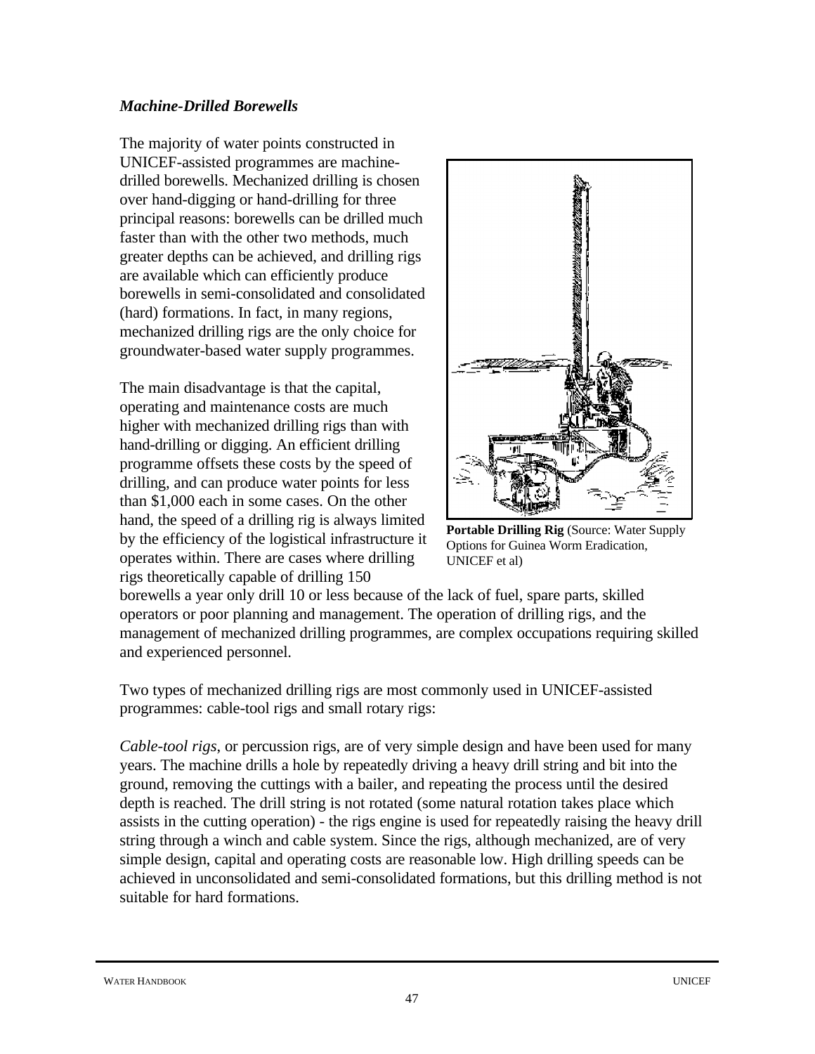### *Machine-Drilled Borewells*

The majority of water points constructed in UNICEF-assisted programmes are machine-drilled borewells. Mechanized drilling is chosen over hand-digging or hand-drilling for three principal reasons: borewells can be drilled much faster than with the other two methods, much greater depths can be achieved, and drilling rigs are available which can efficiently produce borewells in semi-consolidated and consolidated (hard) formations. In fact, in many regions, mechanized drilling rigs are the only choice for groundwater-based water supply programmes.

The main disadvantage is that the capital, operating and maintenance costs are much higher with mechanized drilling rigs than with hand-drilling or digging. An efficient drilling programme offsets these costs by the speed of drilling, and can produce water points for less than $1,000 each in some cases. On the other hand, the speed of a drilling rig is always limited by the efficiency of the logistical infrastructure it operates within. There are cases where drilling rigs theoretically capable of drilling 150 borewells a year only drill 10 or less because of the lack of fuel, spare parts, skilled operators or poor planning and management. The operation of drilling rigs, and the management of mechanized drilling programmes, are complex occupations requiring skilled and experienced personnel.

**Portable Drilling Rig** (Source: Water Supply Options for Guinea Worm Eradication, UNICEF et al)

Two types of mechanized drilling rigs are most commonly used in UNICEF-assisted programmes: cable-tool rigs and small rotary rigs:

*Cable-tool rigs*, or percussion rigs, are of very simple design and have been used for many years. The machine drills a hole by repeatedly driving a heavy drill string and bit into the ground, removing the cuttings with a bailer, and repeating the process until the desired depth is reached. The drill string is not rotated (some natural rotation takes place which assists in the cutting operation) - the rigs engine is used for repeatedly raising the heavy drill string through a winch and cable system. Since the rigs, although mechanized, are of very simple design, capital and operating costs are reasonable low. High drilling speeds can be achieved in unconsolidated and semi-consolidated formations, but this drilling method is not suitable for hard formations.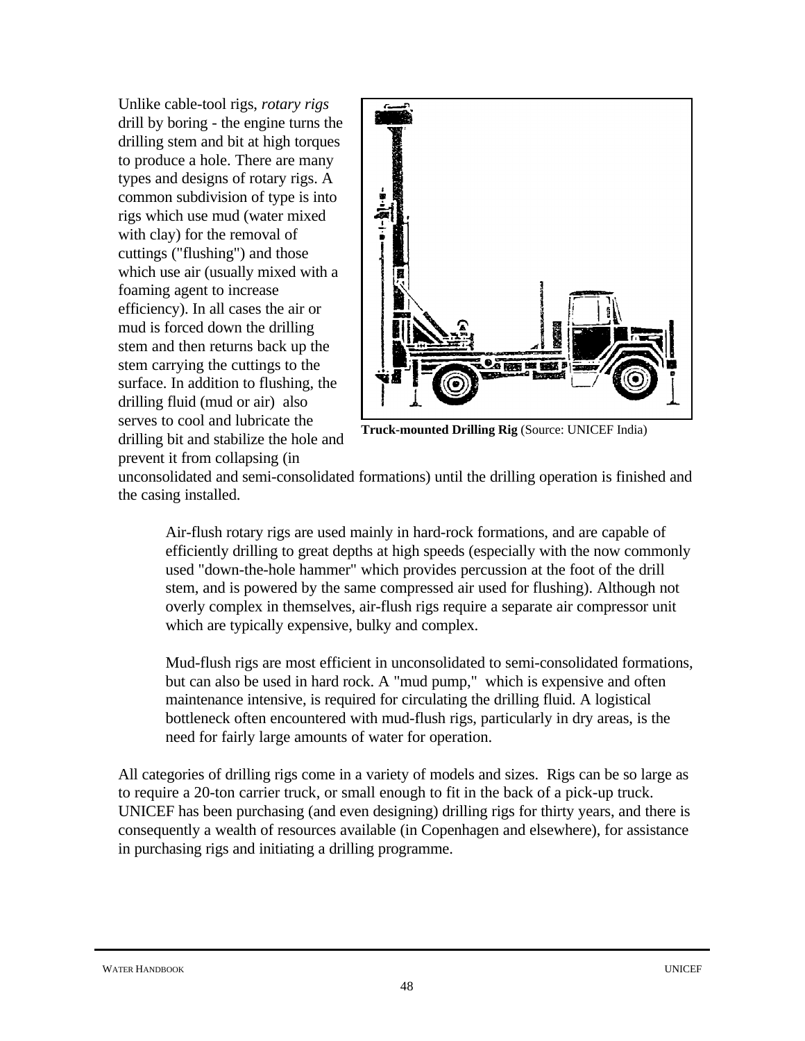Unlike cable-tool rigs, *rotary rigs* drill by boring - the engine turns the drilling stem and bit at high torques to produce a hole. There are many types and designs of rotary rigs. A common subdivision of type is into rigs which use mud (water mixed with clay) for the removal of cuttings ("flushing") and those which use air (usually mixed with a foaming agent to increase efficiency). In all cases the air or mud is forced down the drilling stem and then returns back up the stem carrying the cuttings to the surface. In addition to flushing, the drilling fluid (mud or air) also serves to cool and lubricate the drilling bit and stabilize the hole and prevent it from collapsing (in unconsolidated and semi-consolidated formations) until the drilling operation is finished and the casing installed.

**Truck-mounted Drilling Rig** (Source: UNICEF India)

> Air-flush rotary rigs are used mainly in hard-rock formations, and are capable of efficiently drilling to great depths at high speeds (especially with the now commonly used "down-the-hole hammer" which provides percussion at the foot of the drill stem, and is powered by the same compressed air used for flushing). Although not overly complex in themselves, air-flush rigs require a separate air compressor unit which are typically expensive, bulky and complex.
>
> Mud-flush rigs are most efficient in unconsolidated to semi-consolidated formations, but can also be used in hard rock. A "mud pump," which is expensive and often maintenance intensive, is required for circulating the drilling fluid. A logistical bottleneck often encountered with mud-flush rigs, particularly in dry areas, is the need for fairly large amounts of water for operation.

All categories of drilling rigs come in a variety of models and sizes. Rigs can be so large as to require a 20-ton carrier truck, or small enough to fit in the back of a pick-up truck. UNICEF has been purchasing (and even designing) drilling rigs for thirty years, and there is consequently a wealth of resources available (in Copenhagen and elsewhere), for assistance in purchasing rigs and initiating a drilling programme.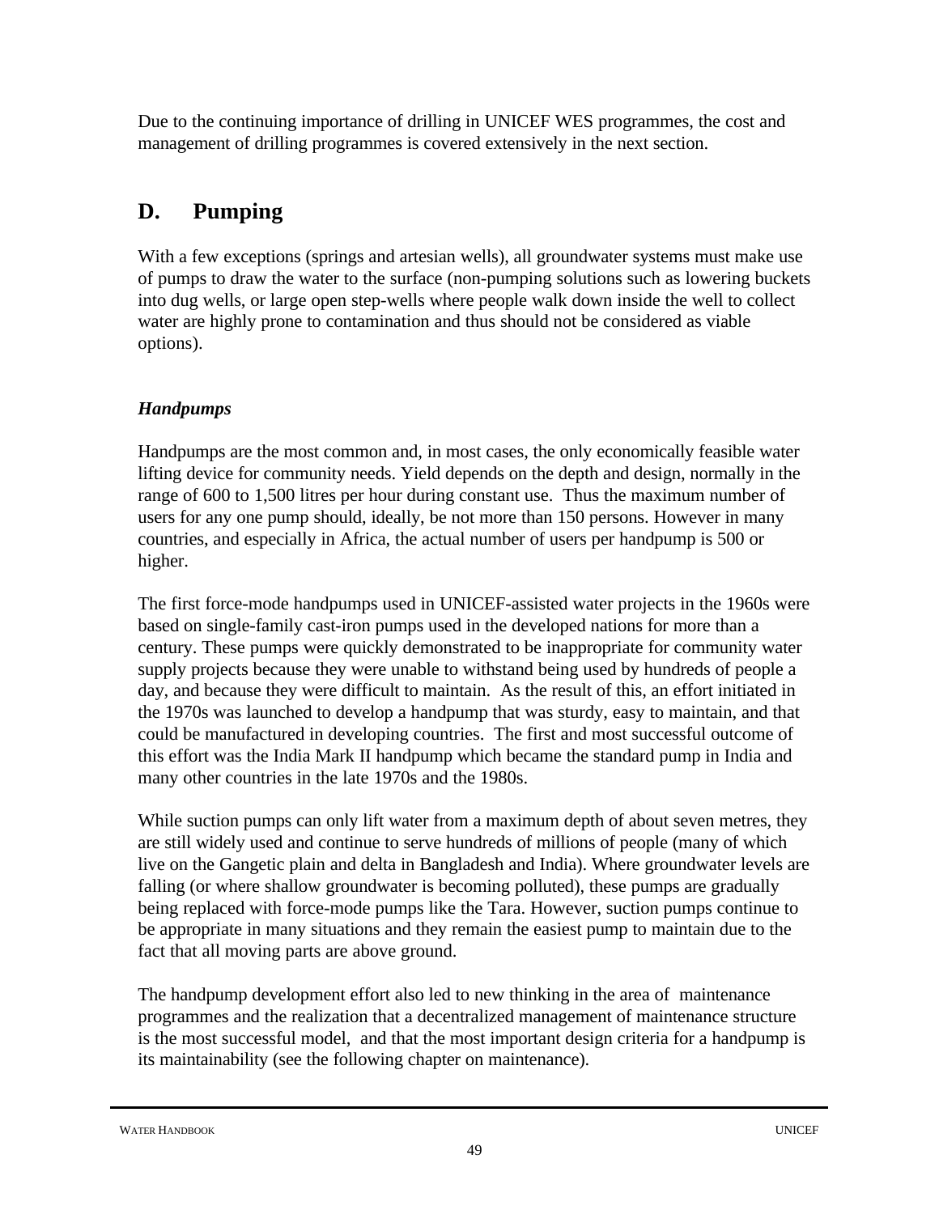Due to the continuing importance of drilling in UNICEF WES programmes, the cost and management of drilling programmes is covered extensively in the next section.

## D. Pumping

With a few exceptions (springs and artesian wells), all groundwater systems must make use of pumps to draw the water to the surface (non-pumping solutions such as lowering buckets into dug wells, or large open step-wells where people walk down inside the well to collect water are highly prone to contamination and thus should not be considered as viable options).

### *Handpumps*

Handpumps are the most common and, in most cases, the only economically feasible water lifting device for community needs. Yield depends on the depth and design, normally in the range of 600 to 1,500 litres per hour during constant use. Thus the maximum number of users for any one pump should, ideally, be not more than 150 persons. However in many countries, and especially in Africa, the actual number of users per handpump is 500 or higher.

The first force-mode handpumps used in UNICEF-assisted water projects in the 1960s were based on single-family cast-iron pumps used in the developed nations for more than a century. These pumps were quickly demonstrated to be inappropriate for community water supply projects because they were unable to withstand being used by hundreds of people a day, and because they were difficult to maintain. As the result of this, an effort initiated in the 1970s was launched to develop a handpump that was sturdy, easy to maintain, and that could be manufactured in developing countries. The first and most successful outcome of this effort was the India Mark II handpump which became the standard pump in India and many other countries in the late 1970s and the 1980s.

While suction pumps can only lift water from a maximum depth of about seven metres, they are still widely used and continue to serve hundreds of millions of people (many of which live on the Gangetic plain and delta in Bangladesh and India). Where groundwater levels are falling (or where shallow groundwater is becoming polluted), these pumps are gradually being replaced with force-mode pumps like the Tara. However, suction pumps continue to be appropriate in many situations and they remain the easiest pump to maintain due to the fact that all moving parts are above ground.

The handpump development effort also led to new thinking in the area of maintenance programmes and the realization that a decentralized management of maintenance structure is the most successful model, and that the most important design criteria for a handpump is its maintainability (see the following chapter on maintenance).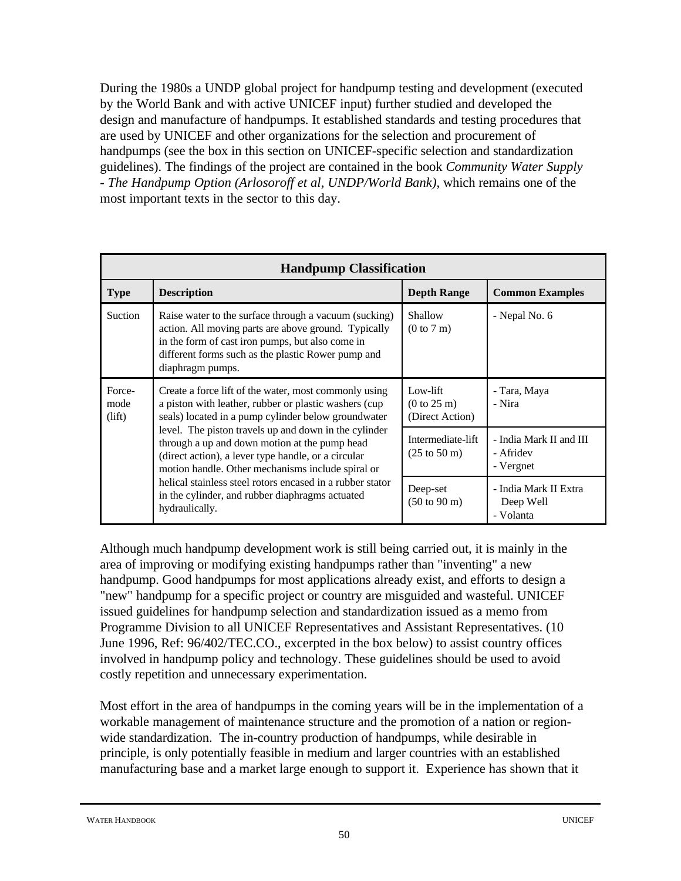During the 1980s a UNDP global project for handpump testing and development (executed by the World Bank and with active UNICEF input) further studied and developed the design and manufacture of handpumps. It established standards and testing procedures that are used by UNICEF and other organizations for the selection and procurement of handpumps (see the box in this section on UNICEF-specific selection and standardization guidelines). The findings of the project are contained in the book *Community Water Supply - The Handpump Option (Arlosoroff et al, UNDP/World Bank)*, which remains one of the most important texts in the sector to this day.

| **Handpump Classification** | | | |
|---|---|---|---|
| **Type** | **Description** | **Depth Range** | **Common Examples** |
| Suction | Raise water to the surface through a vacuum (sucking) action. All moving parts are above ground. Typically in the form of cast iron pumps, but also come in different forms such as the plastic Rower pump and diaphragm pumps. | Shallow (0 to 7 m) | - Nepal No. 6 |
| Force-mode (lift) | Create a force lift of the water, most commonly using a piston with leather, rubber or plastic washers (cup seals) located in a pump cylinder below groundwater level. The piston travels up and down in the cylinder through a up and down motion at the pump head (direct action), a lever type handle, or a circular motion handle. Other mechanisms include spiral or helical stainless steel rotors encased in a rubber stator in the cylinder, and rubber diaphragms actuated hydraulically. | Low-lift (0 to 25 m) (Direct Action) | - Tara, Maya<br>- Nira |
| | | Intermediate-lift (25 to 50 m) | - India Mark II and III<br>- Afridev<br>- Vergnet |
| | | Deep-set (50 to 90 m) | - India Mark II Extra Deep Well<br>- Volanta |

Although much handpump development work is still being carried out, it is mainly in the area of improving or modifying existing handpumps rather than "inventing" a new handpump. Good handpumps for most applications already exist, and efforts to design a "new" handpump for a specific project or country are misguided and wasteful. UNICEF issued guidelines for handpump selection and standardization issued as a memo from Programme Division to all UNICEF Representatives and Assistant Representatives. (10 June 1996, Ref: 96/402/TEC.CO., excerpted in the box below) to assist country offices involved in handpump policy and technology. These guidelines should be used to avoid costly repetition and unnecessary experimentation.

Most effort in the area of handpumps in the coming years will be in the implementation of a workable management of maintenance structure and the promotion of a nation or region-wide standardization. The in-country production of handpumps, while desirable in principle, is only potentially feasible in medium and larger countries with an established manufacturing base and a market large enough to support it. Experience has shown that it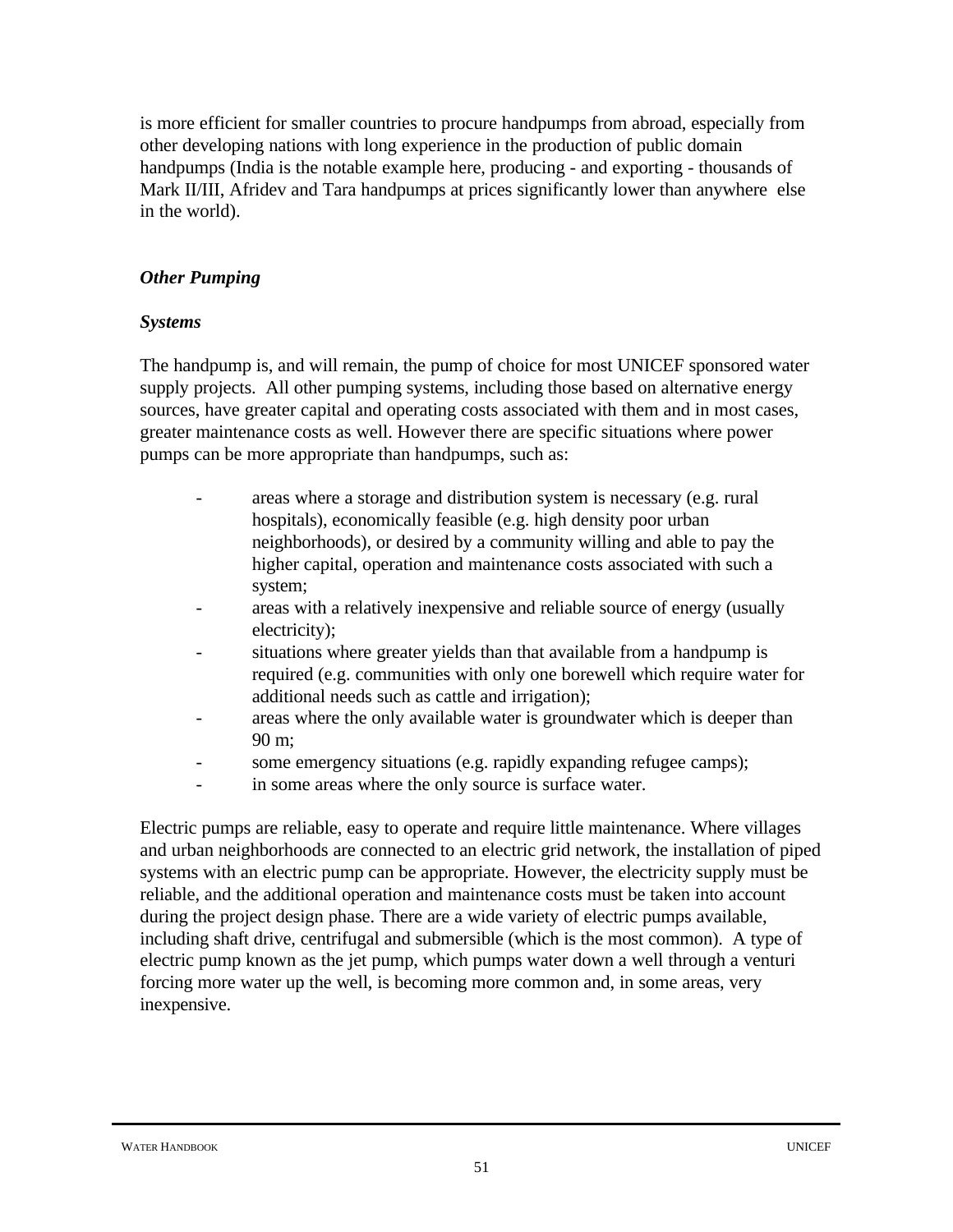is more efficient for smaller countries to procure handpumps from abroad, especially from other developing nations with long experience in the production of public domain handpumps (India is the notable example here, producing - and exporting - thousands of Mark II/III, Afridev and Tara handpumps at prices significantly lower than anywhere else in the world).

### *Other Pumping*

### *Systems*

The handpump is, and will remain, the pump of choice for most UNICEF sponsored water supply projects. All other pumping systems, including those based on alternative energy sources, have greater capital and operating costs associated with them and in most cases, greater maintenance costs as well. However there are specific situations where power pumps can be more appropriate than handpumps, such as:

- areas where a storage and distribution system is necessary (e.g. rural hospitals), economically feasible (e.g. high density poor urban neighborhoods), or desired by a community willing and able to pay the higher capital, operation and maintenance costs associated with such a system;
- areas with a relatively inexpensive and reliable source of energy (usually electricity);
- situations where greater yields than that available from a handpump is required (e.g. communities with only one borewell which require water for additional needs such as cattle and irrigation);
- areas where the only available water is groundwater which is deeper than 90 m;
- some emergency situations (e.g. rapidly expanding refugee camps);
- in some areas where the only source is surface water.

Electric pumps are reliable, easy to operate and require little maintenance. Where villages and urban neighborhoods are connected to an electric grid network, the installation of piped systems with an electric pump can be appropriate. However, the electricity supply must be reliable, and the additional operation and maintenance costs must be taken into account during the project design phase. There are a wide variety of electric pumps available, including shaft drive, centrifugal and submersible (which is the most common). A type of electric pump known as the jet pump, which pumps water down a well through a venturi forcing more water up the well, is becoming more common and, in some areas, very inexpensive.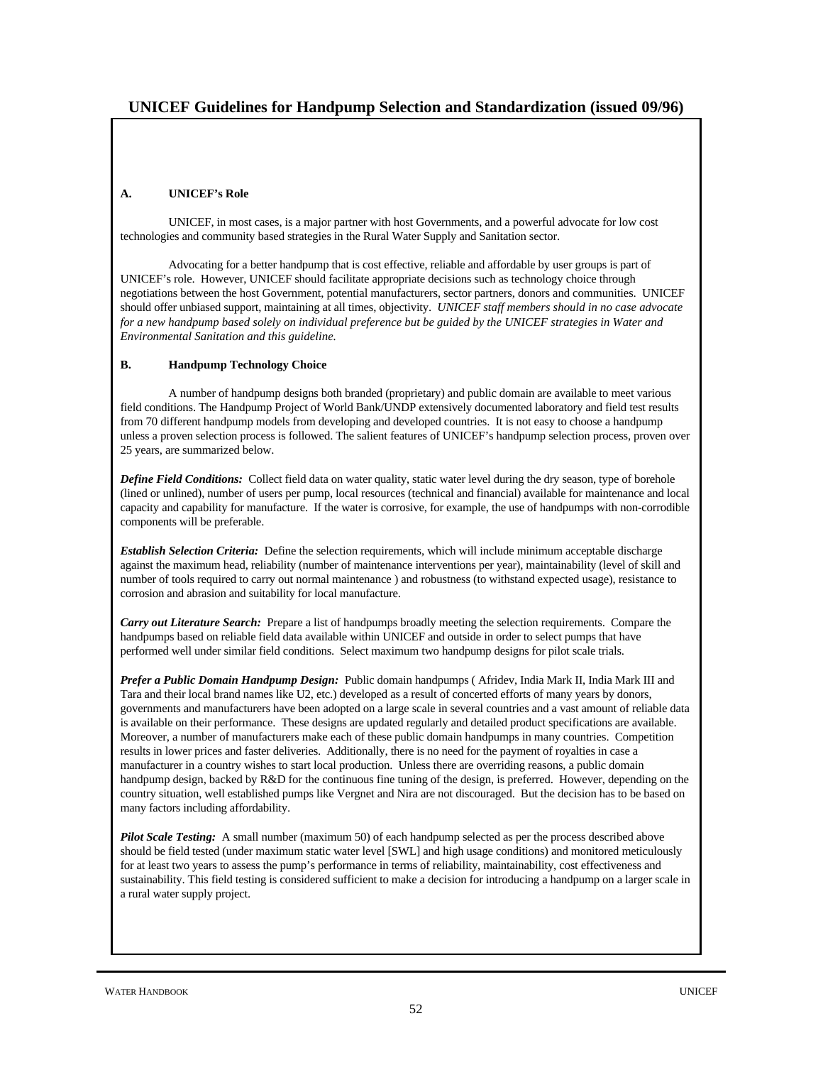# UNICEF Guidelines for Handpump Selection and Standardization (issued 09/96)

### A. UNICEF's Role

UNICEF, in most cases, is a major partner with host Governments, and a powerful advocate for low cost technologies and community based strategies in the Rural Water Supply and Sanitation sector.

Advocating for a better handpump that is cost effective, reliable and affordable by user groups is part of UNICEF's role. However, UNICEF should facilitate appropriate decisions such as technology choice through negotiations between the host Government, potential manufacturers, sector partners, donors and communities. UNICEF should offer unbiased support, maintaining at all times, objectivity. *UNICEF staff members should in no case advocate for a new handpump based solely on individual preference but be guided by the UNICEF strategies in Water and Environmental Sanitation and this guideline.*

### B. Handpump Technology Choice

A number of handpump designs both branded (proprietary) and public domain are available to meet various field conditions. The Handpump Project of World Bank/UNDP extensively documented laboratory and field test results from 70 different handpump models from developing and developed countries. It is not easy to choose a handpump unless a proven selection process is followed. The salient features of UNICEF's handpump selection process, proven over 25 years, are summarized below.

***Define Field Conditions:*** Collect field data on water quality, static water level during the dry season, type of borehole (lined or unlined), number of users per pump, local resources (technical and financial) available for maintenance and local capacity and capability for manufacture. If the water is corrosive, for example, the use of handpumps with non-corrodible components will be preferable.

***Establish Selection Criteria:*** Define the selection requirements, which will include minimum acceptable discharge against the maximum head, reliability (number of maintenance interventions per year), maintainability (level of skill and number of tools required to carry out normal maintenance ) and robustness (to withstand expected usage), resistance to corrosion and abrasion and suitability for local manufacture.

***Carry out Literature Search:*** Prepare a list of handpumps broadly meeting the selection requirements. Compare the handpumps based on reliable field data available within UNICEF and outside in order to select pumps that have performed well under similar field conditions. Select maximum two handpump designs for pilot scale trials.

***Prefer a Public Domain Handpump Design:*** Public domain handpumps ( Afridev, India Mark II, India Mark III and Tara and their local brand names like U2, etc.) developed as a result of concerted efforts of many years by donors, governments and manufacturers have been adopted on a large scale in several countries and a vast amount of reliable data is available on their performance. These designs are updated regularly and detailed product specifications are available. Moreover, a number of manufacturers make each of these public domain handpumps in many countries. Competition results in lower prices and faster deliveries. Additionally, there is no need for the payment of royalties in case a manufacturer in a country wishes to start local production. Unless there are overriding reasons, a public domain handpump design, backed by R&D for the continuous fine tuning of the design, is preferred. However, depending on the country situation, well established pumps like Vergnet and Nira are not discouraged. But the decision has to be based on many factors including affordability.

***Pilot Scale Testing:*** A small number (maximum 50) of each handpump selected as per the process described above should be field tested (under maximum static water level [SWL] and high usage conditions) and monitored meticulously for at least two years to assess the pump's performance in terms of reliability, maintainability, cost effectiveness and sustainability. This field testing is considered sufficient to make a decision for introducing a handpump on a larger scale in a rural water supply project.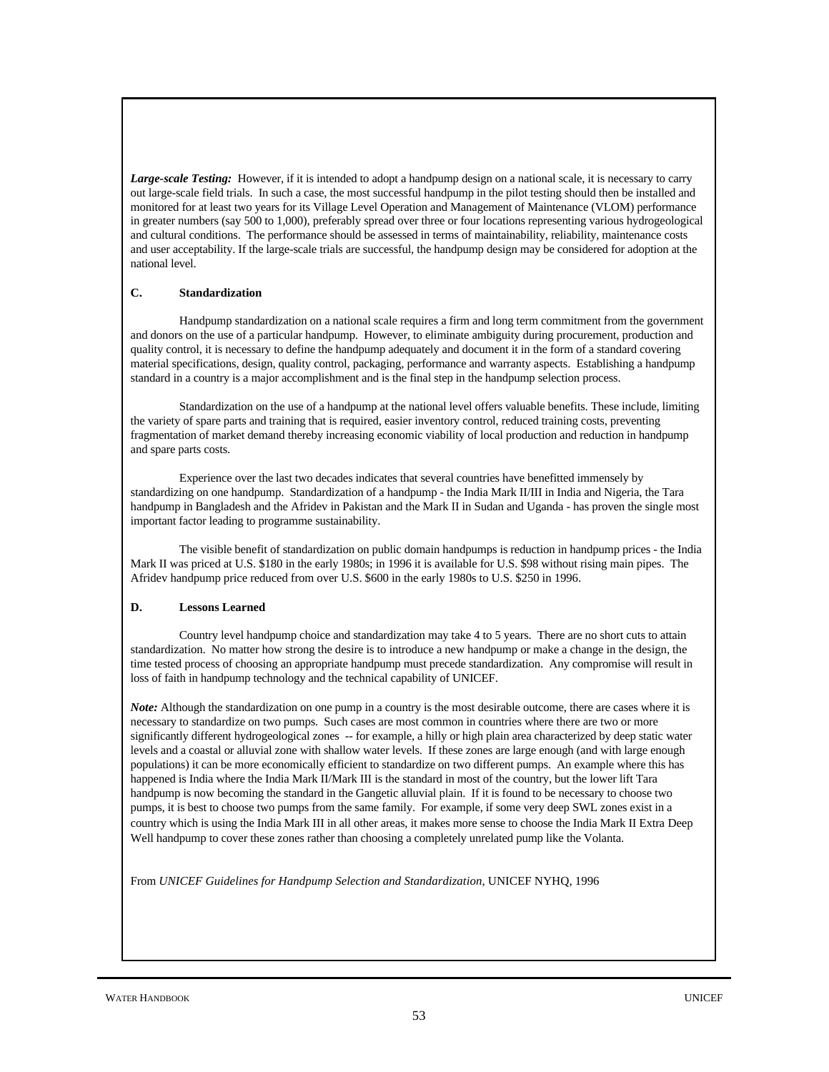***Large-scale Testing:*** However, if it is intended to adopt a handpump design on a national scale, it is necessary to carry out large-scale field trials. In such a case, the most successful handpump in the pilot testing should then be installed and monitored for at least two years for its Village Level Operation and Management of Maintenance (VLOM) performance in greater numbers (say 500 to 1,000), preferably spread over three or four locations representing various hydrogeological and cultural conditions. The performance should be assessed in terms of maintainability, reliability, maintenance costs and user acceptability. If the large-scale trials are successful, the handpump design may be considered for adoption at the national level.

**C. Standardization**

Handpump standardization on a national scale requires a firm and long term commitment from the government and donors on the use of a particular handpump. However, to eliminate ambiguity during procurement, production and quality control, it is necessary to define the handpump adequately and document it in the form of a standard covering material specifications, design, quality control, packaging, performance and warranty aspects. Establishing a handpump standard in a country is a major accomplishment and is the final step in the handpump selection process.

Standardization on the use of a handpump at the national level offers valuable benefits. These include, limiting the variety of spare parts and training that is required, easier inventory control, reduced training costs, preventing fragmentation of market demand thereby increasing economic viability of local production and reduction in handpump and spare parts costs.

Experience over the last two decades indicates that several countries have benefitted immensely by standardizing on one handpump. Standardization of a handpump - the India Mark II/III in India and Nigeria, the Tara handpump in Bangladesh and the Afridev in Pakistan and the Mark II in Sudan and Uganda - has proven the single most important factor leading to programme sustainability.

The visible benefit of standardization on public domain handpumps is reduction in handpump prices - the India Mark II was priced at U.S. $180 in the early 1980s; in 1996 it is available for U.S. $98 without rising main pipes. The Afridev handpump price reduced from over U.S. $600 in the early 1980s to U.S. $250 in 1996.

**D. Lessons Learned**

Country level handpump choice and standardization may take 4 to 5 years. There are no short cuts to attain standardization. No matter how strong the desire is to introduce a new handpump or make a change in the design, the time tested process of choosing an appropriate handpump must precede standardization. Any compromise will result in loss of faith in handpump technology and the technical capability of UNICEF.

***Note:*** Although the standardization on one pump in a country is the most desirable outcome, there are cases where it is necessary to standardize on two pumps. Such cases are most common in countries where there are two or more significantly different hydrogeological zones -- for example, a hilly or high plain area characterized by deep static water levels and a coastal or alluvial zone with shallow water levels. If these zones are large enough (and with large enough populations) it can be more economically efficient to standardize on two different pumps. An example where this has happened is India where the India Mark II/Mark III is the standard in most of the country, but the lower lift Tara handpump is now becoming the standard in the Gangetic alluvial plain. If it is found to be necessary to choose two pumps, it is best to choose two pumps from the same family. For example, if some very deep SWL zones exist in a country which is using the India Mark III in all other areas, it makes more sense to choose the India Mark II Extra Deep Well handpump to cover these zones rather than choosing a completely unrelated pump like the Volanta.

From *UNICEF Guidelines for Handpump Selection and Standardization*, UNICEF NYHQ, 1996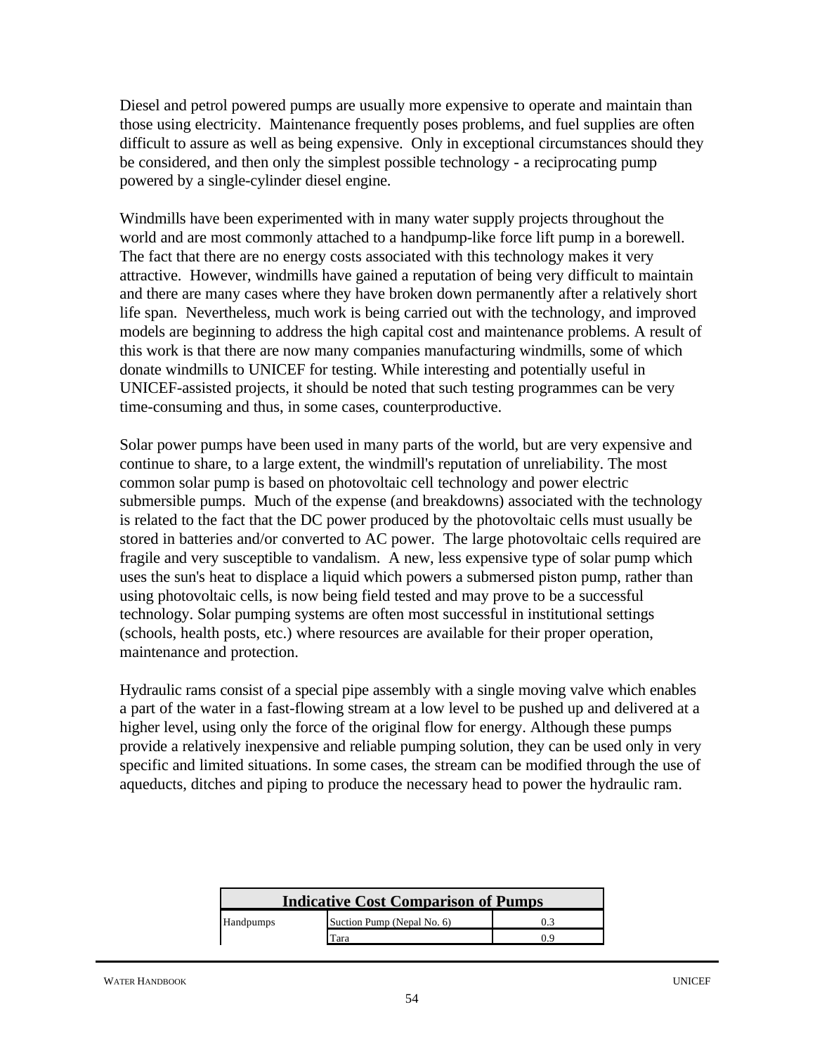Diesel and petrol powered pumps are usually more expensive to operate and maintain than those using electricity. Maintenance frequently poses problems, and fuel supplies are often difficult to assure as well as being expensive. Only in exceptional circumstances should they be considered, and then only the simplest possible technology - a reciprocating pump powered by a single-cylinder diesel engine.

Windmills have been experimented with in many water supply projects throughout the world and are most commonly attached to a handpump-like force lift pump in a borewell. The fact that there are no energy costs associated with this technology makes it very attractive. However, windmills have gained a reputation of being very difficult to maintain and there are many cases where they have broken down permanently after a relatively short life span. Nevertheless, much work is being carried out with the technology, and improved models are beginning to address the high capital cost and maintenance problems. A result of this work is that there are now many companies manufacturing windmills, some of which donate windmills to UNICEF for testing. While interesting and potentially useful in UNICEF-assisted projects, it should be noted that such testing programmes can be very time-consuming and thus, in some cases, counterproductive.

Solar power pumps have been used in many parts of the world, but are very expensive and continue to share, to a large extent, the windmill's reputation of unreliability. The most common solar pump is based on photovoltaic cell technology and power electric submersible pumps. Much of the expense (and breakdowns) associated with the technology is related to the fact that the DC power produced by the photovoltaic cells must usually be stored in batteries and/or converted to AC power. The large photovoltaic cells required are fragile and very susceptible to vandalism. A new, less expensive type of solar pump which uses the sun's heat to displace a liquid which powers a submersed piston pump, rather than using photovoltaic cells, is now being field tested and may prove to be a successful technology. Solar pumping systems are often most successful in institutional settings (schools, health posts, etc.) where resources are available for their proper operation, maintenance and protection.

Hydraulic rams consist of a special pipe assembly with a single moving valve which enables a part of the water in a fast-flowing stream at a low level to be pushed up and delivered at a higher level, using only the force of the original flow for energy. Although these pumps provide a relatively inexpensive and reliable pumping solution, they can be used only in very specific and limited situations. In some cases, the stream can be modified through the use of aqueducts, ditches and piping to produce the necessary head to power the hydraulic ram.

| **Indicative Cost Comparison of Pumps** | | |
|---|---|---|
| Handpumps | Suction Pump (Nepal No. 6) | 0.3 |
| | Tara | 0.9 |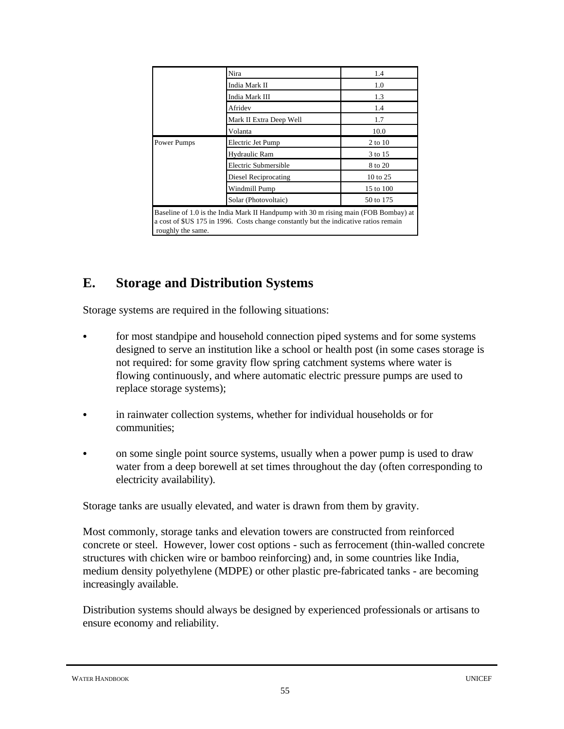| | | |
|---|---|---|
| | Nira | 1.4 |
| | India Mark II | 1.0 |
| | India Mark III | 1.3 |
| | Afridev | 1.4 |
| | Mark II Extra Deep Well | 1.7 |
| | Volanta | 10.0 |
| Power Pumps | Electric Jet Pump | 2 to 10 |
| | Hydraulic Ram | 3 to 15 |
| | Electric Submersible | 8 to 20 |
| | Diesel Reciprocating | 10 to 25 |
| | Windmill Pump | 15 to 100 |
| | Solar (Photovoltaic) | 50 to 175 |

Baseline of 1.0 is the India Mark II Handpump with 30 m rising main (FOB Bombay) at a cost of $US 175 in 1996. Costs change constantly but the indicative ratios remain roughly the same.

## E. Storage and Distribution Systems

Storage systems are required in the following situations:

- for most standpipe and household connection piped systems and for some systems designed to serve an institution like a school or health post (in some cases storage is not required: for some gravity flow spring catchment systems where water is flowing continuously, and where automatic electric pressure pumps are used to replace storage systems);
- in rainwater collection systems, whether for individual households or for communities;
- on some single point source systems, usually when a power pump is used to draw water from a deep borewell at set times throughout the day (often corresponding to electricity availability).

Storage tanks are usually elevated, and water is drawn from them by gravity.

Most commonly, storage tanks and elevation towers are constructed from reinforced concrete or steel. However, lower cost options - such as ferrocement (thin-walled concrete structures with chicken wire or bamboo reinforcing) and, in some countries like India, medium density polyethylene (MDPE) or other plastic pre-fabricated tanks - are becoming increasingly available.

Distribution systems should always be designed by experienced professionals or artisans to ensure economy and reliability.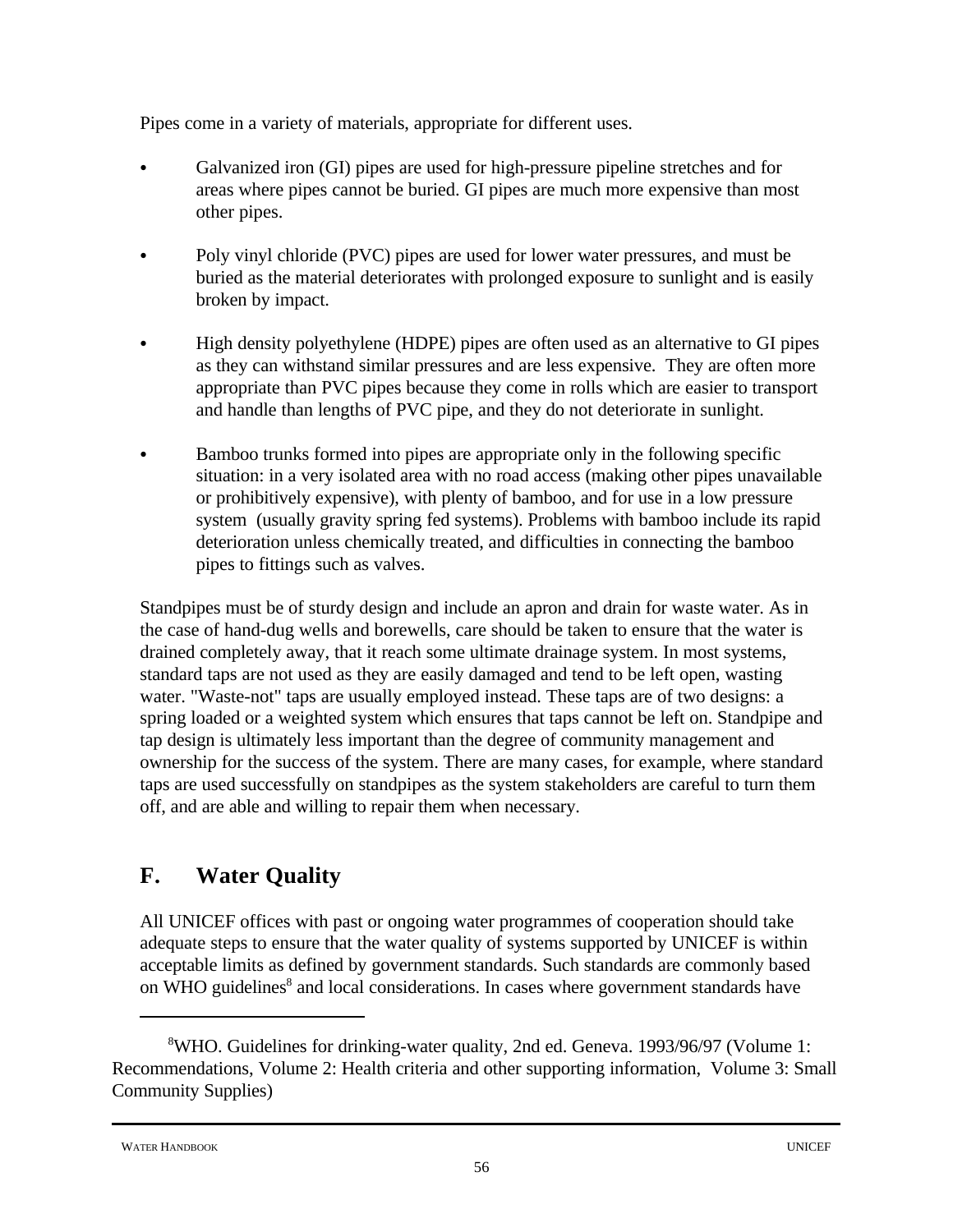Pipes come in a variety of materials, appropriate for different uses.

- Galvanized iron (GI) pipes are used for high-pressure pipeline stretches and for areas where pipes cannot be buried. GI pipes are much more expensive than most other pipes.

- Poly vinyl chloride (PVC) pipes are used for lower water pressures, and must be buried as the material deteriorates with prolonged exposure to sunlight and is easily broken by impact.

- High density polyethylene (HDPE) pipes are often used as an alternative to GI pipes as they can withstand similar pressures and are less expensive. They are often more appropriate than PVC pipes because they come in rolls which are easier to transport and handle than lengths of PVC pipe, and they do not deteriorate in sunlight.

- Bamboo trunks formed into pipes are appropriate only in the following specific situation: in a very isolated area with no road access (making other pipes unavailable or prohibitively expensive), with plenty of bamboo, and for use in a low pressure system (usually gravity spring fed systems). Problems with bamboo include its rapid deterioration unless chemically treated, and difficulties in connecting the bamboo pipes to fittings such as valves.

Standpipes must be of sturdy design and include an apron and drain for waste water. As in the case of hand-dug wells and borewells, care should be taken to ensure that the water is drained completely away, that it reach some ultimate drainage system. In most systems, standard taps are not used as they are easily damaged and tend to be left open, wasting water. "Waste-not" taps are usually employed instead. These taps are of two designs: a spring loaded or a weighted system which ensures that taps cannot be left on. Standpipe and tap design is ultimately less important than the degree of community management and ownership for the success of the system. There are many cases, for example, where standard taps are used successfully on standpipes as the system stakeholders are careful to turn them off, and are able and willing to repair them when necessary.

## F. Water Quality

All UNICEF offices with past or ongoing water programmes of cooperation should take adequate steps to ensure that the water quality of systems supported by UNICEF is within acceptable limits as defined by government standards. Such standards are commonly based on WHO guidelines[8] and local considerations. In cases where government standards have

---

[8]WHO. Guidelines for drinking-water quality, 2nd ed. Geneva. 1993/96/97 (Volume 1: Recommendations, Volume 2: Health criteria and other supporting information, Volume 3: Small Community Supplies)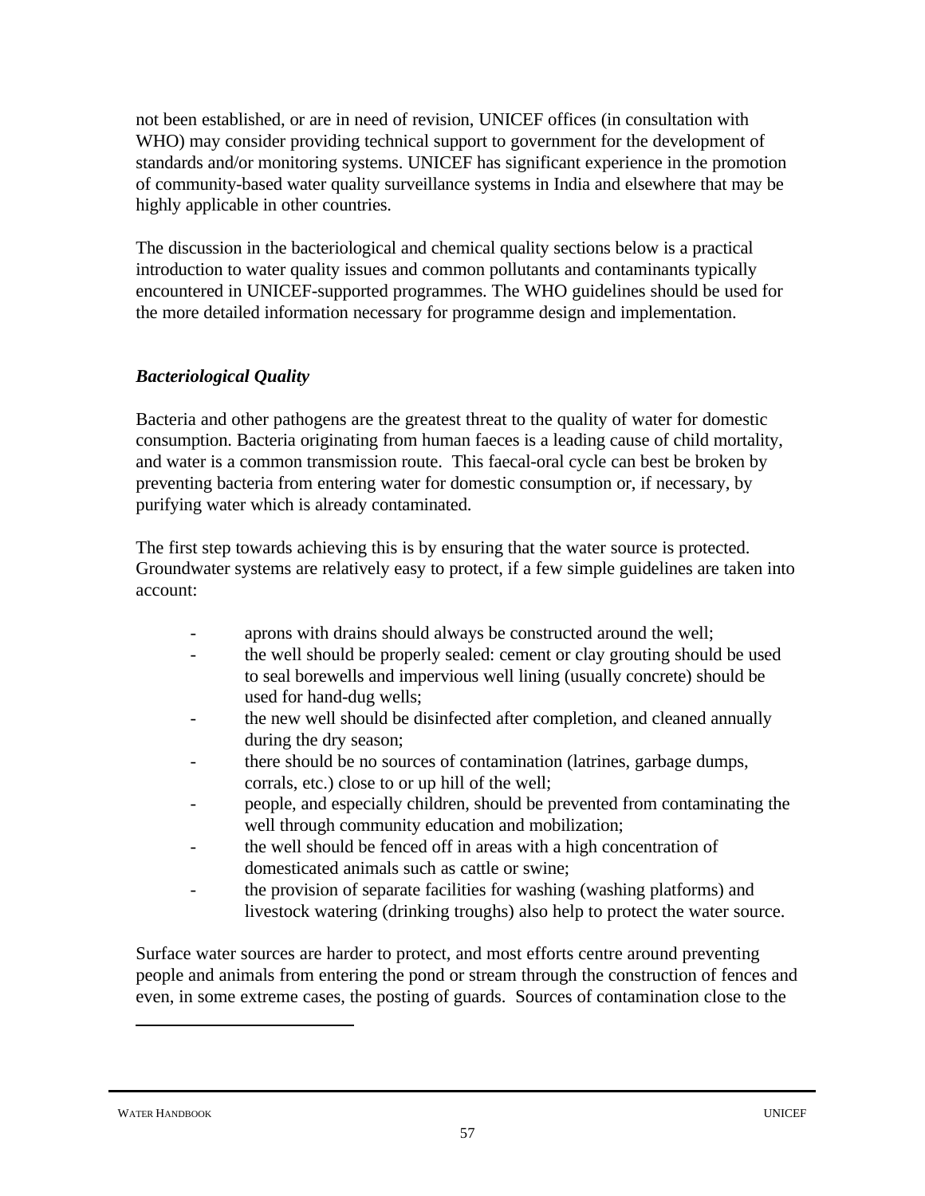not been established, or are in need of revision, UNICEF offices (in consultation with WHO) may consider providing technical support to government for the development of standards and/or monitoring systems. UNICEF has significant experience in the promotion of community-based water quality surveillance systems in India and elsewhere that may be highly applicable in other countries.

The discussion in the bacteriological and chemical quality sections below is a practical introduction to water quality issues and common pollutants and contaminants typically encountered in UNICEF-supported programmes. The WHO guidelines should be used for the more detailed information necessary for programme design and implementation.

### *Bacteriological Quality*

Bacteria and other pathogens are the greatest threat to the quality of water for domestic consumption. Bacteria originating from human faeces is a leading cause of child mortality, and water is a common transmission route. This faecal-oral cycle can best be broken by preventing bacteria from entering water for domestic consumption or, if necessary, by purifying water which is already contaminated.

The first step towards achieving this is by ensuring that the water source is protected. Groundwater systems are relatively easy to protect, if a few simple guidelines are taken into account:

- aprons with drains should always be constructed around the well;
- the well should be properly sealed: cement or clay grouting should be used to seal borewells and impervious well lining (usually concrete) should be used for hand-dug wells;
- the new well should be disinfected after completion, and cleaned annually during the dry season;
- there should be no sources of contamination (latrines, garbage dumps, corrals, etc.) close to or up hill of the well;
- people, and especially children, should be prevented from contaminating the well through community education and mobilization;
- the well should be fenced off in areas with a high concentration of domesticated animals such as cattle or swine;
- the provision of separate facilities for washing (washing platforms) and livestock watering (drinking troughs) also help to protect the water source.

Surface water sources are harder to protect, and most efforts centre around preventing people and animals from entering the pond or stream through the construction of fences and even, in some extreme cases, the posting of guards. Sources of contamination close to the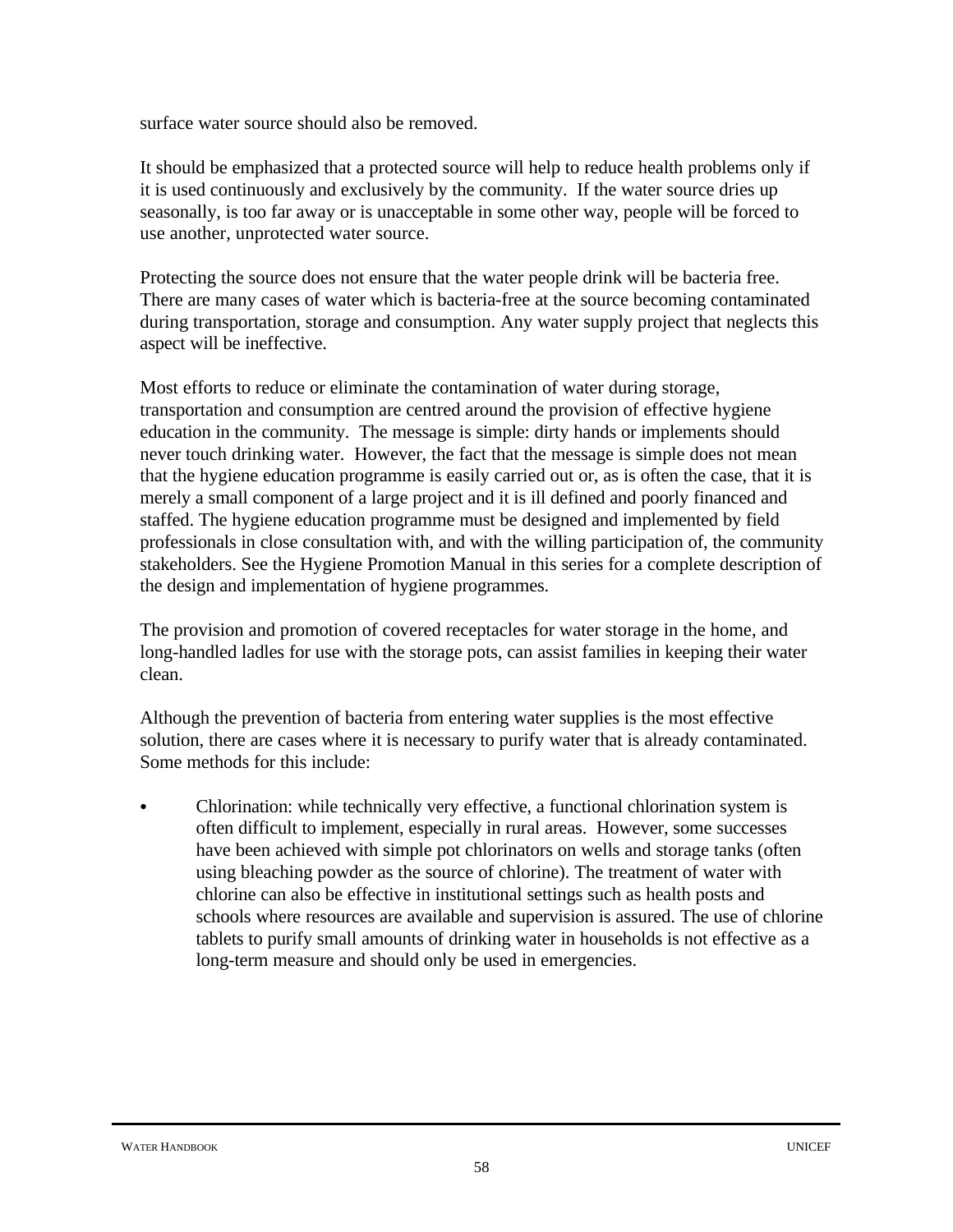surface water source should also be removed.

It should be emphasized that a protected source will help to reduce health problems only if it is used continuously and exclusively by the community. If the water source dries up seasonally, is too far away or is unacceptable in some other way, people will be forced to use another, unprotected water source.

Protecting the source does not ensure that the water people drink will be bacteria free. There are many cases of water which is bacteria-free at the source becoming contaminated during transportation, storage and consumption. Any water supply project that neglects this aspect will be ineffective.

Most efforts to reduce or eliminate the contamination of water during storage, transportation and consumption are centred around the provision of effective hygiene education in the community. The message is simple: dirty hands or implements should never touch drinking water. However, the fact that the message is simple does not mean that the hygiene education programme is easily carried out or, as is often the case, that it is merely a small component of a large project and it is ill defined and poorly financed and staffed. The hygiene education programme must be designed and implemented by field professionals in close consultation with, and with the willing participation of, the community stakeholders. See the Hygiene Promotion Manual in this series for a complete description of the design and implementation of hygiene programmes.

The provision and promotion of covered receptacles for water storage in the home, and long-handled ladles for use with the storage pots, can assist families in keeping their water clean.

Although the prevention of bacteria from entering water supplies is the most effective solution, there are cases where it is necessary to purify water that is already contaminated. Some methods for this include:

- Chlorination: while technically very effective, a functional chlorination system is often difficult to implement, especially in rural areas. However, some successes have been achieved with simple pot chlorinators on wells and storage tanks (often using bleaching powder as the source of chlorine). The treatment of water with chlorine can also be effective in institutional settings such as health posts and schools where resources are available and supervision is assured. The use of chlorine tablets to purify small amounts of drinking water in households is not effective as a long-term measure and should only be used in emergencies.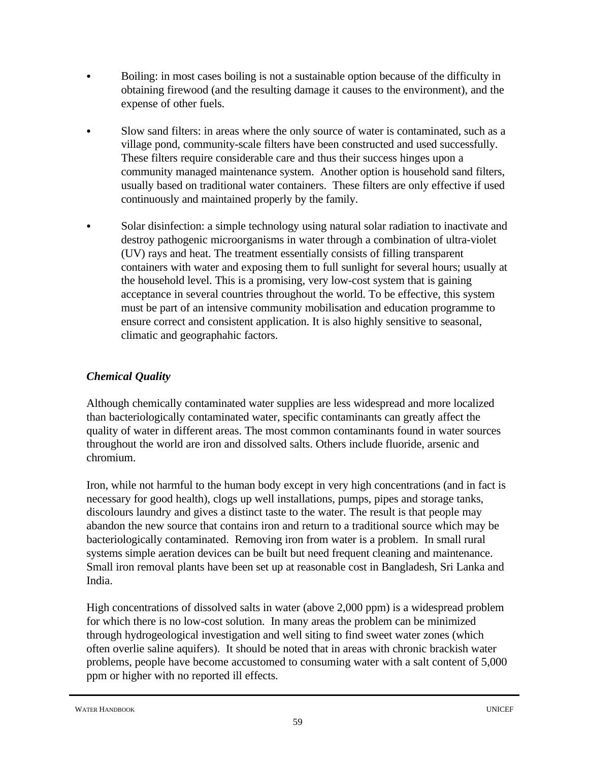- Boiling: in most cases boiling is not a sustainable option because of the difficulty in obtaining firewood (and the resulting damage it causes to the environment), and the expense of other fuels.

- Slow sand filters: in areas where the only source of water is contaminated, such as a village pond, community-scale filters have been constructed and used successfully. These filters require considerable care and thus their success hinges upon a community managed maintenance system. Another option is household sand filters, usually based on traditional water containers. These filters are only effective if used continuously and maintained properly by the family.

- Solar disinfection: a simple technology using natural solar radiation to inactivate and destroy pathogenic microorganisms in water through a combination of ultra-violet (UV) rays and heat. The treatment essentially consists of filling transparent containers with water and exposing them to full sunlight for several hours; usually at the household level. This is a promising, very low-cost system that is gaining acceptance in several countries throughout the world. To be effective, this system must be part of an intensive community mobilisation and education programme to ensure correct and consistent application. It is also highly sensitive to seasonal, climatic and geographahic factors.

***Chemical Quality***

Although chemically contaminated water supplies are less widespread and more localized than bacteriologically contaminated water, specific contaminants can greatly affect the quality of water in different areas. The most common contaminants found in water sources throughout the world are iron and dissolved salts. Others include fluoride, arsenic and chromium.

Iron, while not harmful to the human body except in very high concentrations (and in fact is necessary for good health), clogs up well installations, pumps, pipes and storage tanks, discolours laundry and gives a distinct taste to the water. The result is that people may abandon the new source that contains iron and return to a traditional source which may be bacteriologically contaminated. Removing iron from water is a problem. In small rural systems simple aeration devices can be built but need frequent cleaning and maintenance. Small iron removal plants have been set up at reasonable cost in Bangladesh, Sri Lanka and India.

High concentrations of dissolved salts in water (above 2,000 ppm) is a widespread problem for which there is no low-cost solution. In many areas the problem can be minimized through hydrogeological investigation and well siting to find sweet water zones (which often overlie saline aquifers). It should be noted that in areas with chronic brackish water problems, people have become accustomed to consuming water with a salt content of 5,000 ppm or higher with no reported ill effects.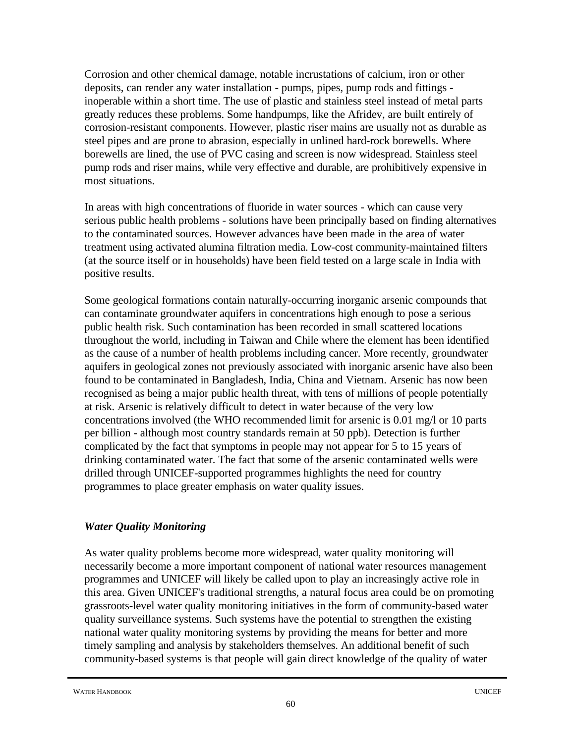Corrosion and other chemical damage, notable incrustations of calcium, iron or other deposits, can render any water installation - pumps, pipes, pump rods and fittings - inoperable within a short time. The use of plastic and stainless steel instead of metal parts greatly reduces these problems. Some handpumps, like the Afridev, are built entirely of corrosion-resistant components. However, plastic riser mains are usually not as durable as steel pipes and are prone to abrasion, especially in unlined hard-rock borewells. Where borewells are lined, the use of PVC casing and screen is now widespread. Stainless steel pump rods and riser mains, while very effective and durable, are prohibitively expensive in most situations.

In areas with high concentrations of fluoride in water sources - which can cause very serious public health problems - solutions have been principally based on finding alternatives to the contaminated sources. However advances have been made in the area of water treatment using activated alumina filtration media. Low-cost community-maintained filters (at the source itself or in households) have been field tested on a large scale in India with positive results.

Some geological formations contain naturally-occurring inorganic arsenic compounds that can contaminate groundwater aquifers in concentrations high enough to pose a serious public health risk. Such contamination has been recorded in small scattered locations throughout the world, including in Taiwan and Chile where the element has been identified as the cause of a number of health problems including cancer. More recently, groundwater aquifers in geological zones not previously associated with inorganic arsenic have also been found to be contaminated in Bangladesh, India, China and Vietnam. Arsenic has now been recognised as being a major public health threat, with tens of millions of people potentially at risk. Arsenic is relatively difficult to detect in water because of the very low concentrations involved (the WHO recommended limit for arsenic is 0.01 mg/l or 10 parts per billion - although most country standards remain at 50 ppb). Detection is further complicated by the fact that symptoms in people may not appear for 5 to 15 years of drinking contaminated water. The fact that some of the arsenic contaminated wells were drilled through UNICEF-supported programmes highlights the need for country programmes to place greater emphasis on water quality issues.

### *Water Quality Monitoring*

As water quality problems become more widespread, water quality monitoring will necessarily become a more important component of national water resources management programmes and UNICEF will likely be called upon to play an increasingly active role in this area. Given UNICEF's traditional strengths, a natural focus area could be on promoting grassroots-level water quality monitoring initiatives in the form of community-based water quality surveillance systems. Such systems have the potential to strengthen the existing national water quality monitoring systems by providing the means for better and more timely sampling and analysis by stakeholders themselves. An additional benefit of such community-based systems is that people will gain direct knowledge of the quality of water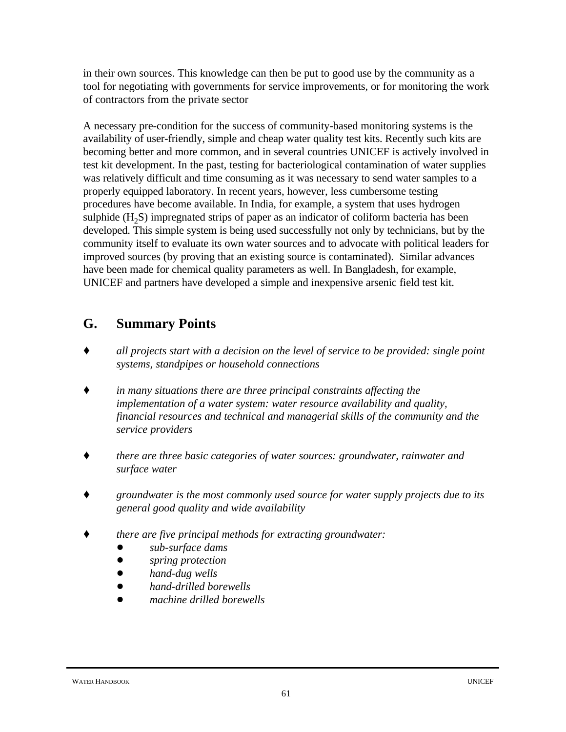in their own sources. This knowledge can then be put to good use by the community as a tool for negotiating with governments for service improvements, or for monitoring the work of contractors from the private sector

A necessary pre-condition for the success of community-based monitoring systems is the availability of user-friendly, simple and cheap water quality test kits. Recently such kits are becoming better and more common, and in several countries UNICEF is actively involved in test kit development. In the past, testing for bacteriological contamination of water supplies was relatively difficult and time consuming as it was necessary to send water samples to a properly equipped laboratory. In recent years, however, less cumbersome testing procedures have become available. In India, for example, a system that uses hydrogen sulphide ($H_2S$) impregnated strips of paper as an indicator of coliform bacteria has been developed. This simple system is being used successfully not only by technicians, but by the community itself to evaluate its own water sources and to advocate with political leaders for improved sources (by proving that an existing source is contaminated). Similar advances have been made for chemical quality parameters as well. In Bangladesh, for example, UNICEF and partners have developed a simple and inexpensive arsenic field test kit.

## G. Summary Points

- *all projects start with a decision on the level of service to be provided: single point systems, standpipes or household connections*

- *in many situations there are three principal constraints affecting the implementation of a water system: water resource availability and quality, financial resources and technical and managerial skills of the community and the service providers*

- *there are three basic categories of water sources: groundwater, rainwater and surface water*

- *groundwater is the most commonly used source for water supply projects due to its general good quality and wide availability*

- *there are five principal methods for extracting groundwater:*
  - *sub-surface dams*
  - *spring protection*
  - *hand-dug wells*
  - *hand-drilled borewells*
  - *machine drilled borewells*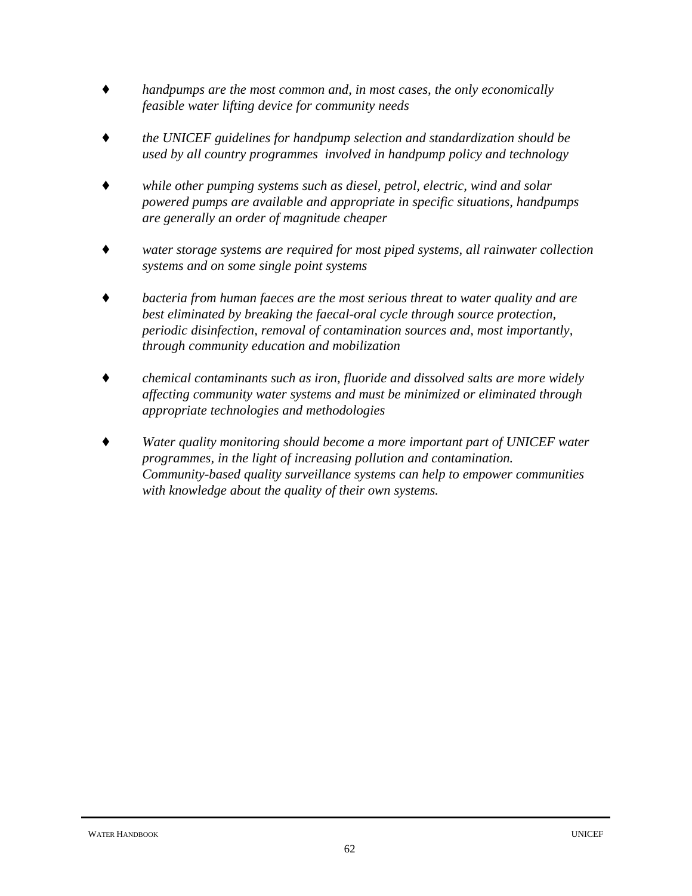- *handpumps are the most common and, in most cases, the only economically feasible water lifting device for community needs*

- *the UNICEF guidelines for handpump selection and standardization should be used by all country programmes involved in handpump policy and technology*

- *while other pumping systems such as diesel, petrol, electric, wind and solar powered pumps are available and appropriate in specific situations, handpumps are generally an order of magnitude cheaper*

- *water storage systems are required for most piped systems, all rainwater collection systems and on some single point systems*

- *bacteria from human faeces are the most serious threat to water quality and are best eliminated by breaking the faecal-oral cycle through source protection, periodic disinfection, removal of contamination sources and, most importantly, through community education and mobilization*

- *chemical contaminants such as iron, fluoride and dissolved salts are more widely affecting community water systems and must be minimized or eliminated through appropriate technologies and methodologies*

- *Water quality monitoring should become a more important part of UNICEF water programmes, in the light of increasing pollution and contamination. Community-based quality surveillance systems can help to empower communities with knowledge about the quality of their own systems.*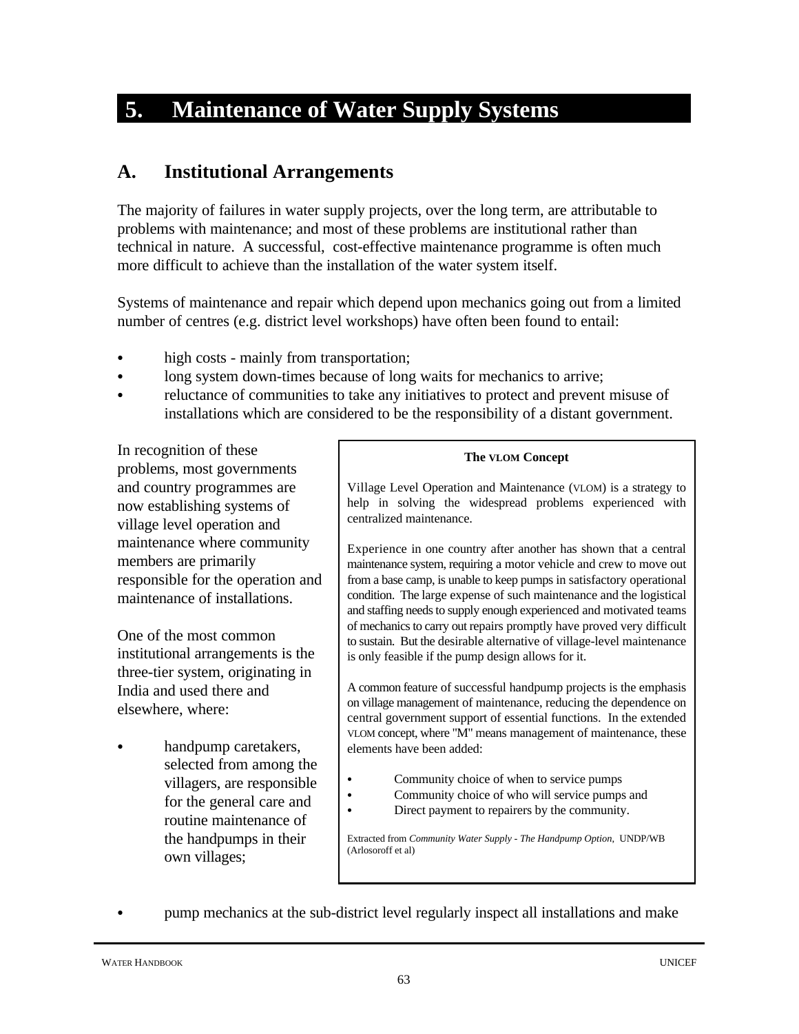# 5. Maintenance of Water Supply Systems

## A. Institutional Arrangements

The majority of failures in water supply projects, over the long term, are attributable to problems with maintenance; and most of these problems are institutional rather than technical in nature. A successful, cost-effective maintenance programme is often much more difficult to achieve than the installation of the water system itself.

Systems of maintenance and repair which depend upon mechanics going out from a limited number of centres (e.g. district level workshops) have often been found to entail:

- high costs - mainly from transportation;
- long system down-times because of long waits for mechanics to arrive;
- reluctance of communities to take any initiatives to protect and prevent misuse of installations which are considered to be the responsibility of a distant government.

In recognition of these problems, most governments and country programmes are now establishing systems of village level operation and maintenance where community members are primarily responsible for the operation and maintenance of installations.

One of the most common institutional arrangements is the three-tier system, originating in India and used there and elsewhere, where:

- handpump caretakers, selected from among the villagers, are responsible for the general care and routine maintenance of the handpumps in their own villages;

> **The VLOM Concept**
>
> Village Level Operation and Maintenance (VLOM) is a strategy to help in solving the widespread problems experienced with centralized maintenance.
>
> Experience in one country after another has shown that a central maintenance system, requiring a motor vehicle and crew to move out from a base camp, is unable to keep pumps in satisfactory operational condition. The large expense of such maintenance and the logistical and staffing needs to supply enough experienced and motivated teams of mechanics to carry out repairs promptly have proved very difficult to sustain. But the desirable alternative of village-level maintenance is only feasible if the pump design allows for it.
>
> A common feature of successful handpump projects is the emphasis on village management of maintenance, reducing the dependence on central government support of essential functions. In the extended VLOM concept, where "M" means management of maintenance, these elements have been added:
>
> - Community choice of when to service pumps
> - Community choice of who will service pumps and
> - Direct payment to repairers by the community.
>
> Extracted from *Community Water Supply - The Handpump Option*, UNDP/WB (Arlosoroff et al)

- pump mechanics at the sub-district level regularly inspect all installations and make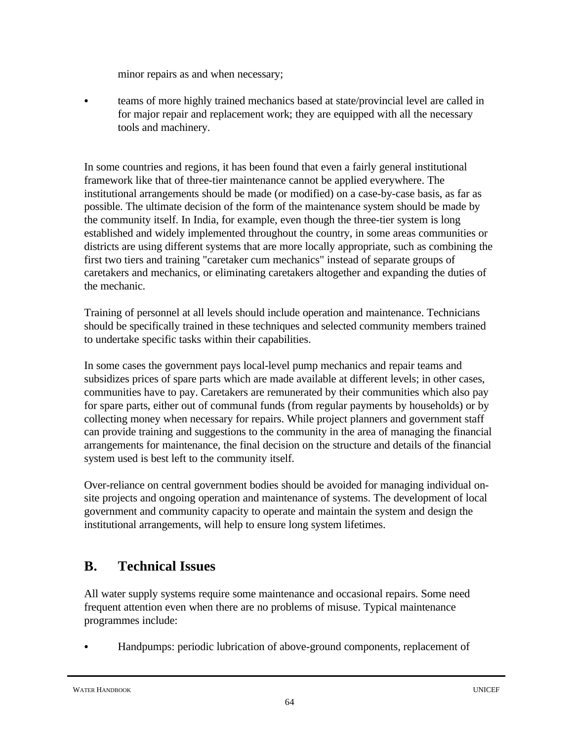minor repairs as and when necessary;

- teams of more highly trained mechanics based at state/provincial level are called in for major repair and replacement work; they are equipped with all the necessary tools and machinery.

In some countries and regions, it has been found that even a fairly general institutional framework like that of three-tier maintenance cannot be applied everywhere. The institutional arrangements should be made (or modified) on a case-by-case basis, as far as possible. The ultimate decision of the form of the maintenance system should be made by the community itself. In India, for example, even though the three-tier system is long established and widely implemented throughout the country, in some areas communities or districts are using different systems that are more locally appropriate, such as combining the first two tiers and training "caretaker cum mechanics" instead of separate groups of caretakers and mechanics, or eliminating caretakers altogether and expanding the duties of the mechanic.

Training of personnel at all levels should include operation and maintenance. Technicians should be specifically trained in these techniques and selected community members trained to undertake specific tasks within their capabilities.

In some cases the government pays local-level pump mechanics and repair teams and subsidizes prices of spare parts which are made available at different levels; in other cases, communities have to pay. Caretakers are remunerated by their communities which also pay for spare parts, either out of communal funds (from regular payments by households) or by collecting money when necessary for repairs. While project planners and government staff can provide training and suggestions to the community in the area of managing the financial arrangements for maintenance, the final decision on the structure and details of the financial system used is best left to the community itself.

Over-reliance on central government bodies should be avoided for managing individual on-site projects and ongoing operation and maintenance of systems. The development of local government and community capacity to operate and maintain the system and design the institutional arrangements, will help to ensure long system lifetimes.

## B. Technical Issues

All water supply systems require some maintenance and occasional repairs. Some need frequent attention even when there are no problems of misuse. Typical maintenance programmes include:

- Handpumps: periodic lubrication of above-ground components, replacement of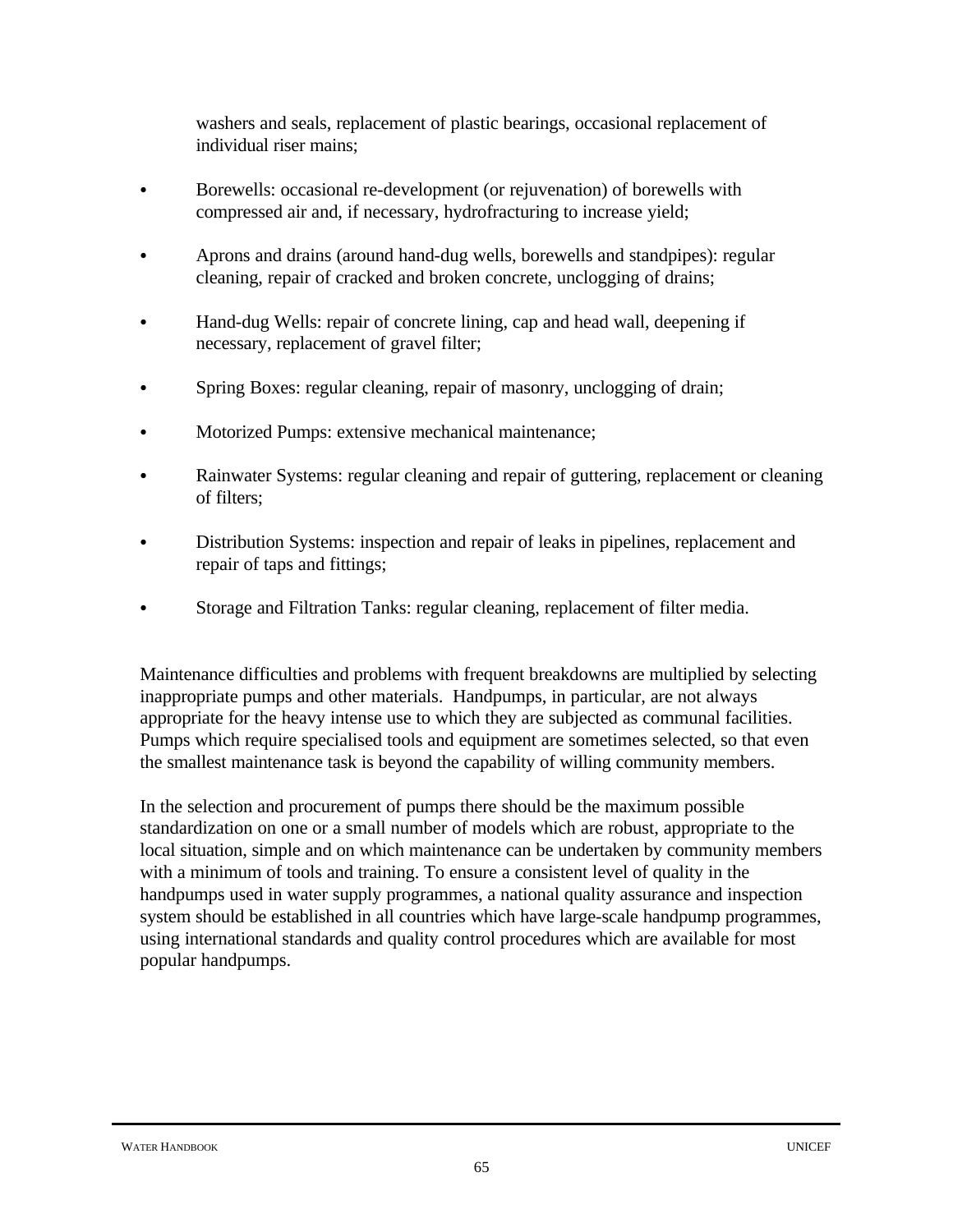washers and seals, replacement of plastic bearings, occasional replacement of individual riser mains;

- Borewells: occasional re-development (or rejuvenation) of borewells with compressed air and, if necessary, hydrofracturing to increase yield;

- Aprons and drains (around hand-dug wells, borewells and standpipes): regular cleaning, repair of cracked and broken concrete, unclogging of drains;

- Hand-dug Wells: repair of concrete lining, cap and head wall, deepening if necessary, replacement of gravel filter;

- Spring Boxes: regular cleaning, repair of masonry, unclogging of drain;

- Motorized Pumps: extensive mechanical maintenance;

- Rainwater Systems: regular cleaning and repair of guttering, replacement or cleaning of filters;

- Distribution Systems: inspection and repair of leaks in pipelines, replacement and repair of taps and fittings;

- Storage and Filtration Tanks: regular cleaning, replacement of filter media.

Maintenance difficulties and problems with frequent breakdowns are multiplied by selecting inappropriate pumps and other materials. Handpumps, in particular, are not always appropriate for the heavy intense use to which they are subjected as communal facilities. Pumps which require specialised tools and equipment are sometimes selected, so that even the smallest maintenance task is beyond the capability of willing community members.

In the selection and procurement of pumps there should be the maximum possible standardization on one or a small number of models which are robust, appropriate to the local situation, simple and on which maintenance can be undertaken by community members with a minimum of tools and training. To ensure a consistent level of quality in the handpumps used in water supply programmes, a national quality assurance and inspection system should be established in all countries which have large-scale handpump programmes, using international standards and quality control procedures which are available for most popular handpumps.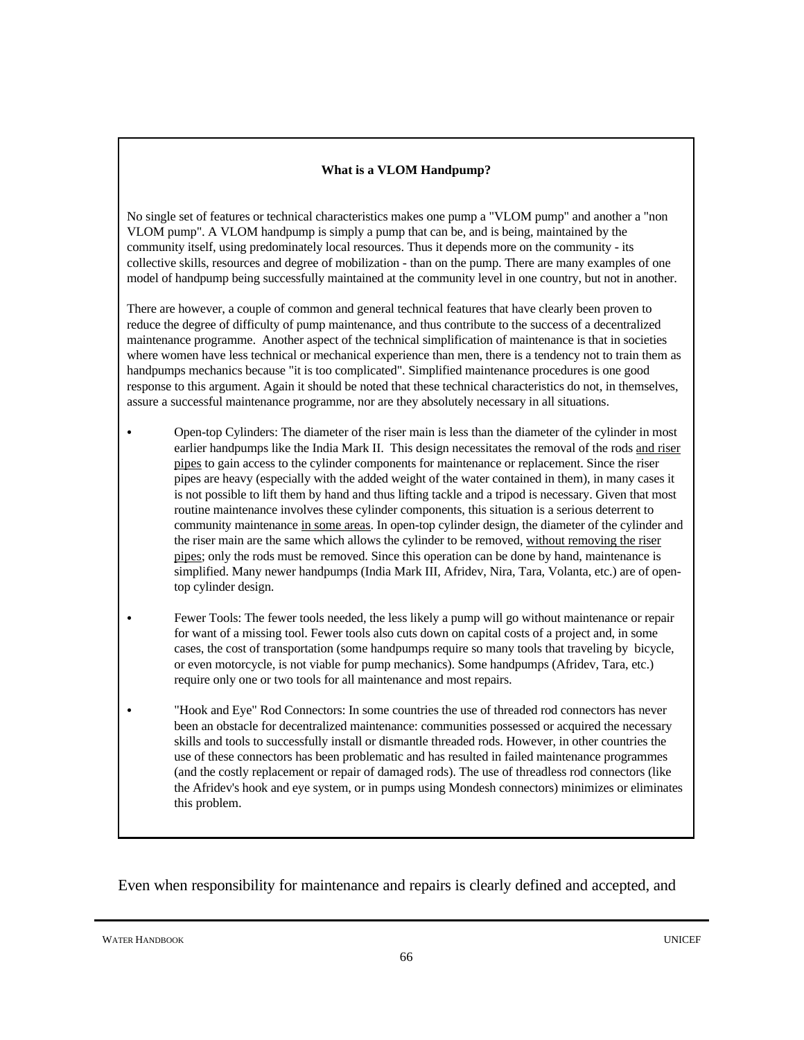**What is a VLOM Handpump?**

No single set of features or technical characteristics makes one pump a "VLOM pump" and another a "non VLOM pump". A VLOM handpump is simply a pump that can be, and is being, maintained by the community itself, using predominately local resources. Thus it depends more on the community - its collective skills, resources and degree of mobilization - than on the pump. There are many examples of one model of handpump being successfully maintained at the community level in one country, but not in another.

There are however, a couple of common and general technical features that have clearly been proven to reduce the degree of difficulty of pump maintenance, and thus contribute to the success of a decentralized maintenance programme. Another aspect of the technical simplification of maintenance is that in societies where women have less technical or mechanical experience than men, there is a tendency not to train them as handpumps mechanics because "it is too complicated". Simplified maintenance procedures is one good response to this argument. Again it should be noted that these technical characteristics do not, in themselves, assure a successful maintenance programme, nor are they absolutely necessary in all situations.

- Open-top Cylinders: The diameter of the riser main is less than the diameter of the cylinder in most earlier handpumps like the India Mark II. This design necessitates the removal of the rods <u>and riser pipes</u> to gain access to the cylinder components for maintenance or replacement. Since the riser pipes are heavy (especially with the added weight of the water contained in them), in many cases it is not possible to lift them by hand and thus lifting tackle and a tripod is necessary. Given that most routine maintenance involves these cylinder components, this situation is a serious deterrent to community maintenance <u>in some areas</u>. In open-top cylinder design, the diameter of the cylinder and the riser main are the same which allows the cylinder to be removed, <u>without removing the riser pipes</u>; only the rods must be removed. Since this operation can be done by hand, maintenance is simplified. Many newer handpumps (India Mark III, Afridev, Nira, Tara, Volanta, etc.) are of open-top cylinder design.

- Fewer Tools: The fewer tools needed, the less likely a pump will go without maintenance or repair for want of a missing tool. Fewer tools also cuts down on capital costs of a project and, in some cases, the cost of transportation (some handpumps require so many tools that traveling by bicycle, or even motorcycle, is not viable for pump mechanics). Some handpumps (Afridev, Tara, etc.) require only one or two tools for all maintenance and most repairs.

- "Hook and Eye" Rod Connectors: In some countries the use of threaded rod connectors has never been an obstacle for decentralized maintenance: communities possessed or acquired the necessary skills and tools to successfully install or dismantle threaded rods. However, in other countries the use of these connectors has been problematic and has resulted in failed maintenance programmes (and the costly replacement or repair of damaged rods). The use of threadless rod connectors (like the Afridev's hook and eye system, or in pumps using Mondesh connectors) minimizes or eliminates this problem.

Even when responsibility for maintenance and repairs is clearly defined and accepted, and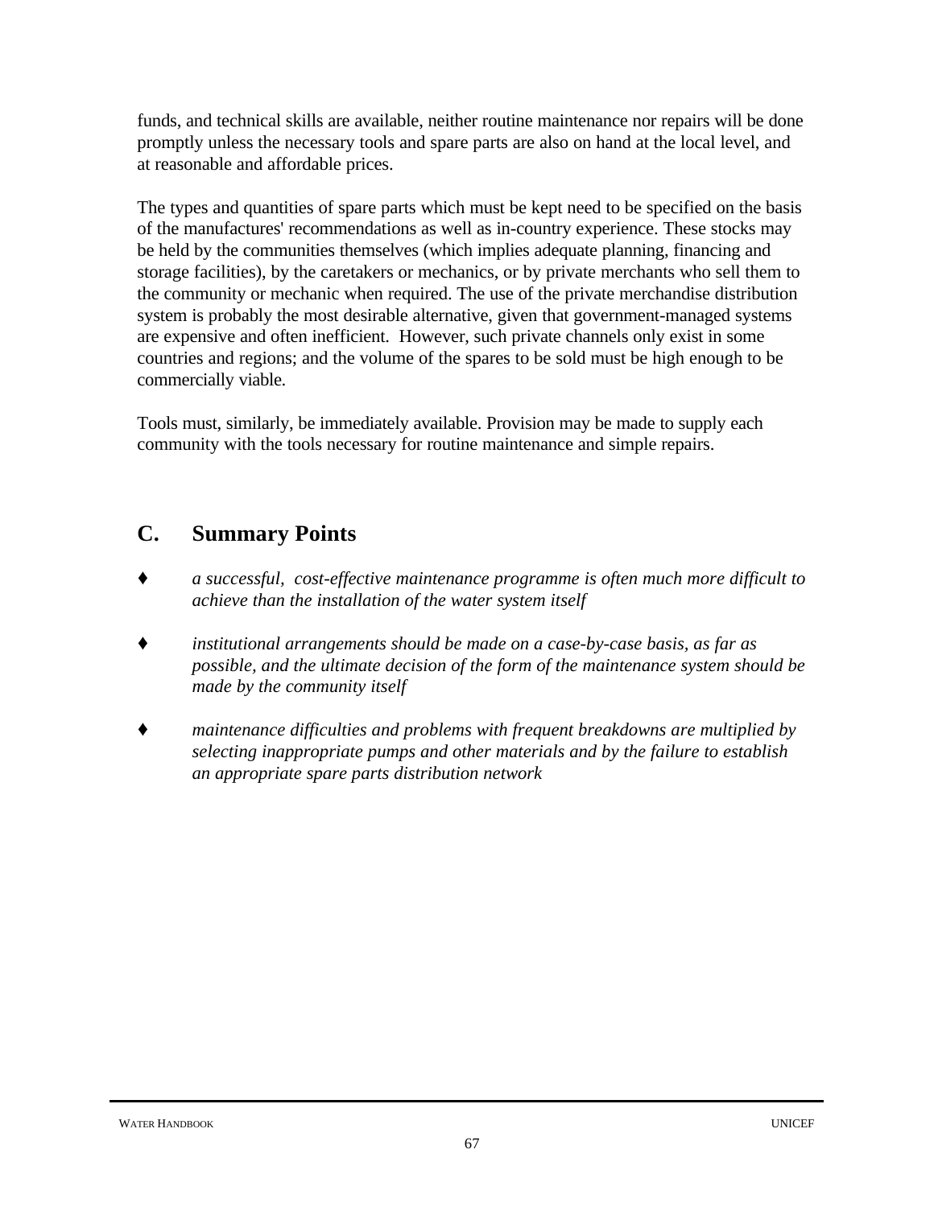funds, and technical skills are available, neither routine maintenance nor repairs will be done promptly unless the necessary tools and spare parts are also on hand at the local level, and at reasonable and affordable prices.

The types and quantities of spare parts which must be kept need to be specified on the basis of the manufactures' recommendations as well as in-country experience. These stocks may be held by the communities themselves (which implies adequate planning, financing and storage facilities), by the caretakers or mechanics, or by private merchants who sell them to the community or mechanic when required. The use of the private merchandise distribution system is probably the most desirable alternative, given that government-managed systems are expensive and often inefficient.  However, such private channels only exist in some countries and regions; and the volume of the spares to be sold must be high enough to be commercially viable.

Tools must, similarly, be immediately available. Provision may be made to supply each community with the tools necessary for routine maintenance and simple repairs.

## C. Summary Points

- *a successful,  cost-effective maintenance programme is often much more difficult to achieve than the installation of the water system itself*

- *institutional arrangements should be made on a case-by-case basis, as far as possible, and the ultimate decision of the form of the maintenance system should be made by the community itself*

- *maintenance difficulties and problems with frequent breakdowns are multiplied by selecting inappropriate pumps and other materials and by the failure to establish an appropriate spare parts distribution network*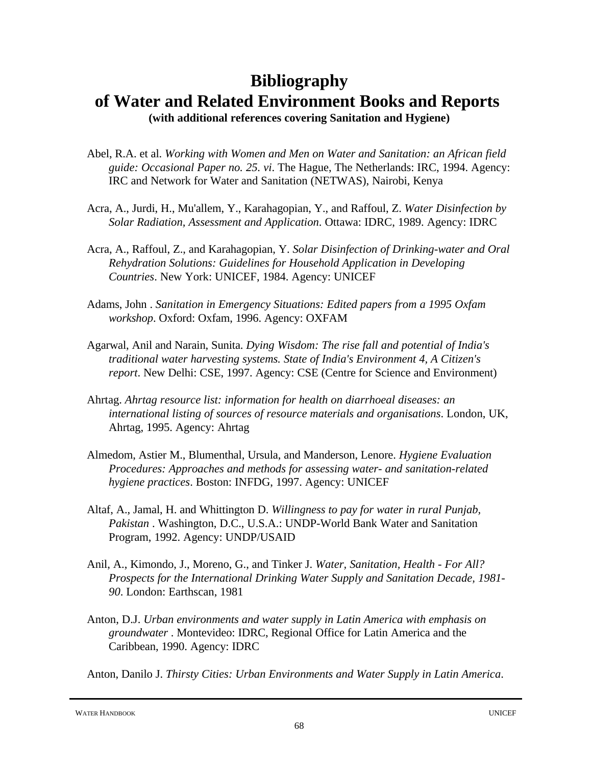# Bibliography

## of Water and Related Environment Books and Reports

### (with additional references covering Sanitation and Hygiene)

Abel, R.A. et al. *Working with Women and Men on Water and Sanitation: an African field guide: Occasional Paper no. 25. vi*. The Hague, The Netherlands: IRC, 1994. Agency: IRC and Network for Water and Sanitation (NETWAS), Nairobi, Kenya

Acra, A., Jurdi, H., Mu'allem, Y., Karahagopian, Y., and Raffoul, Z. *Water Disinfection by Solar Radiation, Assessment and Application*. Ottawa: IDRC, 1989. Agency: IDRC

Acra, A., Raffoul, Z., and Karahagopian, Y. *Solar Disinfection of Drinking-water and Oral Rehydration Solutions: Guidelines for Household Application in Developing Countries*. New York: UNICEF, 1984. Agency: UNICEF

Adams, John . *Sanitation in Emergency Situations: Edited papers from a 1995 Oxfam workshop*. Oxford: Oxfam, 1996. Agency: OXFAM

Agarwal, Anil and Narain, Sunita. *Dying Wisdom: The rise fall and potential of India's traditional water harvesting systems. State of India's Environment 4, A Citizen's report*. New Delhi: CSE, 1997. Agency: CSE (Centre for Science and Environment)

Ahrtag. *Ahrtag resource list: information for health on diarrhoeal diseases: an international listing of sources of resource materials and organisations*. London, UK, Ahrtag, 1995. Agency: Ahrtag

Almedom, Astier M., Blumenthal, Ursula, and Manderson, Lenore. *Hygiene Evaluation Procedures: Approaches and methods for assessing water- and sanitation-related hygiene practices*. Boston: INFDG, 1997. Agency: UNICEF

Altaf, A., Jamal, H. and Whittington D. *Willingness to pay for water in rural Punjab, Pakistan* . Washington, D.C., U.S.A.: UNDP-World Bank Water and Sanitation Program, 1992. Agency: UNDP/USAID

Anil, A., Kimondo, J., Moreno, G., and Tinker J. *Water, Sanitation, Health - For All? Prospects for the International Drinking Water Supply and Sanitation Decade, 1981-90*. London: Earthscan, 1981

Anton, D.J. *Urban environments and water supply in Latin America with emphasis on groundwater* . Montevideo: IDRC, Regional Office for Latin America and the Caribbean, 1990. Agency: IDRC

Anton, Danilo J. *Thirsty Cities: Urban Environments and Water Supply in Latin America*.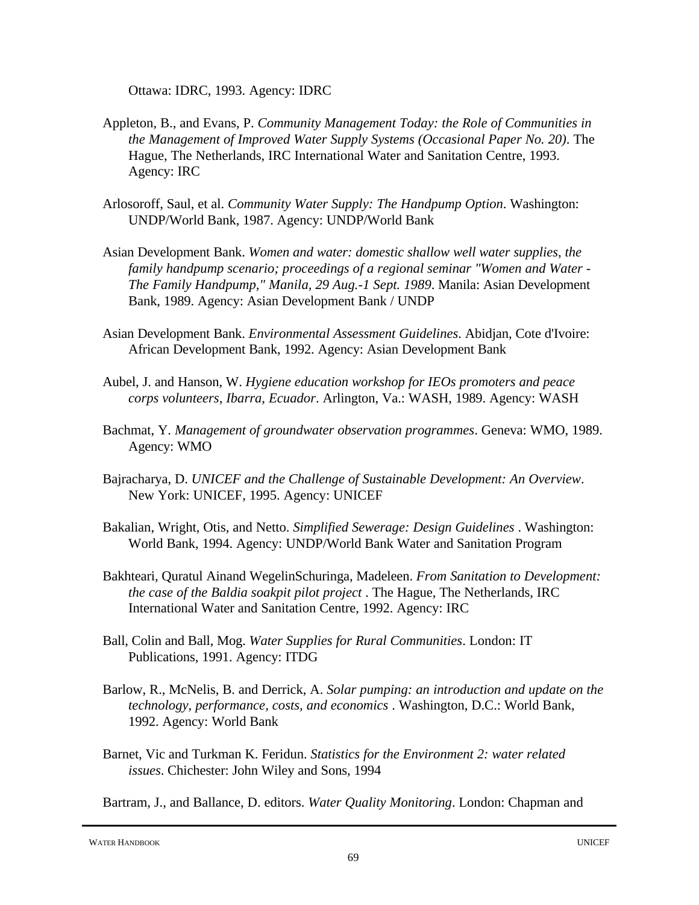Ottawa: IDRC, 1993. Agency: IDRC

Appleton, B., and Evans, P. *Community Management Today: the Role of Communities in the Management of Improved Water Supply Systems (Occasional Paper No. 20)*. The Hague, The Netherlands, IRC International Water and Sanitation Centre, 1993. Agency: IRC

Arlosoroff, Saul, et al. *Community Water Supply: The Handpump Option*. Washington: UNDP/World Bank, 1987. Agency: UNDP/World Bank

Asian Development Bank. *Women and water: domestic shallow well water supplies, the family handpump scenario; proceedings of a regional seminar "Women and Water - The Family Handpump," Manila, 29 Aug.-1 Sept. 1989*. Manila: Asian Development Bank, 1989. Agency: Asian Development Bank / UNDP

Asian Development Bank. *Environmental Assessment Guidelines*. Abidjan, Cote d'Ivoire: African Development Bank, 1992. Agency: Asian Development Bank

Aubel, J. and Hanson, W. *Hygiene education workshop for IEOs promoters and peace corps volunteers, Ibarra, Ecuador*. Arlington, Va.: WASH, 1989. Agency: WASH

Bachmat, Y. *Management of groundwater observation programmes*. Geneva: WMO, 1989. Agency: WMO

Bajracharya, D. *UNICEF and the Challenge of Sustainable Development: An Overview*. New York: UNICEF, 1995. Agency: UNICEF

Bakalian, Wright, Otis, and Netto. *Simplified Sewerage: Design Guidelines* . Washington: World Bank, 1994. Agency: UNDP/World Bank Water and Sanitation Program

Bakhteari, Quratul Ainand WegelinSchuringa, Madeleen. *From Sanitation to Development: the case of the Baldia soakpit pilot project* . The Hague, The Netherlands, IRC International Water and Sanitation Centre, 1992. Agency: IRC

Ball, Colin and Ball, Mog. *Water Supplies for Rural Communities*. London: IT Publications, 1991. Agency: ITDG

Barlow, R., McNelis, B. and Derrick, A. *Solar pumping: an introduction and update on the technology, performance, costs, and economics* . Washington, D.C.: World Bank, 1992. Agency: World Bank

Barnet, Vic and Turkman K. Feridun. *Statistics for the Environment 2: water related issues*. Chichester: John Wiley and Sons, 1994

Bartram, J., and Ballance, D. editors. *Water Quality Monitoring*. London: Chapman and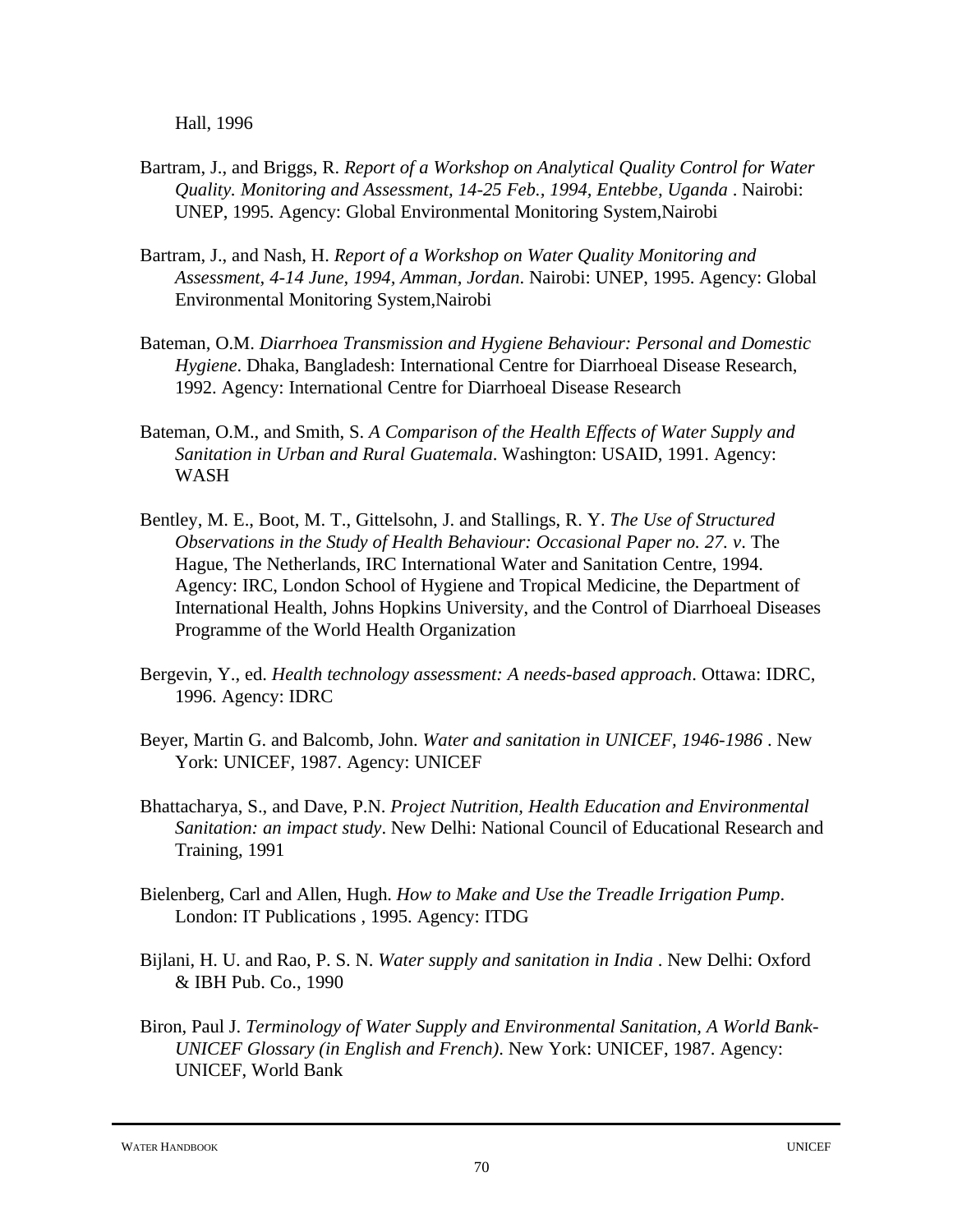Hall, 1996

Bartram, J., and Briggs, R. *Report of a Workshop on Analytical Quality Control for Water Quality. Monitoring and Assessment, 14-25 Feb., 1994, Entebbe, Uganda* . Nairobi: UNEP, 1995. Agency: Global Environmental Monitoring System,Nairobi

Bartram, J., and Nash, H. *Report of a Workshop on Water Quality Monitoring and Assessment, 4-14 June, 1994, Amman, Jordan*. Nairobi: UNEP, 1995. Agency: Global Environmental Monitoring System,Nairobi

Bateman, O.M. *Diarrhoea Transmission and Hygiene Behaviour: Personal and Domestic Hygiene*. Dhaka, Bangladesh: International Centre for Diarrhoeal Disease Research, 1992. Agency: International Centre for Diarrhoeal Disease Research

Bateman, O.M., and Smith, S. *A Comparison of the Health Effects of Water Supply and Sanitation in Urban and Rural Guatemala*. Washington: USAID, 1991. Agency: WASH

Bentley, M. E., Boot, M. T., Gittelsohn, J. and Stallings, R. Y. *The Use of Structured Observations in the Study of Health Behaviour: Occasional Paper no. 27. v*. The Hague, The Netherlands, IRC International Water and Sanitation Centre, 1994. Agency: IRC, London School of Hygiene and Tropical Medicine, the Department of International Health, Johns Hopkins University, and the Control of Diarrhoeal Diseases Programme of the World Health Organization

Bergevin, Y., ed. *Health technology assessment: A needs-based approach*. Ottawa: IDRC, 1996. Agency: IDRC

Beyer, Martin G. and Balcomb, John. *Water and sanitation in UNICEF, 1946-1986* . New York: UNICEF, 1987. Agency: UNICEF

Bhattacharya, S., and Dave, P.N. *Project Nutrition, Health Education and Environmental Sanitation: an impact study*. New Delhi: National Council of Educational Research and Training, 1991

Bielenberg, Carl and Allen, Hugh. *How to Make and Use the Treadle Irrigation Pump*. London: IT Publications , 1995. Agency: ITDG

Bijlani, H. U. and Rao, P. S. N. *Water supply and sanitation in India* . New Delhi: Oxford & IBH Pub. Co., 1990

Biron, Paul J. *Terminology of Water Supply and Environmental Sanitation, A World Bank-UNICEF Glossary (in English and French)*. New York: UNICEF, 1987. Agency: UNICEF, World Bank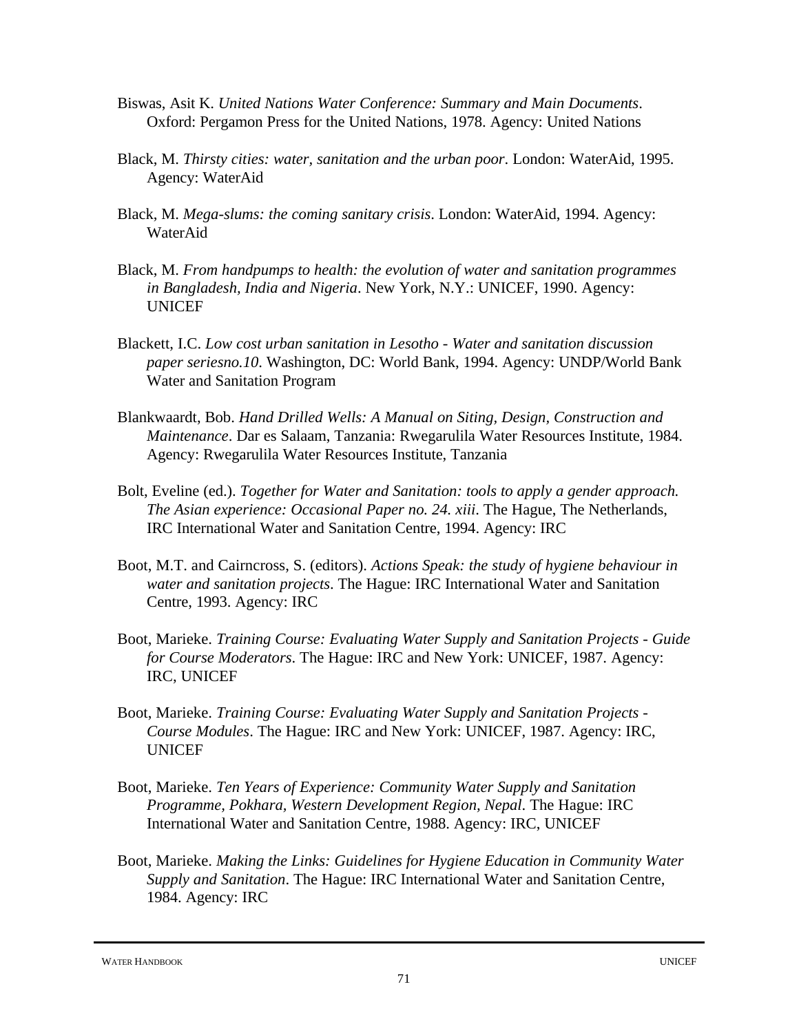Biswas, Asit K. *United Nations Water Conference: Summary and Main Documents*. Oxford: Pergamon Press for the United Nations, 1978. Agency: United Nations

Black, M. *Thirsty cities: water, sanitation and the urban poor*. London: WaterAid, 1995. Agency: WaterAid

Black, M. *Mega-slums: the coming sanitary crisis*. London: WaterAid, 1994. Agency: WaterAid

Black, M. *From handpumps to health: the evolution of water and sanitation programmes in Bangladesh, India and Nigeria*. New York, N.Y.: UNICEF, 1990. Agency: UNICEF

Blackett, I.C. *Low cost urban sanitation in Lesotho - Water and sanitation discussion paper seriesno.10*. Washington, DC: World Bank, 1994. Agency: UNDP/World Bank Water and Sanitation Program

Blankwaardt, Bob. *Hand Drilled Wells: A Manual on Siting, Design, Construction and Maintenance*. Dar es Salaam, Tanzania: Rwegarulila Water Resources Institute, 1984. Agency: Rwegarulila Water Resources Institute, Tanzania

Bolt, Eveline (ed.). *Together for Water and Sanitation: tools to apply a gender approach. The Asian experience: Occasional Paper no. 24. xiii*. The Hague, The Netherlands, IRC International Water and Sanitation Centre, 1994. Agency: IRC

Boot, M.T. and Cairncross, S. (editors). *Actions Speak: the study of hygiene behaviour in water and sanitation projects*. The Hague: IRC International Water and Sanitation Centre, 1993. Agency: IRC

Boot, Marieke. *Training Course: Evaluating Water Supply and Sanitation Projects - Guide for Course Moderators*. The Hague: IRC and New York: UNICEF, 1987. Agency: IRC, UNICEF

Boot, Marieke. *Training Course: Evaluating Water Supply and Sanitation Projects - Course Modules*. The Hague: IRC and New York: UNICEF, 1987. Agency: IRC, UNICEF

Boot, Marieke. *Ten Years of Experience: Community Water Supply and Sanitation Programme, Pokhara, Western Development Region, Nepal*. The Hague: IRC International Water and Sanitation Centre, 1988. Agency: IRC, UNICEF

Boot, Marieke. *Making the Links: Guidelines for Hygiene Education in Community Water Supply and Sanitation*. The Hague: IRC International Water and Sanitation Centre, 1984. Agency: IRC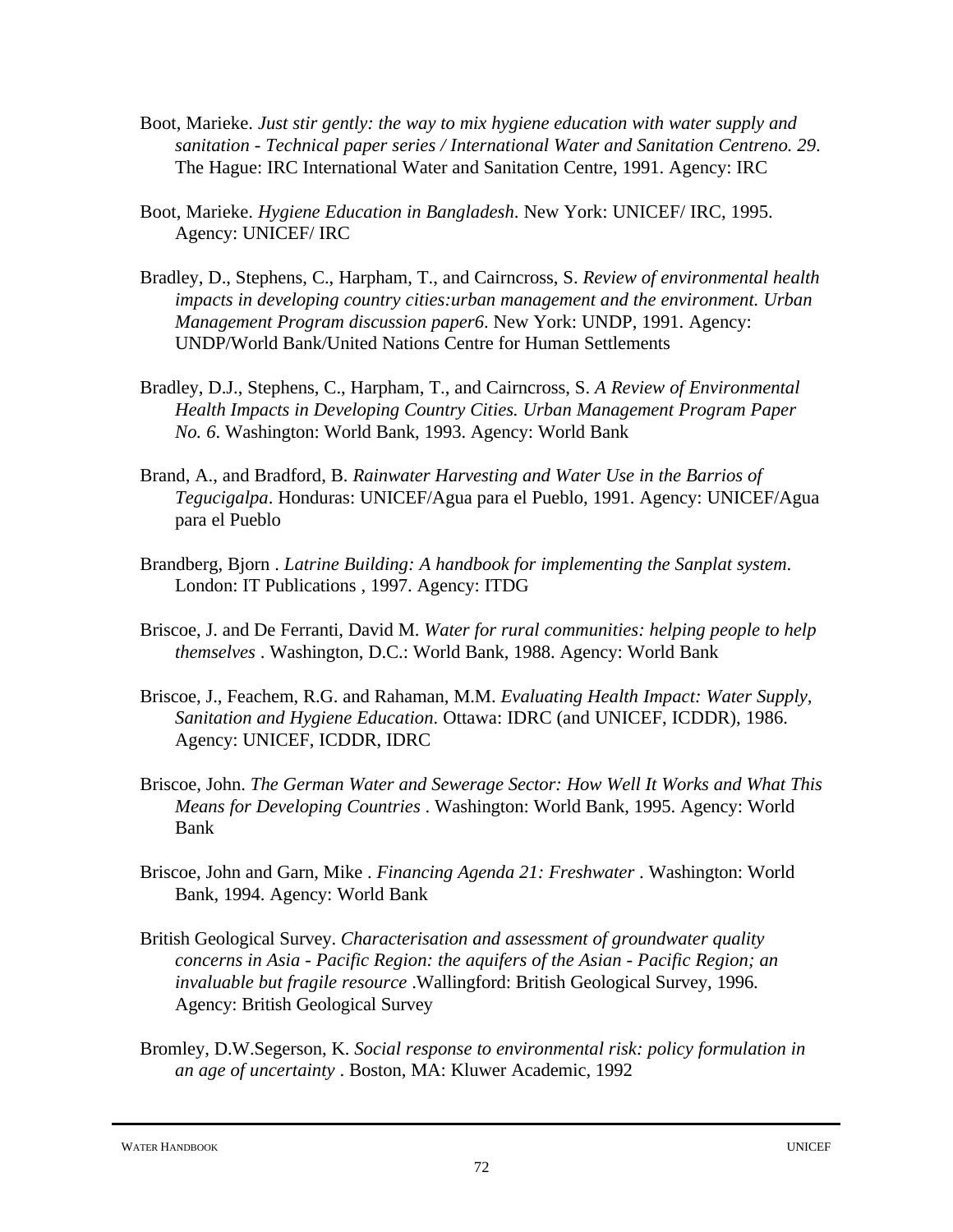Boot, Marieke. *Just stir gently: the way to mix hygiene education with water supply and sanitation - Technical paper series / International Water and Sanitation Centreno. 29*. The Hague: IRC International Water and Sanitation Centre, 1991. Agency: IRC

Boot, Marieke. *Hygiene Education in Bangladesh*. New York: UNICEF/ IRC, 1995. Agency: UNICEF/ IRC

Bradley, D., Stephens, C., Harpham, T., and Cairncross, S. *Review of environmental health impacts in developing country cities:urban management and the environment. Urban Management Program discussion paper6*. New York: UNDP, 1991. Agency: UNDP/World Bank/United Nations Centre for Human Settlements

Bradley, D.J., Stephens, C., Harpham, T., and Cairncross, S. *A Review of Environmental Health Impacts in Developing Country Cities. Urban Management Program Paper No. 6*. Washington: World Bank, 1993. Agency: World Bank

Brand, A., and Bradford, B. *Rainwater Harvesting and Water Use in the Barrios of Tegucigalpa*. Honduras: UNICEF/Agua para el Pueblo, 1991. Agency: UNICEF/Agua para el Pueblo

Brandberg, Bjorn . *Latrine Building: A handbook for implementing the Sanplat system*. London: IT Publications , 1997. Agency: ITDG

Briscoe, J. and De Ferranti, David M. *Water for rural communities: helping people to help themselves* . Washington, D.C.: World Bank, 1988. Agency: World Bank

Briscoe, J., Feachem, R.G. and Rahaman, M.M. *Evaluating Health Impact: Water Supply, Sanitation and Hygiene Education*. Ottawa: IDRC (and UNICEF, ICDDR), 1986. Agency: UNICEF, ICDDR, IDRC

Briscoe, John. *The German Water and Sewerage Sector: How Well It Works and What This Means for Developing Countries* . Washington: World Bank, 1995. Agency: World Bank

Briscoe, John and Garn, Mike . *Financing Agenda 21: Freshwater* . Washington: World Bank, 1994. Agency: World Bank

British Geological Survey. *Characterisation and assessment of groundwater quality concerns in Asia - Pacific Region: the aquifers of the Asian - Pacific Region; an invaluable but fragile resource* .Wallingford: British Geological Survey, 1996. Agency: British Geological Survey

Bromley, D.W.Segerson, K. *Social response to environmental risk: policy formulation in an age of uncertainty* . Boston, MA: Kluwer Academic, 1992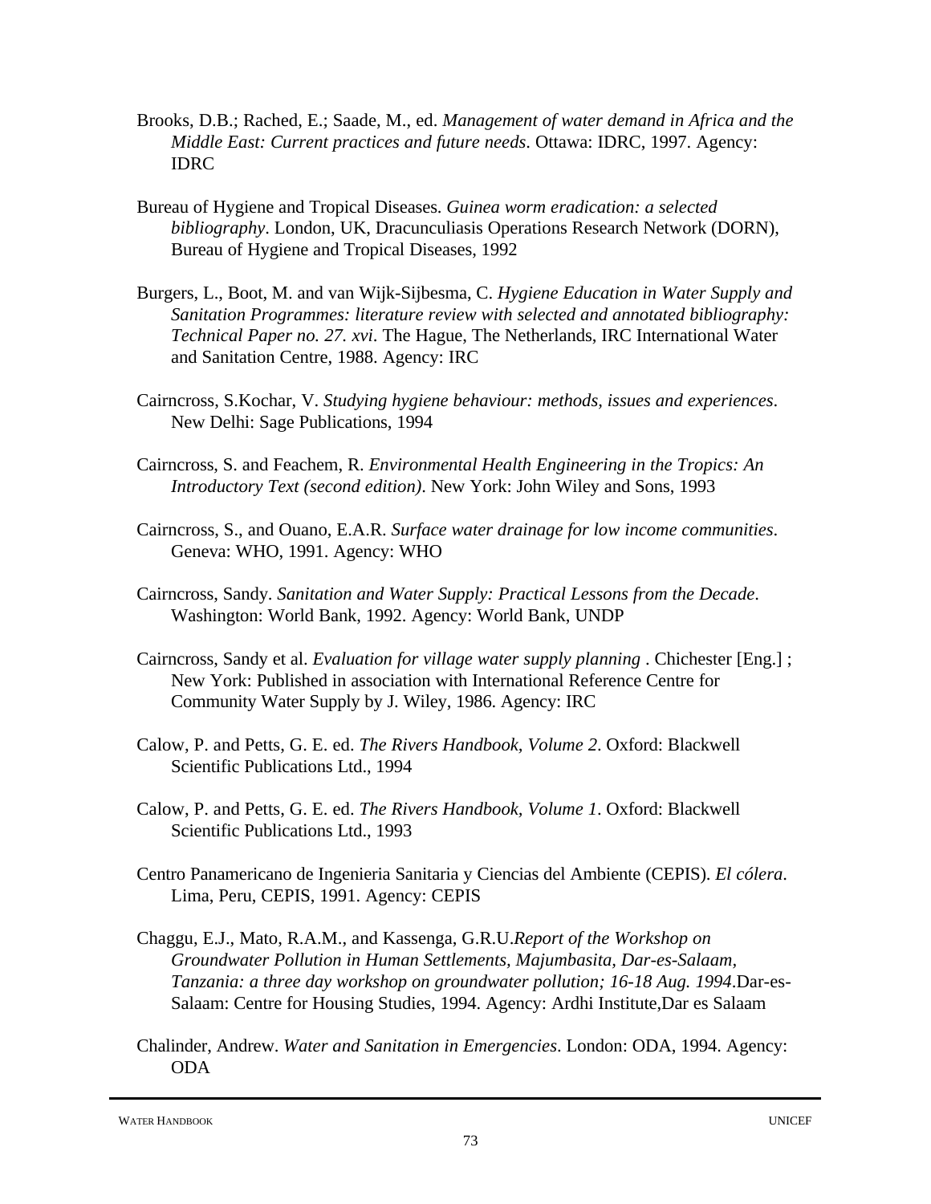Brooks, D.B.; Rached, E.; Saade, M., ed. *Management of water demand in Africa and the Middle East: Current practices and future needs*. Ottawa: IDRC, 1997. Agency: IDRC

Bureau of Hygiene and Tropical Diseases. *Guinea worm eradication: a selected bibliography*. London, UK, Dracunculiasis Operations Research Network (DORN), Bureau of Hygiene and Tropical Diseases, 1992

Burgers, L., Boot, M. and van Wijk-Sijbesma, C. *Hygiene Education in Water Supply and Sanitation Programmes: literature review with selected and annotated bibliography: Technical Paper no. 27. xvi*. The Hague, The Netherlands, IRC International Water and Sanitation Centre, 1988. Agency: IRC

Cairncross, S.Kochar, V. *Studying hygiene behaviour: methods, issues and experiences*. New Delhi: Sage Publications, 1994

Cairncross, S. and Feachem, R. *Environmental Health Engineering in the Tropics: An Introductory Text (second edition)*. New York: John Wiley and Sons, 1993

Cairncross, S., and Ouano, E.A.R. *Surface water drainage for low income communities*. Geneva: WHO, 1991. Agency: WHO

Cairncross, Sandy. *Sanitation and Water Supply: Practical Lessons from the Decade*. Washington: World Bank, 1992. Agency: World Bank, UNDP

Cairncross, Sandy et al. *Evaluation for village water supply planning* . Chichester [Eng.] ; New York: Published in association with International Reference Centre for Community Water Supply by J. Wiley, 1986. Agency: IRC

Calow, P. and Petts, G. E. ed. *The Rivers Handbook, Volume 2*. Oxford: Blackwell Scientific Publications Ltd., 1994

Calow, P. and Petts, G. E. ed. *The Rivers Handbook, Volume 1*. Oxford: Blackwell Scientific Publications Ltd., 1993

Centro Panamericano de Ingenieria Sanitaria y Ciencias del Ambiente (CEPIS). *El cólera*. Lima, Peru, CEPIS, 1991. Agency: CEPIS

Chaggu, E.J., Mato, R.A.M., and Kassenga, G.R.U.*Report of the Workshop on Groundwater Pollution in Human Settlements, Majumbasita, Dar-es-Salaam, Tanzania: a three day workshop on groundwater pollution; 16-18 Aug. 1994*.Dar-es-Salaam: Centre for Housing Studies, 1994. Agency: Ardhi Institute,Dar es Salaam

Chalinder, Andrew. *Water and Sanitation in Emergencies*. London: ODA, 1994. Agency: ODA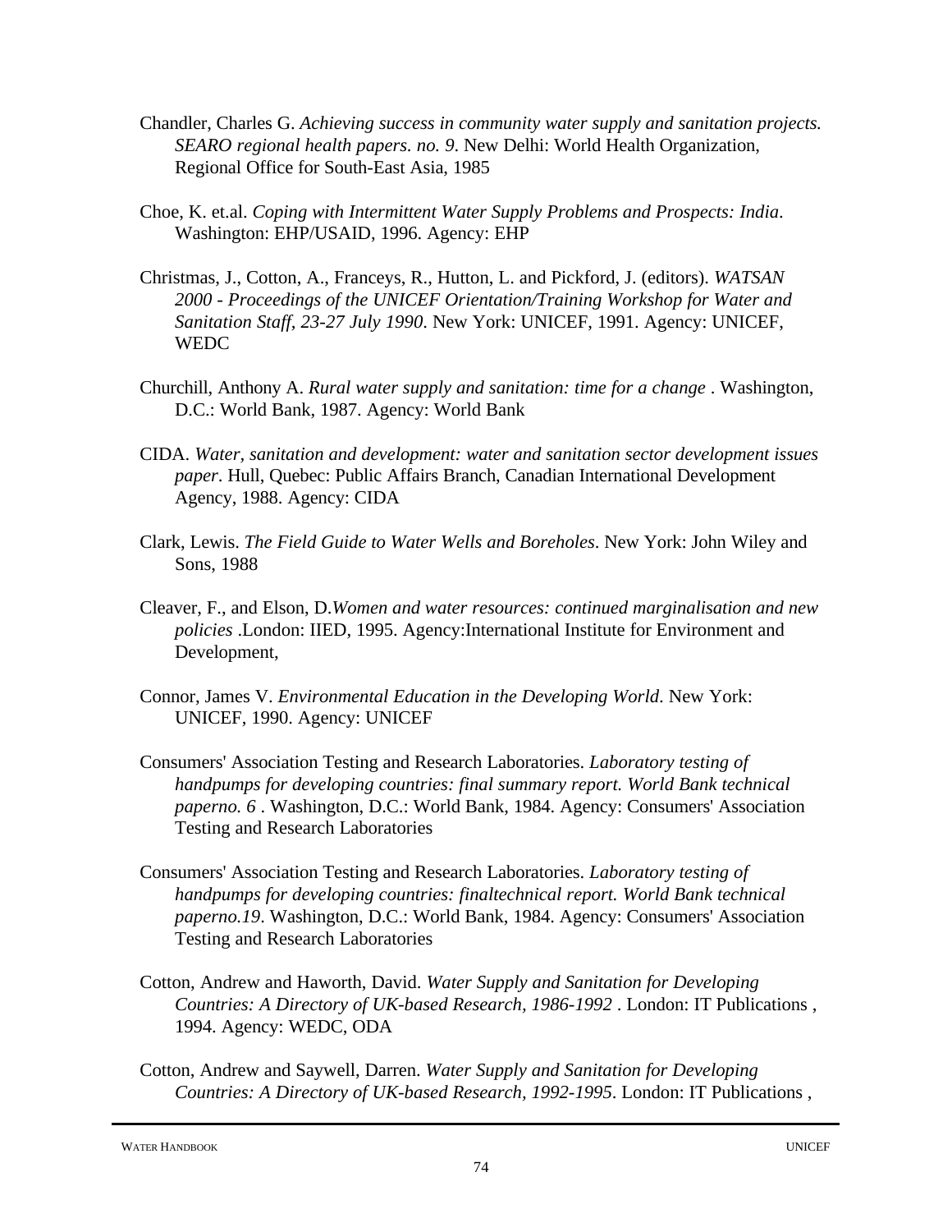Chandler, Charles G. *Achieving success in community water supply and sanitation projects. SEARO regional health papers. no. 9*. New Delhi: World Health Organization, Regional Office for South-East Asia, 1985

Choe, K. et.al. *Coping with Intermittent Water Supply Problems and Prospects: India*. Washington: EHP/USAID, 1996. Agency: EHP

Christmas, J., Cotton, A., Franceys, R., Hutton, L. and Pickford, J. (editors). *WATSAN 2000 - Proceedings of the UNICEF Orientation/Training Workshop for Water and Sanitation Staff, 23-27 July 1990*. New York: UNICEF, 1991. Agency: UNICEF, WEDC

Churchill, Anthony A. *Rural water supply and sanitation: time for a change* . Washington, D.C.: World Bank, 1987. Agency: World Bank

CIDA. *Water, sanitation and development: water and sanitation sector development issues paper*. Hull, Quebec: Public Affairs Branch, Canadian International Development Agency, 1988. Agency: CIDA

Clark, Lewis. *The Field Guide to Water Wells and Boreholes*. New York: John Wiley and Sons, 1988

Cleaver, F., and Elson, D.*Women and water resources: continued marginalisation and new policies* .London: IIED, 1995. Agency:International Institute for Environment and Development,

Connor, James V. *Environmental Education in the Developing World*. New York: UNICEF, 1990. Agency: UNICEF

Consumers' Association Testing and Research Laboratories. *Laboratory testing of handpumps for developing countries: final summary report. World Bank technical paperno. 6* . Washington, D.C.: World Bank, 1984. Agency: Consumers' Association Testing and Research Laboratories

Consumers' Association Testing and Research Laboratories. *Laboratory testing of handpumps for developing countries: finaltechnical report. World Bank technical paperno.19*. Washington, D.C.: World Bank, 1984. Agency: Consumers' Association Testing and Research Laboratories

Cotton, Andrew and Haworth, David. *Water Supply and Sanitation for Developing Countries: A Directory of UK-based Research, 1986-1992* . London: IT Publications , 1994. Agency: WEDC, ODA

Cotton, Andrew and Saywell, Darren. *Water Supply and Sanitation for Developing Countries: A Directory of UK-based Research, 1992-1995*. London: IT Publications ,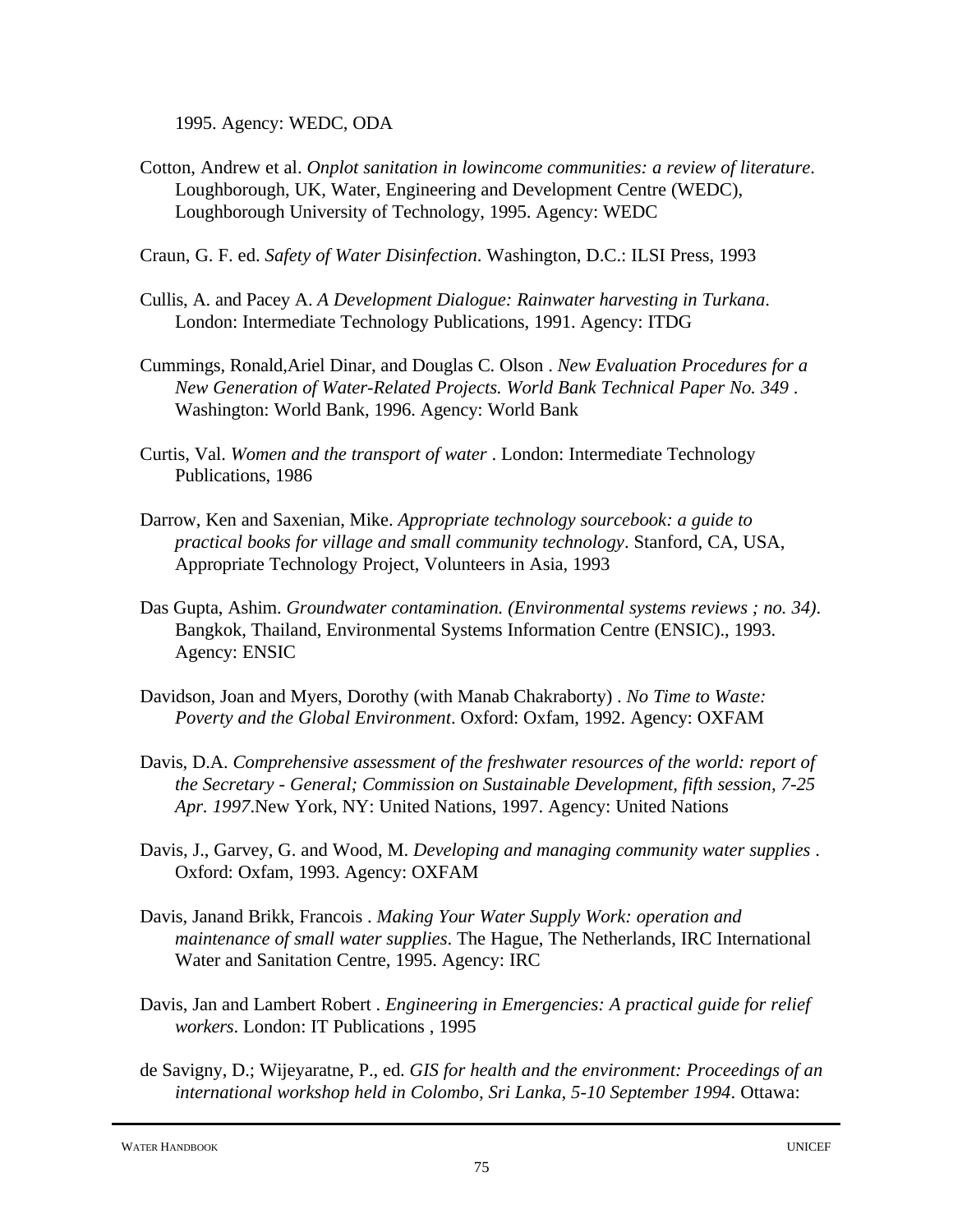1995. Agency: WEDC, ODA

Cotton, Andrew et al. *Onplot sanitation in lowincome communities: a review of literature*. Loughborough, UK, Water, Engineering and Development Centre (WEDC), Loughborough University of Technology, 1995. Agency: WEDC

Craun, G. F. ed. *Safety of Water Disinfection*. Washington, D.C.: ILSI Press, 1993

Cullis, A. and Pacey A. *A Development Dialogue: Rainwater harvesting in Turkana*. London: Intermediate Technology Publications, 1991. Agency: ITDG

Cummings, Ronald,Ariel Dinar, and Douglas C. Olson . *New Evaluation Procedures for a New Generation of Water-Related Projects. World Bank Technical Paper No. 349* . Washington: World Bank, 1996. Agency: World Bank

Curtis, Val. *Women and the transport of water* . London: Intermediate Technology Publications, 1986

Darrow, Ken and Saxenian, Mike. *Appropriate technology sourcebook: a guide to practical books for village and small community technology*. Stanford, CA, USA, Appropriate Technology Project, Volunteers in Asia, 1993

Das Gupta, Ashim. *Groundwater contamination. (Environmental systems reviews ; no. 34)*. Bangkok, Thailand, Environmental Systems Information Centre (ENSIC)., 1993. Agency: ENSIC

Davidson, Joan and Myers, Dorothy (with Manab Chakraborty) . *No Time to Waste: Poverty and the Global Environment*. Oxford: Oxfam, 1992. Agency: OXFAM

Davis, D.A. *Comprehensive assessment of the freshwater resources of the world: report of the Secretary - General; Commission on Sustainable Development, fifth session, 7-25 Apr. 1997*.New York, NY: United Nations, 1997. Agency: United Nations

Davis, J., Garvey, G. and Wood, M. *Developing and managing community water supplies* . Oxford: Oxfam, 1993. Agency: OXFAM

Davis, Janand Brikk, Francois . *Making Your Water Supply Work: operation and maintenance of small water supplies*. The Hague, The Netherlands, IRC International Water and Sanitation Centre, 1995. Agency: IRC

Davis, Jan and Lambert Robert . *Engineering in Emergencies: A practical guide for relief workers*. London: IT Publications , 1995

de Savigny, D.; Wijeyaratne, P., ed. *GIS for health and the environment: Proceedings of an international workshop held in Colombo, Sri Lanka, 5-10 September 1994*. Ottawa: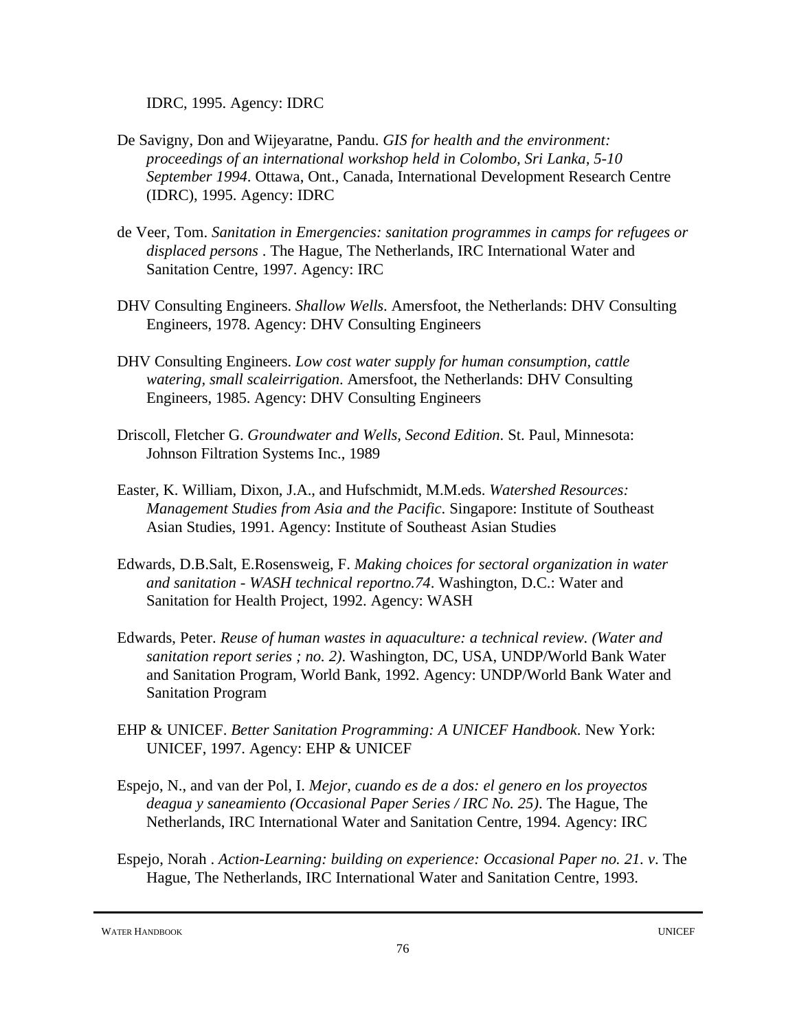IDRC, 1995. Agency: IDRC

De Savigny, Don and Wijeyaratne, Pandu. *GIS for health and the environment: proceedings of an international workshop held in Colombo, Sri Lanka, 5-10 September 1994*. Ottawa, Ont., Canada, International Development Research Centre (IDRC), 1995. Agency: IDRC

de Veer, Tom. *Sanitation in Emergencies: sanitation programmes in camps for refugees or displaced persons* . The Hague, The Netherlands, IRC International Water and Sanitation Centre, 1997. Agency: IRC

DHV Consulting Engineers. *Shallow Wells*. Amersfoot, the Netherlands: DHV Consulting Engineers, 1978. Agency: DHV Consulting Engineers

DHV Consulting Engineers. *Low cost water supply for human consumption, cattle watering, small scaleirrigation*. Amersfoot, the Netherlands: DHV Consulting Engineers, 1985. Agency: DHV Consulting Engineers

Driscoll, Fletcher G. *Groundwater and Wells, Second Edition*. St. Paul, Minnesota: Johnson Filtration Systems Inc., 1989

Easter, K. William, Dixon, J.A., and Hufschmidt, M.M.eds. *Watershed Resources: Management Studies from Asia and the Pacific*. Singapore: Institute of Southeast Asian Studies, 1991. Agency: Institute of Southeast Asian Studies

Edwards, D.B.Salt, E.Rosensweig, F. *Making choices for sectoral organization in water and sanitation - WASH technical reportno.74*. Washington, D.C.: Water and Sanitation for Health Project, 1992. Agency: WASH

Edwards, Peter. *Reuse of human wastes in aquaculture: a technical review. (Water and sanitation report series ; no. 2)*. Washington, DC, USA, UNDP/World Bank Water and Sanitation Program, World Bank, 1992. Agency: UNDP/World Bank Water and Sanitation Program

EHP & UNICEF. *Better Sanitation Programming: A UNICEF Handbook*. New York: UNICEF, 1997. Agency: EHP & UNICEF

Espejo, N., and van der Pol, I. *Mejor, cuando es de a dos: el genero en los proyectos deagua y saneamiento (Occasional Paper Series / IRC No. 25)*. The Hague, The Netherlands, IRC International Water and Sanitation Centre, 1994. Agency: IRC

Espejo, Norah . *Action-Learning: building on experience: Occasional Paper no. 21. v*. The Hague, The Netherlands, IRC International Water and Sanitation Centre, 1993.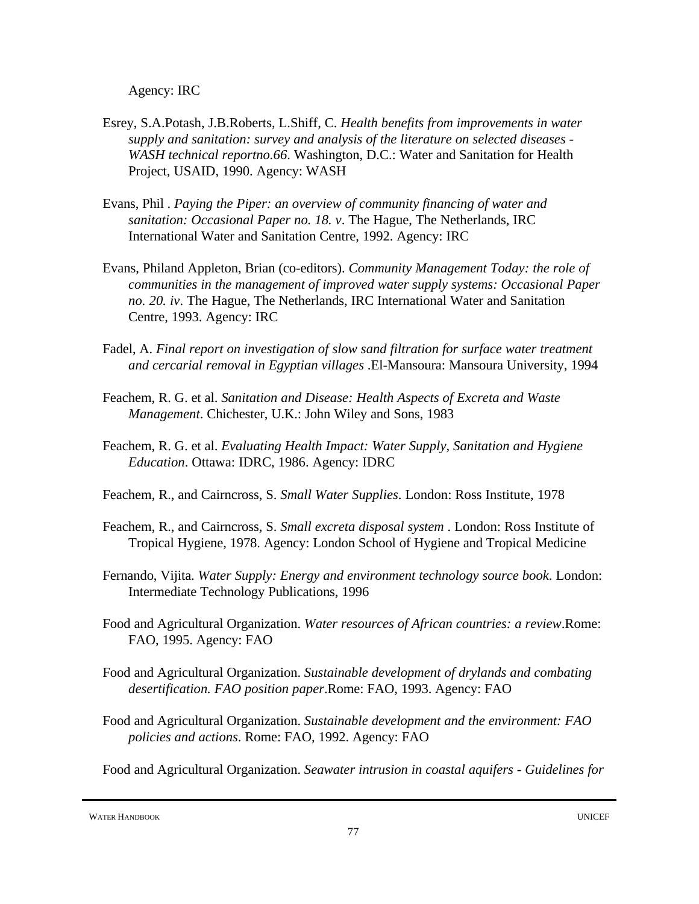Agency: IRC

Esrey, S.A.Potash, J.B.Roberts, L.Shiff, C. *Health benefits from improvements in water supply and sanitation: survey and analysis of the literature on selected diseases - WASH technical reportno.66*. Washington, D.C.: Water and Sanitation for Health Project, USAID, 1990. Agency: WASH

Evans, Phil . *Paying the Piper: an overview of community financing of water and sanitation: Occasional Paper no. 18. v*. The Hague, The Netherlands, IRC International Water and Sanitation Centre, 1992. Agency: IRC

Evans, Philand Appleton, Brian (co-editors). *Community Management Today: the role of communities in the management of improved water supply systems: Occasional Paper no. 20. iv*. The Hague, The Netherlands, IRC International Water and Sanitation Centre, 1993. Agency: IRC

Fadel, A. *Final report on investigation of slow sand filtration for surface water treatment and cercarial removal in Egyptian villages* .El-Mansoura: Mansoura University, 1994

Feachem, R. G. et al. *Sanitation and Disease: Health Aspects of Excreta and Waste Management*. Chichester, U.K.: John Wiley and Sons, 1983

Feachem, R. G. et al. *Evaluating Health Impact: Water Supply, Sanitation and Hygiene Education*. Ottawa: IDRC, 1986. Agency: IDRC

Feachem, R., and Cairncross, S. *Small Water Supplies*. London: Ross Institute, 1978

Feachem, R., and Cairncross, S. *Small excreta disposal system* . London: Ross Institute of Tropical Hygiene, 1978. Agency: London School of Hygiene and Tropical Medicine

Fernando, Vijita. *Water Supply: Energy and environment technology source book*. London: Intermediate Technology Publications, 1996

Food and Agricultural Organization. *Water resources of African countries: a review*.Rome: FAO, 1995. Agency: FAO

Food and Agricultural Organization. *Sustainable development of drylands and combating desertification. FAO position paper*.Rome: FAO, 1993. Agency: FAO

Food and Agricultural Organization. *Sustainable development and the environment: FAO policies and actions*. Rome: FAO, 1992. Agency: FAO

Food and Agricultural Organization. *Seawater intrusion in coastal aquifers - Guidelines for*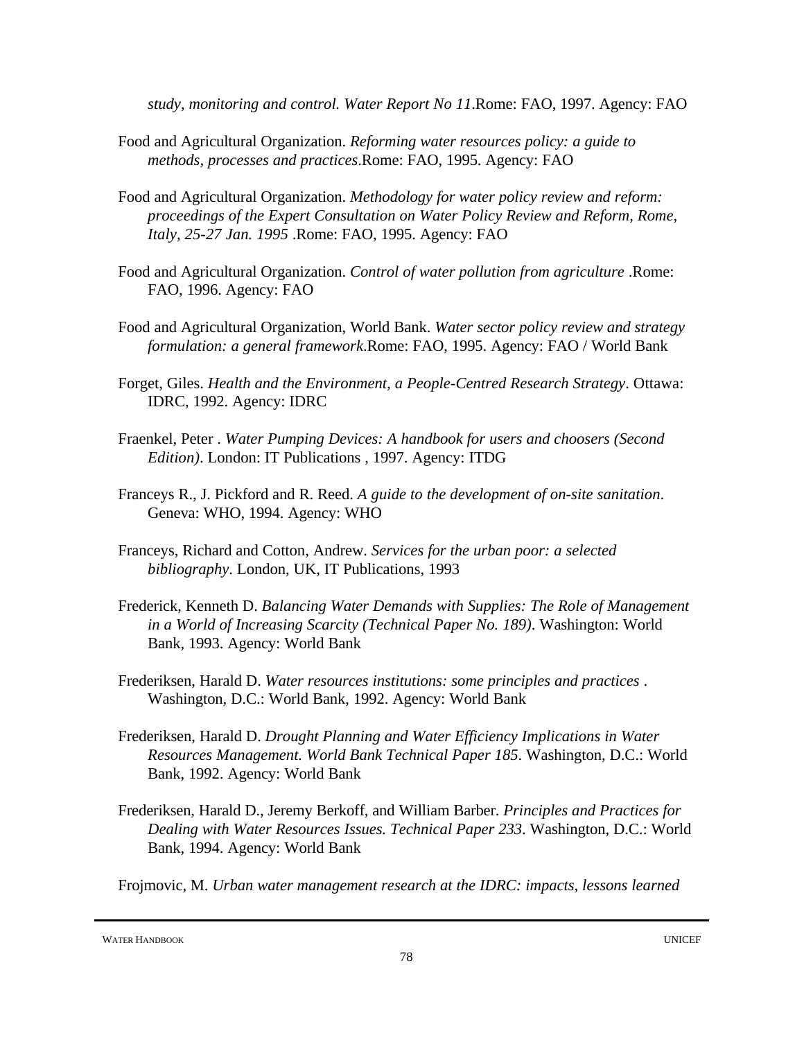*study, monitoring and control. Water Report No 11*.Rome: FAO, 1997. Agency: FAO

Food and Agricultural Organization. *Reforming water resources policy: a guide to methods, processes and practices*.Rome: FAO, 1995. Agency: FAO

Food and Agricultural Organization. *Methodology for water policy review and reform: proceedings of the Expert Consultation on Water Policy Review and Reform, Rome, Italy, 25-27 Jan. 1995* .Rome: FAO, 1995. Agency: FAO

Food and Agricultural Organization. *Control of water pollution from agriculture* .Rome: FAO, 1996. Agency: FAO

Food and Agricultural Organization, World Bank. *Water sector policy review and strategy formulation: a general framework*.Rome: FAO, 1995. Agency: FAO / World Bank

Forget, Giles. *Health and the Environment, a People-Centred Research Strategy*. Ottawa: IDRC, 1992. Agency: IDRC

Fraenkel, Peter . *Water Pumping Devices: A handbook for users and choosers (Second Edition)*. London: IT Publications , 1997. Agency: ITDG

Franceys R., J. Pickford and R. Reed. *A guide to the development of on-site sanitation*. Geneva: WHO, 1994. Agency: WHO

Franceys, Richard and Cotton, Andrew. *Services for the urban poor: a selected bibliography*. London, UK, IT Publications, 1993

Frederick, Kenneth D. *Balancing Water Demands with Supplies: The Role of Management in a World of Increasing Scarcity (Technical Paper No. 189)*. Washington: World Bank, 1993. Agency: World Bank

Frederiksen, Harald D. *Water resources institutions: some principles and practices* . Washington, D.C.: World Bank, 1992. Agency: World Bank

Frederiksen, Harald D. *Drought Planning and Water Efficiency Implications in Water Resources Management. World Bank Technical Paper 185*. Washington, D.C.: World Bank, 1992. Agency: World Bank

Frederiksen, Harald D., Jeremy Berkoff, and William Barber. *Principles and Practices for Dealing with Water Resources Issues. Technical Paper 233*. Washington, D.C.: World Bank, 1994. Agency: World Bank

Frojmovic, M. *Urban water management research at the IDRC: impacts, lessons learned*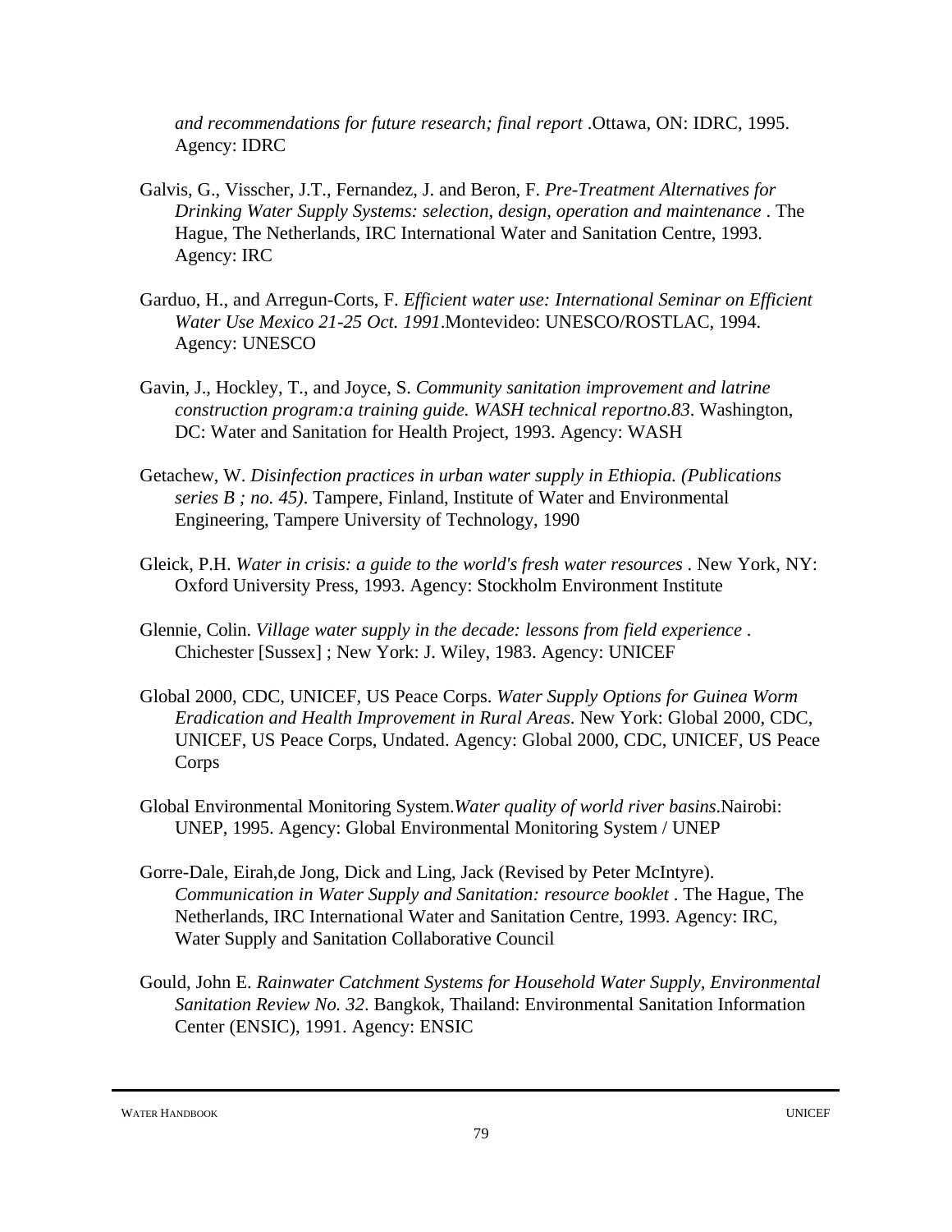*and recommendations for future research; final report* .Ottawa, ON: IDRC, 1995. Agency: IDRC

Galvis, G., Visscher, J.T., Fernandez, J. and Beron, F. *Pre-Treatment Alternatives for Drinking Water Supply Systems: selection, design, operation and maintenance* . The Hague, The Netherlands, IRC International Water and Sanitation Centre, 1993. Agency: IRC

Garduo, H., and Arregun-Corts, F. *Efficient water use: International Seminar on Efficient Water Use Mexico 21-25 Oct. 1991*.Montevideo: UNESCO/ROSTLAC, 1994. Agency: UNESCO

Gavin, J., Hockley, T., and Joyce, S. *Community sanitation improvement and latrine construction program:a training guide. WASH technical reportno.83*. Washington, DC: Water and Sanitation for Health Project, 1993. Agency: WASH

Getachew, W. *Disinfection practices in urban water supply in Ethiopia. (Publications series B ; no. 45)*. Tampere, Finland, Institute of Water and Environmental Engineering, Tampere University of Technology, 1990

Gleick, P.H. *Water in crisis: a guide to the world's fresh water resources* . New York, NY: Oxford University Press, 1993. Agency: Stockholm Environment Institute

Glennie, Colin. *Village water supply in the decade: lessons from field experience* . Chichester [Sussex] ; New York: J. Wiley, 1983. Agency: UNICEF

Global 2000, CDC, UNICEF, US Peace Corps. *Water Supply Options for Guinea Worm Eradication and Health Improvement in Rural Areas*. New York: Global 2000, CDC, UNICEF, US Peace Corps, Undated. Agency: Global 2000, CDC, UNICEF, US Peace Corps

Global Environmental Monitoring System.*Water quality of world river basins*.Nairobi: UNEP, 1995. Agency: Global Environmental Monitoring System / UNEP

Gorre-Dale, Eirah,de Jong, Dick and Ling, Jack (Revised by Peter McIntyre). *Communication in Water Supply and Sanitation: resource booklet* . The Hague, The Netherlands, IRC International Water and Sanitation Centre, 1993. Agency: IRC, Water Supply and Sanitation Collaborative Council

Gould, John E. *Rainwater Catchment Systems for Household Water Supply, Environmental Sanitation Review No. 32*. Bangkok, Thailand: Environmental Sanitation Information Center (ENSIC), 1991. Agency: ENSIC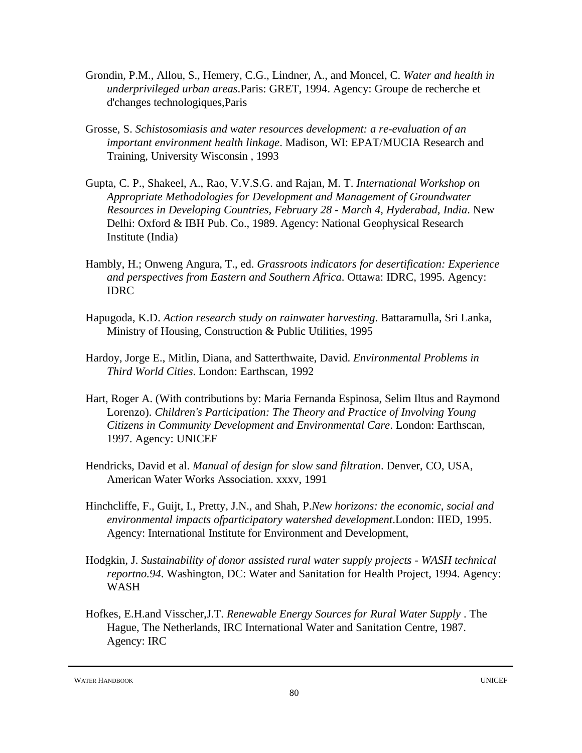Grondin, P.M., Allou, S., Hemery, C.G., Lindner, A., and Moncel, C. *Water and health in underprivileged urban areas*.Paris: GRET, 1994. Agency: Groupe de recherche et d'changes technologiques,Paris

Grosse, S. *Schistosomiasis and water resources development: a re-evaluation of an important environment health linkage*. Madison, WI: EPAT/MUCIA Research and Training, University Wisconsin , 1993

Gupta, C. P., Shakeel, A., Rao, V.V.S.G. and Rajan, M. T. *International Workshop on Appropriate Methodologies for Development and Management of Groundwater Resources in Developing Countries, February 28 - March 4, Hyderabad, India*. New Delhi: Oxford & IBH Pub. Co., 1989. Agency: National Geophysical Research Institute (India)

Hambly, H.; Onweng Angura, T., ed. *Grassroots indicators for desertification: Experience and perspectives from Eastern and Southern Africa*. Ottawa: IDRC, 1995. Agency: IDRC

Hapugoda, K.D. *Action research study on rainwater harvesting*. Battaramulla, Sri Lanka, Ministry of Housing, Construction & Public Utilities, 1995

Hardoy, Jorge E., Mitlin, Diana, and Satterthwaite, David. *Environmental Problems in Third World Cities*. London: Earthscan, 1992

Hart, Roger A. (With contributions by: Maria Fernanda Espinosa, Selim Iltus and Raymond Lorenzo). *Children's Participation: The Theory and Practice of Involving Young Citizens in Community Development and Environmental Care*. London: Earthscan, 1997. Agency: UNICEF

Hendricks, David et al. *Manual of design for slow sand filtration*. Denver, CO, USA, American Water Works Association. xxxv, 1991

Hinchcliffe, F., Guijt, I., Pretty, J.N., and Shah, P.*New horizons: the economic, social and environmental impacts ofparticipatory watershed development*.London: IIED, 1995. Agency: International Institute for Environment and Development,

Hodgkin, J. *Sustainability of donor assisted rural water supply projects - WASH technical reportno.94*. Washington, DC: Water and Sanitation for Health Project, 1994. Agency: WASH

Hofkes, E.H.and Visscher,J.T. *Renewable Energy Sources for Rural Water Supply* . The Hague, The Netherlands, IRC International Water and Sanitation Centre, 1987. Agency: IRC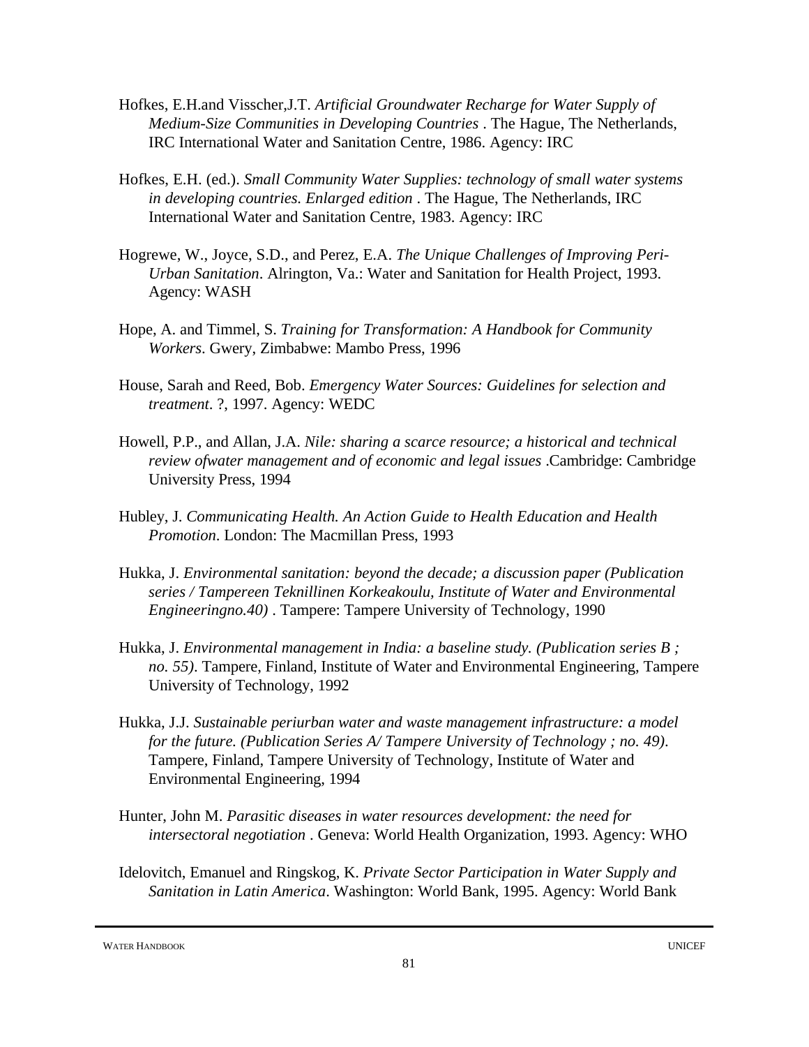Hofkes, E.H.and Visscher,J.T. *Artificial Groundwater Recharge for Water Supply of Medium-Size Communities in Developing Countries* . The Hague, The Netherlands, IRC International Water and Sanitation Centre, 1986. Agency: IRC

Hofkes, E.H. (ed.). *Small Community Water Supplies: technology of small water systems in developing countries. Enlarged edition* . The Hague, The Netherlands, IRC International Water and Sanitation Centre, 1983. Agency: IRC

Hogrewe, W., Joyce, S.D., and Perez, E.A. *The Unique Challenges of Improving Peri-Urban Sanitation*. Alrington, Va.: Water and Sanitation for Health Project, 1993. Agency: WASH

Hope, A. and Timmel, S. *Training for Transformation: A Handbook for Community Workers*. Gwery, Zimbabwe: Mambo Press, 1996

House, Sarah and Reed, Bob. *Emergency Water Sources: Guidelines for selection and treatment*. ?, 1997. Agency: WEDC

Howell, P.P., and Allan, J.A. *Nile: sharing a scarce resource; a historical and technical review ofwater management and of economic and legal issues* .Cambridge: Cambridge University Press, 1994

Hubley, J. *Communicating Health. An Action Guide to Health Education and Health Promotion*. London: The Macmillan Press, 1993

Hukka, J. *Environmental sanitation: beyond the decade; a discussion paper (Publication series / Tampereen Teknillinen Korkeakoulu, Institute of Water and Environmental Engineeringno.40)* . Tampere: Tampere University of Technology, 1990

Hukka, J. *Environmental management in India: a baseline study. (Publication series B ; no. 55)*. Tampere, Finland, Institute of Water and Environmental Engineering, Tampere University of Technology, 1992

Hukka, J.J. *Sustainable periurban water and waste management infrastructure: a model for the future. (Publication Series A/ Tampere University of Technology ; no. 49)*. Tampere, Finland, Tampere University of Technology, Institute of Water and Environmental Engineering, 1994

Hunter, John M. *Parasitic diseases in water resources development: the need for intersectoral negotiation* . Geneva: World Health Organization, 1993. Agency: WHO

Idelovitch, Emanuel and Ringskog, K. *Private Sector Participation in Water Supply and Sanitation in Latin America*. Washington: World Bank, 1995. Agency: World Bank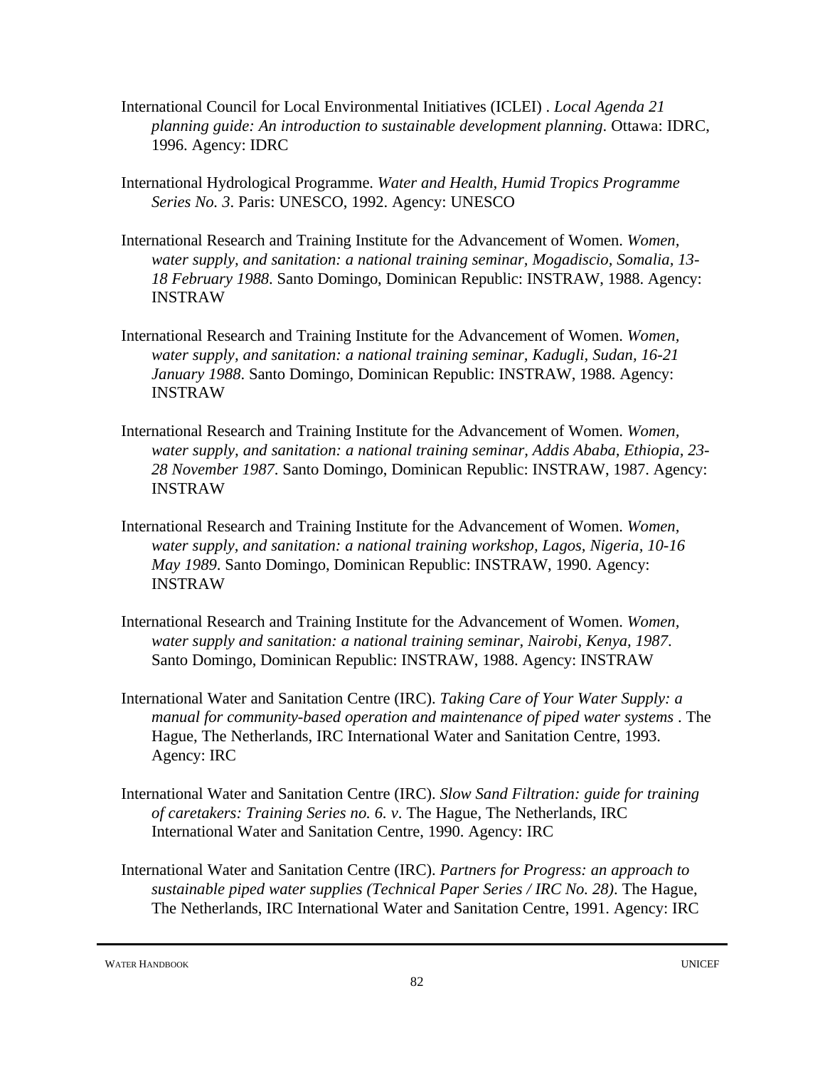International Council for Local Environmental Initiatives (ICLEI) . *Local Agenda 21 planning guide: An introduction to sustainable development planning*. Ottawa: IDRC, 1996. Agency: IDRC

International Hydrological Programme. *Water and Health, Humid Tropics Programme Series No. 3*. Paris: UNESCO, 1992. Agency: UNESCO

International Research and Training Institute for the Advancement of Women. *Women, water supply, and sanitation: a national training seminar, Mogadiscio, Somalia, 13-18 February 1988*. Santo Domingo, Dominican Republic: INSTRAW, 1988. Agency: INSTRAW

International Research and Training Institute for the Advancement of Women. *Women, water supply, and sanitation: a national training seminar, Kadugli, Sudan, 16-21 January 1988*. Santo Domingo, Dominican Republic: INSTRAW, 1988. Agency: INSTRAW

International Research and Training Institute for the Advancement of Women. *Women, water supply, and sanitation: a national training seminar, Addis Ababa, Ethiopia, 23-28 November 1987*. Santo Domingo, Dominican Republic: INSTRAW, 1987. Agency: INSTRAW

International Research and Training Institute for the Advancement of Women. *Women, water supply, and sanitation: a national training workshop, Lagos, Nigeria, 10-16 May 1989*. Santo Domingo, Dominican Republic: INSTRAW, 1990. Agency: INSTRAW

International Research and Training Institute for the Advancement of Women. *Women, water supply and sanitation: a national training seminar, Nairobi, Kenya, 1987*. Santo Domingo, Dominican Republic: INSTRAW, 1988. Agency: INSTRAW

International Water and Sanitation Centre (IRC). *Taking Care of Your Water Supply: a manual for community-based operation and maintenance of piped water systems* . The Hague, The Netherlands, IRC International Water and Sanitation Centre, 1993. Agency: IRC

International Water and Sanitation Centre (IRC). *Slow Sand Filtration: guide for training of caretakers: Training Series no. 6. v*. The Hague, The Netherlands, IRC International Water and Sanitation Centre, 1990. Agency: IRC

International Water and Sanitation Centre (IRC). *Partners for Progress: an approach to sustainable piped water supplies (Technical Paper Series / IRC No. 28)*. The Hague, The Netherlands, IRC International Water and Sanitation Centre, 1991. Agency: IRC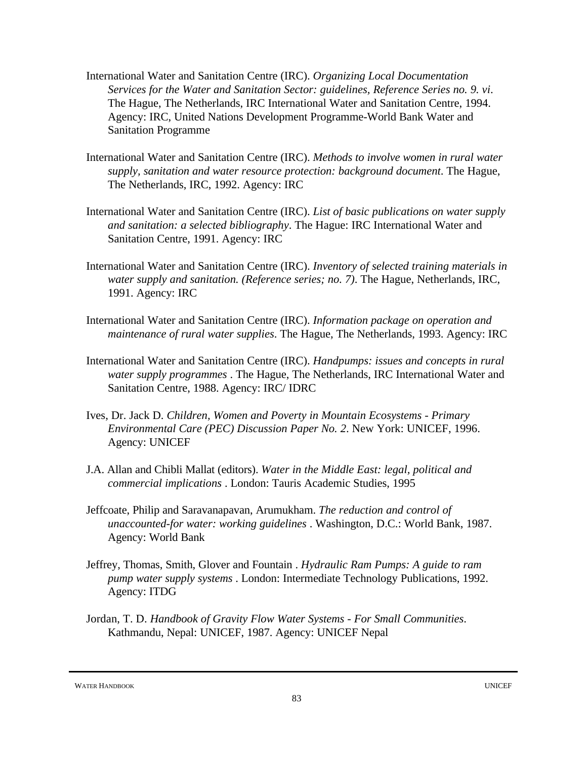International Water and Sanitation Centre (IRC). *Organizing Local Documentation Services for the Water and Sanitation Sector: guidelines, Reference Series no. 9. vi*. The Hague, The Netherlands, IRC International Water and Sanitation Centre, 1994. Agency: IRC, United Nations Development Programme-World Bank Water and Sanitation Programme

International Water and Sanitation Centre (IRC). *Methods to involve women in rural water supply, sanitation and water resource protection: background document*. The Hague, The Netherlands, IRC, 1992. Agency: IRC

International Water and Sanitation Centre (IRC). *List of basic publications on water supply and sanitation: a selected bibliography*. The Hague: IRC International Water and Sanitation Centre, 1991. Agency: IRC

International Water and Sanitation Centre (IRC). *Inventory of selected training materials in water supply and sanitation. (Reference series; no. 7)*. The Hague, Netherlands, IRC, 1991. Agency: IRC

International Water and Sanitation Centre (IRC). *Information package on operation and maintenance of rural water supplies*. The Hague, The Netherlands, 1993. Agency: IRC

International Water and Sanitation Centre (IRC). *Handpumps: issues and concepts in rural water supply programmes* . The Hague, The Netherlands, IRC International Water and Sanitation Centre, 1988. Agency: IRC/ IDRC

Ives, Dr. Jack D. *Children, Women and Poverty in Mountain Ecosystems - Primary Environmental Care (PEC) Discussion Paper No. 2*. New York: UNICEF, 1996. Agency: UNICEF

J.A. Allan and Chibli Mallat (editors). *Water in the Middle East: legal, political and commercial implications* . London: Tauris Academic Studies, 1995

Jeffcoate, Philip and Saravanapavan, Arumukham. *The reduction and control of unaccounted-for water: working guidelines* . Washington, D.C.: World Bank, 1987. Agency: World Bank

Jeffrey, Thomas, Smith, Glover and Fountain . *Hydraulic Ram Pumps: A guide to ram pump water supply systems* . London: Intermediate Technology Publications, 1992. Agency: ITDG

Jordan, T. D. *Handbook of Gravity Flow Water Systems - For Small Communities*. Kathmandu, Nepal: UNICEF, 1987. Agency: UNICEF Nepal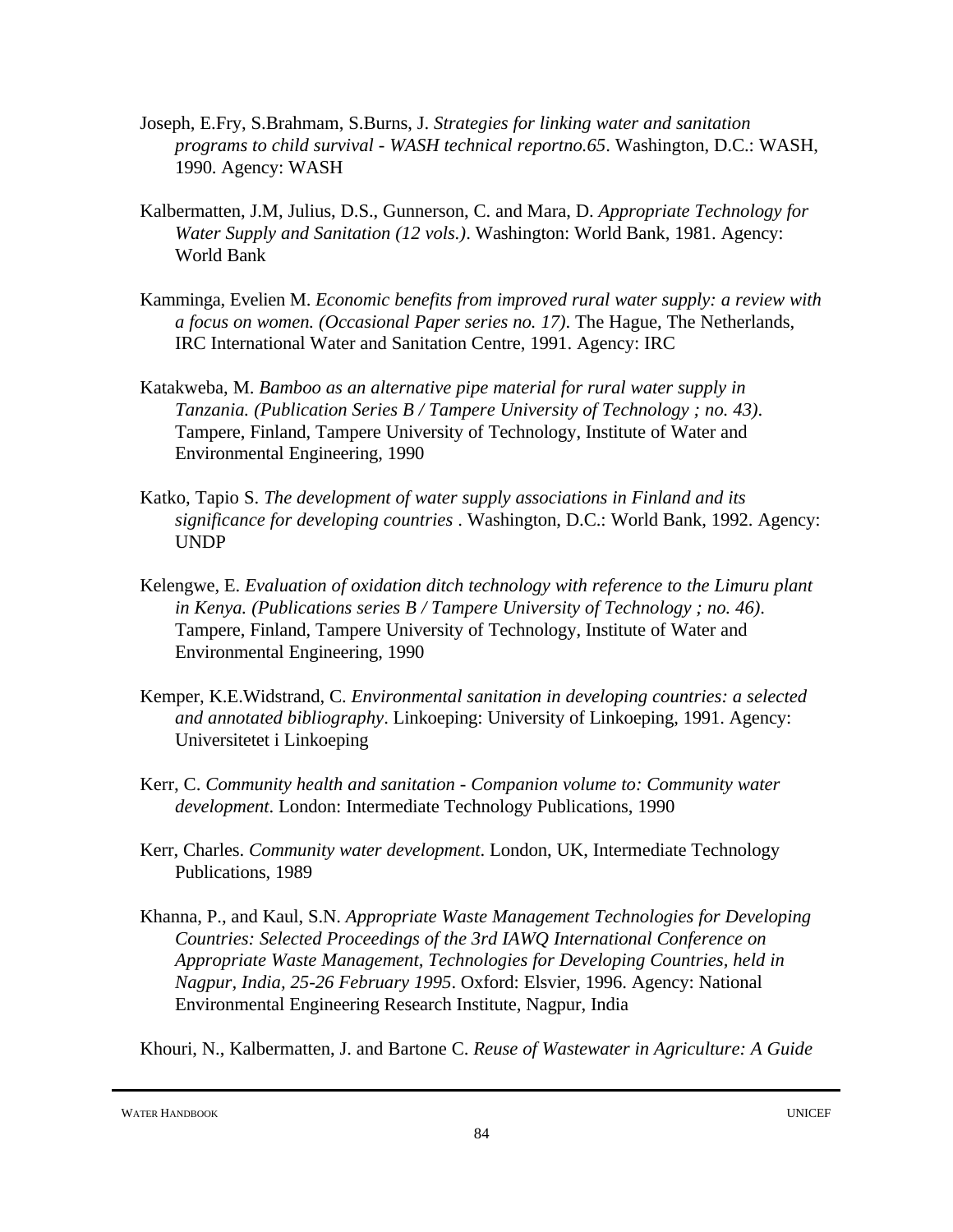Joseph, E.Fry, S.Brahmam, S.Burns, J. *Strategies for linking water and sanitation programs to child survival - WASH technical reportno.65*. Washington, D.C.: WASH, 1990. Agency: WASH

Kalbermatten, J.M, Julius, D.S., Gunnerson, C. and Mara, D. *Appropriate Technology for Water Supply and Sanitation (12 vols.)*. Washington: World Bank, 1981. Agency: World Bank

Kamminga, Evelien M. *Economic benefits from improved rural water supply: a review with a focus on women. (Occasional Paper series no. 17)*. The Hague, The Netherlands, IRC International Water and Sanitation Centre, 1991. Agency: IRC

Katakweba, M. *Bamboo as an alternative pipe material for rural water supply in Tanzania. (Publication Series B / Tampere University of Technology ; no. 43)*. Tampere, Finland, Tampere University of Technology, Institute of Water and Environmental Engineering, 1990

Katko, Tapio S. *The development of water supply associations in Finland and its significance for developing countries* . Washington, D.C.: World Bank, 1992. Agency: UNDP

Kelengwe, E. *Evaluation of oxidation ditch technology with reference to the Limuru plant in Kenya. (Publications series B / Tampere University of Technology ; no. 46)*. Tampere, Finland, Tampere University of Technology, Institute of Water and Environmental Engineering, 1990

Kemper, K.E.Widstrand, C. *Environmental sanitation in developing countries: a selected and annotated bibliography*. Linkoeping: University of Linkoeping, 1991. Agency: Universitetet i Linkoeping

Kerr, C. *Community health and sanitation - Companion volume to: Community water development*. London: Intermediate Technology Publications, 1990

Kerr, Charles. *Community water development*. London, UK, Intermediate Technology Publications, 1989

Khanna, P., and Kaul, S.N. *Appropriate Waste Management Technologies for Developing Countries: Selected Proceedings of the 3rd IAWQ International Conference on Appropriate Waste Management, Technologies for Developing Countries, held in Nagpur, India, 25-26 February 1995*. Oxford: Elsvier, 1996. Agency: National Environmental Engineering Research Institute, Nagpur, India

Khouri, N., Kalbermatten, J. and Bartone C. *Reuse of Wastewater in Agriculture: A Guide*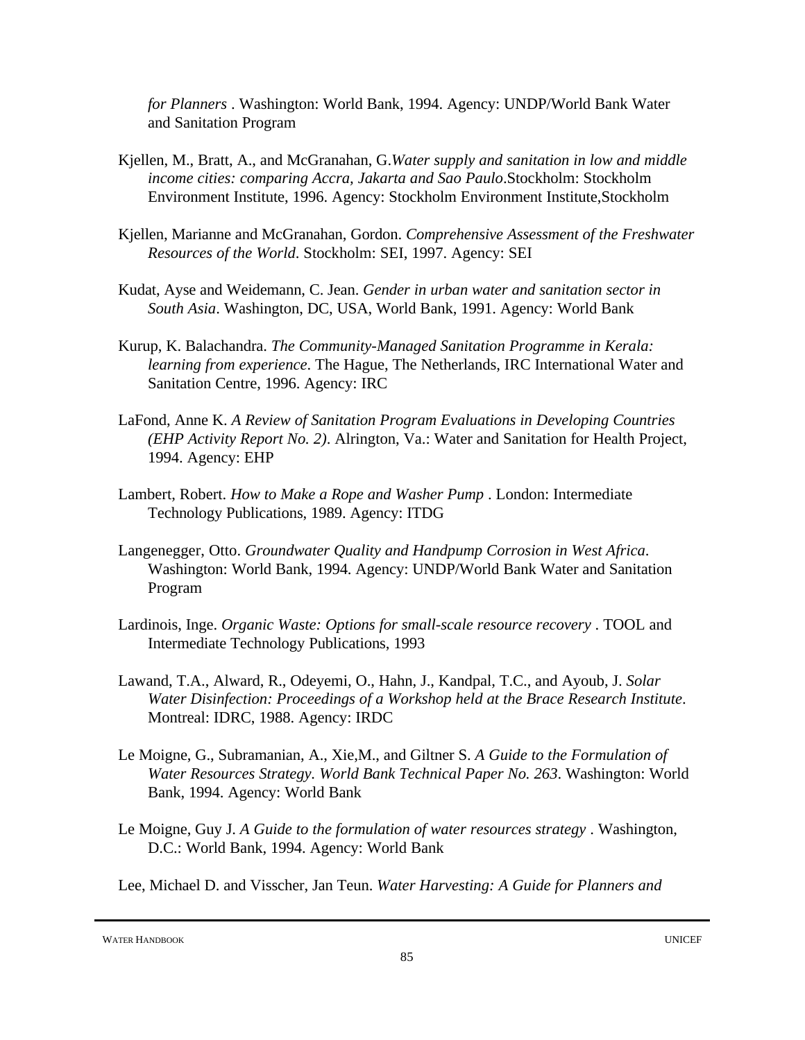*for Planners* . Washington: World Bank, 1994. Agency: UNDP/World Bank Water and Sanitation Program

Kjellen, M., Bratt, A., and McGranahan, G.*Water supply and sanitation in low and middle income cities: comparing Accra, Jakarta and Sao Paulo*.Stockholm: Stockholm Environment Institute, 1996. Agency: Stockholm Environment Institute,Stockholm

Kjellen, Marianne and McGranahan, Gordon. *Comprehensive Assessment of the Freshwater Resources of the World*. Stockholm: SEI, 1997. Agency: SEI

Kudat, Ayse and Weidemann, C. Jean. *Gender in urban water and sanitation sector in South Asia*. Washington, DC, USA, World Bank, 1991. Agency: World Bank

Kurup, K. Balachandra. *The Community-Managed Sanitation Programme in Kerala: learning from experience*. The Hague, The Netherlands, IRC International Water and Sanitation Centre, 1996. Agency: IRC

LaFond, Anne K. *A Review of Sanitation Program Evaluations in Developing Countries (EHP Activity Report No. 2)*. Alrington, Va.: Water and Sanitation for Health Project, 1994. Agency: EHP

Lambert, Robert. *How to Make a Rope and Washer Pump* . London: Intermediate Technology Publications, 1989. Agency: ITDG

Langenegger, Otto. *Groundwater Quality and Handpump Corrosion in West Africa*. Washington: World Bank, 1994. Agency: UNDP/World Bank Water and Sanitation Program

Lardinois, Inge. *Organic Waste: Options for small-scale resource recovery* . TOOL and Intermediate Technology Publications, 1993

Lawand, T.A., Alward, R., Odeyemi, O., Hahn, J., Kandpal, T.C., and Ayoub, J. *Solar Water Disinfection: Proceedings of a Workshop held at the Brace Research Institute*. Montreal: IDRC, 1988. Agency: IRDC

Le Moigne, G., Subramanian, A., Xie,M., and Giltner S. *A Guide to the Formulation of Water Resources Strategy. World Bank Technical Paper No. 263*. Washington: World Bank, 1994. Agency: World Bank

Le Moigne, Guy J. *A Guide to the formulation of water resources strategy* . Washington, D.C.: World Bank, 1994. Agency: World Bank

Lee, Michael D. and Visscher, Jan Teun. *Water Harvesting: A Guide for Planners and*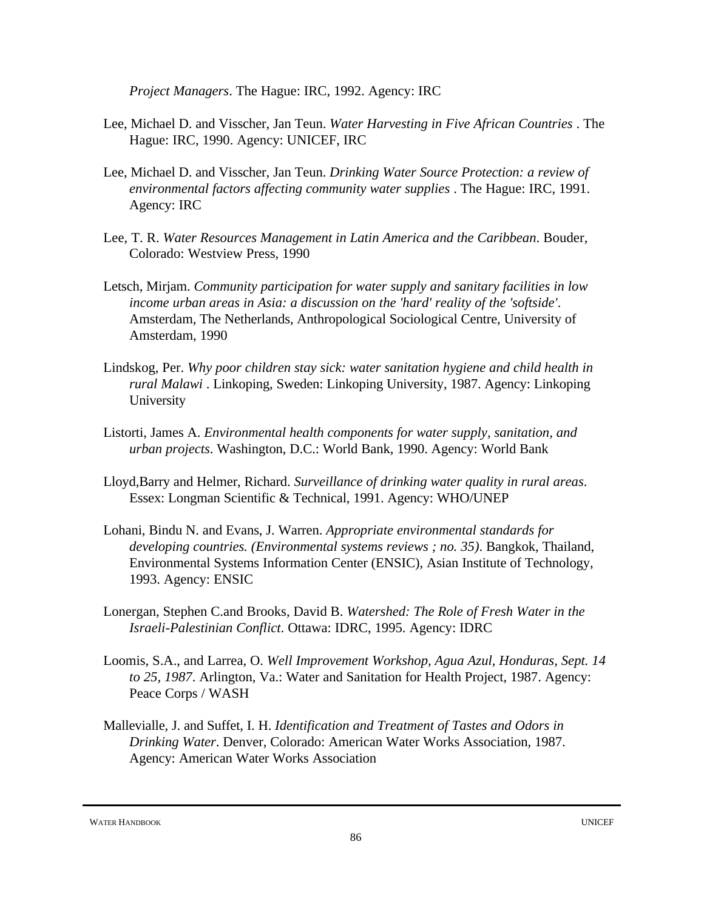*Project Managers*. The Hague: IRC, 1992. Agency: IRC

Lee, Michael D. and Visscher, Jan Teun. *Water Harvesting in Five African Countries* . The Hague: IRC, 1990. Agency: UNICEF, IRC

Lee, Michael D. and Visscher, Jan Teun. *Drinking Water Source Protection: a review of environmental factors affecting community water supplies* . The Hague: IRC, 1991. Agency: IRC

Lee, T. R. *Water Resources Management in Latin America and the Caribbean*. Bouder, Colorado: Westview Press, 1990

Letsch, Mirjam. *Community participation for water supply and sanitary facilities in low income urban areas in Asia: a discussion on the 'hard' reality of the 'softside'*. Amsterdam, The Netherlands, Anthropological Sociological Centre, University of Amsterdam, 1990

Lindskog, Per. *Why poor children stay sick: water sanitation hygiene and child health in rural Malawi* . Linkoping, Sweden: Linkoping University, 1987. Agency: Linkoping University

Listorti, James A. *Environmental health components for water supply, sanitation, and urban projects*. Washington, D.C.: World Bank, 1990. Agency: World Bank

Lloyd,Barry and Helmer, Richard. *Surveillance of drinking water quality in rural areas*. Essex: Longman Scientific & Technical, 1991. Agency: WHO/UNEP

Lohani, Bindu N. and Evans, J. Warren. *Appropriate environmental standards for developing countries. (Environmental systems reviews ; no. 35)*. Bangkok, Thailand, Environmental Systems Information Center (ENSIC), Asian Institute of Technology, 1993. Agency: ENSIC

Lonergan, Stephen C.and Brooks, David B. *Watershed: The Role of Fresh Water in the Israeli-Palestinian Conflict*. Ottawa: IDRC, 1995. Agency: IDRC

Loomis, S.A., and Larrea, O. *Well Improvement Workshop, Agua Azul, Honduras, Sept. 14 to 25, 1987*. Arlington, Va.: Water and Sanitation for Health Project, 1987. Agency: Peace Corps / WASH

Mallevialle, J. and Suffet, I. H. *Identification and Treatment of Tastes and Odors in Drinking Water*. Denver, Colorado: American Water Works Association, 1987. Agency: American Water Works Association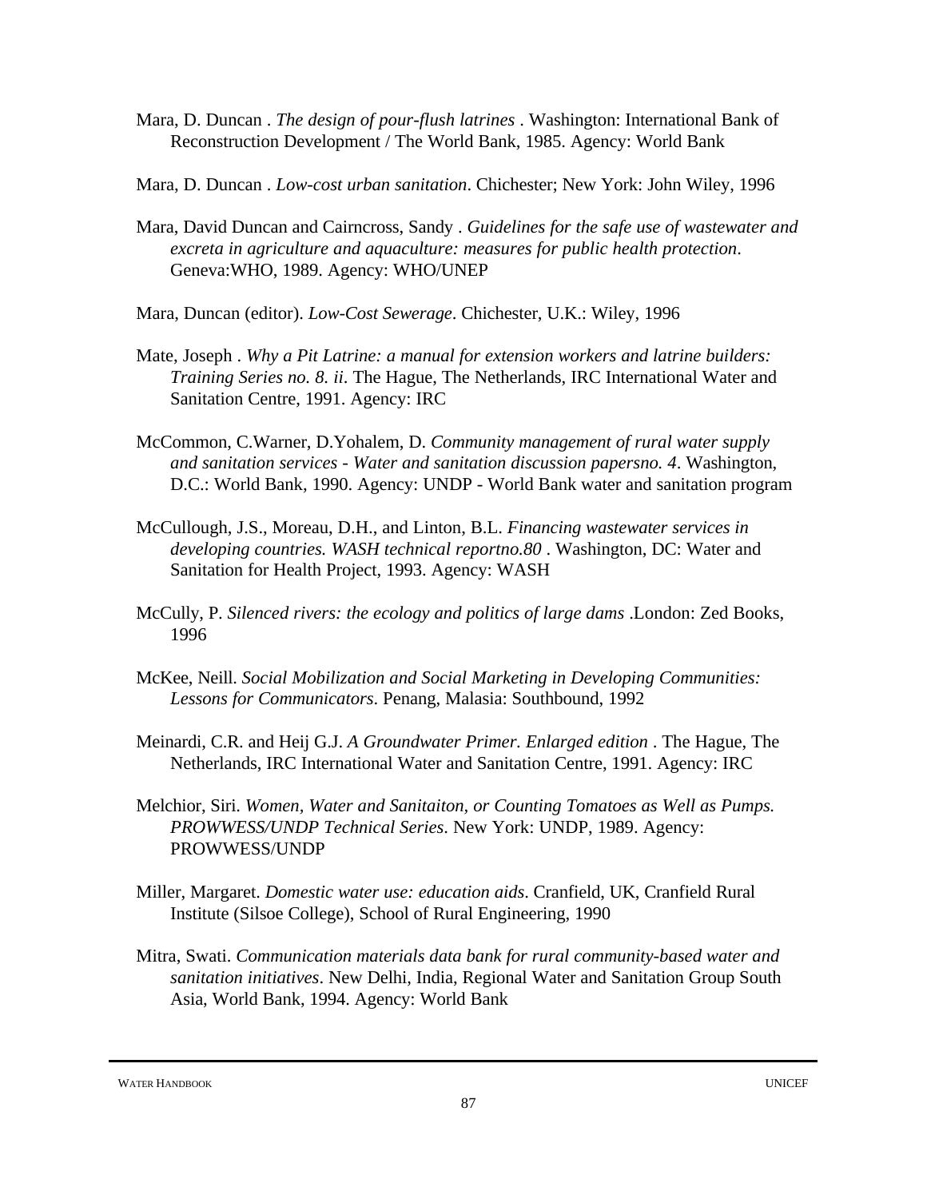Mara, D. Duncan . *The design of pour-flush latrines* . Washington: International Bank of Reconstruction Development / The World Bank, 1985. Agency: World Bank

Mara, D. Duncan . *Low-cost urban sanitation*. Chichester; New York: John Wiley, 1996

Mara, David Duncan and Cairncross, Sandy . *Guidelines for the safe use of wastewater and excreta in agriculture and aquaculture: measures for public health protection*. Geneva:WHO, 1989. Agency: WHO/UNEP

Mara, Duncan (editor). *Low-Cost Sewerage*. Chichester, U.K.: Wiley, 1996

Mate, Joseph . *Why a Pit Latrine: a manual for extension workers and latrine builders: Training Series no. 8. ii.* The Hague, The Netherlands, IRC International Water and Sanitation Centre, 1991. Agency: IRC

McCommon, C.Warner, D.Yohalem, D. *Community management of rural water supply and sanitation services - Water and sanitation discussion papersno. 4*. Washington, D.C.: World Bank, 1990. Agency: UNDP - World Bank water and sanitation program

McCullough, J.S., Moreau, D.H., and Linton, B.L. *Financing wastewater services in developing countries. WASH technical reportno.80* . Washington, DC: Water and Sanitation for Health Project, 1993. Agency: WASH

McCully, P. *Silenced rivers: the ecology and politics of large dams* .London: Zed Books, 1996

McKee, Neill. *Social Mobilization and Social Marketing in Developing Communities: Lessons for Communicators*. Penang, Malasia: Southbound, 1992

Meinardi, C.R. and Heij G.J. *A Groundwater Primer. Enlarged edition* . The Hague, The Netherlands, IRC International Water and Sanitation Centre, 1991. Agency: IRC

Melchior, Siri. *Women, Water and Sanitaiton, or Counting Tomatoes as Well as Pumps. PROWWESS/UNDP Technical Series*. New York: UNDP, 1989. Agency: PROWWESS/UNDP

Miller, Margaret. *Domestic water use: education aids*. Cranfield, UK, Cranfield Rural Institute (Silsoe College), School of Rural Engineering, 1990

Mitra, Swati. *Communication materials data bank for rural community-based water and sanitation initiatives*. New Delhi, India, Regional Water and Sanitation Group South Asia, World Bank, 1994. Agency: World Bank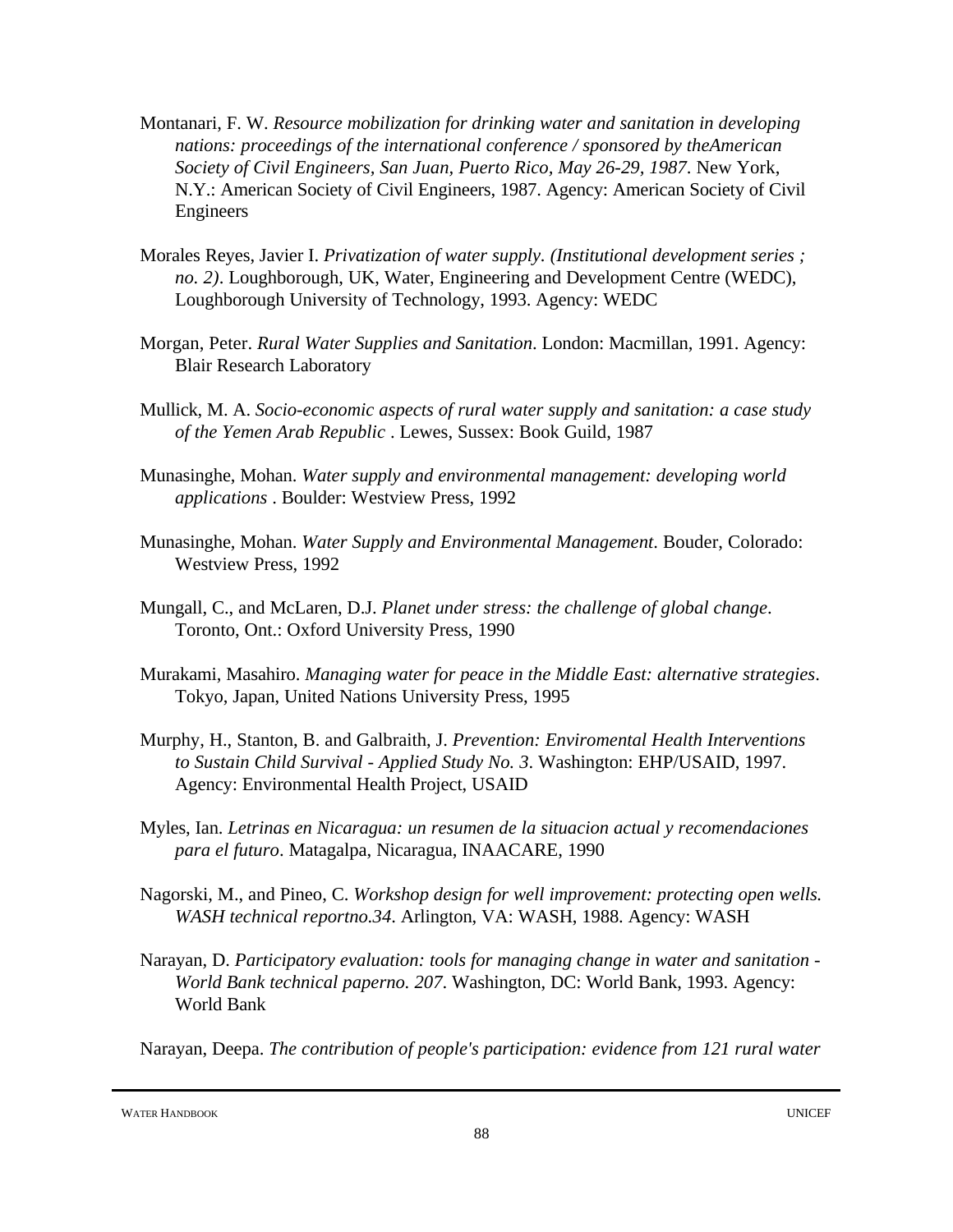Montanari, F. W. *Resource mobilization for drinking water and sanitation in developing nations: proceedings of the international conference / sponsored by theAmerican Society of Civil Engineers, San Juan, Puerto Rico, May 26-29, 1987*. New York, N.Y.: American Society of Civil Engineers, 1987. Agency: American Society of Civil Engineers

Morales Reyes, Javier I. *Privatization of water supply. (Institutional development series ; no. 2)*. Loughborough, UK, Water, Engineering and Development Centre (WEDC), Loughborough University of Technology, 1993. Agency: WEDC

Morgan, Peter. *Rural Water Supplies and Sanitation*. London: Macmillan, 1991. Agency: Blair Research Laboratory

Mullick, M. A. *Socio-economic aspects of rural water supply and sanitation: a case study of the Yemen Arab Republic* . Lewes, Sussex: Book Guild, 1987

Munasinghe, Mohan. *Water supply and environmental management: developing world applications* . Boulder: Westview Press, 1992

Munasinghe, Mohan. *Water Supply and Environmental Management*. Bouder, Colorado: Westview Press, 1992

Mungall, C., and McLaren, D.J. *Planet under stress: the challenge of global change*. Toronto, Ont.: Oxford University Press, 1990

Murakami, Masahiro. *Managing water for peace in the Middle East: alternative strategies*. Tokyo, Japan, United Nations University Press, 1995

Murphy, H., Stanton, B. and Galbraith, J. *Prevention: Enviromental Health Interventions to Sustain Child Survival - Applied Study No. 3*. Washington: EHP/USAID, 1997. Agency: Environmental Health Project, USAID

Myles, Ian. *Letrinas en Nicaragua: un resumen de la situacion actual y recomendaciones para el futuro*. Matagalpa, Nicaragua, INAACARE, 1990

Nagorski, M., and Pineo, C. *Workshop design for well improvement: protecting open wells. WASH technical reportno.34*. Arlington, VA: WASH, 1988. Agency: WASH

Narayan, D. *Participatory evaluation: tools for managing change in water and sanitation - World Bank technical paperno. 207*. Washington, DC: World Bank, 1993. Agency: World Bank

Narayan, Deepa. *The contribution of people's participation: evidence from 121 rural water*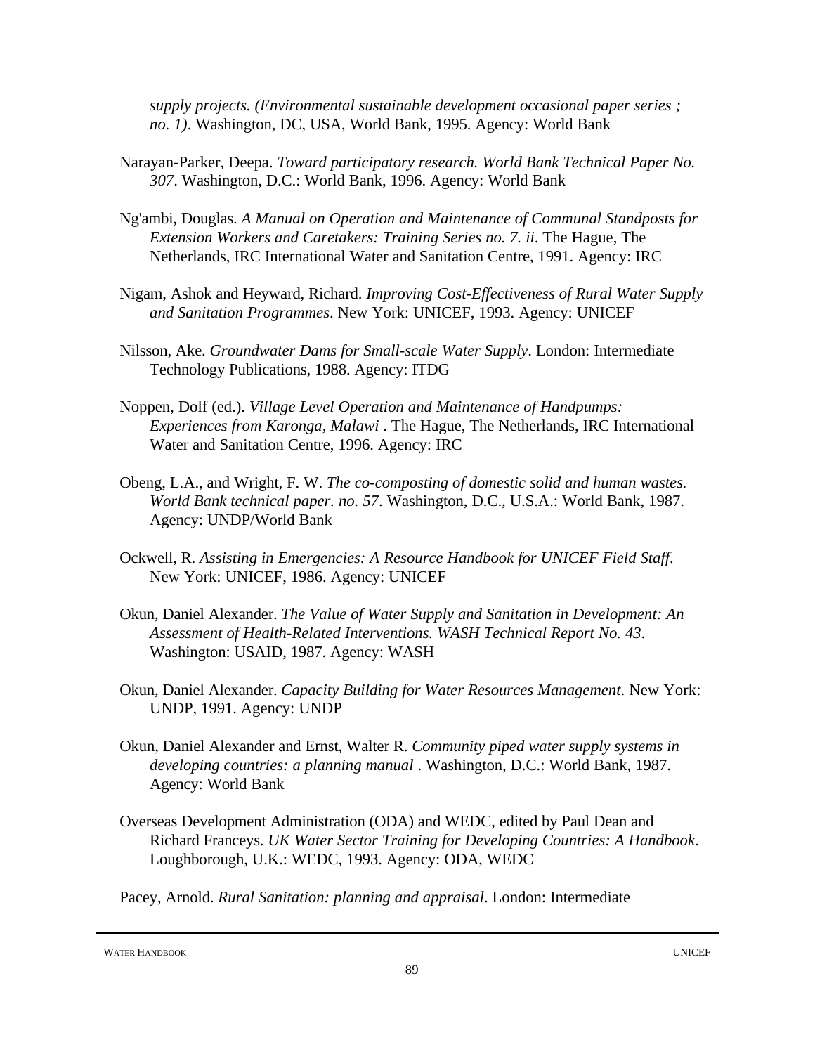*supply projects. (Environmental sustainable development occasional paper series ; no. 1)*. Washington, DC, USA, World Bank, 1995. Agency: World Bank

Narayan-Parker, Deepa. *Toward participatory research. World Bank Technical Paper No. 307*. Washington, D.C.: World Bank, 1996. Agency: World Bank

Ng'ambi, Douglas. *A Manual on Operation and Maintenance of Communal Standposts for Extension Workers and Caretakers: Training Series no. 7. ii*. The Hague, The Netherlands, IRC International Water and Sanitation Centre, 1991. Agency: IRC

Nigam, Ashok and Heyward, Richard. *Improving Cost-Effectiveness of Rural Water Supply and Sanitation Programmes*. New York: UNICEF, 1993. Agency: UNICEF

Nilsson, Ake. *Groundwater Dams for Small-scale Water Supply*. London: Intermediate Technology Publications, 1988. Agency: ITDG

Noppen, Dolf (ed.). *Village Level Operation and Maintenance of Handpumps: Experiences from Karonga, Malawi* . The Hague, The Netherlands, IRC International Water and Sanitation Centre, 1996. Agency: IRC

Obeng, L.A., and Wright, F. W. *The co-composting of domestic solid and human wastes. World Bank technical paper. no. 57*. Washington, D.C., U.S.A.: World Bank, 1987. Agency: UNDP/World Bank

Ockwell, R. *Assisting in Emergencies: A Resource Handbook for UNICEF Field Staff*. New York: UNICEF, 1986. Agency: UNICEF

Okun, Daniel Alexander. *The Value of Water Supply and Sanitation in Development: An Assessment of Health-Related Interventions. WASH Technical Report No. 43*. Washington: USAID, 1987. Agency: WASH

Okun, Daniel Alexander. *Capacity Building for Water Resources Management*. New York: UNDP, 1991. Agency: UNDP

Okun, Daniel Alexander and Ernst, Walter R. *Community piped water supply systems in developing countries: a planning manual* . Washington, D.C.: World Bank, 1987. Agency: World Bank

Overseas Development Administration (ODA) and WEDC, edited by Paul Dean and Richard Franceys. *UK Water Sector Training for Developing Countries: A Handbook*. Loughborough, U.K.: WEDC, 1993. Agency: ODA, WEDC

Pacey, Arnold. *Rural Sanitation: planning and appraisal*. London: Intermediate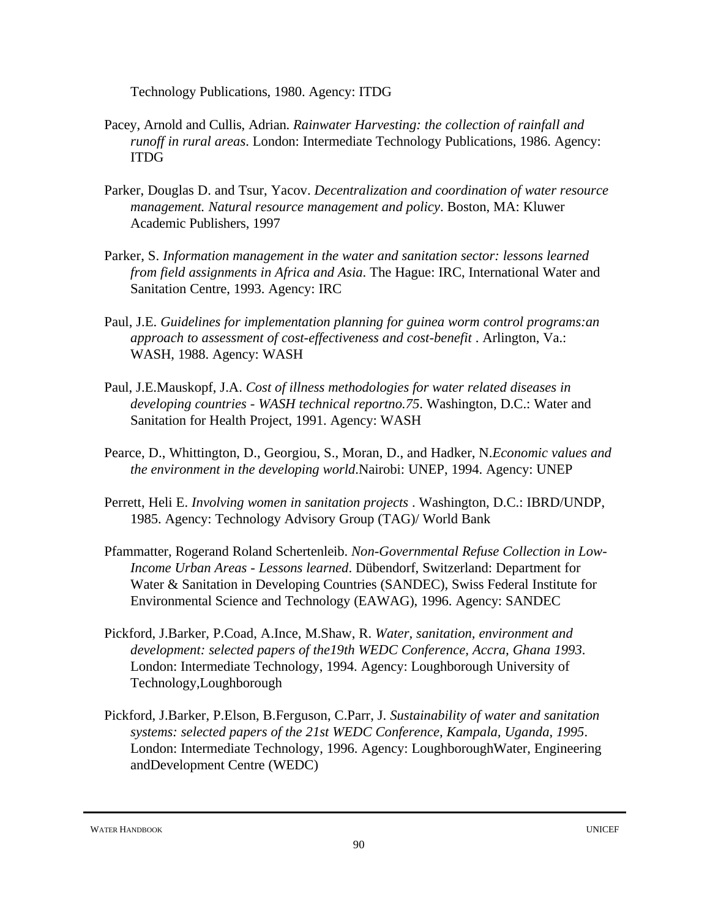Technology Publications, 1980. Agency: ITDG

Pacey, Arnold and Cullis, Adrian. *Rainwater Harvesting: the collection of rainfall and runoff in rural areas*. London: Intermediate Technology Publications, 1986. Agency: ITDG

Parker, Douglas D. and Tsur, Yacov. *Decentralization and coordination of water resource management. Natural resource management and policy*. Boston, MA: Kluwer Academic Publishers, 1997

Parker, S. *Information management in the water and sanitation sector: lessons learned from field assignments in Africa and Asia*. The Hague: IRC, International Water and Sanitation Centre, 1993. Agency: IRC

Paul, J.E. *Guidelines for implementation planning for guinea worm control programs:an approach to assessment of cost-effectiveness and cost-benefit* . Arlington, Va.: WASH, 1988. Agency: WASH

Paul, J.E.Mauskopf, J.A. *Cost of illness methodologies for water related diseases in developing countries - WASH technical reportno.75*. Washington, D.C.: Water and Sanitation for Health Project, 1991. Agency: WASH

Pearce, D., Whittington, D., Georgiou, S., Moran, D., and Hadker, N.*Economic values and the environment in the developing world*.Nairobi: UNEP, 1994. Agency: UNEP

Perrett, Heli E. *Involving women in sanitation projects* . Washington, D.C.: IBRD/UNDP, 1985. Agency: Technology Advisory Group (TAG)/ World Bank

Pfammatter, Rogerand Roland Schertenleib. *Non-Governmental Refuse Collection in Low-Income Urban Areas - Lessons learned*. Dübendorf, Switzerland: Department for Water & Sanitation in Developing Countries (SANDEC), Swiss Federal Institute for Environmental Science and Technology (EAWAG), 1996. Agency: SANDEC

Pickford, J.Barker, P.Coad, A.Ince, M.Shaw, R. *Water, sanitation, environment and development: selected papers of the19th WEDC Conference, Accra, Ghana 1993*. London: Intermediate Technology, 1994. Agency: Loughborough University of Technology,Loughborough

Pickford, J.Barker, P.Elson, B.Ferguson, C.Parr, J. *Sustainability of water and sanitation systems: selected papers of the 21st WEDC Conference, Kampala, Uganda, 1995*. London: Intermediate Technology, 1996. Agency: LoughboroughWater, Engineering andDevelopment Centre (WEDC)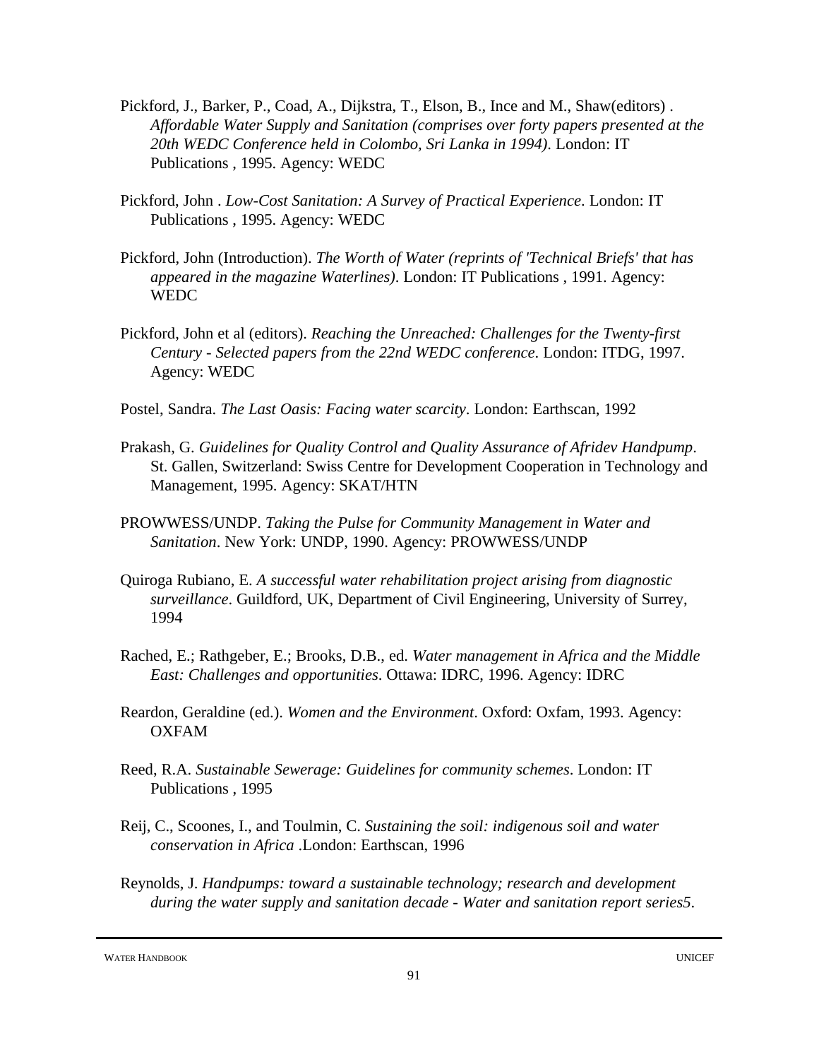Pickford, J., Barker, P., Coad, A., Dijkstra, T., Elson, B., Ince and M., Shaw(editors) . *Affordable Water Supply and Sanitation (comprises over forty papers presented at the 20th WEDC Conference held in Colombo, Sri Lanka in 1994)*. London: IT Publications , 1995. Agency: WEDC

Pickford, John . *Low-Cost Sanitation: A Survey of Practical Experience*. London: IT Publications , 1995. Agency: WEDC

Pickford, John (Introduction). *The Worth of Water (reprints of 'Technical Briefs' that has appeared in the magazine Waterlines)*. London: IT Publications , 1991. Agency: WEDC

Pickford, John et al (editors). *Reaching the Unreached: Challenges for the Twenty-first Century - Selected papers from the 22nd WEDC conference*. London: ITDG, 1997. Agency: WEDC

Postel, Sandra. *The Last Oasis: Facing water scarcity*. London: Earthscan, 1992

Prakash, G. *Guidelines for Quality Control and Quality Assurance of Afridev Handpump*. St. Gallen, Switzerland: Swiss Centre for Development Cooperation in Technology and Management, 1995. Agency: SKAT/HTN

PROWWESS/UNDP. *Taking the Pulse for Community Management in Water and Sanitation*. New York: UNDP, 1990. Agency: PROWWESS/UNDP

Quiroga Rubiano, E. *A successful water rehabilitation project arising from diagnostic surveillance*. Guildford, UK, Department of Civil Engineering, University of Surrey, 1994

Rached, E.; Rathgeber, E.; Brooks, D.B., ed. *Water management in Africa and the Middle East: Challenges and opportunities*. Ottawa: IDRC, 1996. Agency: IDRC

Reardon, Geraldine (ed.). *Women and the Environment*. Oxford: Oxfam, 1993. Agency: OXFAM

Reed, R.A. *Sustainable Sewerage: Guidelines for community schemes*. London: IT Publications , 1995

Reij, C., Scoones, I., and Toulmin, C. *Sustaining the soil: indigenous soil and water conservation in Africa* .London: Earthscan, 1996

Reynolds, J. *Handpumps: toward a sustainable technology; research and development during the water supply and sanitation decade - Water and sanitation report series5*.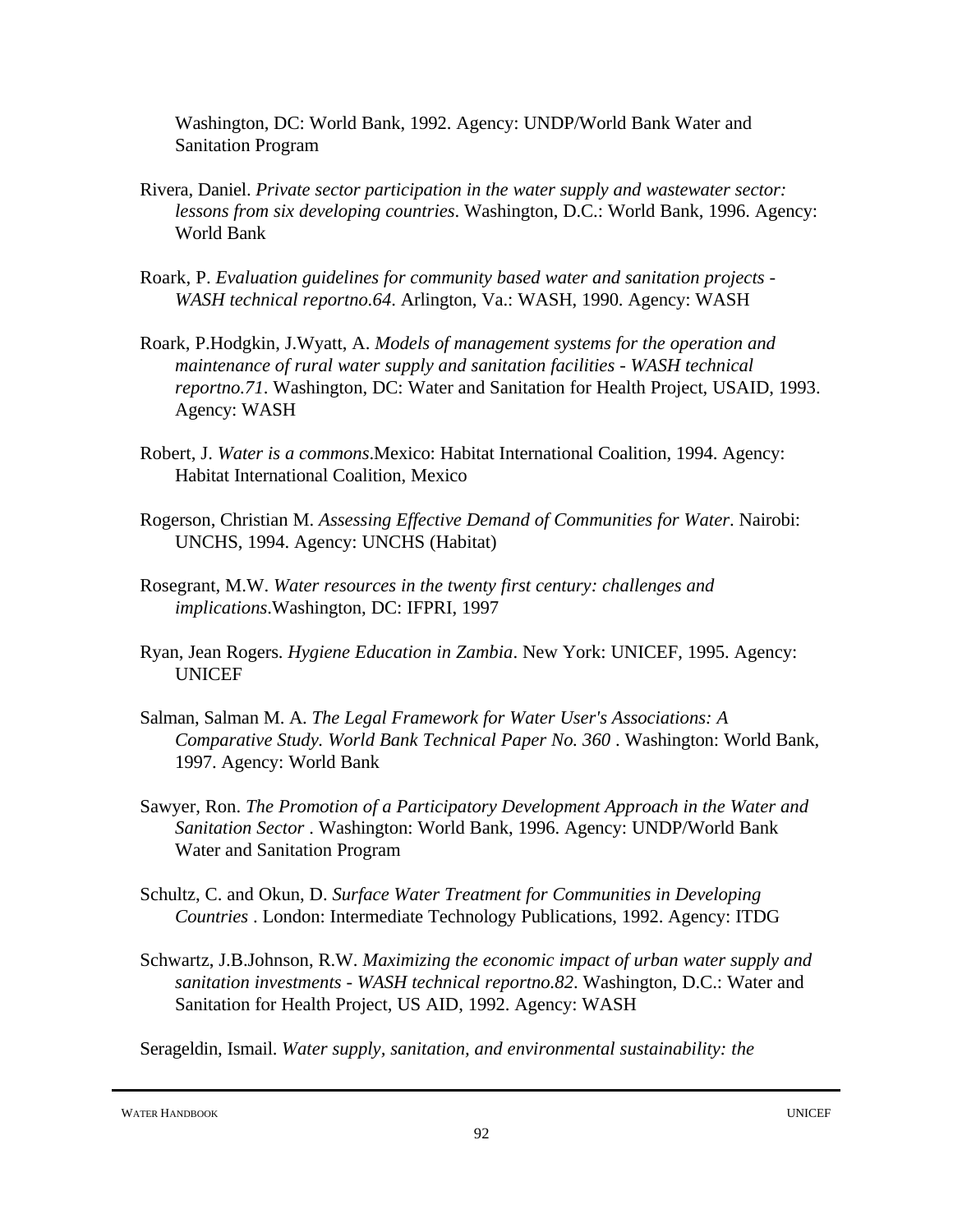Washington, DC: World Bank, 1992. Agency: UNDP/World Bank Water and Sanitation Program

Rivera, Daniel. *Private sector participation in the water supply and wastewater sector: lessons from six developing countries*. Washington, D.C.: World Bank, 1996. Agency: World Bank

Roark, P. *Evaluation guidelines for community based water and sanitation projects - WASH technical reportno.64*. Arlington, Va.: WASH, 1990. Agency: WASH

Roark, P.Hodgkin, J.Wyatt, A. *Models of management systems for the operation and maintenance of rural water supply and sanitation facilities - WASH technical reportno.71*. Washington, DC: Water and Sanitation for Health Project, USAID, 1993. Agency: WASH

Robert, J. *Water is a commons*.Mexico: Habitat International Coalition, 1994. Agency: Habitat International Coalition, Mexico

Rogerson, Christian M. *Assessing Effective Demand of Communities for Water*. Nairobi: UNCHS, 1994. Agency: UNCHS (Habitat)

Rosegrant, M.W. *Water resources in the twenty first century: challenges and implications*.Washington, DC: IFPRI, 1997

Ryan, Jean Rogers. *Hygiene Education in Zambia*. New York: UNICEF, 1995. Agency: UNICEF

Salman, Salman M. A. *The Legal Framework for Water User's Associations: A Comparative Study. World Bank Technical Paper No. 360* . Washington: World Bank, 1997. Agency: World Bank

Sawyer, Ron. *The Promotion of a Participatory Development Approach in the Water and Sanitation Sector* . Washington: World Bank, 1996. Agency: UNDP/World Bank Water and Sanitation Program

Schultz, C. and Okun, D. *Surface Water Treatment for Communities in Developing Countries* . London: Intermediate Technology Publications, 1992. Agency: ITDG

Schwartz, J.B.Johnson, R.W. *Maximizing the economic impact of urban water supply and sanitation investments - WASH technical reportno.82*. Washington, D.C.: Water and Sanitation for Health Project, US AID, 1992. Agency: WASH

Serageldin, Ismail. *Water supply, sanitation, and environmental sustainability: the*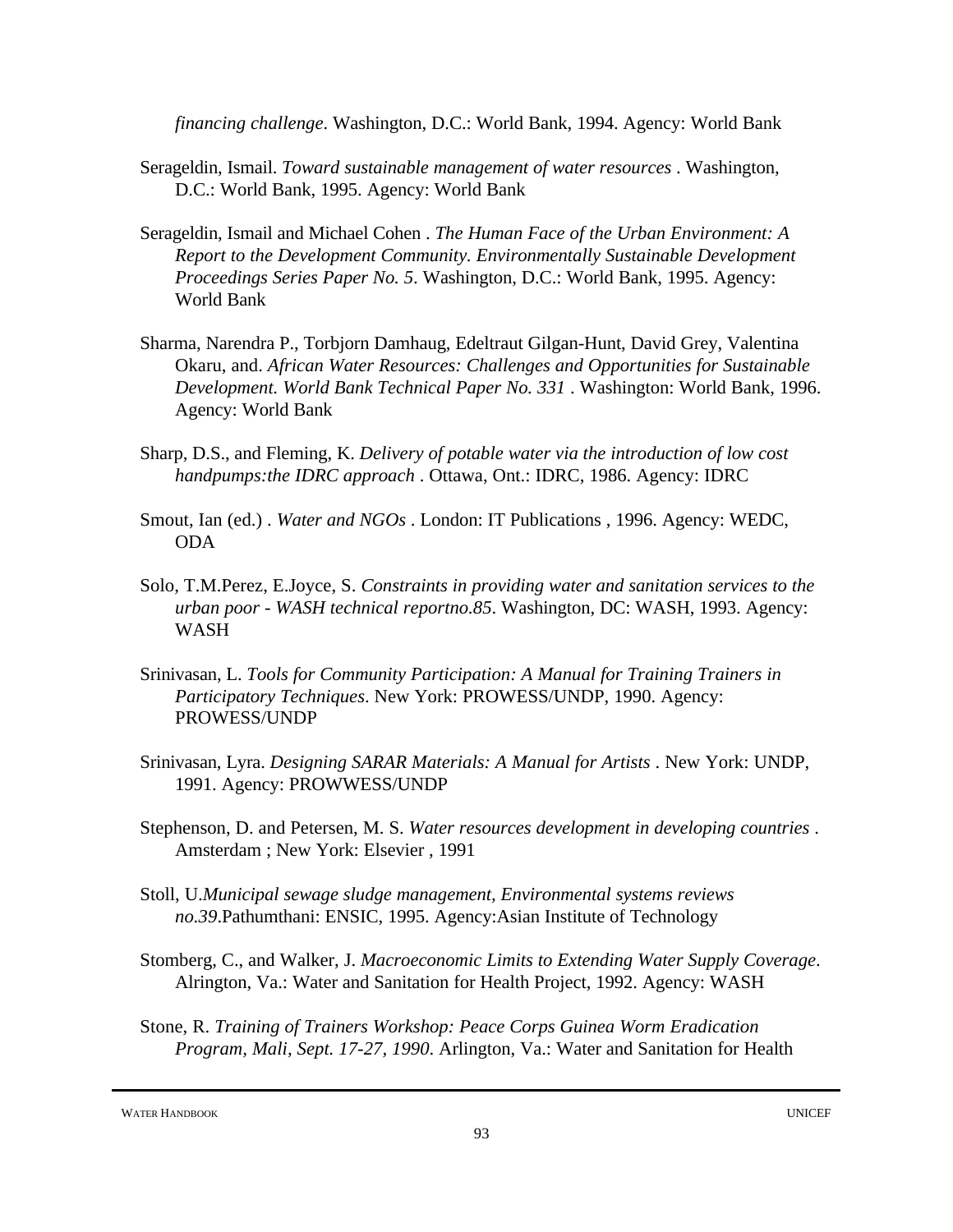*financing challenge*. Washington, D.C.: World Bank, 1994. Agency: World Bank

Serageldin, Ismail. *Toward sustainable management of water resources* . Washington, D.C.: World Bank, 1995. Agency: World Bank

Serageldin, Ismail and Michael Cohen . *The Human Face of the Urban Environment: A Report to the Development Community. Environmentally Sustainable Development Proceedings Series Paper No. 5*. Washington, D.C.: World Bank, 1995. Agency: World Bank

Sharma, Narendra P., Torbjorn Damhaug, Edeltraut Gilgan-Hunt, David Grey, Valentina Okaru, and. *African Water Resources: Challenges and Opportunities for Sustainable Development. World Bank Technical Paper No. 331* . Washington: World Bank, 1996. Agency: World Bank

Sharp, D.S., and Fleming, K. *Delivery of potable water via the introduction of low cost handpumps:the IDRC approach* . Ottawa, Ont.: IDRC, 1986. Agency: IDRC

Smout, Ian (ed.) . *Water and NGOs* . London: IT Publications , 1996. Agency: WEDC, ODA

Solo, T.M.Perez, E.Joyce, S. *Constraints in providing water and sanitation services to the urban poor - WASH technical reportno.85*. Washington, DC: WASH, 1993. Agency: WASH

Srinivasan, L. *Tools for Community Participation: A Manual for Training Trainers in Participatory Techniques*. New York: PROWESS/UNDP, 1990. Agency: PROWESS/UNDP

Srinivasan, Lyra. *Designing SARAR Materials: A Manual for Artists* . New York: UNDP, 1991. Agency: PROWWESS/UNDP

Stephenson, D. and Petersen, M. S. *Water resources development in developing countries* . Amsterdam ; New York: Elsevier , 1991

Stoll, U.*Municipal sewage sludge management, Environmental systems reviews no.39*.Pathumthani: ENSIC, 1995. Agency:Asian Institute of Technology

Stomberg, C., and Walker, J. *Macroeconomic Limits to Extending Water Supply Coverage*. Alrington, Va.: Water and Sanitation for Health Project, 1992. Agency: WASH

Stone, R. *Training of Trainers Workshop: Peace Corps Guinea Worm Eradication Program, Mali, Sept. 17-27, 1990*. Arlington, Va.: Water and Sanitation for Health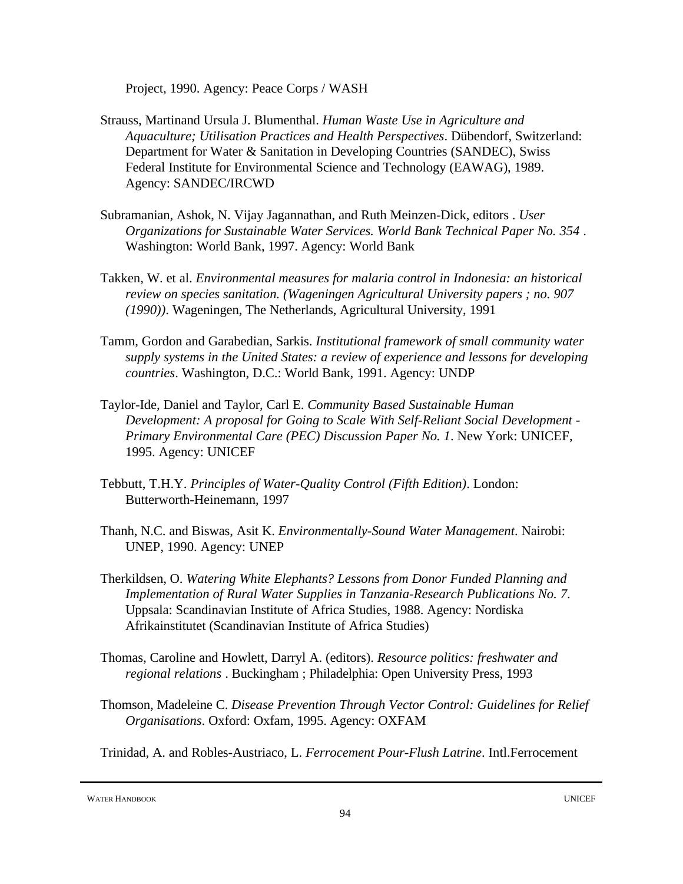Project, 1990. Agency: Peace Corps / WASH

Strauss, Martinand Ursula J. Blumenthal. *Human Waste Use in Agriculture and Aquaculture; Utilisation Practices and Health Perspectives*. Dübendorf, Switzerland: Department for Water & Sanitation in Developing Countries (SANDEC), Swiss Federal Institute for Environmental Science and Technology (EAWAG), 1989. Agency: SANDEC/IRCWD

Subramanian, Ashok, N. Vijay Jagannathan, and Ruth Meinzen-Dick, editors . *User Organizations for Sustainable Water Services. World Bank Technical Paper No. 354* . Washington: World Bank, 1997. Agency: World Bank

Takken, W. et al. *Environmental measures for malaria control in Indonesia: an historical review on species sanitation. (Wageningen Agricultural University papers ; no. 907 (1990))*. Wageningen, The Netherlands, Agricultural University, 1991

Tamm, Gordon and Garabedian, Sarkis. *Institutional framework of small community water supply systems in the United States: a review of experience and lessons for developing countries*. Washington, D.C.: World Bank, 1991. Agency: UNDP

Taylor-Ide, Daniel and Taylor, Carl E. *Community Based Sustainable Human Development: A proposal for Going to Scale With Self-Reliant Social Development - Primary Environmental Care (PEC) Discussion Paper No. 1*. New York: UNICEF, 1995. Agency: UNICEF

Tebbutt, T.H.Y. *Principles of Water-Quality Control (Fifth Edition)*. London: Butterworth-Heinemann, 1997

Thanh, N.C. and Biswas, Asit K. *Environmentally-Sound Water Management*. Nairobi: UNEP, 1990. Agency: UNEP

Therkildsen, O. *Watering White Elephants? Lessons from Donor Funded Planning and Implementation of Rural Water Supplies in Tanzania-Research Publications No. 7*. Uppsala: Scandinavian Institute of Africa Studies, 1988. Agency: Nordiska Afrikainstitutet (Scandinavian Institute of Africa Studies)

Thomas, Caroline and Howlett, Darryl A. (editors). *Resource politics: freshwater and regional relations* . Buckingham ; Philadelphia: Open University Press, 1993

Thomson, Madeleine C. *Disease Prevention Through Vector Control: Guidelines for Relief Organisations*. Oxford: Oxfam, 1995. Agency: OXFAM

Trinidad, A. and Robles-Austriaco, L. *Ferrocement Pour-Flush Latrine*. Intl.Ferrocement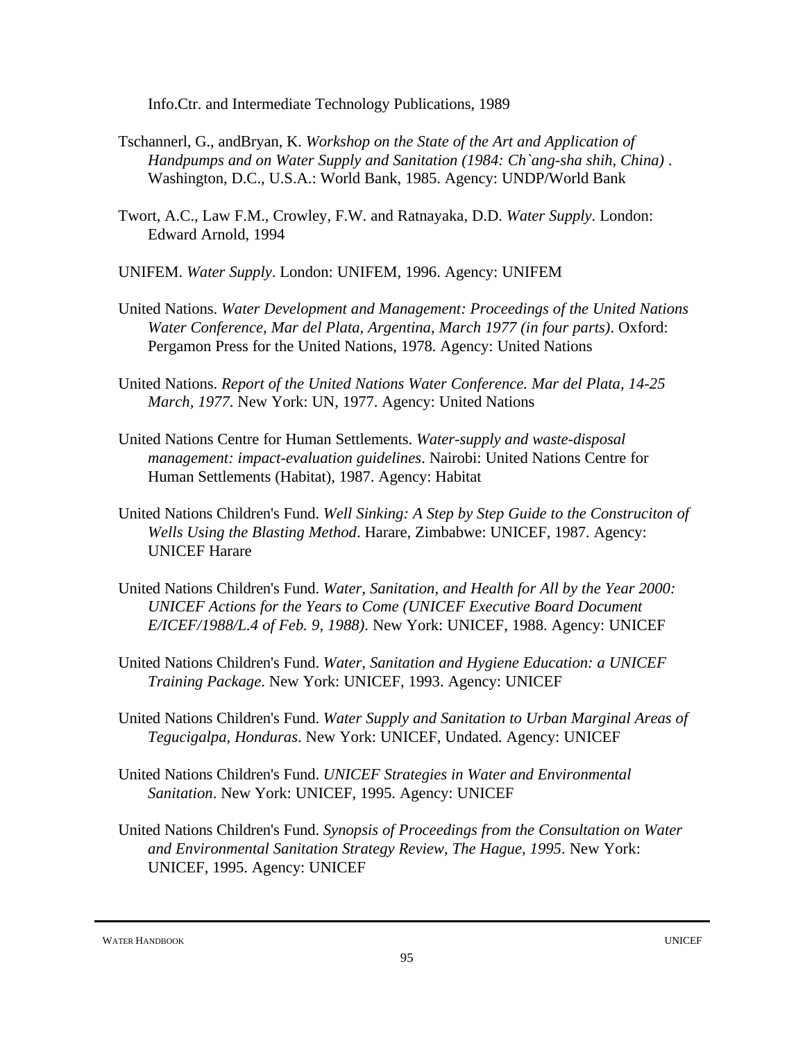Info.Ctr. and Intermediate Technology Publications, 1989

Tschannerl, G., andBryan, K. *Workshop on the State of the Art and Application of Handpumps and on Water Supply and Sanitation (1984: Ch`ang-sha shih, China)* . Washington, D.C., U.S.A.: World Bank, 1985. Agency: UNDP/World Bank

Twort, A.C., Law F.M., Crowley, F.W. and Ratnayaka, D.D. *Water Supply*. London: Edward Arnold, 1994

UNIFEM. *Water Supply*. London: UNIFEM, 1996. Agency: UNIFEM

United Nations. *Water Development and Management: Proceedings of the United Nations Water Conference, Mar del Plata, Argentina, March 1977 (in four parts)*. Oxford: Pergamon Press for the United Nations, 1978. Agency: United Nations

United Nations. *Report of the United Nations Water Conference. Mar del Plata, 14-25 March, 1977*. New York: UN, 1977. Agency: United Nations

United Nations Centre for Human Settlements. *Water-supply and waste-disposal management: impact-evaluation guidelines*. Nairobi: United Nations Centre for Human Settlements (Habitat), 1987. Agency: Habitat

United Nations Children's Fund. *Well Sinking: A Step by Step Guide to the Construciton of Wells Using the Blasting Method*. Harare, Zimbabwe: UNICEF, 1987. Agency: UNICEF Harare

United Nations Children's Fund. *Water, Sanitation, and Health for All by the Year 2000: UNICEF Actions for the Years to Come (UNICEF Executive Board Document E/ICEF/1988/L.4 of Feb. 9, 1988)*. New York: UNICEF, 1988. Agency: UNICEF

United Nations Children's Fund. *Water, Sanitation and Hygiene Education: a UNICEF Training Package*. New York: UNICEF, 1993. Agency: UNICEF

United Nations Children's Fund. *Water Supply and Sanitation to Urban Marginal Areas of Tegucigalpa, Honduras*. New York: UNICEF, Undated. Agency: UNICEF

United Nations Children's Fund. *UNICEF Strategies in Water and Environmental Sanitation*. New York: UNICEF, 1995. Agency: UNICEF

United Nations Children's Fund. *Synopsis of Proceedings from the Consultation on Water and Environmental Sanitation Strategy Review, The Hague, 1995*. New York: UNICEF, 1995. Agency: UNICEF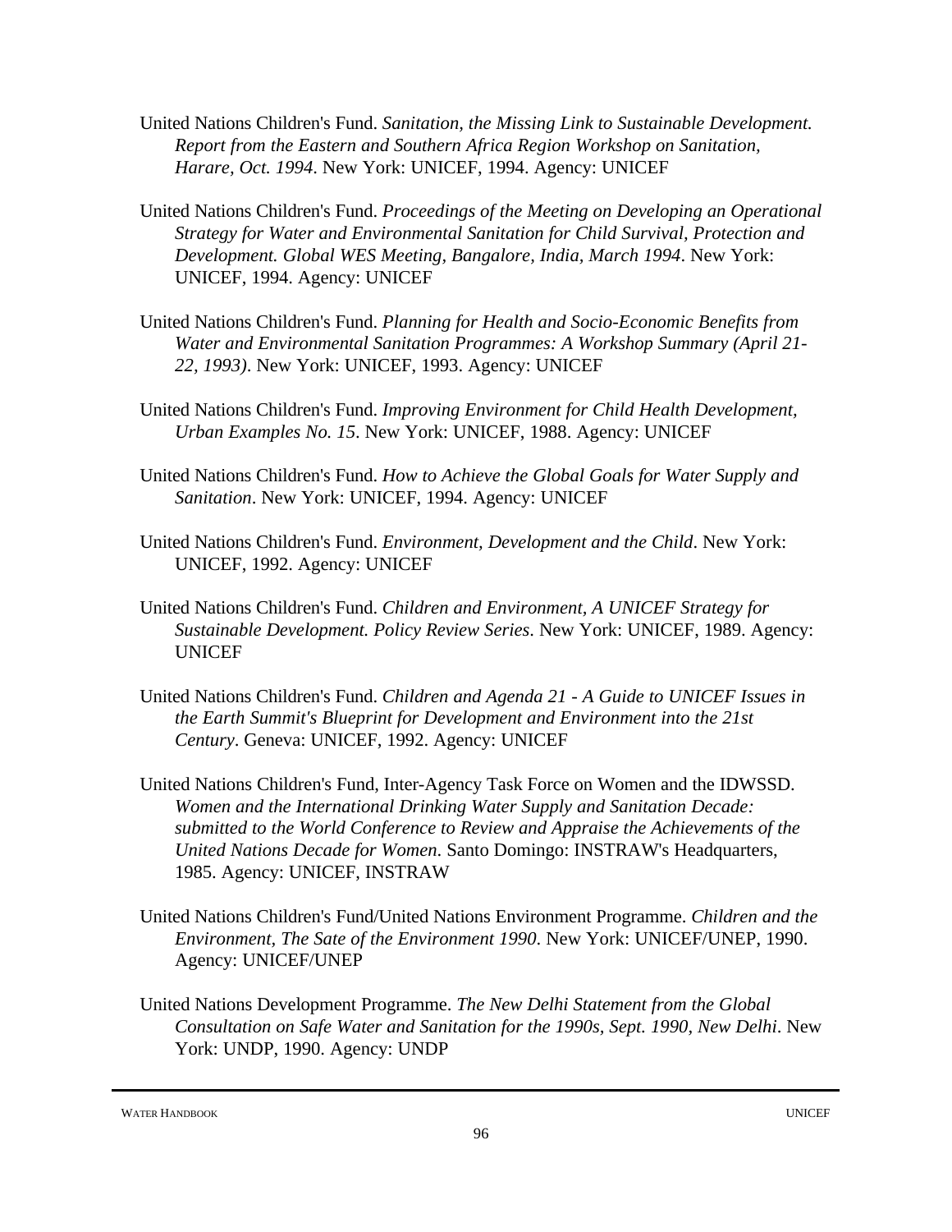United Nations Children's Fund. *Sanitation, the Missing Link to Sustainable Development. Report from the Eastern and Southern Africa Region Workshop on Sanitation, Harare, Oct. 1994*. New York: UNICEF, 1994. Agency: UNICEF

United Nations Children's Fund. *Proceedings of the Meeting on Developing an Operational Strategy for Water and Environmental Sanitation for Child Survival, Protection and Development. Global WES Meeting, Bangalore, India, March 1994*. New York: UNICEF, 1994. Agency: UNICEF

United Nations Children's Fund. *Planning for Health and Socio-Economic Benefits from Water and Environmental Sanitation Programmes: A Workshop Summary (April 21-22, 1993)*. New York: UNICEF, 1993. Agency: UNICEF

United Nations Children's Fund. *Improving Environment for Child Health Development, Urban Examples No. 15*. New York: UNICEF, 1988. Agency: UNICEF

United Nations Children's Fund. *How to Achieve the Global Goals for Water Supply and Sanitation*. New York: UNICEF, 1994. Agency: UNICEF

United Nations Children's Fund. *Environment, Development and the Child*. New York: UNICEF, 1992. Agency: UNICEF

United Nations Children's Fund. *Children and Environment, A UNICEF Strategy for Sustainable Development. Policy Review Series*. New York: UNICEF, 1989. Agency: UNICEF

United Nations Children's Fund. *Children and Agenda 21 - A Guide to UNICEF Issues in the Earth Summit's Blueprint for Development and Environment into the 21st Century*. Geneva: UNICEF, 1992. Agency: UNICEF

United Nations Children's Fund, Inter-Agency Task Force on Women and the IDWSSD. *Women and the International Drinking Water Supply and Sanitation Decade: submitted to the World Conference to Review and Appraise the Achievements of the United Nations Decade for Women*. Santo Domingo: INSTRAW's Headquarters, 1985. Agency: UNICEF, INSTRAW

United Nations Children's Fund/United Nations Environment Programme. *Children and the Environment, The Sate of the Environment 1990*. New York: UNICEF/UNEP, 1990. Agency: UNICEF/UNEP

United Nations Development Programme. *The New Delhi Statement from the Global Consultation on Safe Water and Sanitation for the 1990s, Sept. 1990, New Delhi*. New York: UNDP, 1990. Agency: UNDP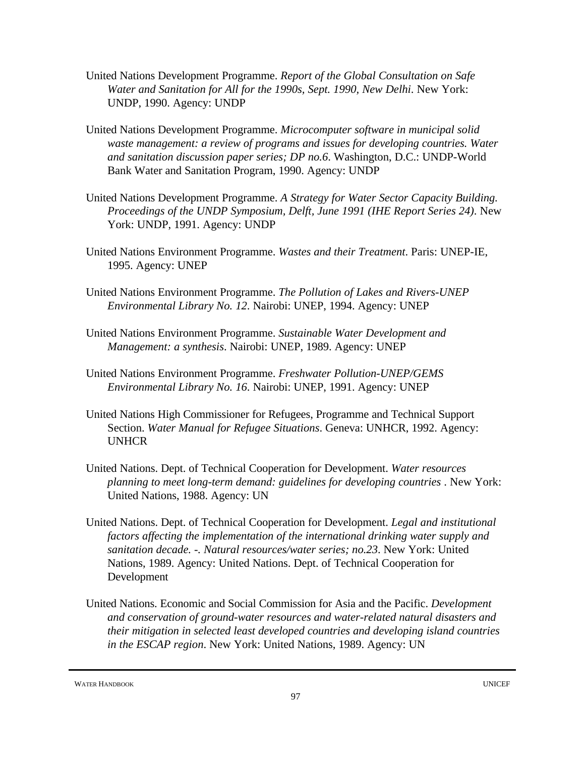United Nations Development Programme. *Report of the Global Consultation on Safe Water and Sanitation for All for the 1990s, Sept. 1990, New Delhi*. New York: UNDP, 1990. Agency: UNDP

United Nations Development Programme. *Microcomputer software in municipal solid waste management: a review of programs and issues for developing countries. Water and sanitation discussion paper series; DP no.6*. Washington, D.C.: UNDP-World Bank Water and Sanitation Program, 1990. Agency: UNDP

United Nations Development Programme. *A Strategy for Water Sector Capacity Building. Proceedings of the UNDP Symposium, Delft, June 1991 (IHE Report Series 24)*. New York: UNDP, 1991. Agency: UNDP

United Nations Environment Programme. *Wastes and their Treatment*. Paris: UNEP-IE, 1995. Agency: UNEP

United Nations Environment Programme. *The Pollution of Lakes and Rivers-UNEP Environmental Library No. 12*. Nairobi: UNEP, 1994. Agency: UNEP

United Nations Environment Programme. *Sustainable Water Development and Management: a synthesis*. Nairobi: UNEP, 1989. Agency: UNEP

United Nations Environment Programme. *Freshwater Pollution-UNEP/GEMS Environmental Library No. 16*. Nairobi: UNEP, 1991. Agency: UNEP

United Nations High Commissioner for Refugees, Programme and Technical Support Section. *Water Manual for Refugee Situations*. Geneva: UNHCR, 1992. Agency: UNHCR

United Nations. Dept. of Technical Cooperation for Development. *Water resources planning to meet long-term demand: guidelines for developing countries* . New York: United Nations, 1988. Agency: UN

United Nations. Dept. of Technical Cooperation for Development. *Legal and institutional factors affecting the implementation of the international drinking water supply and sanitation decade. -. Natural resources/water series; no.23*. New York: United Nations, 1989. Agency: United Nations. Dept. of Technical Cooperation for Development

United Nations. Economic and Social Commission for Asia and the Pacific. *Development and conservation of ground-water resources and water-related natural disasters and their mitigation in selected least developed countries and developing island countries in the ESCAP region*. New York: United Nations, 1989. Agency: UN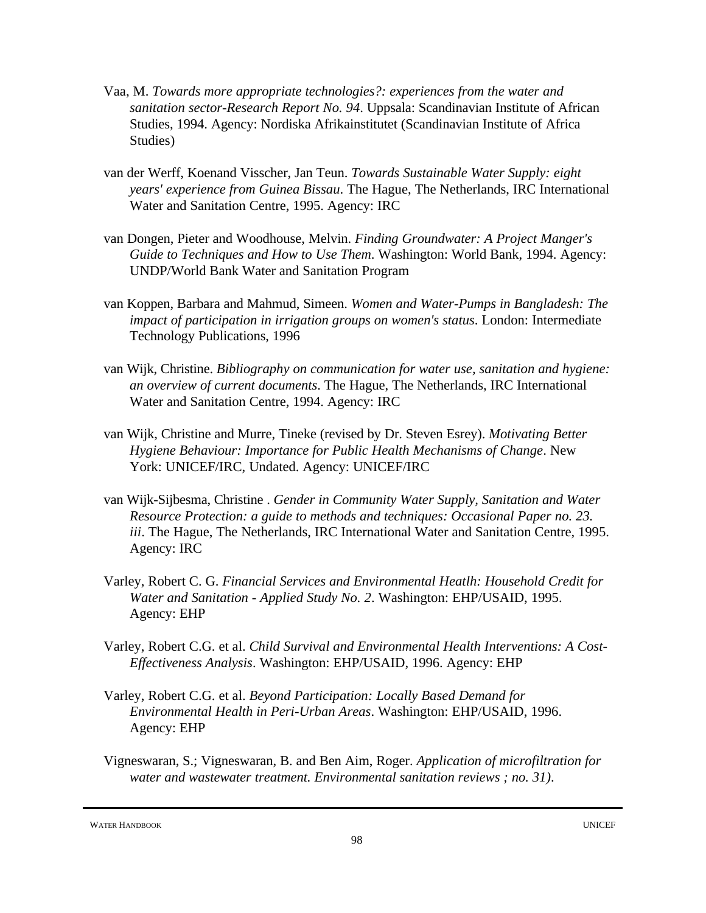Vaa, M. *Towards more appropriate technologies?: experiences from the water and sanitation sector-Research Report No. 94*. Uppsala: Scandinavian Institute of African Studies, 1994. Agency: Nordiska Afrikainstitutet (Scandinavian Institute of Africa Studies)

van der Werff, Koenand Visscher, Jan Teun. *Towards Sustainable Water Supply: eight years' experience from Guinea Bissau*. The Hague, The Netherlands, IRC International Water and Sanitation Centre, 1995. Agency: IRC

van Dongen, Pieter and Woodhouse, Melvin. *Finding Groundwater: A Project Manger's Guide to Techniques and How to Use Them*. Washington: World Bank, 1994. Agency: UNDP/World Bank Water and Sanitation Program

van Koppen, Barbara and Mahmud, Simeen. *Women and Water-Pumps in Bangladesh: The impact of participation in irrigation groups on women's status*. London: Intermediate Technology Publications, 1996

van Wijk, Christine. *Bibliography on communication for water use, sanitation and hygiene: an overview of current documents*. The Hague, The Netherlands, IRC International Water and Sanitation Centre, 1994. Agency: IRC

van Wijk, Christine and Murre, Tineke (revised by Dr. Steven Esrey). *Motivating Better Hygiene Behaviour: Importance for Public Health Mechanisms of Change*. New York: UNICEF/IRC, Undated. Agency: UNICEF/IRC

van Wijk-Sijbesma, Christine . *Gender in Community Water Supply, Sanitation and Water Resource Protection: a guide to methods and techniques: Occasional Paper no. 23. iii*. The Hague, The Netherlands, IRC International Water and Sanitation Centre, 1995. Agency: IRC

Varley, Robert C. G. *Financial Services and Environmental Heatlh: Household Credit for Water and Sanitation - Applied Study No. 2*. Washington: EHP/USAID, 1995. Agency: EHP

Varley, Robert C.G. et al. *Child Survival and Environmental Health Interventions: A Cost-Effectiveness Analysis*. Washington: EHP/USAID, 1996. Agency: EHP

Varley, Robert C.G. et al. *Beyond Participation: Locally Based Demand for Environmental Health in Peri-Urban Areas*. Washington: EHP/USAID, 1996. Agency: EHP

Vigneswaran, S.; Vigneswaran, B. and Ben Aim, Roger. *Application of microfiltration for water and wastewater treatment. Environmental sanitation reviews ; no. 31)*.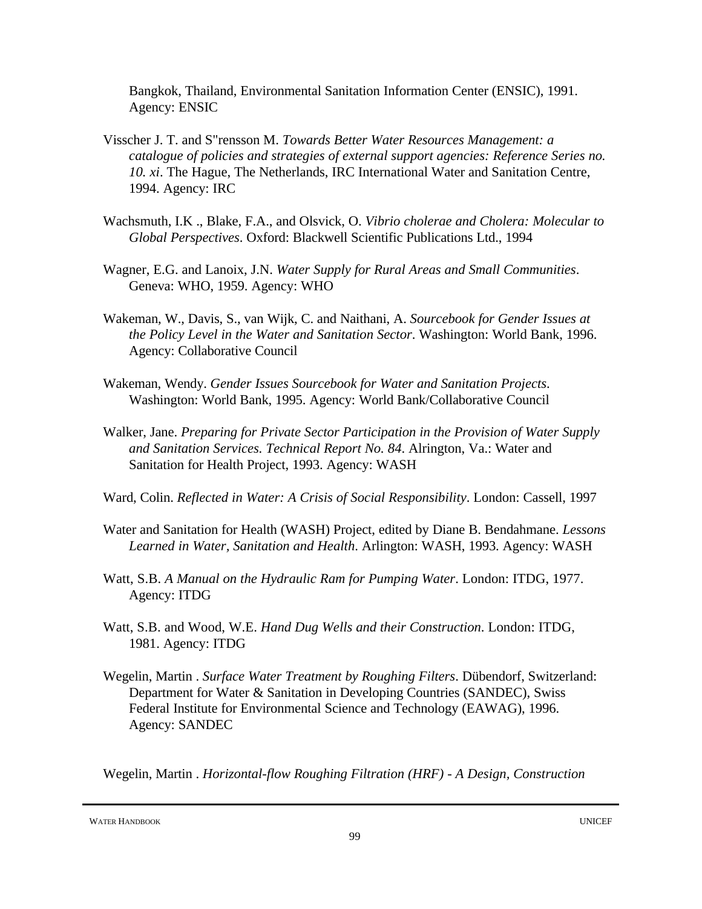Bangkok, Thailand, Environmental Sanitation Information Center (ENSIC), 1991. Agency: ENSIC

Visscher J. T. and S"rensson M. *Towards Better Water Resources Management: a catalogue of policies and strategies of external support agencies: Reference Series no. 10. xi*. The Hague, The Netherlands, IRC International Water and Sanitation Centre, 1994. Agency: IRC

Wachsmuth, I.K ., Blake, F.A., and Olsvick, O. *Vibrio cholerae and Cholera: Molecular to Global Perspectives*. Oxford: Blackwell Scientific Publications Ltd., 1994

Wagner, E.G. and Lanoix, J.N. *Water Supply for Rural Areas and Small Communities*. Geneva: WHO, 1959. Agency: WHO

Wakeman, W., Davis, S., van Wijk, C. and Naithani, A. *Sourcebook for Gender Issues at the Policy Level in the Water and Sanitation Sector*. Washington: World Bank, 1996. Agency: Collaborative Council

Wakeman, Wendy. *Gender Issues Sourcebook for Water and Sanitation Projects*. Washington: World Bank, 1995. Agency: World Bank/Collaborative Council

Walker, Jane. *Preparing for Private Sector Participation in the Provision of Water Supply and Sanitation Services. Technical Report No. 84*. Alrington, Va.: Water and Sanitation for Health Project, 1993. Agency: WASH

Ward, Colin. *Reflected in Water: A Crisis of Social Responsibility*. London: Cassell, 1997

Water and Sanitation for Health (WASH) Project, edited by Diane B. Bendahmane. *Lessons Learned in Water, Sanitation and Health*. Arlington: WASH, 1993. Agency: WASH

Watt, S.B. *A Manual on the Hydraulic Ram for Pumping Water*. London: ITDG, 1977. Agency: ITDG

Watt, S.B. and Wood, W.E. *Hand Dug Wells and their Construction*. London: ITDG, 1981. Agency: ITDG

Wegelin, Martin . *Surface Water Treatment by Roughing Filters*. Dübendorf, Switzerland: Department for Water & Sanitation in Developing Countries (SANDEC), Swiss Federal Institute for Environmental Science and Technology (EAWAG), 1996. Agency: SANDEC

Wegelin, Martin . *Horizontal-flow Roughing Filtration (HRF) - A Design, Construction*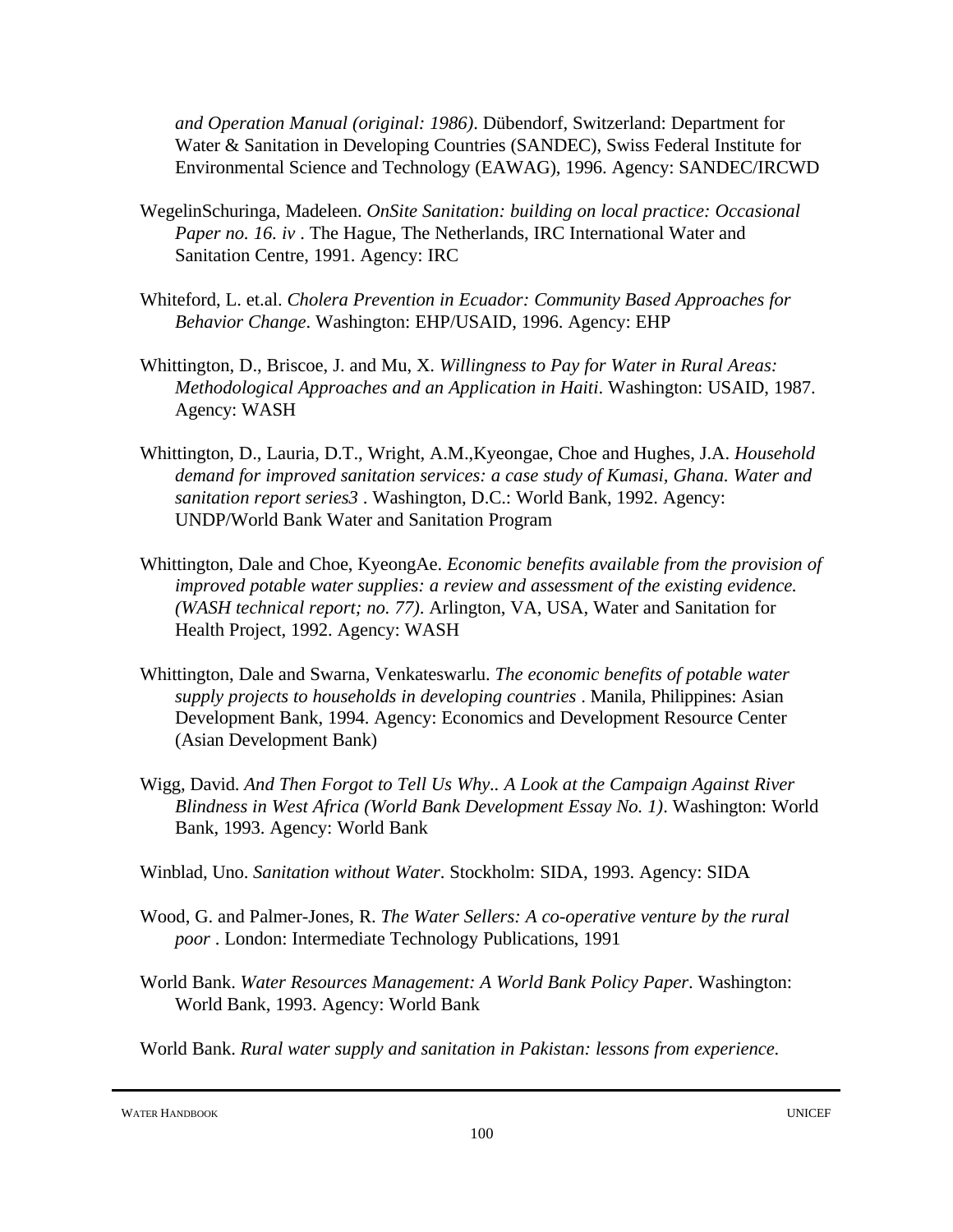*and Operation Manual (original: 1986)*. Dübendorf, Switzerland: Department for Water & Sanitation in Developing Countries (SANDEC), Swiss Federal Institute for Environmental Science and Technology (EAWAG), 1996. Agency: SANDEC/IRCWD

WegelinSchuringa, Madeleen. *OnSite Sanitation: building on local practice: Occasional Paper no. 16. iv* . The Hague, The Netherlands, IRC International Water and Sanitation Centre, 1991. Agency: IRC

Whiteford, L. et.al. *Cholera Prevention in Ecuador: Community Based Approaches for Behavior Change*. Washington: EHP/USAID, 1996. Agency: EHP

Whittington, D., Briscoe, J. and Mu, X. *Willingness to Pay for Water in Rural Areas: Methodological Approaches and an Application in Haiti*. Washington: USAID, 1987. Agency: WASH

Whittington, D., Lauria, D.T., Wright, A.M.,Kyeongae, Choe and Hughes, J.A. *Household demand for improved sanitation services: a case study of Kumasi, Ghana. Water and sanitation report series3* . Washington, D.C.: World Bank, 1992. Agency: UNDP/World Bank Water and Sanitation Program

Whittington, Dale and Choe, KyeongAe. *Economic benefits available from the provision of improved potable water supplies: a review and assessment of the existing evidence. (WASH technical report; no. 77)*. Arlington, VA, USA, Water and Sanitation for Health Project, 1992. Agency: WASH

Whittington, Dale and Swarna, Venkateswarlu. *The economic benefits of potable water supply projects to households in developing countries* . Manila, Philippines: Asian Development Bank, 1994. Agency: Economics and Development Resource Center (Asian Development Bank)

Wigg, David. *And Then Forgot to Tell Us Why.. A Look at the Campaign Against River Blindness in West Africa (World Bank Development Essay No. 1)*. Washington: World Bank, 1993. Agency: World Bank

Winblad, Uno. *Sanitation without Water*. Stockholm: SIDA, 1993. Agency: SIDA

Wood, G. and Palmer-Jones, R. *The Water Sellers: A co-operative venture by the rural poor* . London: Intermediate Technology Publications, 1991

World Bank. *Water Resources Management: A World Bank Policy Paper*. Washington: World Bank, 1993. Agency: World Bank

World Bank. *Rural water supply and sanitation in Pakistan: lessons from experience.*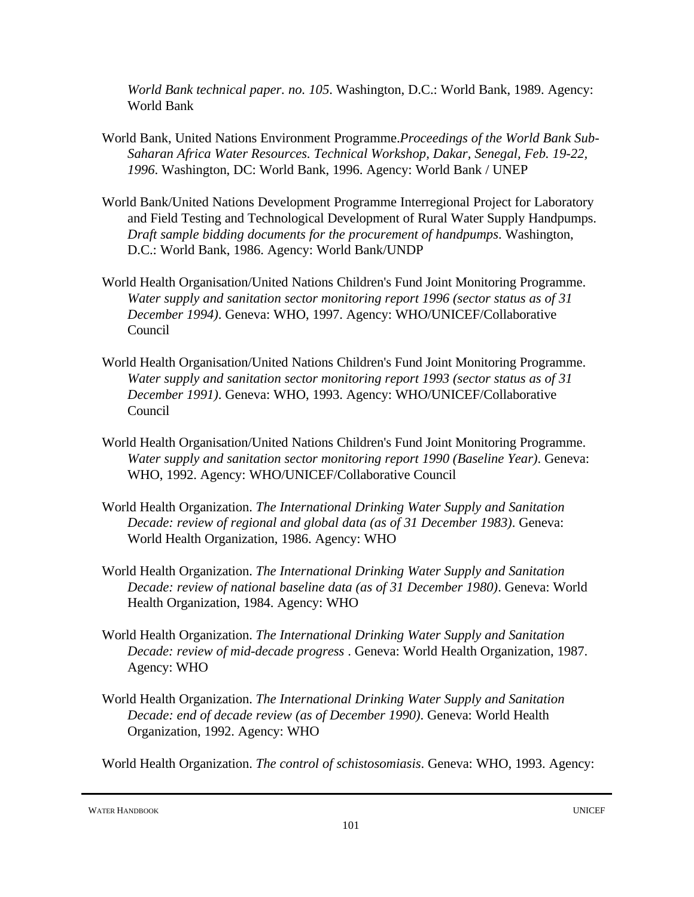*World Bank technical paper. no. 105*. Washington, D.C.: World Bank, 1989. Agency: World Bank

World Bank, United Nations Environment Programme.*Proceedings of the World Bank Sub-Saharan Africa Water Resources. Technical Workshop, Dakar, Senegal, Feb. 19-22, 1996*. Washington, DC: World Bank, 1996. Agency: World Bank / UNEP

World Bank/United Nations Development Programme Interregional Project for Laboratory and Field Testing and Technological Development of Rural Water Supply Handpumps. *Draft sample bidding documents for the procurement of handpumps*. Washington, D.C.: World Bank, 1986. Agency: World Bank/UNDP

World Health Organisation/United Nations Children's Fund Joint Monitoring Programme. *Water supply and sanitation sector monitoring report 1996 (sector status as of 31 December 1994)*. Geneva: WHO, 1997. Agency: WHO/UNICEF/Collaborative Council

World Health Organisation/United Nations Children's Fund Joint Monitoring Programme. *Water supply and sanitation sector monitoring report 1993 (sector status as of 31 December 1991)*. Geneva: WHO, 1993. Agency: WHO/UNICEF/Collaborative Council

World Health Organisation/United Nations Children's Fund Joint Monitoring Programme. *Water supply and sanitation sector monitoring report 1990 (Baseline Year)*. Geneva: WHO, 1992. Agency: WHO/UNICEF/Collaborative Council

World Health Organization. *The International Drinking Water Supply and Sanitation Decade: review of regional and global data (as of 31 December 1983)*. Geneva: World Health Organization, 1986. Agency: WHO

World Health Organization. *The International Drinking Water Supply and Sanitation Decade: review of national baseline data (as of 31 December 1980)*. Geneva: World Health Organization, 1984. Agency: WHO

World Health Organization. *The International Drinking Water Supply and Sanitation Decade: review of mid-decade progress* . Geneva: World Health Organization, 1987. Agency: WHO

World Health Organization. *The International Drinking Water Supply and Sanitation Decade: end of decade review (as of December 1990)*. Geneva: World Health Organization, 1992. Agency: WHO

World Health Organization. *The control of schistosomiasis*. Geneva: WHO, 1993. Agency: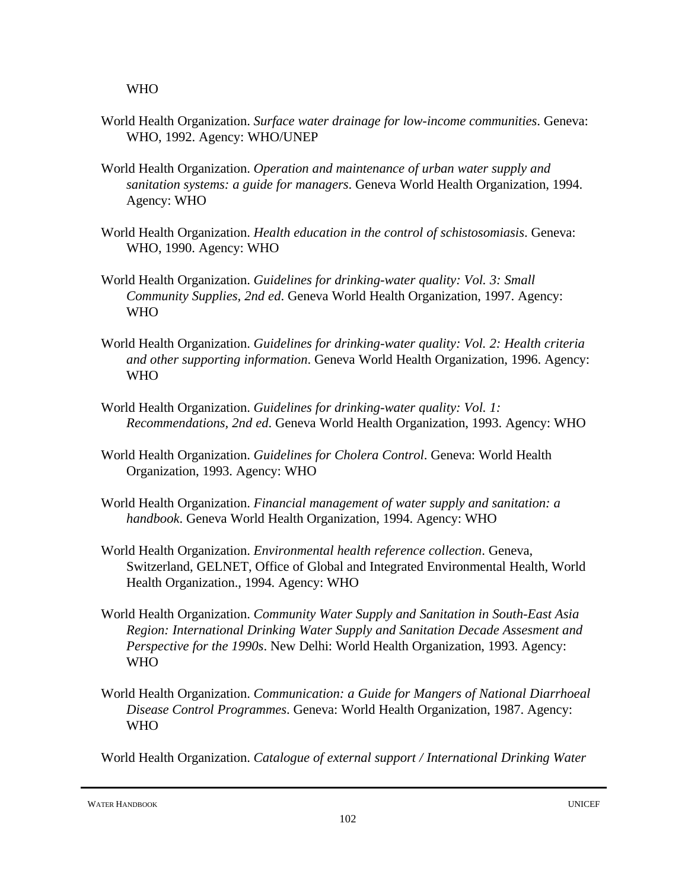WHO

World Health Organization. *Surface water drainage for low-income communities*. Geneva: WHO, 1992. Agency: WHO/UNEP

World Health Organization. *Operation and maintenance of urban water supply and sanitation systems: a guide for managers*. Geneva World Health Organization, 1994. Agency: WHO

World Health Organization. *Health education in the control of schistosomiasis*. Geneva: WHO, 1990. Agency: WHO

World Health Organization. *Guidelines for drinking-water quality: Vol. 3: Small Community Supplies, 2nd ed*. Geneva World Health Organization, 1997. Agency: WHO

World Health Organization. *Guidelines for drinking-water quality: Vol. 2: Health criteria and other supporting information*. Geneva World Health Organization, 1996. Agency: WHO

World Health Organization. *Guidelines for drinking-water quality: Vol. 1: Recommendations, 2nd ed*. Geneva World Health Organization, 1993. Agency: WHO

World Health Organization. *Guidelines for Cholera Control*. Geneva: World Health Organization, 1993. Agency: WHO

World Health Organization. *Financial management of water supply and sanitation: a handbook*. Geneva World Health Organization, 1994. Agency: WHO

World Health Organization. *Environmental health reference collection*. Geneva, Switzerland, GELNET, Office of Global and Integrated Environmental Health, World Health Organization., 1994. Agency: WHO

World Health Organization. *Community Water Supply and Sanitation in South-East Asia Region: International Drinking Water Supply and Sanitation Decade Assesment and Perspective for the 1990s*. New Delhi: World Health Organization, 1993. Agency: WHO

World Health Organization. *Communication: a Guide for Mangers of National Diarrhoeal Disease Control Programmes*. Geneva: World Health Organization, 1987. Agency: WHO

World Health Organization. *Catalogue of external support / International Drinking Water*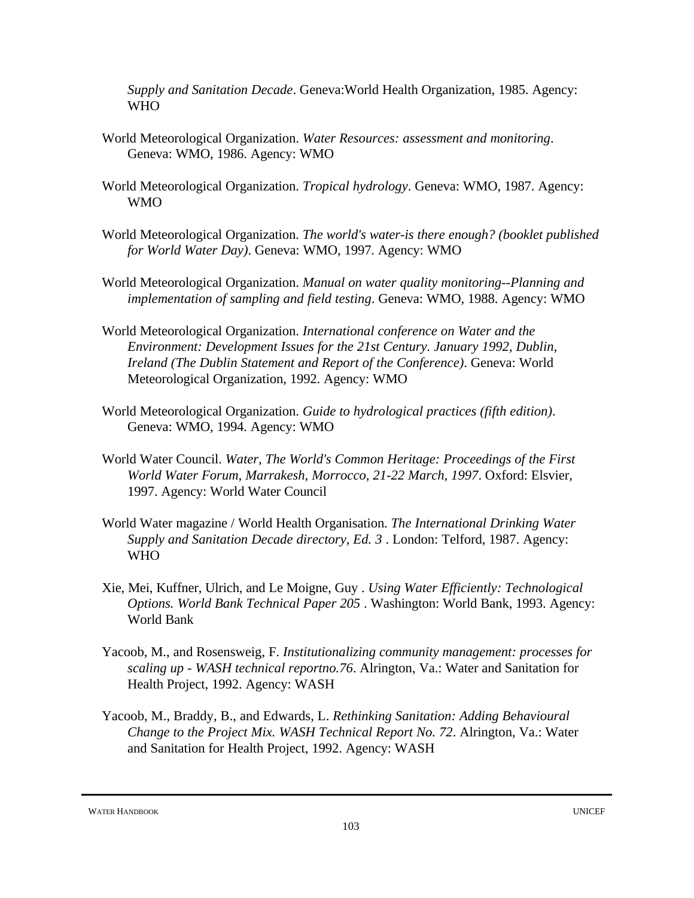*Supply and Sanitation Decade*. Geneva:World Health Organization, 1985. Agency: WHO

World Meteorological Organization. *Water Resources: assessment and monitoring*. Geneva: WMO, 1986. Agency: WMO

World Meteorological Organization. *Tropical hydrology*. Geneva: WMO, 1987. Agency: WMO

World Meteorological Organization. *The world's water-is there enough? (booklet published for World Water Day)*. Geneva: WMO, 1997. Agency: WMO

World Meteorological Organization. *Manual on water quality monitoring--Planning and implementation of sampling and field testing*. Geneva: WMO, 1988. Agency: WMO

World Meteorological Organization. *International conference on Water and the Environment: Development Issues for the 21st Century. January 1992, Dublin, Ireland (The Dublin Statement and Report of the Conference)*. Geneva: World Meteorological Organization, 1992. Agency: WMO

World Meteorological Organization. *Guide to hydrological practices (fifth edition)*. Geneva: WMO, 1994. Agency: WMO

World Water Council. *Water, The World's Common Heritage: Proceedings of the First World Water Forum, Marrakesh, Morrocco, 21-22 March, 1997*. Oxford: Elsvier, 1997. Agency: World Water Council

World Water magazine / World Health Organisation. *The International Drinking Water Supply and Sanitation Decade directory, Ed. 3* . London: Telford, 1987. Agency: WHO

Xie, Mei, Kuffner, Ulrich, and Le Moigne, Guy . *Using Water Efficiently: Technological Options. World Bank Technical Paper 205* . Washington: World Bank, 1993. Agency: World Bank

Yacoob, M., and Rosensweig, F. *Institutionalizing community management: processes for scaling up - WASH technical reportno.76*. Alrington, Va.: Water and Sanitation for Health Project, 1992. Agency: WASH

Yacoob, M., Braddy, B., and Edwards, L. *Rethinking Sanitation: Adding Behavioural Change to the Project Mix. WASH Technical Report No. 72*. Alrington, Va.: Water and Sanitation for Health Project, 1992. Agency: WASH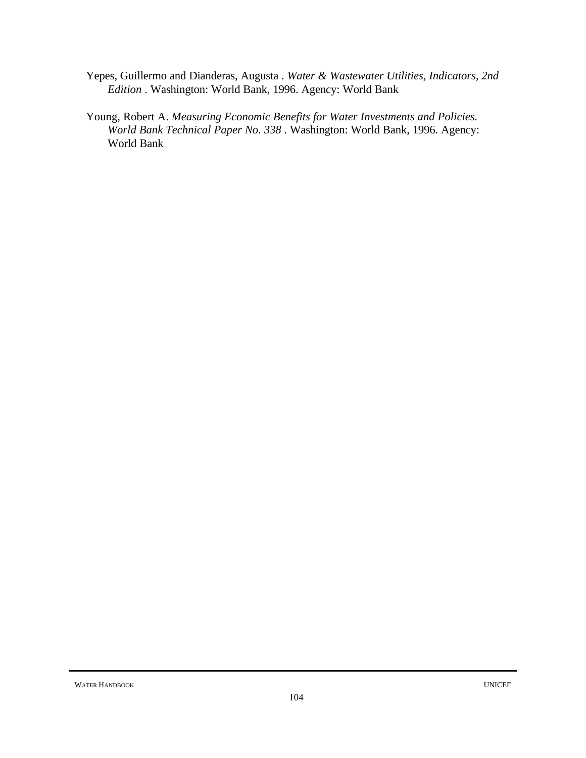Yepes, Guillermo and Dianderas, Augusta . *Water & Wastewater Utilities, Indicators, 2nd Edition* . Washington: World Bank, 1996. Agency: World Bank

Young, Robert A. *Measuring Economic Benefits for Water Investments and Policies. World Bank Technical Paper No. 338* . Washington: World Bank, 1996. Agency: World Bank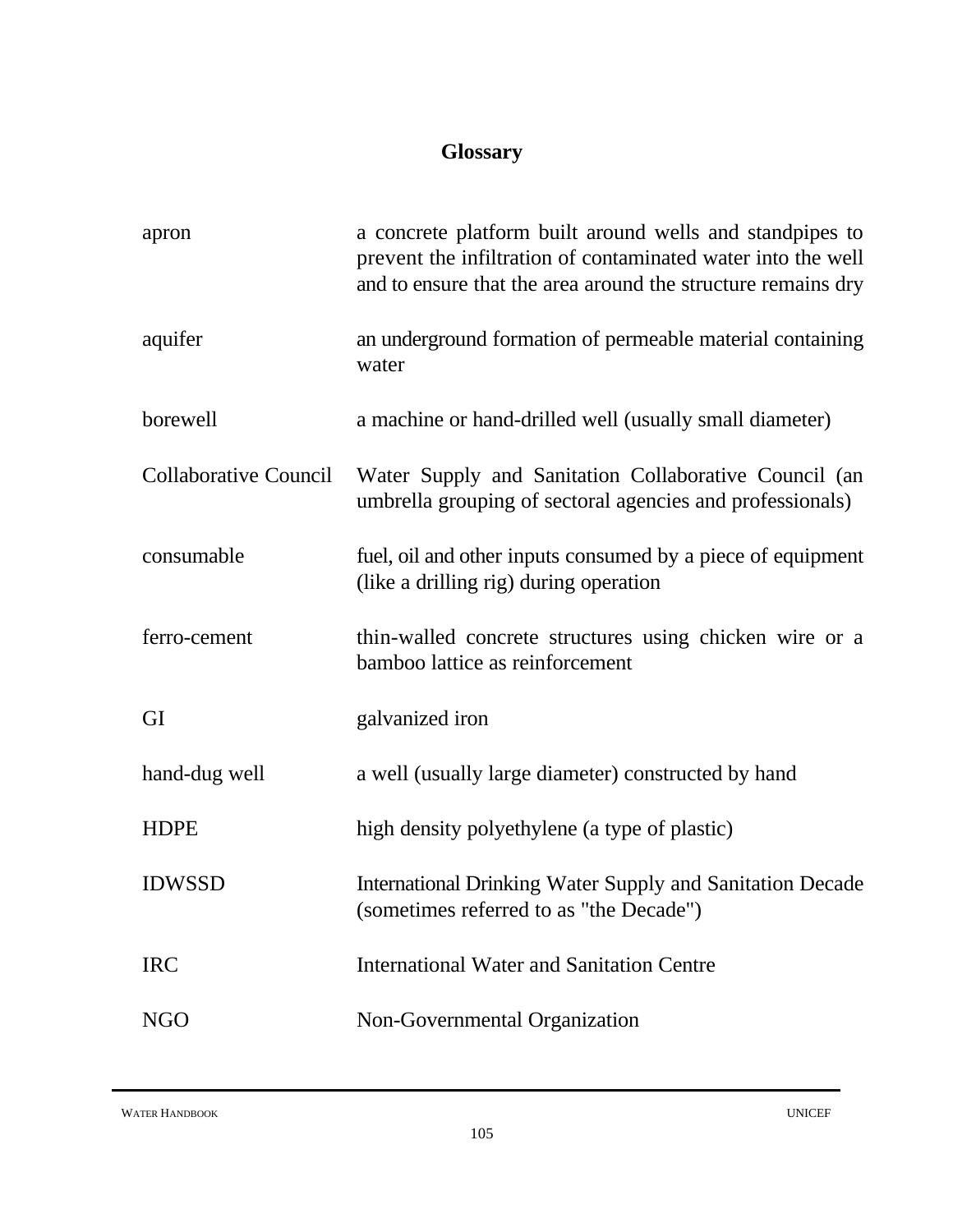# Glossary

| | |
|---|---|
| apron | a concrete platform built around wells and standpipes to prevent the infiltration of contaminated water into the well and to ensure that the area around the structure remains dry |
| aquifer | an underground formation of permeable material containing water |
| borewell | a machine or hand-drilled well (usually small diameter) |
| Collaborative Council | Water Supply and Sanitation Collaborative Council (an umbrella grouping of sectoral agencies and professionals) |
| consumable | fuel, oil and other inputs consumed by a piece of equipment (like a drilling rig) during operation |
| ferro-cement | thin-walled concrete structures using chicken wire or a bamboo lattice as reinforcement |
| GI | galvanized iron |
| hand-dug well | a well (usually large diameter) constructed by hand |
| HDPE | high density polyethylene (a type of plastic) |
| IDWSSD | International Drinking Water Supply and Sanitation Decade (sometimes referred to as "the Decade") |
| IRC | International Water and Sanitation Centre |
| NGO | Non-Governmental Organization |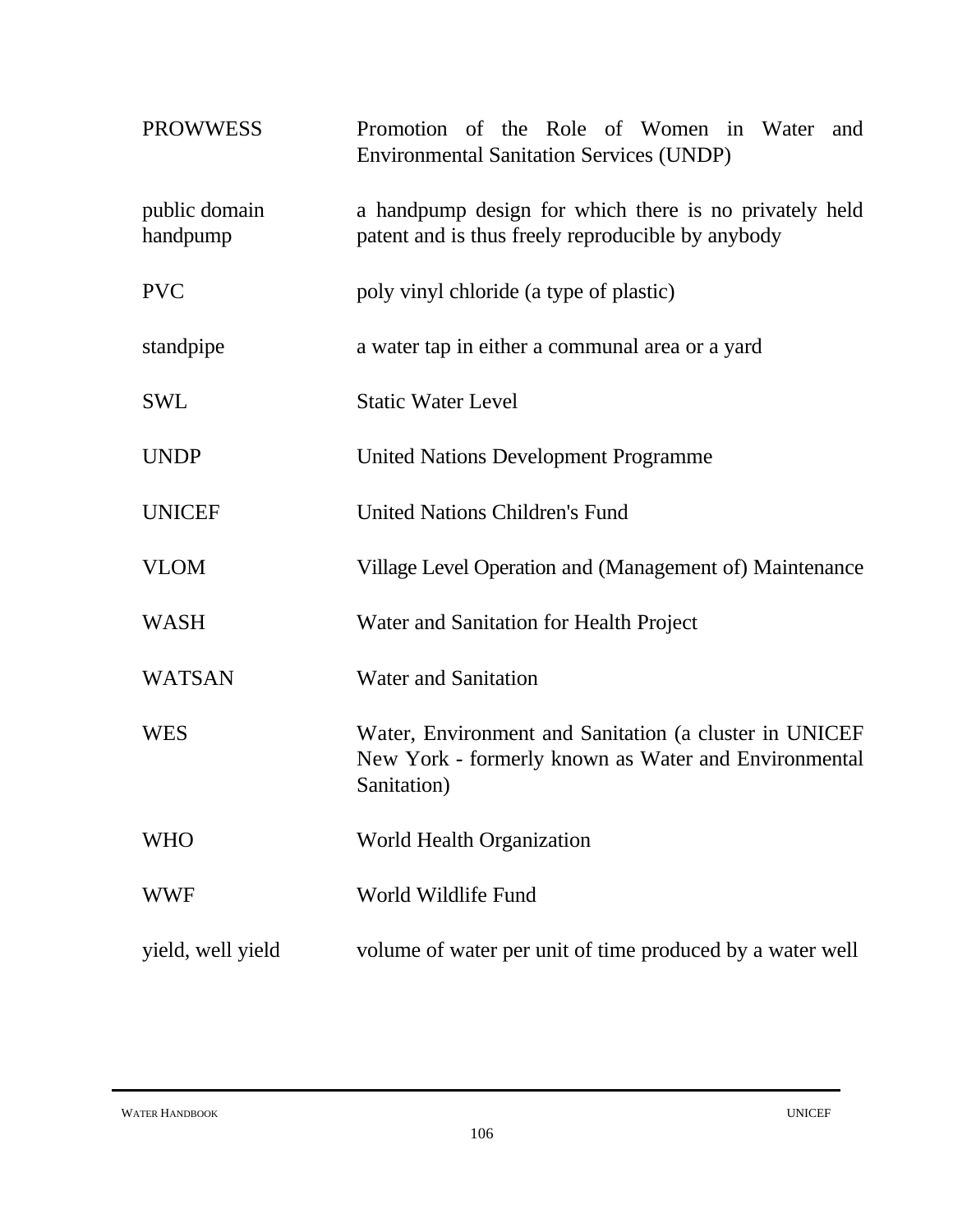| | |
|---|---|
| PROWWESS | Promotion of the Role of Women in Water and Environmental Sanitation Services (UNDP) |
| public domain handpump | a handpump design for which there is no privately held patent and is thus freely reproducible by anybody |
| PVC | poly vinyl chloride (a type of plastic) |
| standpipe | a water tap in either a communal area or a yard |
| SWL | Static Water Level |
| UNDP | United Nations Development Programme |
| UNICEF | United Nations Children's Fund |
| VLOM | Village Level Operation and (Management of) Maintenance |
| WASH | Water and Sanitation for Health Project |
| WATSAN | Water and Sanitation |
| WES | Water, Environment and Sanitation (a cluster in UNICEF New York - formerly known as Water and Environmental Sanitation) |
| WHO | World Health Organization |
| WWF | World Wildlife Fund |
| yield, well yield | volume of water per unit of time produced by a water well |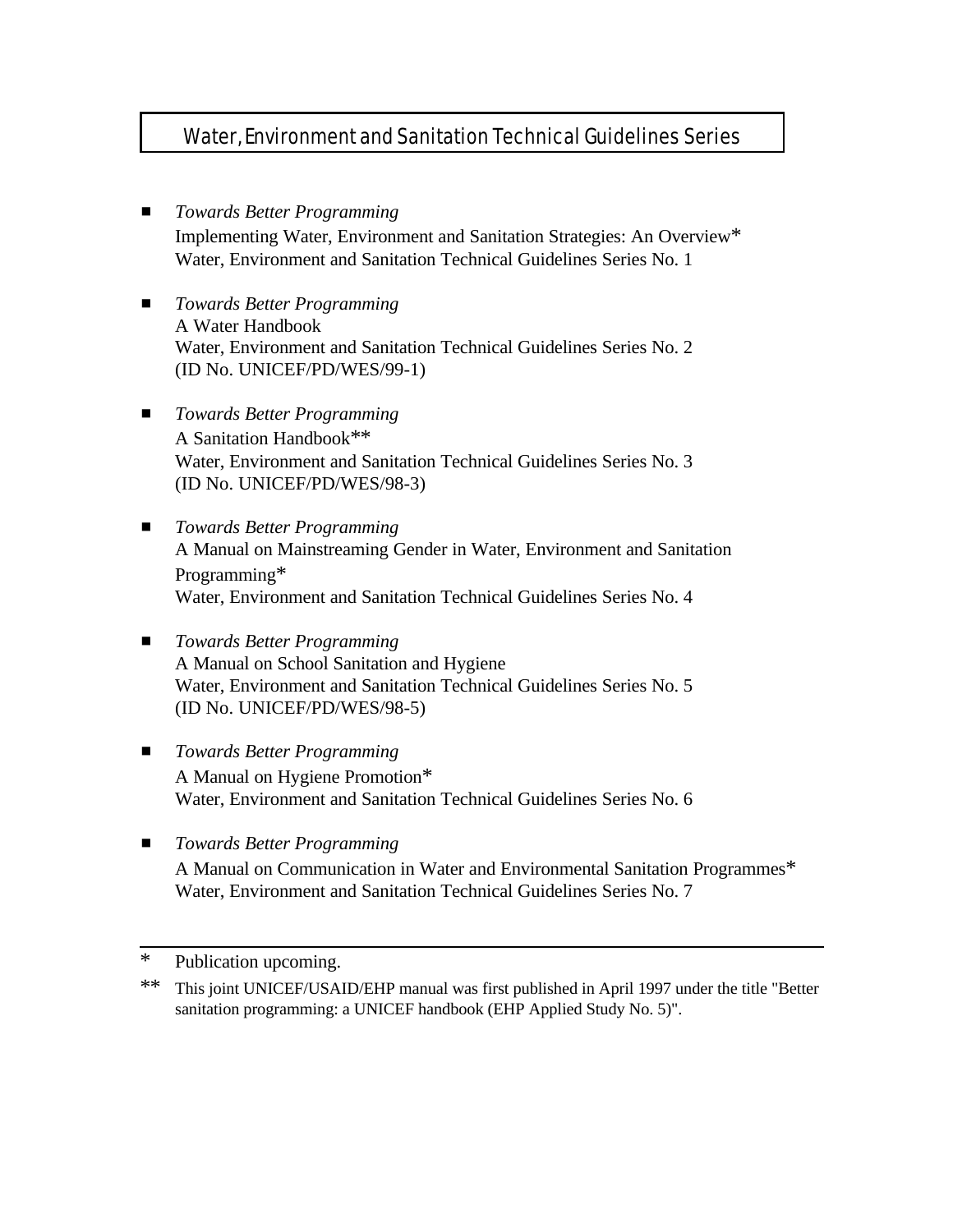## Water, Environment and Sanitation Technical Guidelines Series

- *Towards Better Programming*
  Implementing Water, Environment and Sanitation Strategies: An Overview*
  Water, Environment and Sanitation Technical Guidelines Series No. 1

- *Towards Better Programming*
  A Water Handbook
  Water, Environment and Sanitation Technical Guidelines Series No. 2
  (ID No. UNICEF/PD/WES/99-1)

- *Towards Better Programming*
  A Sanitation Handbook**
  Water, Environment and Sanitation Technical Guidelines Series No. 3
  (ID No. UNICEF/PD/WES/98-3)

- *Towards Better Programming*
  A Manual on Mainstreaming Gender in Water, Environment and Sanitation Programming*
  Water, Environment and Sanitation Technical Guidelines Series No. 4

- *Towards Better Programming*
  A Manual on School Sanitation and Hygiene
  Water, Environment and Sanitation Technical Guidelines Series No. 5
  (ID No. UNICEF/PD/WES/98-5)

- *Towards Better Programming*
  A Manual on Hygiene Promotion*
  Water, Environment and Sanitation Technical Guidelines Series No. 6

- *Towards Better Programming*
  A Manual on Communication in Water and Environmental Sanitation Programmes*
  Water, Environment and Sanitation Technical Guidelines Series No. 7

---

\* Publication upcoming.

\** This joint UNICEF/USAID/EHP manual was first published in April 1997 under the title "Better sanitation programming: a UNICEF handbook (EHP Applied Study No. 5)".